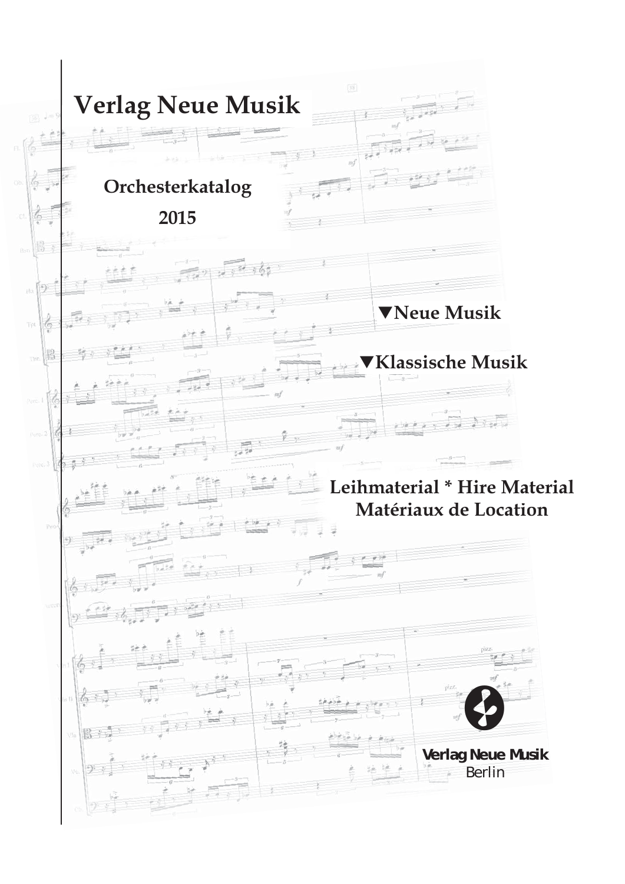# Verlag Neue Musik

## Orchesterkatalog 2015

▼**Neue Musik**

▼**Klassische Musik**

**Leihmaterial * Hire Material**
**Matériaux de Location**

**Verlag Neue Musik**
Berlin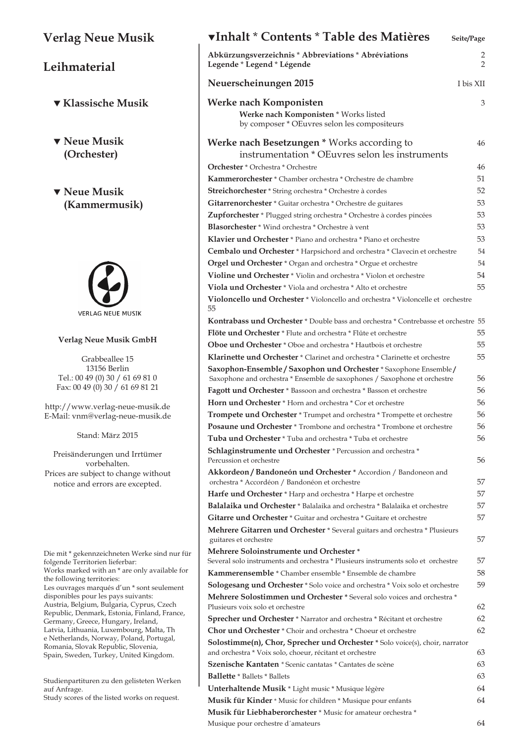# Verlag Neue Musik

## Leihmaterial

▼ **Klassische Musik**

▼ **Neue Musik (Orchester)**

▼ **Neue Musik (Kammermusik)**

VERLAG NEUE MUSIK

**Verlag Neue Musik GmbH**

Grabbeallee 15
13156 Berlin
Tel.: 00 49 (0) 30 / 61 69 81 0
Fax: 00 49 (0) 30 / 61 69 81 21

http://www.verlag-neue-musik.de
E-Mail: vnm@verlag-neue-musik.de

Stand: März 2015

Preisänderungen und Irrtümer vorbehalten.
Prices are subject to change without notice and errors are excepted.

Die mit * gekennzeichneten Werke sind nur für folgende Territorien lieferbar:
Works marked with an * are only available for the following territories:
Les ouvrages marqués d'un * sont seulement disponibles pour les pays suivants:
Austria, Belgium, Bulgaria, Cyprus, Czech Republic, Denmark, Estonia, Finland, France, Germany, Greece, Hungary, Ireland, Latvia, Lithuania, Luxembourg, Malta, Th e Netherlands, Norway, Poland, Portugal, Romania, Slovak Republic, Slovenia, Spain, Sweden, Turkey, United Kingdom.

Studienpartituren zu den gelisteten Werken auf Anfrage.
Study scores of the listed works on request.

# ▼Inhalt * Contents * Table des Matières

| | Seite/Page |
|---|---|
| **Abkürzungsverzeichnis * Abbreviations * Abréviations** | 2 |
| **Legende * Legend * Légende** | 2 |
| **Neuerscheinungen 2015** | I bis XII |
| **Werke nach Komponisten** — **Werke nach Komponisten** * Works listed by composer * OEuvres selon les compositeurs | 3 |
| **Werke nach Besetzungen** * Works according to instrumentation * OEuvres selon les instruments | 46 |
| **Orchester** * Orchestra * Orchestre | 46 |
| **Kammerorchester** * Chamber orchestra * Orchestre de chambre | 51 |
| **Streichorchester** * String orchestra * Orchestre à cordes | 52 |
| **Gitarrenorchester** * Guitar orchestra * Orchestre de guitares | 53 |
| **Zupforchester** * Plugged string orchestra * Orchestre à cordes pincées | 53 |
| **Blasorchester** * Wind orchestra * Orchestre à vent | 53 |
| **Klavier und Orchester** * Piano and orchestra * Piano et orchestre | 53 |
| **Cembalo und Orchester** * Harpsichord and orchestra * Clavecin et orchestre | 54 |
| **Orgel und Orchester** * Organ and orchestra * Orgue et orchestre | 54 |
| **Violine und Orchester** * Violin and orchestra * Violon et orchestre | 54 |
| **Viola und Orchester** * Viola and orchestra * Alto et orchestre | 55 |
| **Violoncello und Orchester** * Violoncello and orchestra * Violoncelle et orchestre | 55 |
| **Kontrabass und Orchester** * Double bass and orchestra * Contrebasse et orchestre | 55 |
| **Flöte und Orchester** * Flute and orchestra * Flûte et orchestre | 55 |
| **Oboe und Orchester** * Oboe and orchestra * Hautbois et orchestre | 55 |
| **Klarinette und Orchester** * Clarinet and orchestra * Clarinette et orchestre | 55 |
| **Saxophon-Ensemble / Saxophon und Orchester** * Saxophone Ensemble / Saxophone and orchestra * Ensemble de saxophones / Saxophone et orchestre | 56 |
| **Fagott und Orchester** * Bassoon and orchestra * Basson et orchestre | 56 |
| **Horn und Orchester** * Horn and orchestra * Cor et orchestre | 56 |
| **Trompete und Orchester** * Trumpet and orchestra * Trompette et orchestre | 56 |
| **Posaune und Orchester** * Trombone and orchestra * Trombone et orchestre | 56 |
| **Tuba und Orchester** * Tuba and orchestra * Tuba et orchestre | 56 |
| **Schlaginstrumente und Orchester** * Percussion and orchestra * Percussion et orchestre | 56 |
| **Akkordeon / Bandoneón und Orchester** * Accordion / Bandoneon and orchestra * Accordéon / Bandonéon et orchestre | 57 |
| **Harfe und Orchester** * Harp and orchestra * Harpe et orchestre | 57 |
| **Balalaika und Orchester** * Balalaika and orchestra * Balalaika et orchestre | 57 |
| **Gitarre und Orchester** * Guitar and orchestra * Guitare et orchestre | 57 |
| **Mehrere Gitarren und Orchester** * Several guitars and orchestra * Plusieurs guitares et orchestre | 57 |
| **Mehrere Soloinstrumente und Orchester** * Several solo instruments and orchestra * Plusieurs instruments solo et orchestre | 57 |
| **Kammerensemble** * Chamber ensemble * Ensemble de chambre | 58 |
| **Sologesang und Orchester** * Solo voice and orchestra * Voix solo et orchestre | 59 |
| **Mehrere Solostimmen und Orchester** * Several solo voices and orchestra * Plusieurs voix solo et orchestre | 62 |
| **Sprecher und Orchester** * Narrator and orchestra * Récitant et orchestre | 62 |
| **Chor und Orchester** * Choir and orchestra * Choeur et orchestre | 62 |
| **Solostimme(n), Chor, Sprecher und Orchester** * Solo voice(s), choir, narrator and orchestra * Voix solo, choeur, récitant et orchestre | 63 |
| **Szenische Kantaten** * Scenic cantatas * Cantates de scène | 63 |
| **Ballette** * Ballets * Ballets | 63 |
| **Unterhaltende Musik** * Light music * Musique légère | 64 |
| **Musik für Kinder** * Music for children * Musique pour enfants | 64 |
| **Musik für Liebhaberorchester** * Music for amateur orchestra * Musique pour orchestre d´amateurs | 64 |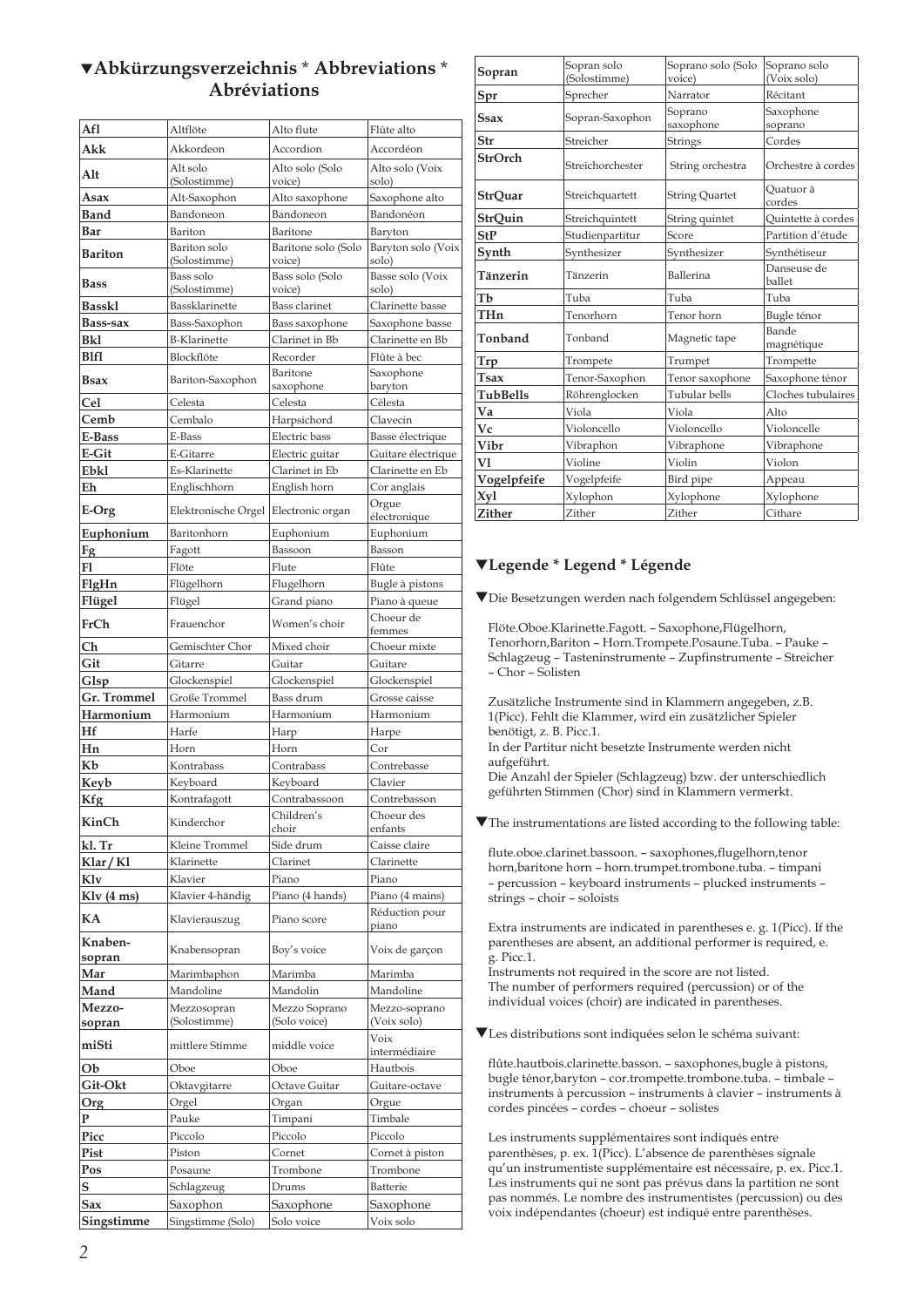## ▼Abkürzungsverzeichnis * Abbreviations * Abréviations

| | | | |
|---|---|---|---|
| **Afl** | Altflöte | Alto flute | Flûte alto |
| **Akk** | Akkordeon | Accordion | Accordéon |
| **Alt** | Alt solo (Solostimme) | Alto solo (Solo voice) | Alto solo (Voix solo) |
| **Asax** | Alt-Saxophon | Alto saxophone | Saxophone alto |
| **Band** | Bandoneon | Bandoneon | Bandonéon |
| **Bar** | Bariton | Baritone | Baryton |
| **Bariton** | Bariton solo (Solostimme) | Baritone solo (Solo voice) | Baryton solo (Voix solo) |
| **Bass** | Bass solo (Solostimme) | Bass solo (Solo voice) | Basse solo (Voix solo) |
| **Basskl** | Bassklarinette | Bass clarinet | Clarinette basse |
| **Bass-sax** | Bass-Saxophon | Bass saxophone | Saxophone basse |
| **Bkl** | B-Klarinette | Clarinet in Bb | Clarinette en Bb |
| **Blfl** | Blockflöte | Recorder | Flûte à bec |
| **Bsax** | Bariton-Saxophon | Baritone saxophone | Saxophone baryton |
| **Cel** | Celesta | Celesta | Célesta |
| **Cemb** | Cembalo | Harpsichord | Clavecin |
| **E-Bass** | E-Bass | Electric bass | Basse électrique |
| **E-Git** | E-Gitarre | Electric guitar | Guitare électrique |
| **Ebkl** | Es-Klarinette | Clarinet in Eb | Clarinette en Eb |
| **Eh** | Englischhorn | English horn | Cor anglais |
| **E-Org** | Elektronische Orgel | Electronic organ | Orgue électronique |
| **Euphonium** | Baritonhorn | Euphonium | Euphonium |
| **Fg** | Fagott | Bassoon | Basson |
| **Fl** | Flöte | Flute | Flûte |
| **FlgHn** | Flügelhorn | Flugelhorn | Bugle à pistons |
| **Flügel** | Flügel | Grand piano | Piano à queue |
| **FrCh** | Frauenchor | Women's choir | Choeur de femmes |
| **Ch** | Gemischter Chor | Mixed choir | Choeur mixte |
| **Git** | Gitarre | Guitar | Guitare |
| **Glsp** | Glockenspiel | Glockenspiel | Glockenspiel |
| **Gr. Trommel** | Große Trommel | Bass drum | Grosse caisse |
| **Harmonium** | Harmonium | Harmonium | Harmonium |
| **Hf** | Harfe | Harp | Harpe |
| **Hn** | Horn | Horn | Cor |
| **Kb** | Kontrabass | Contrabass | Contrebasse |
| **Keyb** | Keyboard | Keyboard | Clavier |
| **Kfg** | Kontrafagott | Contrabassoon | Contrebasson |
| **KinCh** | Kinderchor | Children's choir | Choeur des enfants |
| **kl. Tr** | Kleine Trommel | Side drum | Caisse claire |
| **Klar / Kl** | Klarinette | Clarinet | Clarinette |
| **Klv** | Klavier | Piano | Piano |
| **Klv (4 ms)** | Klavier 4-händig | Piano (4 hands) | Piano (4 mains) |
| **KA** | Klavierauszug | Piano score | Réduction pour piano |
| **Knaben-sopran** | Knabensopran | Boy's voice | Voix de garçon |
| **Mar** | Marimbaphon | Marimba | Marimba |
| **Mand** | Mandoline | Mandolin | Mandoline |
| **Mezzo-sopran** | Mezzosopran (Solostimme) | Mezzo Soprano (Solo voice) | Mezzo-soprano (Voix solo) |
| **miSti** | mittlere Stimme | middle voice | Voix intermédiaire |
| **Ob** | Oboe | Oboe | Hautbois |
| **Git-Okt** | Oktavgitarre | Octave Guitar | Guitare-octave |
| **Org** | Orgel | Organ | Orgue |
| **P** | Pauke | Timpani | Timbale |
| **Picc** | Piccolo | Piccolo | Piccolo |
| **Pist** | Piston | Cornet | Cornet à piston |
| **Pos** | Posaune | Trombone | Trombone |
| **S** | Schlagzeug | Drums | Batterie |
| **Sax** | Saxophon | Saxophone | Saxophone |
| **Singstimme** | Singstimme (Solo) | Solo voice | Voix solo |
| **Sopran** | Sopran solo (Solostimme) | Soprano solo (Solo voice) | Soprano solo (Voix solo) |
| **Spr** | Sprecher | Narrator | Récitant |
| **Ssax** | Sopran-Saxophon | Soprano saxophone | Saxophone soprano |
| **Str** | Streicher | Strings | Cordes |
| **StrOrch** | Streichorchester | String orchestra | Orchestre à cordes |
| **StrQuar** | Streichquartett | String Quartet | Quatuor à cordes |
| **StrQuin** | Streichquintett | String quintet | Quintette à cordes |
| **StP** | Studienpartitur | Score | Partition d'étude |
| **Synth** | Synthesizer | Synthesizer | Synthétiseur |
| **Tänzerin** | Tänzerin | Ballerina | Danseuse de ballet |
| **Tb** | Tuba | Tuba | Tuba |
| **THn** | Tenorhorn | Tenor horn | Bugle ténor |
| **Tonband** | Tonband | Magnetic tape | Bande magnétique |
| **Trp** | Trompete | Trumpet | Trompette |
| **Tsax** | Tenor-Saxophon | Tenor saxophone | Saxophone ténor |
| **TubBells** | Röhrenglocken | Tubular bells | Cloches tubulaires |
| **Va** | Viola | Viola | Alto |
| **Vc** | Violoncello | Violoncello | Violoncelle |
| **Vibr** | Vibraphon | Vibraphone | Vibraphone |
| **Vl** | Violine | Violin | Violon |
| **Vogelpfeife** | Vogelpfeife | Bird pipe | Appeau |
| **Xyl** | Xylophon | Xylophone | Xylophone |
| **Zither** | Zither | Zither | Cithare |

## ▼Legende * Legend * Légende

▼Die Besetzungen werden nach folgendem Schlüssel angegeben:

Flöte.Oboe.Klarinette.Fagott. – Saxophone,Flügelhorn, Tenorhorn,Bariton – Horn.Trompete.Posaune.Tuba. – Pauke – Schlagzeug – Tasteninstrumente – Zupfinstrumente – Streicher – Chor – Solisten

Zusätzliche Instrumente sind in Klammern angegeben, z.B. 1(Picc). Fehlt die Klammer, wird ein zusätzlicher Spieler benötigt, z. B. Picc.1.
In der Partitur nicht besetzte Instrumente werden nicht aufgeführt.
Die Anzahl der Spieler (Schlagzeug) bzw. der unterschiedlich geführten Stimmen (Chor) sind in Klammern vermerkt.

▼The instrumentations are listed according to the following table:

flute.oboe.clarinet.bassoon. – saxophones,flugelhorn,tenor horn,baritone horn – horn.trumpet.trombone.tuba. – timpani – percussion – keyboard instruments – plucked instruments – strings – choir – soloists

Extra instruments are indicated in parentheses e. g. 1(Picc). If the parentheses are absent, an additional performer is required, e. g. Picc.1.
Instruments not required in the score are not listed.
The number of performers required (percussion) or of the individual voices (choir) are indicated in parentheses.

▼Les distributions sont indiquées selon le schéma suivant:

flûte.hautbois.clarinette.basson. – saxophones,bugle à pistons, bugle ténor,baryton – cor.trompette.trombone.tuba. – timbale – instruments à percussion – instruments à clavier – instruments à cordes pincées – cordes – choeur – solistes

Les instruments supplémentaires sont indiqués entre parenthèses, p. ex. 1(Picc). L'absence de parenthèses signale qu'un instrumentiste supplémentaire est nécessaire, p. ex. Picc.1.
Les instruments qui ne sont pas prévus dans la partition ne sont pas nommés. Le nombre des instrumentistes (percussion) ou des voix indépendantes (choeur) est indiqué entre parenthèses.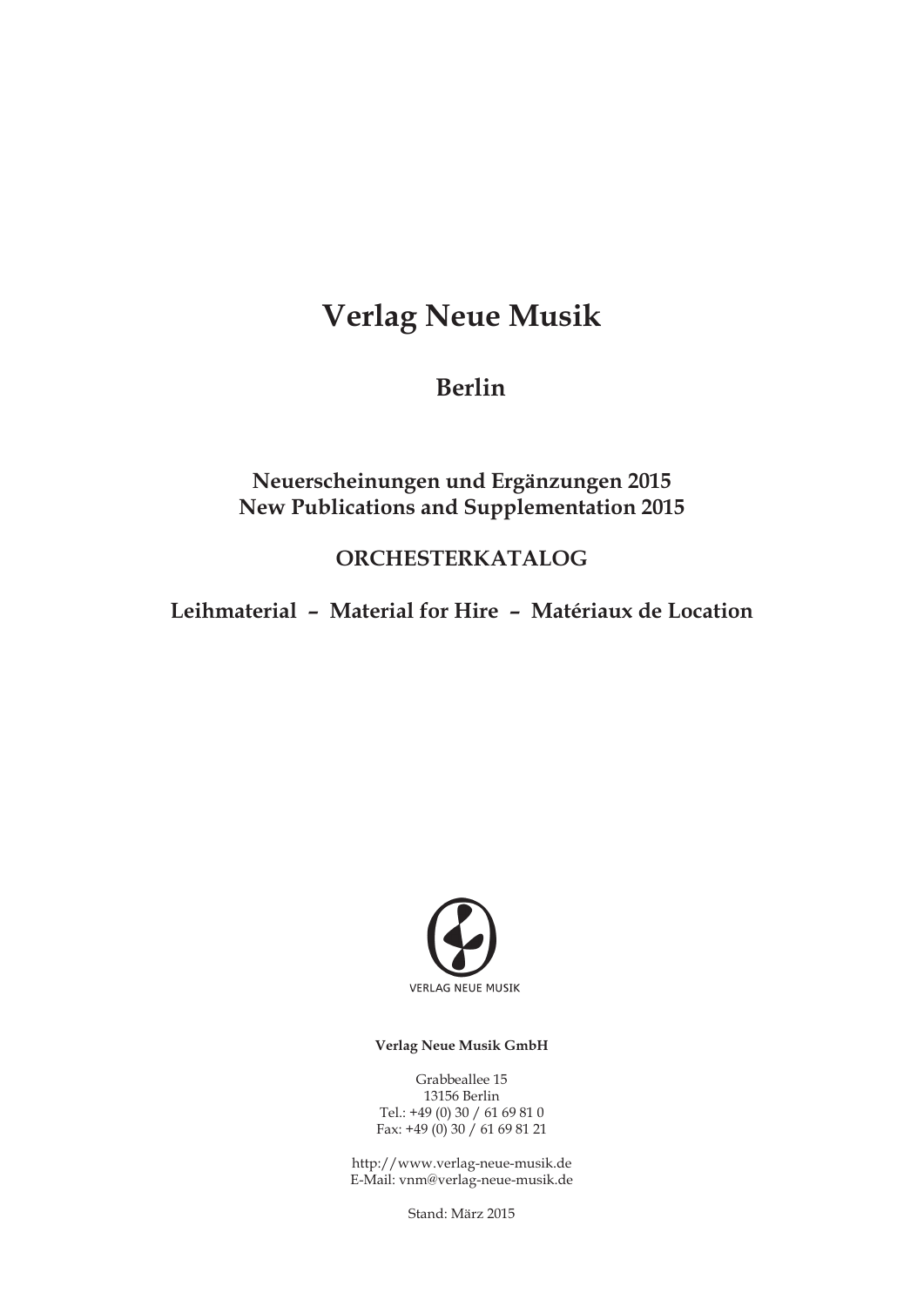# Verlag Neue Musik

## Berlin

### Neuerscheinungen und Ergänzungen 2015
### New Publications and Supplementation 2015

### ORCHESTERKATALOG

### Leihmaterial – Material for Hire – Matériaux de Location

VERLAG NEUE MUSIK

**Verlag Neue Musik GmbH**

Grabbeallee 15
13156 Berlin
Tel.: +49 (0) 30 / 61 69 81 0
Fax: +49 (0) 30 / 61 69 81 21

http://www.verlag-neue-musik.de
E-Mail: vnm@verlag-neue-musik.de

Stand: März 2015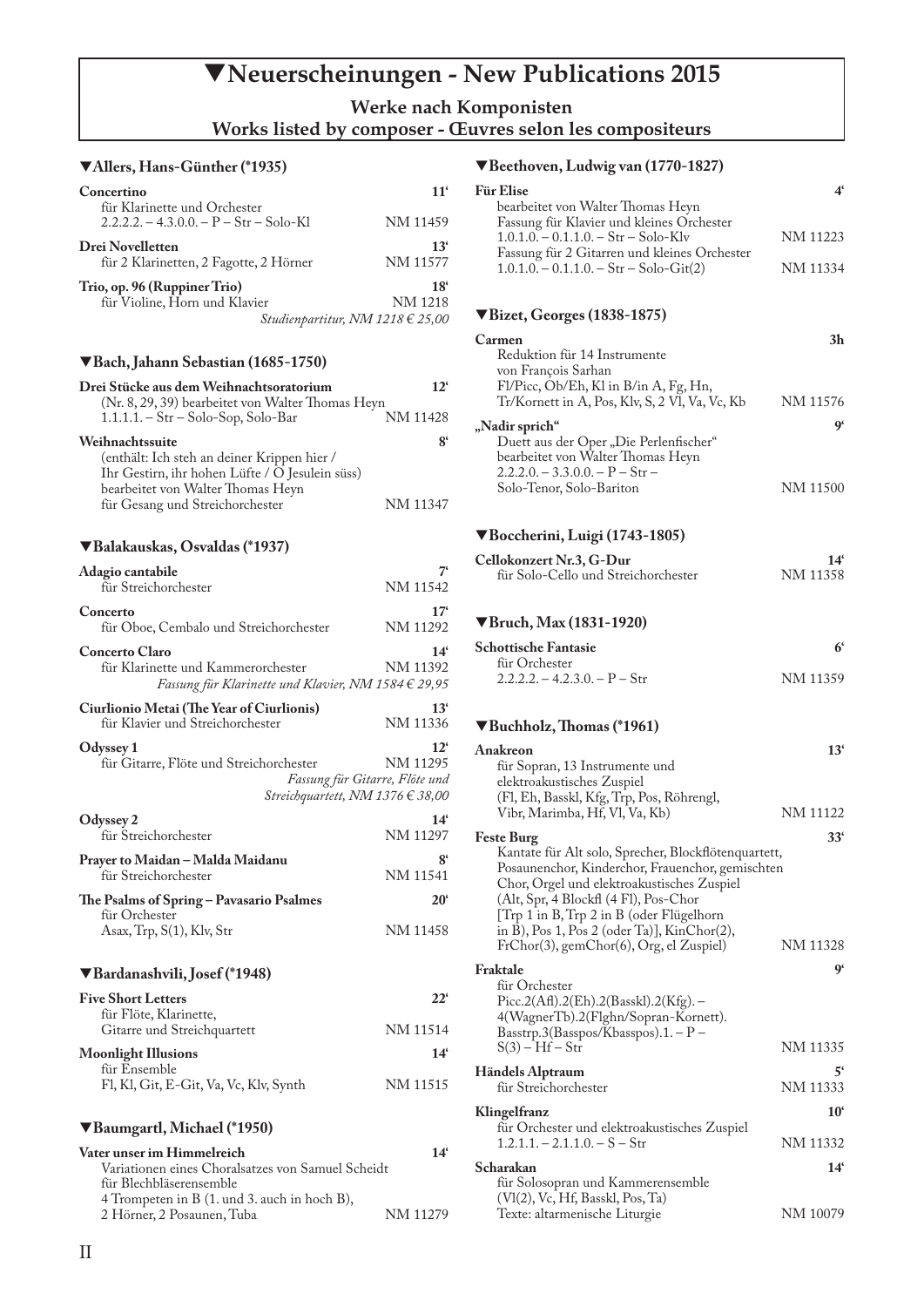# ▼Neuerscheinungen - New Publications 2015

**Werke nach Komponisten**
**Works listed by composer - Œuvres selon les compositeurs**

## ▼Allers, Hans-Günther (*1935)

**Concertino** — 11‘
für Klarinette und Orchester
2.2.2.2. – 4.3.0.0. – P – Str – Solo-Kl — NM 11459

**Drei Novelletten** — 13‘
für 2 Klarinetten, 2 Fagotte, 2 Hörner — NM 11577

**Trio, op. 96 (Ruppiner Trio)** — 18‘
für Violine, Horn und Klavier — NM 1218
*Studienpartitur, NM 1218 € 25,00*

## ▼Bach, Jahann Sebastian (1685-1750)

**Drei Stücke aus dem Weihnachtsoratorium** — 12‘
(Nr. 8, 29, 39) bearbeitet von Walter Thomas Heyn
1.1.1.1. – Str – Solo-Sop, Solo-Bar — NM 11428

**Weihnachtssuite** — 8‘
(enthält: Ich steh an deiner Krippen hier / Ihr Gestirn, ihr hohen Lüfte / O Jesulein süss)
bearbeitet von Walter Thomas Heyn
für Gesang und Streichorchester — NM 11347

## ▼Balakauskas, Osvaldas (*1937)

**Adagio cantabile** — 7‘
für Streichorchester — NM 11542

**Concerto** — 17‘
für Oboe, Cembalo und Streichorchester — NM 11292

**Concerto Claro** — 14‘
für Klarinette und Kammerorchester — NM 11392
*Fassung für Klarinette und Klavier, NM 1584 € 29,95*

**Ciurlionio Metai (The Year of Ciurlionis)** — 13‘
für Klavier und Streichorchester — NM 11336

**Odyssey 1** — 12‘
für Gitarre, Flöte und Streichorchester — NM 11295
*Fassung für Gitarre, Flöte und Streichquartett, NM 1376 € 38,00*

**Odyssey 2** — 14‘
für Streichorchester — NM 11297

**Prayer to Maidan – Malda Maidanu** — 8‘
für Streichorchester — NM 11541

**The Psalms of Spring – Pavasario Psalmes** — 20‘
für Orchester
Asax, Trp, S(1), Klv, Str — NM 11458

## ▼Bardanashvili, Josef (*1948)

**Five Short Letters** — 22‘
für Flöte, Klarinette, Gitarre und Streichquartett — NM 11514

**Moonlight Illusions** — 14‘
für Ensemble
Fl, Kl, Git, E-Git, Va, Vc, Klv, Synth — NM 11515

## ▼Baumgartl, Michael (*1950)

**Vater unser im Himmelreich** — 14‘
Variationen eines Choralsatzes von Samuel Scheidt
für Blechbläserensemble
4 Trompeten in B (1. und 3. auch in hoch B), 2 Hörner, 2 Posaunen, Tuba — NM 11279

## ▼Beethoven, Ludwig van (1770-1827)

**Für Elise** — 4‘
bearbeitet von Walter Thomas Heyn
Fassung für Klavier und kleines Orchester
1.0.1.0. – 0.1.1.0. – Str – Solo-Klv — NM 11223
Fassung für 2 Gitarren und kleines Orchester
1.0.1.0. – 0.1.1.0. – Str – Solo-Git(2) — NM 11334

## ▼Bizet, Georges (1838-1875)

**Carmen** — 3h
Reduktion für 14 Instrumente von François Sarhan
Fl/Picc, Ob/Eh, Kl in B/in A, Fg, Hn, Tr/Kornett in A, Pos, Klv, S, 2 Vl, Va, Vc, Kb — NM 11576

**„Nadir sprich“** — 9‘
Duett aus der Oper „Die Perlenfischer“
bearbeitet von Walter Thomas Heyn
2.2.2.0. – 3.3.0.0. – P – Str – Solo-Tenor, Solo-Bariton — NM 11500

## ▼Boccherini, Luigi (1743-1805)

**Cellokonzert Nr.3, G-Dur** — 14‘
für Solo-Cello und Streichorchester — NM 11358

## ▼Bruch, Max (1831-1920)

**Schottische Fantasie** — 6‘
für Orchester
2.2.2.2. – 4.2.3.0. – P – Str — NM 11359

## ▼Buchholz, Thomas (*1961)

**Anakreon** — 13‘
für Sopran, 13 Instrumente und elektroakustisches Zuspiel
(Fl, Eh, Basskl, Kfg, Trp, Pos, Röhrengl, Vibr, Marimba, Hf, Vl, Va, Kb) — NM 11122

**Feste Burg** — 33‘
Kantate für Alt solo, Sprecher, Blockflötenquartett, Posaunenchor, Kinderchor, Frauenchor, gemischten Chor, Orgel und elektroakustisches Zuspiel
(Alt, Spr, 4 Blockfl (4 Fl), Pos-Chor [Trp 1 in B, Trp 2 in B (oder Flügelhorn in B), Pos 1, Pos 2 (oder Ta)], KinChor(2), FrChor(3), gemChor(6), Org, el Zuspiel) — NM 11328

**Fraktale** — 9‘
für Orchester
Picc.2(Afl).2(Eh).2(Basskl).2(Kfg). – 4(WagnerTb).2(Flghn/Sopran-Kornett). Basstrp.3(Basspos/Kbasspos).1. – P – S(3) – Hf – Str — NM 11335

**Händels Alptraum** — 5‘
für Streichorchester — NM 11333

**Klingelfranz** — 10‘
für Orchester und elektroakustisches Zuspiel
1.2.1.1. – 2.1.1.0. – S – Str — NM 11332

**Scharakan** — 14‘
für Solosopran und Kammerensemble
(Vl(2), Vc, Hf, Basskl, Pos, Ta)
Texte: altarmenische Liturgie — NM 10079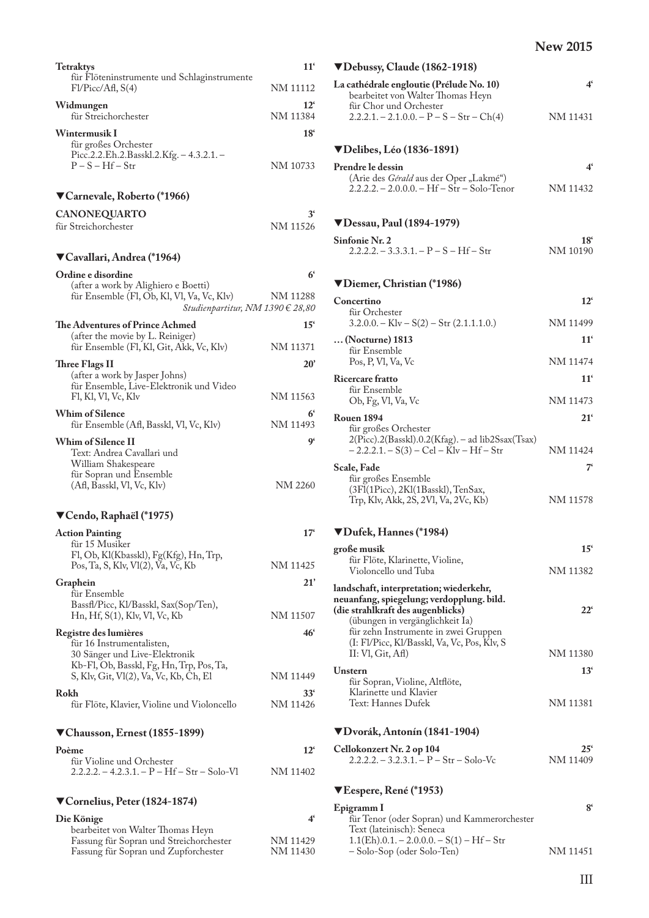**Tetraktys** 11'
für Flöteninstrumente und Schlaginstrumente
Fl/Picc/Afl, S(4) NM 11112

**Widmungen** 12'
für Streichorchester NM 11384

**Wintermusik I** 18'
für großes Orchester
Picc.2.2.Eh.2.Basskl.2.Kfg. – 4.3.2.1. –
P – S – Hf – Str NM 10733

## ▼Carnevale, Roberto (*1966)

**CANONEQUARTO** 3'
für Streichorchester NM 11526

## ▼Cavallari, Andrea (*1964)

**Ordine e disordine** 6'
(after a work by Alighiero e Boetti)
für Ensemble (Fl, Ob, Kl, Vl, Va, Vc, Klv) NM 11288
*Studienpartitur, NM 1390 € 28,80*

**The Adventures of Prince Achmed** 15'
(after the movie by L. Reiniger)
für Ensemble (Fl, Kl, Git, Akk, Vc, Klv) NM 11371

**Three Flags II** 20'
(after a work by Jasper Johns)
für Ensemble, Live-Elektronik und Video
Fl, Kl, Vl, Vc, Klv NM 11563

**Whim of Silence** 6'
für Ensemble (Afl, Basskl, Vl, Vc, Klv) NM 11493

**Whim of Silence II** 9'
Text: Andrea Cavallari und
William Shakespeare
für Sopran und Ensemble
(Afl, Basskl, Vl, Vc, Klv) NM 2260

## ▼Cendo, Raphaël (*1975)

**Action Painting** 17'
für 15 Musiker
Fl, Ob, Kl(Kbasskl), Fg(Kfg), Hn, Trp,
Pos, Ta, S, Klv, Vl(2), Va, Vc, Kb NM 11425

**Graphein** 21'
für Ensemble
Bassfl/Picc, Kl/Basskl, Sax(Sop/Ten),
Hn, Hf, S(1), Klv, Vl, Vc, Kb NM 11507

**Registre des lumières** 46'
für 16 Instrumentalisten,
30 Sänger und Live-Elektronik
Kb-Fl, Ob, Basskl, Fg, Hn, Trp, Pos, Ta,
S, Klv, Git, Vl(2), Va, Vc, Kb, Ch, El NM 11449

**Rokh** 33'
für Flöte, Klavier, Violine und Violoncello NM 11426

## ▼Chausson, Ernest (1855-1899)

**Poème** 12'
für Violine und Orchester
2.2.2.2. – 4.2.3.1. – P – Hf – Str – Solo-Vl NM 11402

## ▼Cornelius, Peter (1824-1874)

**Die Könige** 4'
bearbeitet von Walter Thomas Heyn
Fassung für Sopran und Streichorchester NM 11429
Fassung für Sopran und Zupforchester NM 11430

## ▼Debussy, Claude (1862-1918)

**La cathédrale engloutie (Prélude No. 10)** 4'
bearbeitet von Walter Thomas Heyn
für Chor und Orchester
2.2.2.1. – 2.1.0.0. – P – S – Str – Ch(4) NM 11431

## ▼Delibes, Léo (1836-1891)

**Prendre le dessin** 4'
(Arie des *Gérald* aus der Oper „Lakmé")
2.2.2.2. – 2.0.0.0. – Hf – Str – Solo-Tenor NM 11432

## ▼Dessau, Paul (1894-1979)

**Sinfonie Nr. 2** 18'
2.2.2.2. – 3.3.3.1. – P – S – Hf – Str NM 10190

## ▼Diemer, Christian (*1986)

**Concertino** 12'
für Orchester
3.2.0.0. – Klv – S(2) – Str (2.1.1.1.0.) NM 11499

**… (Nocturne) 1813** 11'
für Ensemble
Pos, P, Vl, Va, Vc NM 11474

**Ricercare fratto** 11'
für Ensemble
Ob, Fg, Vl, Va, Vc NM 11473

**Rouen 1894** 21'
für großes Orchester
2(Picc).2(Basskl).0.2(Kfag). – ad lib2Ssax(Tsax)
– 2.2.2.1. – S(3) – Cel – Klv – Hf – Str NM 11424

**Scale, Fade** 7'
für großes Ensemble
(3Fl(1Picc), 2Kl(1Basskl), TenSax,
Trp, Klv, Akk, 2S, 2Vl, Va, 2Vc, Kb) NM 11578

## ▼Dufek, Hannes (*1984)

**große musik** 15'
für Flöte, Klarinette, Violine,
Violoncello und Tuba NM 11382

**landschaft, interpretation; wiederkehr, neuanfang, spiegelung; verdopplung. bild. (die strahlkraft des augenblicks)** 22'
(übungen in vergänglichkeit Ia)
für zehn Instrumente in zwei Gruppen
(I: Fl/Picc, Kl/Basskl, Va, Vc, Pos, Klv, S
II: Vl, Git, Afl) NM 11380

**Unstern** 13'
für Sopran, Violine, Altflöte,
Klarinette und Klavier
Text: Hannes Dufek NM 11381

## ▼Dvorák, Antonín (1841-1904)

**Cellokonzert Nr. 2 op 104** 25'
2.2.2.2. – 3.2.3.1. – P – Str – Solo-Vc NM 11409

## ▼Eespere, René (*1953)

**Epigramm I** 8'
für Tenor (oder Sopran) und Kammerorchester
Text (lateinisch): Seneca
1.1(Eh).0.1. – 2.0.0.0. – S(1) – Hf – Str
– Solo-Sop (oder Solo-Ten) NM 11451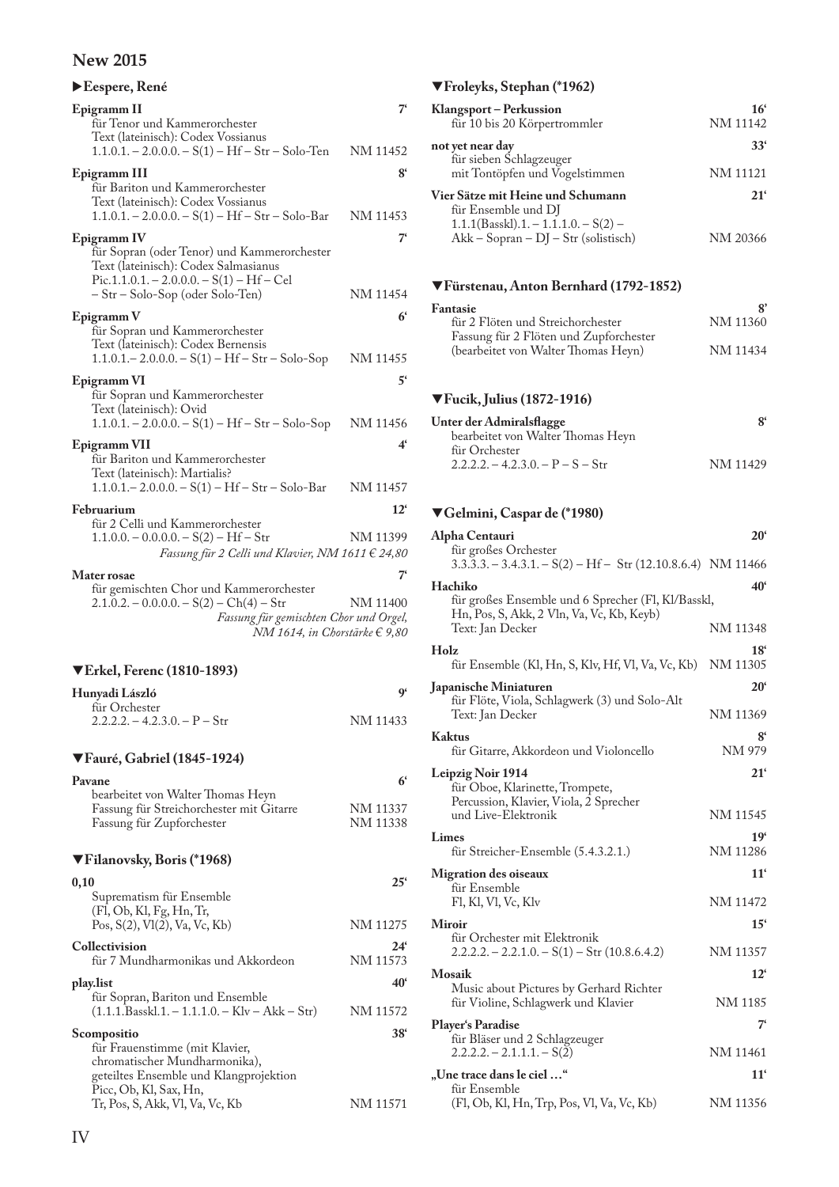## New 2015

### ▶Eespere, René

**Epigramm II** — 7'
für Tenor und Kammerorchester
Text (lateinisch): Codex Vossianus
1.1.0.1. – 2.0.0.0. – S(1) – Hf – Str – Solo-Ten — NM 11452

**Epigramm III** — 8'
für Bariton und Kammerorchester
Text (lateinisch): Codex Vossianus
1.1.0.1. – 2.0.0.0. – S(1) – Hf – Str – Solo-Bar — NM 11453

**Epigramm IV** — 7'
für Sopran (oder Tenor) und Kammerorchester
Text (lateinisch): Codex Salmasianus
Pic.1.1.0.1. – 2.0.0.0. – S(1) – Hf – Cel – Str – Solo-Sop (oder Solo-Ten) — NM 11454

**Epigramm V** — 6'
für Sopran und Kammerorchester
Text (lateinisch): Codex Bernensis
1.1.0.1.– 2.0.0.0. – S(1) – Hf – Str – Solo-Sop — NM 11455

**Epigramm VI** — 5'
für Sopran und Kammerorchester
Text (lateinisch): Ovid
1.1.0.1. – 2.0.0.0. – S(1) – Hf – Str – Solo-Sop — NM 11456

**Epigramm VII** — 4'
für Bariton und Kammerorchester
Text (lateinisch): Martialis?
1.1.0.1.– 2.0.0.0. – S(1) – Hf – Str – Solo-Bar — NM 11457

**Februarium** — 12'
für 2 Celli und Kammerorchester
1.1.0.0. – 0.0.0.0. – S(2) – Hf – Str — NM 11399
*Fassung für 2 Celli und Klavier, NM 1611 € 24,80*

**Mater rosae** — 7'
für gemischten Chor und Kammerorchester
2.1.0.2. – 0.0.0.0. – S(2) – Ch(4) – Str — NM 11400
*Fassung für gemischten Chor und Orgel, NM 1614, in Chorstärke € 9,80*

### ▼Erkel, Ferenc (1810-1893)

**Hunyadi László** — 9'
für Orchester
2.2.2.2. – 4.2.3.0. – P – Str — NM 11433

### ▼Fauré, Gabriel (1845-1924)

**Pavane** — 6'
bearbeitet von Walter Thomas Heyn
Fassung für Streichorchester mit Gitarre — NM 11337
Fassung für Zupforchester — NM 11338

### ▼Filanovsky, Boris (*1968)

**0,10** — 25'
Suprematism für Ensemble
(Fl, Ob, Kl, Fg, Hn, Tr, Pos, S(2), Vl(2), Va, Vc, Kb) — NM 11275

**Collectivision** — 24'
für 7 Mundharmonikas und Akkordeon — NM 11573

**play.list** — 40'
für Sopran, Bariton und Ensemble
(1.1.1.Basskl.1. – 1.1.1.0. – Klv – Akk – Str) — NM 11572

**Scompositio** — 38'
für Frauenstimme (mit Klavier, chromatischer Mundharmonika), geteiltes Ensemble und Klangprojektion
Picc, Ob, Kl, Sax, Hn, Tr, Pos, S, Akk, Vl, Va, Vc, Kb — NM 11571

### ▼Froleyks, Stephan (*1962)

**Klangsport – Perkussion** — 16'
für 10 bis 20 Körpertrommler — NM 11142

**not yet near day** — 33'
für sieben Schlagzeuger mit Tontöpfen und Vogelstimmen — NM 11121

**Vier Sätze mit Heine und Schumann** — 21'
für Ensemble und DJ
1.1.1(Basskl).1. – 1.1.1.0. – S(2) – Akk – Sopran – DJ – Str (solistisch) — NM 20366

### ▼Fürstenau, Anton Bernhard (1792-1852)

**Fantasie** — 8'
für 2 Flöten und Streichorchester — NM 11360
Fassung für 2 Flöten und Zupforchester (bearbeitet von Walter Thomas Heyn) — NM 11434

### ▼Fucik, Julius (1872-1916)

**Unter der Admiralsflagge** — 8'
bearbeitet von Walter Thomas Heyn
für Orchester
2.2.2.2. – 4.2.3.0. – P – S – Str — NM 11429

### ▼Gelmini, Caspar de (*1980)

**Alpha Centauri** — 20'
für großes Orchester
3.3.3.3. – 3.4.3.1. – S(2) – Hf – Str (12.10.8.6.4) — NM 11466

**Hachiko** — 40'
für großes Ensemble und 6 Sprecher (Fl, Kl/Basskl, Hn, Pos, S, Akk, 2 Vln, Va, Vc, Kb, Keyb)
Text: Jan Decker — NM 11348

**Holz** — 18'
für Ensemble (Kl, Hn, S, Klv, Hf, Vl, Va, Vc, Kb) — NM 11305

**Japanische Miniaturen** — 20'
für Flöte, Viola, Schlagwerk (3) und Solo-Alt
Text: Jan Decker — NM 11369

**Kaktus** — 8'
für Gitarre, Akkordeon und Violoncello — NM 979

**Leipzig Noir 1914** — 21'
für Oboe, Klarinette, Trompete, Percussion, Klavier, Viola, 2 Sprecher und Live-Elektronik — NM 11545

**Limes** — 19'
für Streicher-Ensemble (5.4.3.2.1.) — NM 11286

**Migration des oiseaux** — 11'
für Ensemble
Fl, Kl, Vl, Vc, Klv — NM 11472

**Miroir** — 15'
für Orchester mit Elektronik
2.2.2.2. – 2.2.1.0. – S(1) – Str (10.8.6.4.2) — NM 11357

**Mosaik** — 12'
Music about Pictures by Gerhard Richter
für Violine, Schlagwerk und Klavier — NM 1185

**Player's Paradise** — 7'
für Bläser und 2 Schlagzeuger
2.2.2.2. – 2.1.1.1. – S(2) — NM 11461

**„Une trace dans le ciel …"** — 11'
für Ensemble
(Fl, Ob, Kl, Hn, Trp, Pos, Vl, Va, Vc, Kb) — NM 11356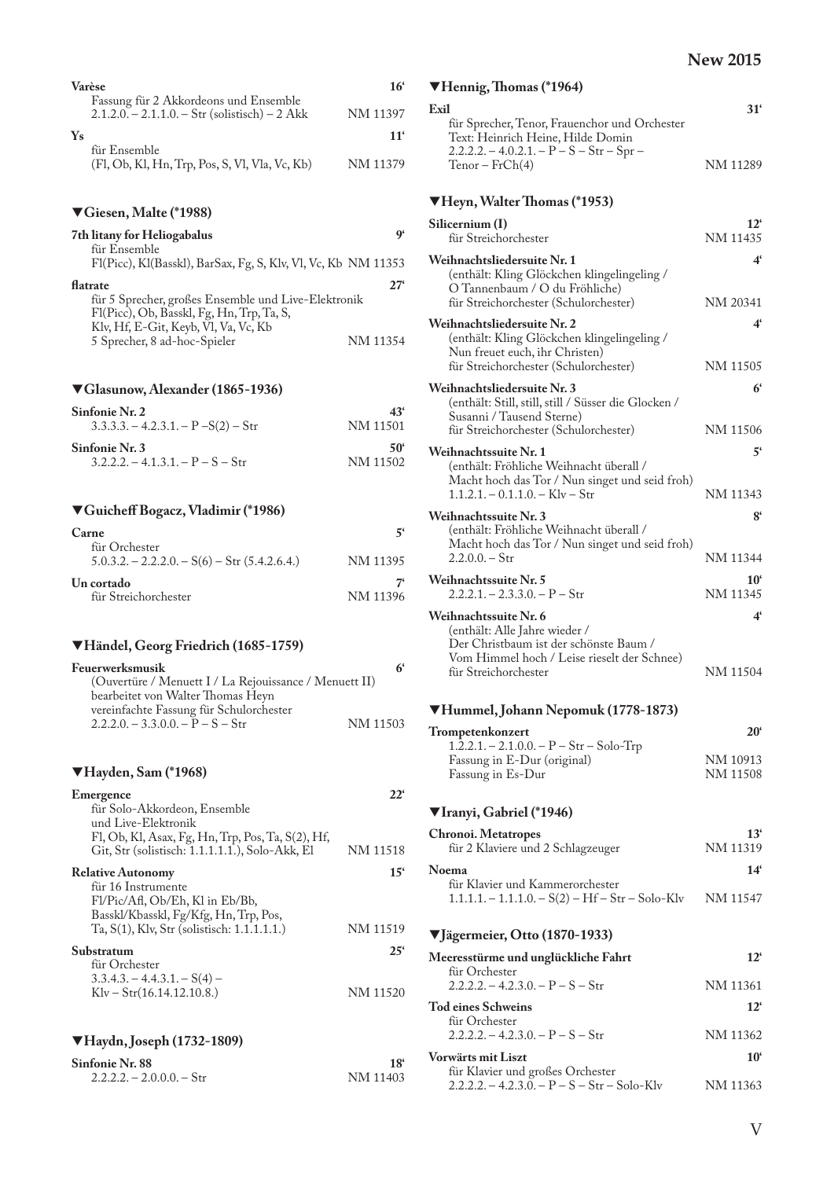**Varèse** 16‘
Fassung für 2 Akkordeons und Ensemble
2.1.2.0. – 2.1.1.0. – Str (solistisch) – 2 Akk — NM 11397

**Ys** 11‘
für Ensemble
(Fl, Ob, Kl, Hn, Trp, Pos, S, Vl, Vla, Vc, Kb) — NM 11379

## ▼Giesen, Malte (*1988)

**7th litany for Heliogabalus** 9‘
für Ensemble
Fl(Picc), Kl(Basskl), BarSax, Fg, S, Klv, Vl, Vc, Kb — NM 11353

**flatrate** 27‘
für 5 Sprecher, großes Ensemble und Live-Elektronik
Fl(Picc), Ob, Basskl, Fg, Hn, Trp, Ta, S,
Klv, Hf, E-Git, Keyb, Vl, Va, Vc, Kb
5 Sprecher, 8 ad-hoc-Spieler — NM 11354

## ▼Glasunow, Alexander (1865-1936)

**Sinfonie Nr. 2** 43‘
3.3.3.3. – 4.2.3.1. – P –S(2) – Str — NM 11501

**Sinfonie Nr. 3** 50‘
3.2.2.2. – 4.1.3.1. – P – S – Str — NM 11502

## ▼Guicheff Bogacz, Vladimir (*1986)

**Carne** 5‘
für Orchester
5.0.3.2. – 2.2.2.0. – S(6) – Str (5.4.2.6.4.) — NM 11395

**Un cortado** 7‘
für Streichorchester — NM 11396

## ▼Händel, Georg Friedrich (1685-1759)

**Feuerwerksmusik** 6‘
(Ouvertüre / Menuett I / La Rejouissance / Menuett II)
bearbeitet von Walter Thomas Heyn
vereinfachte Fassung für Schulorchester
2.2.2.0. – 3.3.0.0. – P – S – Str — NM 11503

## ▼Hayden, Sam (*1968)

**Emergence** 22‘
für Solo-Akkordeon, Ensemble
und Live-Elektronik
Fl, Ob, Kl, Asax, Fg, Hn, Trp, Pos, Ta, S(2), Hf,
Git, Str (solistisch: 1.1.1.1.1.), Solo-Akk, El — NM 11518

**Relative Autonomy** 15‘
für 16 Instrumente
Fl/Pic/Afl, Ob/Eh, Kl in Eb/Bb,
Basskl/Kbasskl, Fg/Kfg, Hn, Trp, Pos,
Ta, S(1), Klv, Str (solistisch: 1.1.1.1.1.) — NM 11519

**Substratum** 25‘
für Orchester
3.3.4.3. – 4.4.3.1. – S(4) –
Klv – Str(16.14.12.10.8.) — NM 11520

## ▼Haydn, Joseph (1732-1809)

**Sinfonie Nr. 88** 18‘
2.2.2.2. – 2.0.0.0. – Str — NM 11403

## ▼Hennig, Thomas (*1964)

**Exil** 31‘
für Sprecher, Tenor, Frauenchor und Orchester
Text: Heinrich Heine, Hilde Domin
2.2.2.2. – 4.0.2.1. – P – S – Str – Spr –
Tenor – FrCh(4) — NM 11289

## ▼Heyn, Walter Thomas (*1953)

**Silicernium (I)** 12‘
für Streichorchester — NM 11435

**Weihnachtsliedersuite Nr. 1** 4‘
(enthält: Kling Glöckchen klingelingeling /
O Tannenbaum / O du Fröhliche)
für Streichorchester (Schulorchester) — NM 20341

**Weihnachtsliedersuite Nr. 2** 4‘
(enthält: Kling Glöckchen klingelingeling /
Nun freuet euch, ihr Christen)
für Streichorchester (Schulorchester) — NM 11505

**Weihnachtsliedersuite Nr. 3** 6‘
(enthält: Still, still, still / Süsser die Glocken /
Susanni / Tausend Sterne)
für Streichorchester (Schulorchester) — NM 11506

**Weihnachtssuite Nr. 1** 5‘
(enthält: Fröhliche Weihnacht überall /
Macht hoch das Tor / Nun singet und seid froh)
1.1.2.1. – 0.1.1.0. – Klv – Str — NM 11343

**Weihnachtssuite Nr. 3** 8‘
(enthält: Fröhliche Weihnacht überall /
Macht hoch das Tor / Nun singet und seid froh)
2.2.0.0. – Str — NM 11344

**Weihnachtssuite Nr. 5** 10‘
2.2.2.1. – 2.3.3.0. – P – Str — NM 11345

**Weihnachtssuite Nr. 6** 4‘
(enthält: Alle Jahre wieder /
Der Christbaum ist der schönste Baum /
Vom Himmel hoch / Leise rieselt der Schnee)
für Streichorchester — NM 11504

## ▼Hummel, Johann Nepomuk (1778-1873)

**Trompetenkonzert** 20‘
1.2.2.1. – 2.1.0.0. – P – Str – Solo-Trp
Fassung in E-Dur (original) — NM 10913
Fassung in Es-Dur — NM 11508

## ▼Iranyi, Gabriel (*1946)

**Chronoi. Metatropes** 13‘
für 2 Klaviere und 2 Schlagzeuger — NM 11319

**Noema** 14‘
für Klavier und Kammerorchester
1.1.1.1. – 1.1.1.0. – S(2) – Hf – Str – Solo-Klv — NM 11547

## ▼Jägermeier, Otto (1870-1933)

**Meeresstürme und unglückliche Fahrt** 12‘
für Orchester
2.2.2.2. – 4.2.3.0. – P – S – Str — NM 11361

**Tod eines Schweins** 12‘
für Orchester
2.2.2.2. – 4.2.3.0. – P – S – Str — NM 11362

**Vorwärts mit Liszt** 10‘
für Klavier und großes Orchester
2.2.2.2. – 4.2.3.0. – P – S – Str – Solo-Klv — NM 11363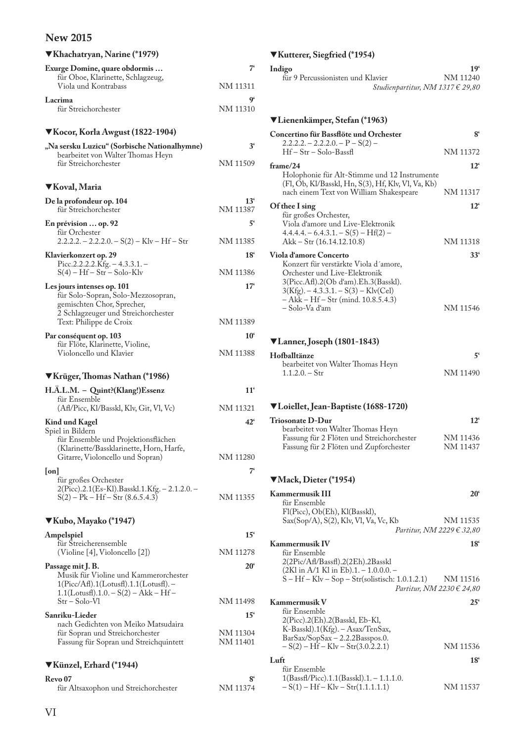## New 2015

### ▼Khachatryan, Narine (*1979)

**Exurge Domine, quare obdormis …** — 7'
für Oboe, Klarinette, Schlagzeug, Viola und Kontrabass — NM 11311

**Lacrima** — 9'
für Streichorchester — NM 11310

### ▼Kocor, Korla Awgust (1822-1904)

**„Na sersku Luzicu" (Sorbische Nationalhymne)** — 3'
bearbeitet von Walter Thomas Heyn
für Streichorchester — NM 11509

### ▼Koval, Maria

**De la profondeur op. 104** — 13'
für Streichorchester — NM 11387

**En prévision … op. 92** — 5'
für Orchester
2.2.2.2. – 2.2.2.0. – S(2) – Klv – Hf – Str — NM 11385

**Klavierkonzert op. 29** — 18'
Picc.2.2.2.2.Kfg. – 4.3.3.1. –
S(4) – Hf – Str – Solo-Klv — NM 11386

**Les jours intenses op. 101** — 17'
für Solo-Sopran, Solo-Mezzosopran, gemischten Chor, Sprecher, 2 Schlagzeuger und Streichorchester
Text: Philippe de Croix — NM 11389

**Par conséquent op. 103** — 10'
für Flöte, Klarinette, Violine, Violoncello und Klavier — NM 11388

### ▼Krüger, Thomas Nathan (*1986)

**H.Ä.L.M. – Quint?(Klang!)Essenz** — 11'
für Ensemble
(Afl/Picc, Kl/Basskl, Klv, Git, Vl, Vc) — NM 11321

**Kind und Kagel** — 42'
Spiel in Bildern
für Ensemble und Projektionsflächen
(Klarinette/Bassklarinette, Horn, Harfe, Gitarre, Violoncello und Sopran) — NM 11280

**[on]** — 7'
für großes Orchester
2(Picc).2.1(Es-Kl).Basskl.1.Kfg. – 2.1.2.0. –
S(2) – Pk – Hf – Str (8.6.5.4.3) — NM 11355

### ▼Kubo, Mayako (*1947)

**Ampelspiel** — 15'
für Streicherensemble
(Violine [4], Violoncello [2]) — NM 11278

**Passage mit J. B.** — 20'
Musik für Violine und Kammerorchester
1(Picc/Afl).1(Lotusfl).1.1(Lotusfl). –
1.1(Lotusfl).1.0. – S(2) – Akk – Hf –
Str – Solo-Vl — NM 11498

**Sanriku-Lieder** — 15'
nach Gedichten von Meiko Matsudaira
für Sopran und Streichorchester — NM 11304
Fassung für Sopran und Streichquintett — NM 11401

### ▼Künzel, Erhard (*1944)

**Revo 07** — 8'
für Altsaxophon und Streichorchester — NM 11374

### ▼Kutterer, Siegfried (*1954)

**Indigo** — 19'
für 9 Percussionisten und Klavier — NM 11240
*Studienpartitur, NM 1317 € 29,80*

### ▼Lienenkämper, Stefan (*1963)

**Concertino für Bassflöte und Orchester** — 8'
2.2.2.2. – 2.2.2.0. – P – S(2) –
Hf – Str – Solo-Bassfl — NM 11372

**frame/24** — 12'
Holophonie für Alt-Stimme und 12 Instrumente
(Fl, Ob, Kl/Basskl, Hn, S(3), Hf, Klv, Vl, Va, Kb)
nach einem Text von William Shakespeare — NM 11317

**Of thee I sing** — 12'
für großes Orchester, Viola d'amore und Live-Elektronik
4.4.4.4. – 6.4.3.1. – S(5) – Hf(2) –
Akk – Str (16.14.12.10.8) — NM 11318

**Viola d'amore Concerto** — 33'
Konzert für verstärkte Viola d´amore, Orchester und Live-Elektronik
3(Picc.Afl).2(Ob d'am).Eh.3(Basskl).
3(Kfg). – 4.3.3.1. – S(3) – Klv(Cel)
– Akk – Hf – Str (mind. 10.8.5.4.3)
– Solo-Va d'am — NM 11546

### ▼Lanner, Joseph (1801-1843)

**Hofballtänze** — 5'
bearbeitet von Walter Thomas Heyn
1.1.2.0. – Str — NM 11490

### ▼Loiellet, Jean-Baptiste (1688-1720)

**Triosonate D-Dur** — 12'
bearbeitet von Walter Thomas Heyn
Fassung für 2 Flöten und Streichorchester — NM 11436
Fassung für 2 Flöten und Zupforchester — NM 11437

### ▼Mack, Dieter (*1954)

**Kammermusik III** — 20'
für Ensemble
Fl(Picc), Ob(Eh), Kl(Basskl),
Sax(Sop/A), S(2), Klv, Vl, Va, Vc, Kb — NM 11535
*Partitur, NM 2229 € 32,80*

**Kammermusik IV** — 18'
für Ensemble
2(2Pic/Afl/Bassfl).2(2Eh).2Basskl
(2Kl in A/1 Kl in Eb).1. – 1.0.0.0. –
S – Hf – Klv – Sop – Str(solistisch: 1.0.1.2.1) — NM 11516
*Partitur, NM 2230 € 24,80*

**Kammermusik V** — 25'
für Ensemble
2(Picc).2(Eh).2(Basskl, Eb-Kl,
K-Basskl).1(Kfg). – Asax/TenSax,
BarSax/SopSax – 2.2.2Basspos.0.
– S(2) – Hf – Klv – Str(3.0.2.2.1) — NM 11536

**Luft** — 18'
für Ensemble
1(Bassfl/Picc).1.1(Basskl).1. – 1.1.1.0.
– S(1) – Hf – Klv – Str(1.1.1.1.1) — NM 11537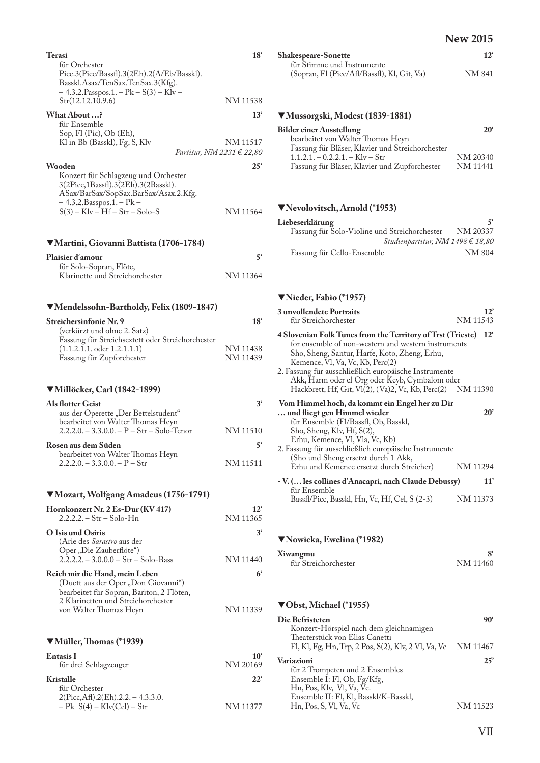**Terasi** 18'
für Orchester
Picc.3(Picc/Bassfl).3(2Eh).2(A/Eb/Basskl).
Basskl.Asax/TenSax.TenSax.3(Kfg).
– 4.3.2.Passpos.1. – Pk – S(3) – Klv –
Str(12.12.10.9.6) NM 11538

**What About …?** 13'
für Ensemble
Sop, Fl (Pic), Ob (Eh),
Kl in Bb (Basskl), Fg, S, Klv NM 11517
*Partitur, NM 2231 € 22,80*

**Wooden** 25'
Konzert für Schlagzeug und Orchester
3(2Picc,1Bassfl).3(2Eh).3(2Basskl).
ASax/BarSax/SopSax.BarSax/Asax.2.Kfg.
– 4.3.2.Basspos.1. – Pk –
S(3) – Klv – Hf – Str – Solo-S NM 11564

## ▼Martini, Giovanni Battista (1706-1784)

**Plaisier d´amour** 5'
für Solo-Sopran, Flöte,
Klarinette und Streichorchester NM 11364

## ▼Mendelssohn-Bartholdy, Felix (1809-1847)

**Streichersinfonie Nr. 9** 18'
(verkürzt und ohne 2. Satz)
Fassung für Streichsextett oder Streichorchester
(1.1.2.1.1. oder 1.2.1.1.1) NM 11438
Fassung für Zupforchester NM 11439

## ▼Millöcker, Carl (1842-1899)

**Als flotter Geist** 3'
aus der Operette „Der Bettelstudent"
bearbeitet von Walter Thomas Heyn
2.2.2.0. – 3.3.0.0. – P – Str – Solo-Tenor NM 11510

**Rosen aus dem Süden** 5'
bearbeitet von Walter Thomas Heyn
2.2.2.0. – 3.3.0.0. – P – Str NM 11511

## ▼Mozart, Wolfgang Amadeus (1756-1791)

**Hornkonzert Nr. 2 Es-Dur (KV 417)** 12'
2.2.2.2. – Str – Solo-Hn NM 11365

**O Isis und Osiris** 3'
(Arie des *Sarastro* aus der
Oper „Die Zauberflöte")
2.2.2.2. – 3.0.0.0 – Str – Solo-Bass NM 11440

**Reich mir die Hand, mein Leben** 6'
(Duett aus der Oper „Don Giovanni")
bearbeitet für Sopran, Bariton, 2 Flöten,
2 Klarinetten und Streichorchester
von Walter Thomas Heyn NM 11339

## ▼Müller, Thomas (*1939)

**Entasis I** 10'
für drei Schlagzeuger NM 20169

**Kristalle** 22'
für Orchester
2(Picc,Afl).2(Eh).2.2. – 4.3.3.0.
– Pk S(4) – Klv(Cel) – Str NM 11377

**Shakespeare-Sonette** 12'
für Stimme und Instrumente
(Sopran, Fl (Picc/Afl/Bassfl), Kl, Git, Va) NM 841

## ▼Mussorgski, Modest (1839-1881)

**Bilder einer Ausstellung** 20'
bearbeitet von Walter Thomas Heyn
Fassung für Bläser, Klavier und Streichorchester
1.1.2.1. – 0.2.2.1. – Klv – Str NM 20340
Fassung für Bläser, Klavier und Zupforchester NM 11441

## ▼Nevolovitsch, Arnold (*1953)

**Liebeserklärung** 5'
Fassung für Solo-Violine und Streichorchester NM 20337
*Studienpartitur, NM 1498 € 18,80*
Fassung für Cello-Ensemble NM 804

## ▼Nieder, Fabio (*1957)

**3 unvollendete Portraits** 12'
für Streichorchester NM 11543

**4 Slovenian Folk Tunes from the Territory of Trst (Trieste)** 12'
for ensemble of non-western and western instruments
Sho, Sheng, Santur, Harfe, Koto, Zheng, Erhu,
Kemence, Vl, Va, Vc, Kb, Perc(2)
2. Fassung für ausschließlich europäische Instrumente
Akk, Harm oder el Org oder Keyb, Cymbalom oder
Hackbrett, Hf, Git, Vl(2), (Va)2, Vc, Kb, Perc(2) NM 11390

**Vom Himmel hoch, da kommt ein Engel her zu Dir … und fliegt gen Himmel wieder** 20'
für Ensemble (Fl/Bassfl, Ob, Basskl,
Sho, Sheng, Klv, Hf, S(2),
Erhu, Kemence, Vl, Vla, Vc, Kb)
2. Fassung für ausschließlich europäische Instrumente
(Sho und Sheng ersetzt durch 1 Akk,
Erhu und Kemence ersetzt durch Streicher) NM 11294

**- V. (… les collines d'Anacapri, nach Claude Debussy)** 11'
für Ensemble
Bassfl/Picc, Basskl, Hn, Vc, Hf, Cel, S (2-3) NM 11373

## ▼Nowicka, Ewelina (*1982)

**Xiwangmu** 8'
für Streichorchester NM 11460

## ▼Obst, Michael (*1955)

**Die Befristeten** 90'
Konzert-Hörspiel nach dem gleichnamigen
Theaterstück von Elias Canetti
Fl, Kl, Fg, Hn, Trp, 2 Pos, S(2), Klv, 2 Vl, Va, Vc NM 11467

**Variazioni** 25'
für 2 Trompeten und 2 Ensembles
Ensemble I: Fl, Ob, Fg/Kfg,
Hn, Pos, Klv, Vl, Va, Vc.
Ensemble II: Fl, Kl, Basskl/K-Basskl,
Hn, Pos, S, Vl, Va, Vc NM 11523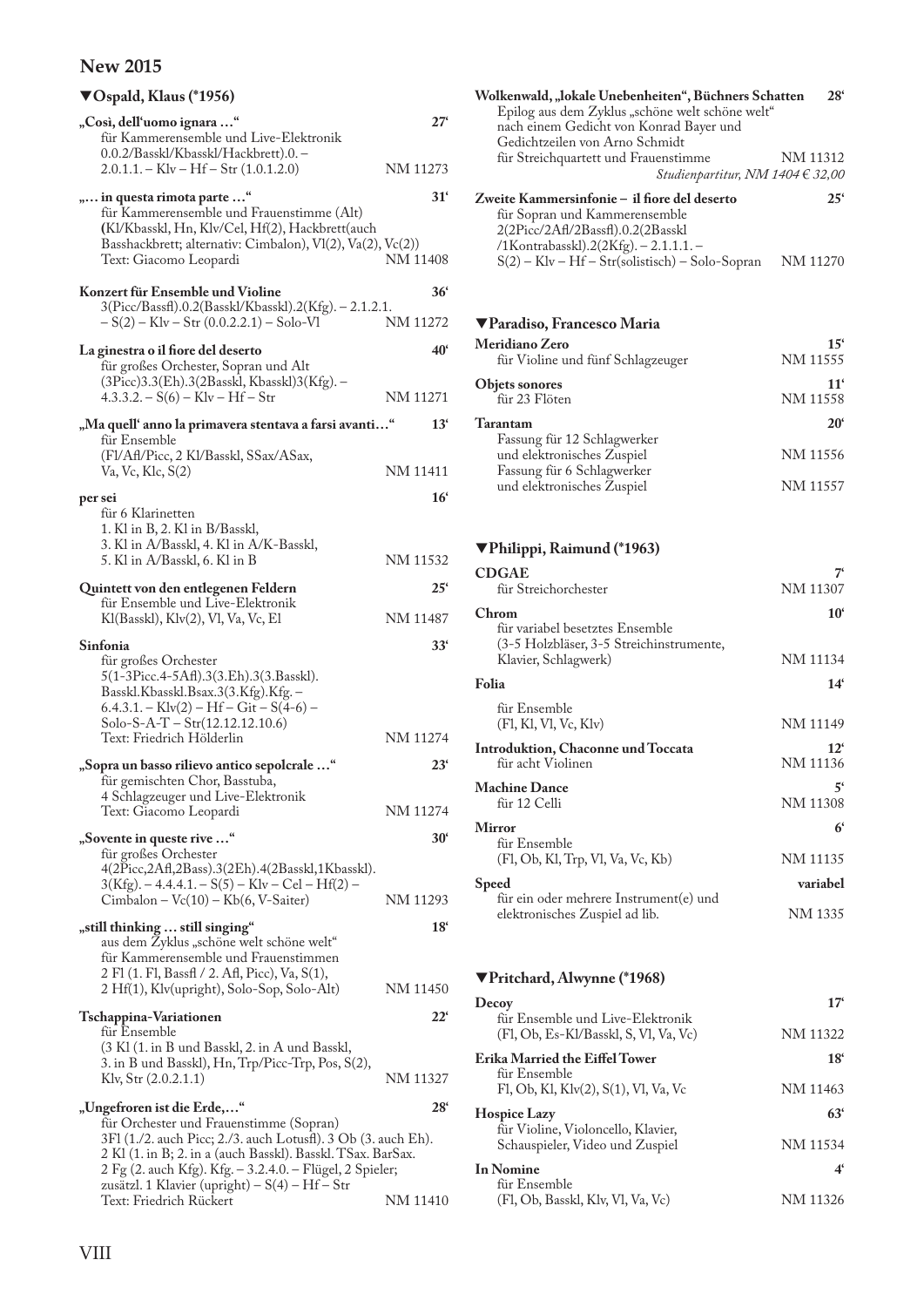## New 2015

### ▼Ospald, Klaus (*1956)

**„Così, dell'uomo ignara …"** **27'**
für Kammerensemble und Live-Elektronik
0.0.2/Basskl/Kbasskl/Hackbrett).0. –
2.0.1.1. – Klv – Hf – Str (1.0.1.2.0) NM 11273

**„… in questa rimota parte …"** **31'**
für Kammerensemble und Frauenstimme (Alt)
(Kl/Kbasskl, Hn, Klv/Cel, Hf(2), Hackbrett(auch Basshackbrett; alternativ: Cimbalon), Vl(2), Va(2), Vc(2))
Text: Giacomo Leopardi NM 11408

**Konzert für Ensemble und Violine** **36'**
3(Picc/Bassfl).0.2(Basskl/Kbasskl).2(Kfg). – 2.1.2.1.
– S(2) – Klv – Str (0.0.2.2.1) – Solo-Vl NM 11272

**La ginestra o il fiore del deserto** **40'**
für großes Orchester, Sopran und Alt
(3Picc)3.3(Eh).3(2Basskl, Kbasskl)3(Kfg). –
4.3.3.2. – S(6) – Klv – Hf – Str NM 11271

**„Ma quell' anno la primavera stentava a farsi avanti…"** **13'**
für Ensemble
(Fl/Afl/Picc, 2 Kl/Basskl, SSax/ASax,
Va, Vc, Klc, S(2) NM 11411

**per sei** **16'**
für 6 Klarinetten
1. Kl in B, 2. Kl in B/Basskl,
3. Kl in A/Basskl, 4. Kl in A/K-Basskl,
5. Kl in A/Basskl, 6. Kl in B NM 11532

**Quintett von den entlegenen Feldern** **25'**
für Ensemble und Live-Elektronik
Kl(Basskl), Klv(2), Vl, Va, Vc, El NM 11487

**Sinfonia** **33'**
für großes Orchester
5(1-3Picc.4-5Afl).3(3.Eh).3(3.Basskl).
Basskl.Kbasskl.Bsax.3(3.Kfg).Kfg. –
6.4.3.1. – Klv(2) – Hf – Git – S(4-6) –
Solo-S-A-T – Str(12.12.12.10.6)
Text: Friedrich Hölderlin NM 11274

**„Sopra un basso rilievo antico sepolcrale …"** **23'**
für gemischten Chor, Basstuba,
4 Schlagzeuger und Live-Elektronik
Text: Giacomo Leopardi NM 11274

**„Sovente in queste rive …"** **30'**
für großes Orchester
4(2Picc,2Afl,2Bass).3(2Eh).4(2Basskl,1Kbasskl).
3(Kfg). – 4.4.4.1. – S(5) – Klv – Cel – Hf(2) –
Cimbalon – Vc(10) – Kb(6, V-Saiter) NM 11293

**„still thinking … still singing"** **18'**
aus dem Zyklus „schöne welt schöne welt"
für Kammerensemble und Frauenstimmen
2 Fl (1. Fl, Bassfl / 2. Afl, Picc), Va, S(1),
2 Hf(1), Klv(upright), Solo-Sop, Solo-Alt) NM 11450

**Tschappina-Variationen** **22'**
für Ensemble
(3 Kl (1. in B und Basskl, 2. in A und Basskl,
3. in B und Basskl), Hn, Trp/Picc-Trp, Pos, S(2),
Klv, Str (2.0.2.1.1) NM 11327

**„Ungefroren ist die Erde,…"** **28'**
für Orchester und Frauenstimme (Sopran)
3Fl (1./2. auch Picc; 2./3. auch Lotusfl). 3 Ob (3. auch Eh).
2 Kl (1. in B; 2. in a (auch Basskl). Basskl. TSax. BarSax.
2 Fg (2. auch Kfg). Kfg. – 3.2.4.0. – Flügel, 2 Spieler;
zusätzl. 1 Klavier (upright) – S(4) – Hf – Str
Text: Friedrich Rückert NM 11410

**Wolkenwald, „lokale Unebenheiten", Büchners Schatten** **28'**
Epilog aus dem Zyklus „schöne welt schöne welt"
nach einem Gedicht von Konrad Bayer und
Gedichtzeilen von Arno Schmidt
für Streichquartett und Frauenstimme NM 11312
*Studienpartitur, NM 1404 € 32,00*

**Zweite Kammersinfonie – il fiore del deserto** **25'**
für Sopran und Kammerensemble
2(2Picc/2Afl/2Bassfl).0.2(2Basskl
/1Kontrabasskl).2(2Kfg). – 2.1.1.1. –
S(2) – Klv – Hf – Str(solistisch) – Solo-Sopran NM 11270

### ▼Paradiso, Francesco Maria

**Meridiano Zero** **15'**
für Violine und fünf Schlagzeuger NM 11555

**Objets sonores** **11'**
für 23 Flöten NM 11558

**Tarantam** **20'**
Fassung für 12 Schlagwerker
und elektronisches Zuspiel NM 11556
Fassung für 6 Schlagwerker
und elektronisches Zuspiel NM 11557

### ▼Philippi, Raimund (*1963)

**CDGAE** **7'**
für Streichorchester NM 11307

**Chrom** **10'**
für variabel besetztes Ensemble
(3-5 Holzbläser, 3-5 Streichinstrumente,
Klavier, Schlagwerk) NM 11134

**Folia** **14'**
für Ensemble
(Fl, Kl, Vl, Vc, Klv) NM 11149

**Introduktion, Chaconne und Toccata** **12'**
für acht Violinen NM 11136

**Machine Dance** **5'**
für 12 Celli NM 11308

**Mirror** **6'**
für Ensemble
(Fl, Ob, Kl, Trp, Vl, Va, Vc, Kb) NM 11135

**Speed** **variabel**
für ein oder mehrere Instrument(e) und
elektronisches Zuspiel ad lib. NM 1335

### ▼Pritchard, Alwynne (*1968)

**Decoy** **17'**
für Ensemble und Live-Elektronik
(Fl, Ob, Es-Kl/Basskl, S, Vl, Va, Vc) NM 11322

**Erika Married the Eiffel Tower** **18'**
für Ensemble
Fl, Ob, Kl, Klv(2), S(1), Vl, Va, Vc NM 11463

**Hospice Lazy** **63'**
für Violine, Violoncello, Klavier,
Schauspieler, Video und Zuspiel NM 11534

**In Nomine** **4'**
für Ensemble
(Fl, Ob, Basskl, Klv, Vl, Va, Vc) NM 11326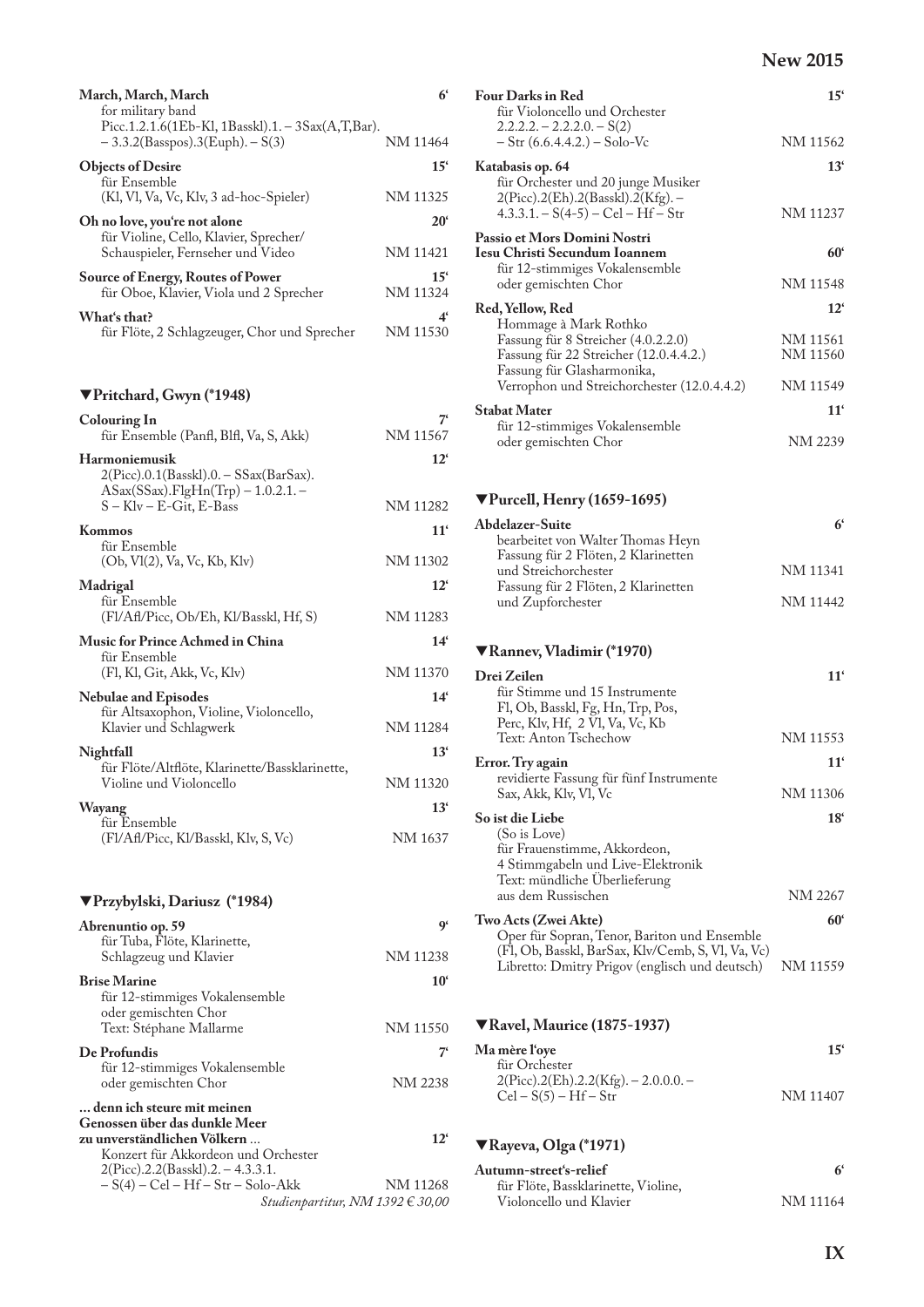**March, March, March** 6'
for military band
Picc.1.2.1.6(1Eb-Kl, 1Basskl).1. – 3Sax(A,T,Bar).
– 3.3.2(Basspos).3(Euph). – S(3) NM 11464

**Objects of Desire** 15'
für Ensemble
(Kl, Vl, Va, Vc, Klv, 3 ad-hoc-Spieler) NM 11325

**Oh no love, you're not alone** 20'
für Violine, Cello, Klavier, Sprecher/
Schauspieler, Fernseher und Video NM 11421

**Source of Energy, Routes of Power** 15'
für Oboe, Klavier, Viola und 2 Sprecher NM 11324

**What's that?** 4'
für Flöte, 2 Schlagzeuger, Chor und Sprecher NM 11530

## ▼Pritchard, Gwyn (*1948)

**Colouring In** 7'
für Ensemble (Panfl, Blfl, Va, S, Akk) NM 11567

**Harmoniemusik** 12'
2(Picc).0.1(Basskl).0. – SSax(BarSax).
ASax(SSax).FlgHn(Trp) – 1.0.2.1. –
S – Klv – E-Git, E-Bass NM 11282

**Kommos** 11'
für Ensemble
(Ob, Vl(2), Va, Vc, Kb, Klv) NM 11302

**Madrigal** 12'
für Ensemble
(Fl/Afl/Picc, Ob/Eh, Kl/Basskl, Hf, S) NM 11283

**Music for Prince Achmed in China** 14'
für Ensemble
(Fl, Kl, Git, Akk, Vc, Klv) NM 11370

**Nebulae and Episodes** 14'
für Altsaxophon, Violine, Violoncello,
Klavier und Schlagwerk NM 11284

**Nightfall** 13'
für Flöte/Altflöte, Klarinette/Bassklarinette,
Violine und Violoncello NM 11320

**Wayang** 13'
für Ensemble
(Fl/Afl/Picc, Kl/Basskl, Klv, S, Vc) NM 1637

## ▼Przybylski, Dariusz (*1984)

**Abrenuntio op. 59** 9'
für Tuba, Flöte, Klarinette,
Schlagzeug und Klavier NM 11238

**Brise Marine** 10'
für 12-stimmiges Vokalensemble
oder gemischten Chor
Text: Stéphane Mallarme NM 11550

**De Profundis** 7'
für 12-stimmiges Vokalensemble
oder gemischten Chor NM 2238

**... denn ich steure mit meinen Genossen über das dunkle Meer zu unverständlichen Völkern** ... 12'
Konzert für Akkordeon und Orchester
2(Picc).2.2(Basskl).2. – 4.3.3.1.
– S(4) – Cel – Hf – Str – Solo-Akk NM 11268
*Studienpartitur, NM 1392 € 30,00*

**Four Darks in Red** 15'
für Violoncello und Orchester
2.2.2.2. – 2.2.2.0. – S(2)
– Str (6.6.4.4.2.) – Solo-Vc NM 11562

**Katabasis op. 64** 13'
für Orchester und 20 junge Musiker
2(Picc).2(Eh).2(Basskl).2(Kfg). –
4.3.3.1. – S(4-5) – Cel – Hf – Str NM 11237

**Passio et Mors Domini Nostri Iesu Christi Secundum Ioannem** 60'
für 12-stimmiges Vokalensemble
oder gemischten Chor NM 11548

**Red, Yellow, Red** 12'
Hommage à Mark Rothko
Fassung für 8 Streicher (4.0.2.2.0) NM 11561
Fassung für 22 Streicher (12.0.4.4.2.) NM 11560
Fassung für Glasharmonika,
Verrophon und Streichorchester (12.0.4.4.2) NM 11549

**Stabat Mater** 11'
für 12-stimmiges Vokalensemble
oder gemischten Chor NM 2239

## ▼Purcell, Henry (1659-1695)

**Abdelazer-Suite** 6'
bearbeitet von Walter Thomas Heyn
Fassung für 2 Flöten, 2 Klarinetten
und Streichorchester NM 11341
Fassung für 2 Flöten, 2 Klarinetten
und Zupforchester NM 11442

## ▼Rannev, Vladimir (*1970)

**Drei Zeilen** 11'
für Stimme und 15 Instrumente
Fl, Ob, Basskl, Fg, Hn, Trp, Pos,
Perc, Klv, Hf, 2 Vl, Va, Vc, Kb
Text: Anton Tschechow NM 11553

**Error. Try again** 11'
revidierte Fassung für fünf Instrumente
Sax, Akk, Klv, Vl, Vc NM 11306

**So ist die Liebe** 18'
(So is Love)
für Frauenstimme, Akkordeon,
4 Stimmgabeln und Live-Elektronik
Text: mündliche Überlieferung
aus dem Russischen NM 2267

**Two Acts (Zwei Akte)** 60'
Oper für Sopran, Tenor, Bariton und Ensemble
(Fl, Ob, Basskl, BarSax, Klv/Cemb, S, Vl, Va, Vc)
Libretto: Dmitry Prigov (englisch und deutsch) NM 11559

## ▼Ravel, Maurice (1875-1937)

**Ma mère l'oye** 15'
für Orchester
2(Picc).2(Eh).2.2(Kfg). – 2.0.0.0. –
Cel – S(5) – Hf – Str NM 11407

## ▼Rayeva, Olga (*1971)

**Autumn-street's-relief** 6'
für Flöte, Bassklarinette, Violine,
Violoncello und Klavier NM 11164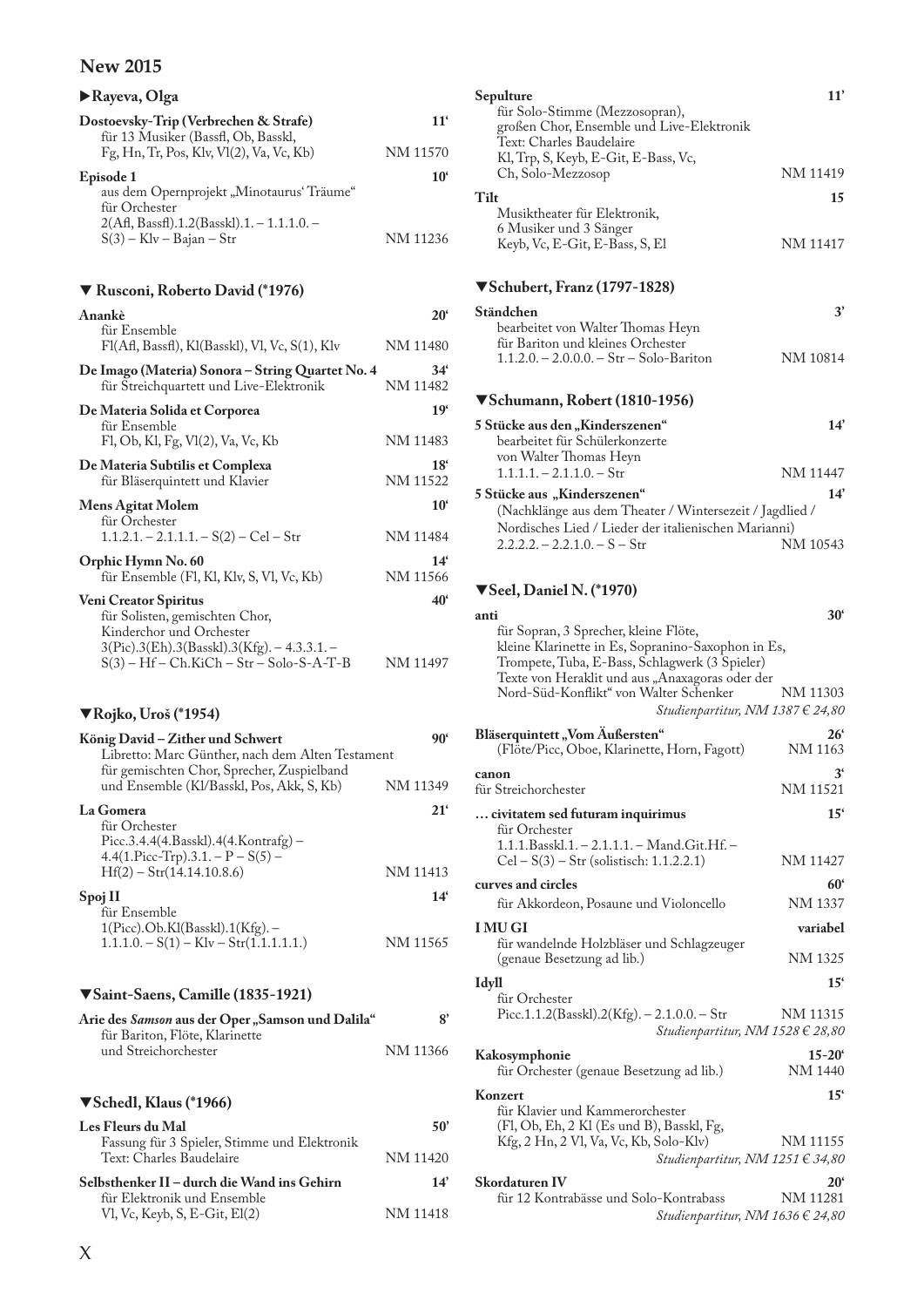# New 2015

## ▶Rayeva, Olga

**Dostoevsky-Trip (Verbrechen & Strafe)** — 11'
für 13 Musiker (Bassfl, Ob, Basskl, Fg, Hn, Tr, Pos, Klv, Vl(2), Va, Vc, Kb) — NM 11570

**Episode 1** — 10'
aus dem Opernprojekt „Minotaurus' Träume"
für Orchester
2(Afl, Bassfl).1.2(Basskl).1. – 1.1.1.0. – S(3) – Klv – Bajan – Str — NM 11236

## ▼ Rusconi, Roberto David (*1976)

**Anankè** — 20'
für Ensemble
Fl(Afl, Bassfl), Kl(Basskl), Vl, Vc, S(1), Klv — NM 11480

**De Imago (Materia) Sonora – String Quartet No. 4** — 34'
für Streichquartett und Live-Elektronik — NM 11482

**De Materia Solida et Corporea** — 19'
für Ensemble
Fl, Ob, Kl, Fg, Vl(2), Va, Vc, Kb — NM 11483

**De Materia Subtilis et Complexa** — 18'
für Bläserquintett und Klavier — NM 11522

**Mens Agitat Molem** — 10'
für Orchester
1.1.2.1. – 2.1.1.1. – S(2) – Cel – Str — NM 11484

**Orphic Hymn No. 60** — 14'
für Ensemble (Fl, Kl, Klv, S, Vl, Vc, Kb) — NM 11566

**Veni Creator Spiritus** — 40'
für Solisten, gemischten Chor, Kinderchor und Orchester
3(Pic).3(Eh).3(Basskl).3(Kfg). – 4.3.3.1. – S(3) – Hf – Ch.KiCh – Str – Solo-S-A-T-B — NM 11497

## ▼Rojko, Uroš (*1954)

**König David – Zither und Schwert** — 90'
Libretto: Marc Günther, nach dem Alten Testament
für gemischten Chor, Sprecher, Zuspielband und Ensemble (Kl/Basskl, Pos, Akk, S, Kb) — NM 11349

**La Gomera** — 21'
für Orchester
Picc.3.4.4(4.Basskl).4(4.Kontrafg) – 4.4(1.Picc-Trp).3.1. – P – S(5) – Hf(2) – Str(14.14.10.8.6) — NM 11413

**Spoj II** — 14'
für Ensemble
1(Picc).Ob.Kl(Basskl).1(Kfg). – 1.1.1.0. – S(1) – Klv – Str(1.1.1.1.1.) — NM 11565

## ▼Saint-Saens, Camille (1835-1921)

**Arie des *Samson* aus der Oper „Samson und Dalila"** — 8'
für Bariton, Flöte, Klarinette und Streichorchester — NM 11366

## ▼Schedl, Klaus (*1966)

**Les Fleurs du Mal** — 50'
Fassung für 3 Spieler, Stimme und Elektronik
Text: Charles Baudelaire — NM 11420

**Selbsthenker II – durch die Wand ins Gehirn** — 14'
für Elektronik und Ensemble
Vl, Vc, Keyb, S, E-Git, El(2) — NM 11418

**Sepulture** — 11'
für Solo-Stimme (Mezzosopran), großen Chor, Ensemble und Live-Elektronik
Text: Charles Baudelaire
Kl, Trp, S, Keyb, E-Git, E-Bass, Vc, Ch, Solo-Mezzosop — NM 11419

**Tilt** — 15
Musiktheater für Elektronik, 6 Musiker und 3 Sänger
Keyb, Vc, E-Git, E-Bass, S, El — NM 11417

## ▼Schubert, Franz (1797-1828)

**Ständchen** — 3'
bearbeitet von Walter Thomas Heyn
für Bariton und kleines Orchester
1.1.2.0. – 2.0.0.0. – Str – Solo-Bariton — NM 10814

## ▼Schumann, Robert (1810-1956)

**5 Stücke aus den „Kinderszenen"** — 14'
bearbeitet für Schülerkonzerte von Walter Thomas Heyn
1.1.1.1. – 2.1.1.0. – Str — NM 11447

**5 Stücke aus „Kinderszenen"** — 14'
(Nachklänge aus dem Theater / Wintersezeit / Jagdlied / Nordisches Lied / Lieder der italienischen Marianni)
2.2.2.2. – 2.2.1.0. – S – Str — NM 10543

## ▼Seel, Daniel N. (*1970)

**anti** — 30'
für Sopran, 3 Sprecher, kleine Flöte, kleine Klarinette in Es, Sopranino-Saxophon in Es, Trompete, Tuba, E-Bass, Schlagwerk (3 Spieler)
Texte von Heraklit und aus „Anaxagoras oder der Nord-Süd-Konflikt" von Walter Schenker — NM 11303
*Studienpartitur, NM 1387 € 24,80*

**Bläserquintett „Vom Äußersten"** — 26'
(Flöte/Picc, Oboe, Klarinette, Horn, Fagott) — NM 1163

**canon** — 3'
für Streichorchester — NM 11521

**… civitatem sed futuram inquirimus** — 15'
für Orchester
1.1.1.Basskl.1. – 2.1.1.1. – Mand.Git.Hf. – Cel – S(3) – Str (solistisch: 1.1.2.2.1) — NM 11427

**curves and circles** — 60'
für Akkordeon, Posaune und Violoncello — NM 1337

**I MU GI** — variabel
für wandelnde Holzbläser und Schlagzeuger (genaue Besetzung ad lib.) — NM 1325

**Idyll** — 15'
für Orchester
Picc.1.1.2(Basskl).2(Kfg). – 2.1.0.0. – Str — NM 11315
*Studienpartitur, NM 1528 € 28,80*

**Kakosymphonie** — 15-20'
für Orchester (genaue Besetzung ad lib.) — NM 1440

**Konzert** — 15'
für Klavier und Kammerorchester
(Fl, Ob, Eh, 2 Kl (Es und B), Basskl, Fg, Kfg, 2 Hn, 2 Vl, Va, Vc, Kb, Solo-Klv) — NM 11155
*Studienpartitur, NM 1251 € 34,80*

**Skordaturen IV** — 20'
für 12 Kontrabässe und Solo-Kontrabass — NM 11281
*Studienpartitur, NM 1636 € 24,80*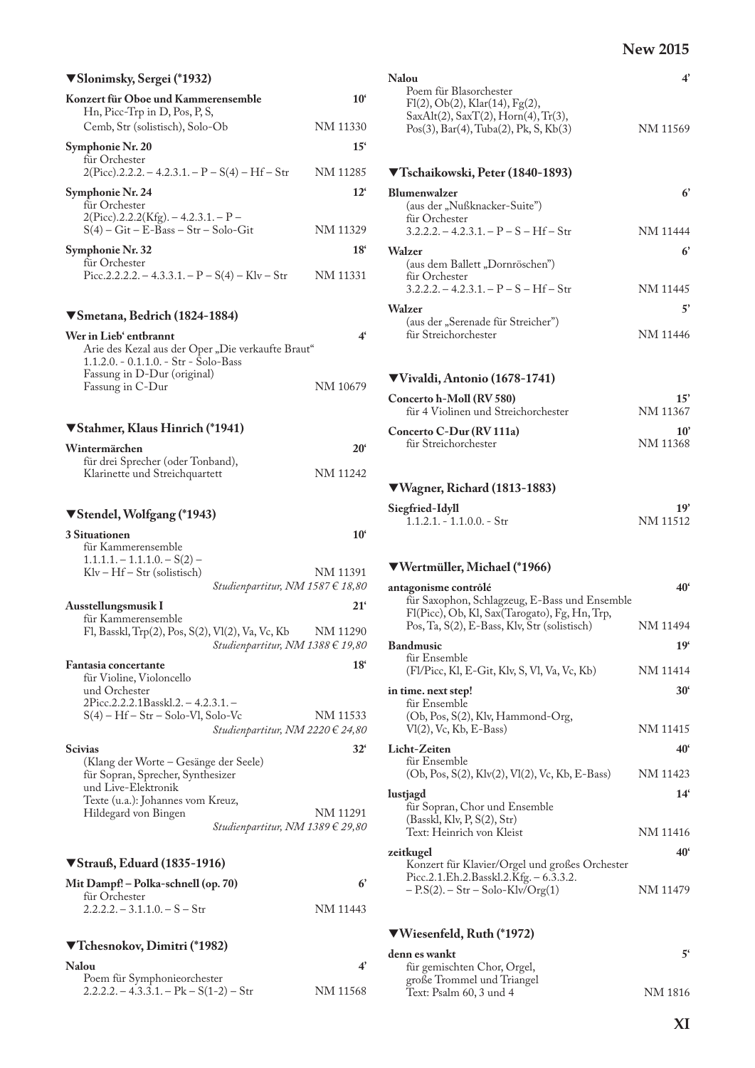## ▼Slonimsky, Sergei (*1932)

**Konzert für Oboe und Kammerensemble** — 10‘
Hn, Picc-Trp in D, Pos, P, S,
Cemb, Str (solistisch), Solo-Ob — NM 11330

**Symphonie Nr. 20** — 15‘
für Orchester
2(Picc).2.2.2. – 4.2.3.1. – P – S(4) – Hf – Str — NM 11285

**Symphonie Nr. 24** — 12‘
für Orchester
2(Picc).2.2.2(Kfg). – 4.2.3.1. – P –
S(4) – Git – E-Bass – Str – Solo-Git — NM 11329

**Symphonie Nr. 32** — 18‘
für Orchester
Picc.2.2.2.2. – 4.3.3.1. – P – S(4) – Klv – Str — NM 11331

## ▼Smetana, Bedrich (1824-1884)

**Wer in Lieb‘ entbrannt** — 4‘
Arie des Kezal aus der Oper „Die verkaufte Braut“
1.1.2.0. - 0.1.1.0. - Str - Solo-Bass
Fassung in D-Dur (original)
Fassung in C-Dur — NM 10679

## ▼Stahmer, Klaus Hinrich (*1941)

**Wintermärchen** — 20‘
für drei Sprecher (oder Tonband),
Klarinette und Streichquartett — NM 11242

## ▼Stendel, Wolfgang (*1943)

**3 Situationen** — 10‘
für Kammerensemble
1.1.1.1. – 1.1.1.0. – S(2) –
Klv – Hf – Str (solistisch) — NM 11391
*Studienpartitur, NM 1587 € 18,80*

**Ausstellungsmusik I** — 21‘
für Kammerensemble
Fl, Basskl, Trp(2), Pos, S(2), Vl(2), Va, Vc, Kb — NM 11290
*Studienpartitur, NM 1388 € 19,80*

**Fantasia concertante** — 18‘
für Violine, Violoncello
und Orchester
2Picc.2.2.2.1Basskl.2. – 4.2.3.1. –
S(4) – Hf – Str – Solo-Vl, Solo-Vc — NM 11533
*Studienpartitur, NM 2220 € 24,80*

**Scivias** — 32‘
(Klang der Worte – Gesänge der Seele)
für Sopran, Sprecher, Synthesizer
und Live-Elektronik
Texte (u.a.): Johannes vom Kreuz,
Hildegard von Bingen — NM 11291
*Studienpartitur, NM 1389 € 29,80*

## ▼Strauß, Eduard (1835-1916)

**Mit Dampf! – Polka-schnell (op. 70)** — 6’
für Orchester
2.2.2.2. – 3.1.1.0. – S – Str — NM 11443

## ▼Tchesnokov, Dimitri (*1982)

**Nalou** — 4’
Poem für Symphonieorchester
2.2.2.2. – 4.3.3.1. – Pk – S(1-2) – Str — NM 11568

**Nalou** — 4’
Poem für Blasorchester
Fl(2), Ob(2), Klar(14), Fg(2),
SaxAlt(2), SaxT(2), Horn(4), Tr(3),
Pos(3), Bar(4), Tuba(2), Pk, S, Kb(3) — NM 11569

## ▼Tschaikowski, Peter (1840-1893)

**Blumenwalzer** — 6’
(aus der „Nußknacker-Suite“)
für Orchester
3.2.2.2. – 4.2.3.1. – P – S – Hf – Str — NM 11444

**Walzer** — 6’
(aus dem Ballett „Dornröschen“)
für Orchester
3.2.2.2. – 4.2.3.1. – P – S – Hf – Str — NM 11445

**Walzer** — 5’
(aus der „Serenade für Streicher“)
für Streichorchester — NM 11446

## ▼Vivaldi, Antonio (1678-1741)

**Concerto h-Moll (RV 580)** — 15’
für 4 Violinen und Streichorchester — NM 11367

**Concerto C-Dur (RV 111a)** — 10’
für Streichorchester — NM 11368

## ▼Wagner, Richard (1813-1883)

**Siegfried-Idyll** — 19’
1.1.2.1. - 1.1.0.0. - Str — NM 11512

## ▼Wertmüller, Michael (*1966)

**antagonisme contrôlé** — 40‘
für Saxophon, Schlagzeug, E-Bass und Ensemble
Fl(Picc), Ob, Kl, Sax(Tarogato), Fg, Hn, Trp,
Pos, Ta, S(2), E-Bass, Klv, Str (solistisch) — NM 11494

**Bandmusic** — 19‘
für Ensemble
(Fl/Picc, Kl, E-Git, Klv, S, Vl, Va, Vc, Kb) — NM 11414

**in time. next step!** — 30‘
für Ensemble
(Ob, Pos, S(2), Klv, Hammond-Org,
Vl(2), Vc, Kb, E-Bass) — NM 11415

**Licht-Zeiten** — 40‘
für Ensemble
(Ob, Pos, S(2), Klv(2), Vl(2), Vc, Kb, E-Bass) — NM 11423

**lustjagd** — 14‘
für Sopran, Chor und Ensemble
(Basskl, Klv, P, S(2), Str)
Text: Heinrich von Kleist — NM 11416

**zeitkugel** — 40‘
Konzert für Klavier/Orgel und großes Orchester
Picc.2.1.Eh.2.Basskl.2.Kfg. – 6.3.3.2.
– P.S(2). – Str – Solo-Klv/Org(1) — NM 11479

## ▼Wiesenfeld, Ruth (*1972)

**denn es wankt** — 5‘
für gemischten Chor, Orgel,
große Trommel und Triangel
Text: Psalm 60, 3 und 4 — NM 1816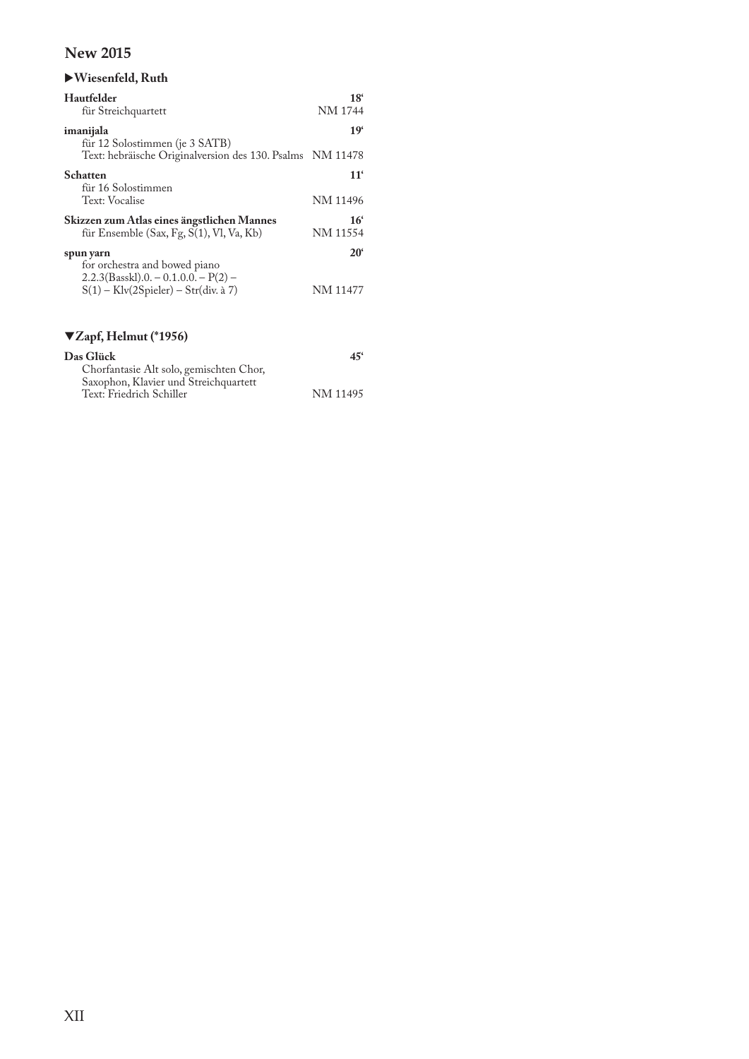# New 2015

## ▶Wiesenfeld, Ruth

**Hautfelder** **18'**
für Streichquartett
NM 1744

**imanijala** **19'**
für 12 Solostimmen (je 3 SATB)
Text: hebräische Originalversion des 130. Psalms NM 11478

**Schatten** **11'**
für 16 Solostimmen
Text: Vocalise
NM 11496

**Skizzen zum Atlas eines ängstlichen Mannes** **16'**
für Ensemble (Sax, Fg, S(1), Vl, Va, Kb)
NM 11554

**spun yarn** **20'**
for orchestra and bowed piano
2.2.3(Basskl).0. – 0.1.0.0. – P(2) –
S(1) – Klv(2Spieler) – Str(div. à 7)
NM 11477

## ▼Zapf, Helmut (*1956)

**Das Glück** **45'**
Chorfantasie Alt solo, gemischten Chor,
Saxophon, Klavier und Streichquartett
Text: Friedrich Schiller
NM 11495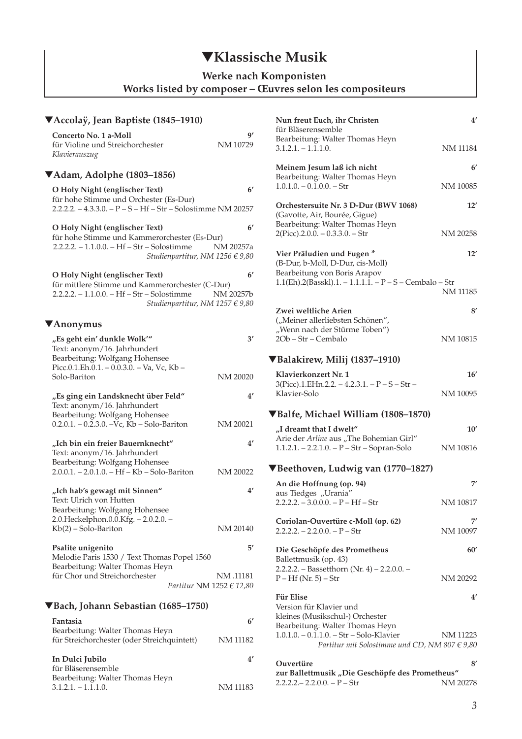# ▼Klassische Musik

**Werke nach Komponisten**
**Works listed by composer – Œuvres selon les compositeurs**

## ▼Accolaÿ, Jean Baptiste (1845–1910)

**Concerto No. 1 a-Moll** 9′
für Violine und Streichorchester NM 10729
*Klavierauszug*

## ▼Adam, Adolphe (1803–1856)

**O Holy Night (englischer Text)** 6′
für hohe Stimme und Orchester (Es-Dur)
2.2.2.2. – 4.3.3.0. – P – S – Hf – Str – Solostimme NM 20257

**O Holy Night (englischer Text)** 6′
für hohe Stimme und Kammerorchester (Es-Dur)
2.2.2.2. – 1.1.0.0. – Hf – Str – Solostimme NM 20257a
*Studienpartitur, NM 1256 € 9,80*

**O Holy Night (englischer Text)** 6′
für mittlere Stimme und Kammerorchester (C-Dur)
2.2.2.2. – 1.1.0.0. – Hf – Str – Solostimme NM 20257b
*Studienpartitur, NM 1257 € 9,80*

## ▼Anonymus

**„Es geht ein' dunkle Wolk'"** 3′
Text: anonym/16. Jahrhundert
Bearbeitung: Wolfgang Hohensee
Picc.0.1.Eh.0.1. – 0.0.3.0. – Va, Vc, Kb – Solo-Bariton NM 20020

**„Es ging ein Landsknecht über Feld"** 4′
Text: anonym/16. Jahrhundert
Bearbeitung: Wolfgang Hohensee
0.2.0.1. – 0.2.3.0. –Vc, Kb – Solo-Bariton NM 20021

**„Ich bin ein freier Bauernknecht"** 4′
Text: anonym/16. Jahrhundert
Bearbeitung: Wolfgang Hohensee
2.0.0.1. – 2.0.1.0. – Hf – Kb – Solo-Bariton NM 20022

**„Ich hab's gewagt mit Sinnen"** 4′
Text: Ulrich von Hutten
Bearbeitung: Wolfgang Hohensee
2.0.Heckelphon.0.Kfg. – 2.0.2.0. – Kb(2) – Solo-Bariton NM 20140

**Psalite unigenito** 5′
Melodie Paris 1530 / Text Thomas Popel 1560
Bearbeitung: Walter Thomas Heyn
für Chor und Streichorchester NM .11181
*Partitur* NM 1252 *€ 12,80*

## ▼Bach, Johann Sebastian (1685–1750)

**Fantasia** 6′
Bearbeitung: Walter Thomas Heyn
für Streichorchester (oder Streichquintett) NM 11182

**In Dulci Jubilo** 4′
für Bläserensemble
Bearbeitung: Walter Thomas Heyn
3.1.2.1. – 1.1.1.0. NM 11183

**Nun freut Euch, ihr Christen** 4′
für Bläserensemble
Bearbeitung: Walter Thomas Heyn
3.1.2.1. – 1.1.1.0. NM 11184

**Meinem Jesum laß ich nicht** 6′
Bearbeitung: Walter Thomas Heyn
1.0.1.0. – 0.1.0.0. – Str NM 10085

**Orchestersuite Nr. 3 D-Dur (BWV 1068)** 12′
(Gavotte, Air, Bourée, Gigue)
Bearbeitung: Walter Thomas Heyn
2(Picc).2.0.0. – 0.3.3.0. – Str NM 20258

**Vier Präludien und Fugen \*** 12′
(B-Dur, b-Moll, D-Dur, cis-Moll)
Bearbeitung von Boris Arapov
1.1(Eh).2(Basskl).1. – 1.1.1.1. – P – S – Cembalo – Str NM 11185

**Zwei weltliche Arien** 8′
(„Meiner allerliebsten Schönen",
„Wenn nach der Stürme Toben")
2Ob – Str – Cembalo NM 10815

## ▼Balakirew, Milij (1837–1910)

**Klavierkonzert Nr. 1** 16′
3(Picc).1.EHn.2.2. – 4.2.3.1. – P – S – Str – Klavier-Solo NM 10095

## ▼Balfe, Michael William (1808–1870)

**„I dreamt that I dwelt"** 10′
Arie der *Arline* aus „The Bohemian Girl"
1.1.2.1. – 2.2.1.0. – P – Str – Sopran-Solo NM 10816

## ▼Beethoven, Ludwig van (1770–1827)

**An die Hoffnung (op. 94)** 7′
aus Tiedges „Urania"
2.2.2.2. – 3.0.0.0. – P – Hf – Str NM 10817

**Coriolan-Ouvertüre c-Moll (op. 62)** 7′
2.2.2.2. – 2.2.0.0. – P – Str NM 10097

**Die Geschöpfe des Prometheus** 60′
Ballettmusik (op. 43)
2.2.2.2. – Bassetthorn (Nr. 4) – 2.2.0.0. – P – Hf (Nr. 5) – Str NM 20292

**Für Elise** 4′
Version für Klavier und kleines (Musikschul-) Orchester
Bearbeitung: Walter Thomas Heyn
1.0.1.0. – 0.1.1.0. – Str – Solo-Klavier NM 11223
*Partitur mit Solostimme und CD, NM 807 € 9,80*

**Ouvertüre** 8′
**zur Ballettmusik „Die Geschöpfe des Prometheus"**
2.2.2.2.– 2.2.0.0. – P – Str NM 20278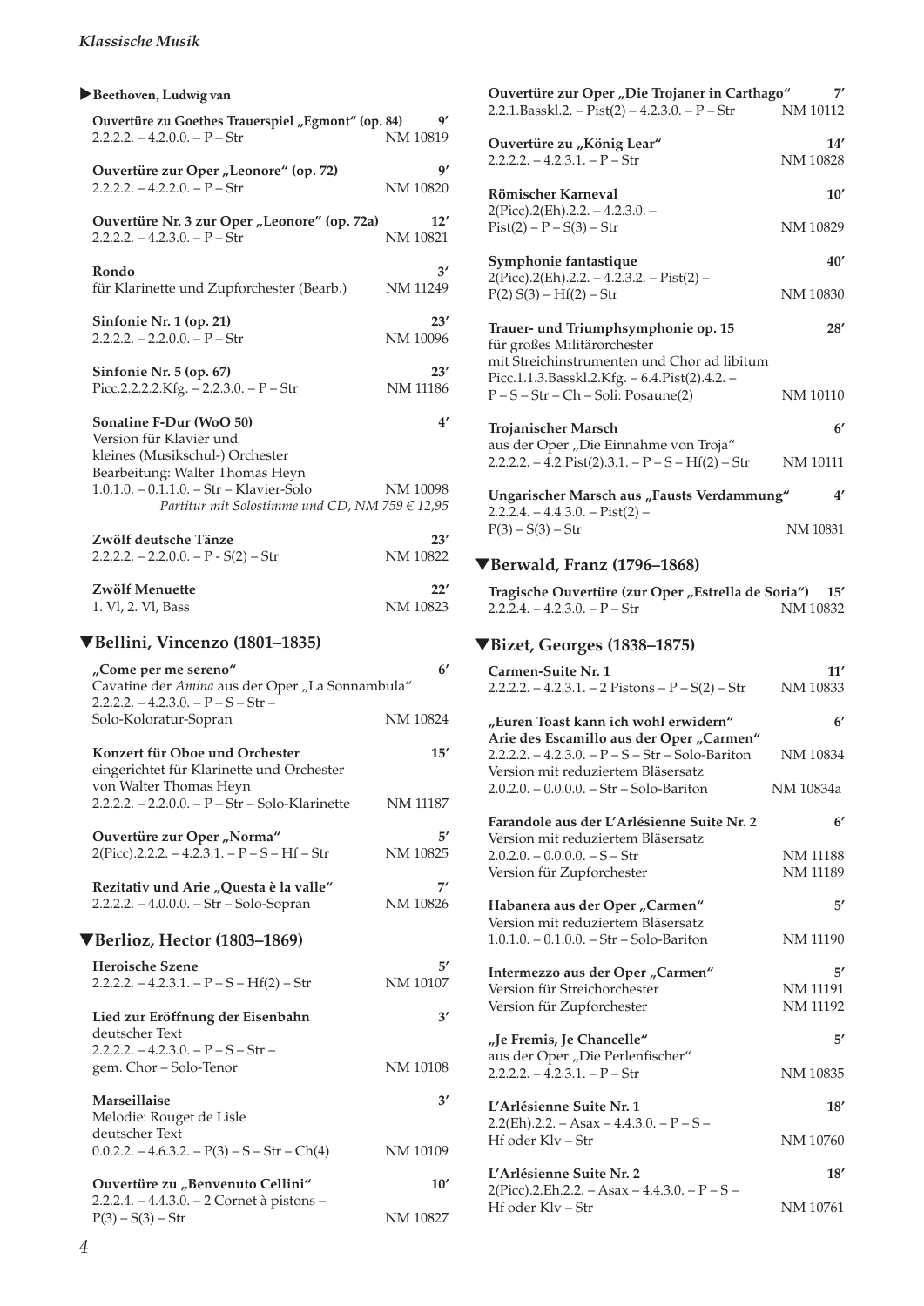### Beethoven, Ludwig van

**Ouvertüre zu Goethes Trauerspiel „Egmont" (op. 84)** 9′
2.2.2.2. – 4.2.0.0. – P – Str NM 10819

**Ouvertüre zur Oper „Leonore" (op. 72)** 9′
2.2.2.2. – 4.2.0.0. – P – Str NM 10820

**Ouvertüre Nr. 3 zur Oper „Leonore" (op. 72a)** 12′
2.2.2.2. – 4.2.3.0. – P – Str NM 10821

**Rondo** 3′
für Klarinette und Zupforchester (Bearb.) NM 11249

**Sinfonie Nr. 1 (op. 21)** 23′
2.2.2.2. – 2.2.0.0. – P – Str NM 10096

**Sinfonie Nr. 5 (op. 67)** 23′
Picc.2.2.2.2.Kfg. – 2.2.3.0. – P – Str NM 11186

**Sonatine F-Dur (WoO 50)** 4′
Version für Klavier und
kleines (Musikschul-) Orchester
Bearbeitung: Walter Thomas Heyn
1.0.1.0. – 0.1.1.0. – Str – Klavier-Solo NM 10098
*Partitur mit Solostimme und CD, NM 759 € 12,95*

**Zwölf deutsche Tänze** 23′
2.2.2.2. – 2.2.0.0. – P - S(2) – Str NM 10822

**Zwölf Menuette** 22′
1. Vl, 2. Vl, Bass NM 10823

### Bellini, Vincenzo (1801–1835)

**„Come per me sereno"** 6′
Cavatine der *Amina* aus der Oper „La Sonnambula"
2.2.2.2. – 4.2.3.0. – P – S – Str –
Solo-Koloratur-Sopran NM 10824

**Konzert für Oboe und Orchester** 15′
eingerichtet für Klarinette und Orchester
von Walter Thomas Heyn
2.2.2.2. – 2.2.0.0. – P – Str – Solo-Klarinette NM 11187

**Ouvertüre zur Oper „Norma"** 5′
2(Picc).2.2.2. – 4.2.3.1. – P – S – Hf – Str NM 10825

**Rezitativ und Arie „Questa è la valle"** 7′
2.2.2.2. – 4.0.0.0. – Str – Solo-Sopran NM 10826

### Berlioz, Hector (1803–1869)

**Heroische Szene** 5′
2.2.2.2. – 4.2.3.1. – P – S – Hf(2) – Str NM 10107

**Lied zur Eröffnung der Eisenbahn** 3′
deutscher Text
2.2.2.2. – 4.2.3.0. – P – S – Str –
gem. Chor – Solo-Tenor NM 10108

**Marseillaise** 3′
Melodie: Rouget de Lisle
deutscher Text
0.0.2.2. – 4.6.3.2. – P(3) – S – Str – Ch(4) NM 10109

**Ouvertüre zu „Benvenuto Cellini"** 10′
2.2.2.4. – 4.4.3.0. – 2 Cornet à pistons –
P(3) – S(3) – Str NM 10827

**Ouvertüre zur Oper „Die Trojaner in Carthago"** 7′
2.2.1.Basskl.2. – Pist(2) – 4.2.3.0. – P – Str NM 10112

**Ouvertüre zu „König Lear"** 14′
2.2.2.2. – 4.2.3.1. – P – Str NM 10828

**Römischer Karneval** 10′
2(Picc).2(Eh).2.2. – 4.2.3.0. –
Pist(2) – P – S(3) – Str NM 10829

**Symphonie fantastique** 40′
2(Picc).2(Eh).2.2. – 4.2.3.2. – Pist(2) –
P(2) S(3) – Hf(2) – Str NM 10830

**Trauer- und Triumphsymphonie op. 15** 28′
für großes Militärorchester
mit Streichinstrumenten und Chor ad libitum
Picc.1.1.3.Basskl.2.Kfg. – 6.4.Pist(2).4.2. –
P – S – Str – Ch – Soli: Posaune(2) NM 10110

**Trojanischer Marsch** 6′
aus der Oper „Die Einnahme von Troja"
2.2.2.2. – 4.2.Pist(2).3.1. – P – S – Hf(2) – Str NM 10111

**Ungarischer Marsch aus „Fausts Verdammung"** 4′
2.2.2.4. – 4.4.3.0. – Pist(2) –
P(3) – S(3) – Str NM 10831

### Berwald, Franz (1796–1868)

**Tragische Ouvertüre (zur Oper „Estrella de Soria")** 15′
2.2.2.4. – 4.2.3.0. – P – Str NM 10832

### Bizet, Georges (1838–1875)

**Carmen-Suite Nr. 1** 11′
2.2.2.2. – 4.2.3.1. – 2 Pistons – P – S(2) – Str NM 10833

**„Euren Toast kann ich wohl erwidern"** 6′
**Arie des Escamillo aus der Oper „Carmen"**
2.2.2.2. – 4.2.3.0. – P – S – Str – Solo-Bariton NM 10834
Version mit reduziertem Bläsersatz
2.0.2.0. – 0.0.0.0. – Str – Solo-Bariton NM 10834a

**Farandole aus der L'Arlésienne Suite Nr. 2** 6′
Version mit reduziertem Bläsersatz
2.0.2.0. – 0.0.0.0. – S – Str NM 11188
Version für Zupforchester NM 11189

**Habanera aus der Oper „Carmen"** 5′
Version mit reduziertem Bläsersatz
1.0.1.0. – 0.1.0.0. – Str – Solo-Bariton NM 11190

**Intermezzo aus der Oper „Carmen"** 5′
Version für Streichorchester NM 11191
Version für Zupforchester NM 11192

**„Je Fremis, Je Chancelle"** 5′
aus der Oper „Die Perlenfischer"
2.2.2.2. – 4.2.3.1. – P – Str NM 10835

**L'Arlésienne Suite Nr. 1** 18′
2.2(Eh).2.2. – Asax – 4.4.3.0. – P – S –
Hf oder Klv – Str NM 10760

**L'Arlésienne Suite Nr. 2** 18′
2(Picc).2.Eh.2.2. – Asax – 4.4.3.0. – P – S –
Hf oder Klv – Str NM 10761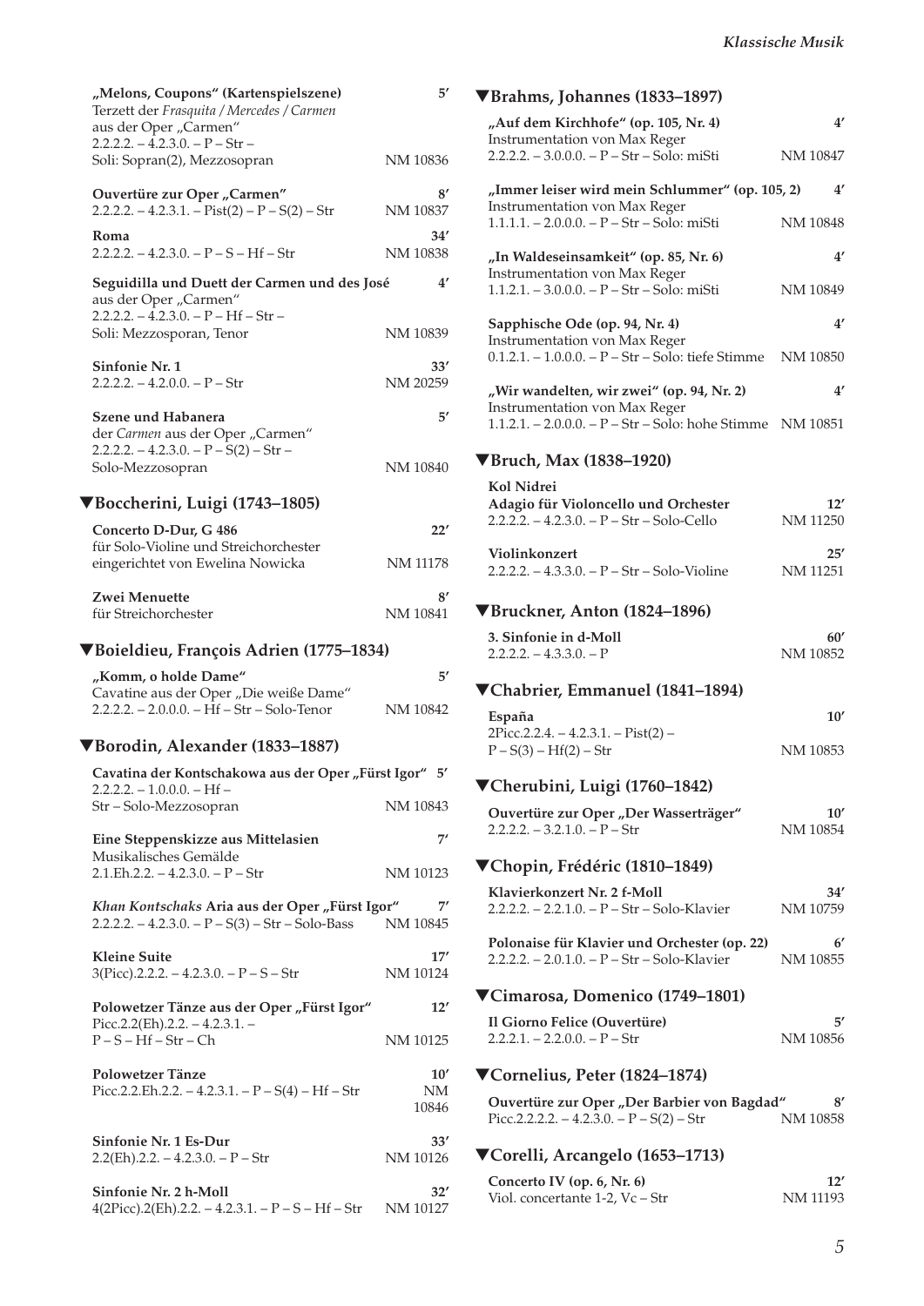**„Melons, Coupons" (Kartenspielszene)** 5′
Terzett der *Frasquita / Mercedes / Carmen* aus der Oper „Carmen"
2.2.2.2. – 4.2.3.0. – P – Str –
Soli: Sopran(2), Mezzosopran NM 10836

**Ouvertüre zur Oper „Carmen"** 8′
2.2.2.2. – 4.2.3.1. – Pist(2) – P – S(2) – Str NM 10837

**Roma** 34′
2.2.2.2. – 4.2.3.0. – P – S – Hf – Str NM 10838

**Seguidilla und Duett der Carmen und des José** 4′
aus der Oper „Carmen"
2.2.2.2. – 4.2.3.0. – P – Hf – Str –
Soli: Mezzosporan, Tenor NM 10839

**Sinfonie Nr. 1** 33′
2.2.2.2. – 4.2.0.0. – P – Str NM 20259

**Szene und Habanera** 5′
der *Carmen* aus der Oper „Carmen"
2.2.2.2. – 4.2.3.0. – P – S(2) – Str –
Solo-Mezzosopran NM 10840

## ▼Boccherini, Luigi (1743–1805)

**Concerto D-Dur, G 486** 22′
für Solo-Violine und Streichorchester
eingerichtet von Ewelina Nowicka NM 11178

**Zwei Menuette** 8′
für Streichorchester NM 10841

## ▼Boieldieu, François Adrien (1775–1834)

**„Komm, o holde Dame"** 5′
Cavatine aus der Oper „Die weiße Dame"
2.2.2.2. – 2.0.0.0. – Hf – Str – Solo-Tenor NM 10842

## ▼Borodin, Alexander (1833–1887)

**Cavatina der Kontschakowa aus der Oper „Fürst Igor"** 5′
2.2.2.2. – 1.0.0.0. – Hf –
Str – Solo-Mezzosopran NM 10843

**Eine Steppenskizze aus Mittelasien** 7′
Musikalisches Gemälde
2.1.Eh.2.2. – 4.2.3.0. – P – Str NM 10123

***Khan Kontschaks* Aria aus der Oper „Fürst Igor"** 7′
2.2.2.2. – 4.2.3.0. – P – S(3) – Str – Solo-Bass NM 10845

**Kleine Suite** 17′
3(Picc).2.2.2. – 4.2.3.0. – P – S – Str NM 10124

**Polowetzer Tänze aus der Oper „Fürst Igor"** 12′
Picc.2.2(Eh).2.2. – 4.2.3.1. –
P – S – Hf – Str – Ch NM 10125

**Polowetzer Tänze** 10′
Picc.2.2.Eh.2.2. – 4.2.3.1. – P – S(4) – Hf – Str NM 10846

**Sinfonie Nr. 1 Es-Dur** 33′
2.2(Eh).2.2. – 4.2.3.0. – P – Str NM 10126

**Sinfonie Nr. 2 h-Moll** 32′
4(2Picc).2(Eh).2.2. – 4.2.3.1. – P – S – Hf – Str NM 10127

## ▼Brahms, Johannes (1833–1897)

**„Auf dem Kirchhofe" (op. 105, Nr. 4)** 4′
Instrumentation von Max Reger
2.2.2.2. – 3.0.0.0. – P – Str – Solo: miSti NM 10847

**„Immer leiser wird mein Schlummer" (op. 105, 2)** 4′
Instrumentation von Max Reger
1.1.1.1. – 2.0.0.0. – P – Str – Solo: miSti NM 10848

**„In Waldeseinsamkeit" (op. 85, Nr. 6)** 4′
Instrumentation von Max Reger
1.1.2.1. – 3.0.0.0. – P – Str – Solo: miSti NM 10849

**Sapphische Ode (op. 94, Nr. 4)** 4′
Instrumentation von Max Reger
0.1.2.1. – 1.0.0.0. – P – Str – Solo: tiefe Stimme NM 10850

**„Wir wandelten, wir zwei" (op. 94, Nr. 2)** 4′
Instrumentation von Max Reger
1.1.2.1. – 2.0.0.0. – P – Str – Solo: hohe Stimme NM 10851

## ▼Bruch, Max (1838–1920)

**Kol Nidrei**
**Adagio für Violoncello und Orchester** 12′
2.2.2.2. – 4.2.3.0. – P – Str – Solo-Cello NM 11250

**Violinkonzert** 25′
2.2.2.2. – 4.3.3.0. – P – Str – Solo-Violine NM 11251

## ▼Bruckner, Anton (1824–1896)

**3. Sinfonie in d-Moll** 60′
2.2.2.2. – 4.3.3.0. – P NM 10852

## ▼Chabrier, Emmanuel (1841–1894)

**España** 10′
2Picc.2.2.4. – 4.2.3.1. – Pist(2) –
P – S(3) – Hf(2) – Str NM 10853

## ▼Cherubini, Luigi (1760–1842)

**Ouvertüre zur Oper „Der Wasserträger"** 10′
2.2.2.2. – 3.2.1.0. – P – Str NM 10854

## ▼Chopin, Frédéric (1810–1849)

**Klavierkonzert Nr. 2 f-Moll** 34′
2.2.2.2. – 2.2.1.0. – P – Str – Solo-Klavier NM 10759

**Polonaise für Klavier und Orchester (op. 22)** 6′
2.2.2.2. – 2.0.1.0. – P – Str – Solo-Klavier NM 10855

## ▼Cimarosa, Domenico (1749–1801)

**Il Giorno Felice (Ouvertüre)** 5′
2.2.2.1. – 2.2.0.0. – P – Str NM 10856

## ▼Cornelius, Peter (1824–1874)

**Ouvertüre zur Oper „Der Barbier von Bagdad"** 8′
Picc.2.2.2.2. – 4.2.3.0. – P – S(2) – Str NM 10858

## ▼Corelli, Arcangelo (1653–1713)

**Concerto IV (op. 6, Nr. 6)** 12′
Viol. concertante 1-2, Vc – Str NM 11193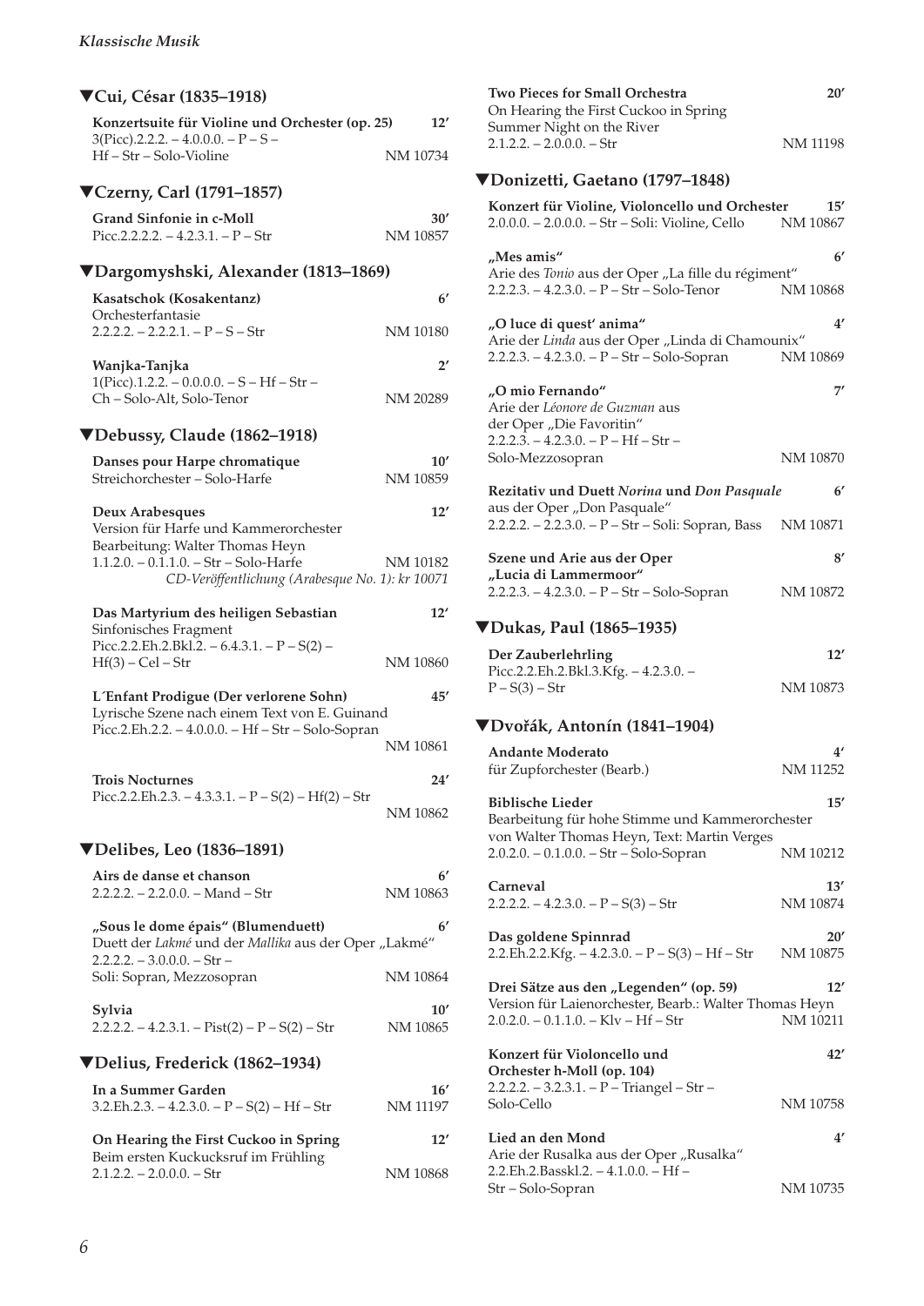### ▼Cui, César (1835–1918)

**Konzertsuite für Violine und Orchester (op. 25)** **12′**
3(Picc).2.2.2. – 4.0.0.0. – P – S –
Hf – Str – Solo-Violine NM 10734

### ▼Czerny, Carl (1791–1857)

**Grand Sinfonie in c-Moll** **30′**
Picc.2.2.2.2. – 4.2.3.1. – P – Str NM 10857

### ▼Dargomyshski, Alexander (1813–1869)

**Kasatschok (Kosakentanz)** **6′**
Orchesterfantasie
2.2.2.2. – 2.2.2.1. – P – S – Str NM 10180

**Wanjka-Tanjka** **2′**
1(Picc).1.2.2. – 0.0.0.0. – S – Hf – Str –
Ch – Solo-Alt, Solo-Tenor NM 20289

### ▼Debussy, Claude (1862–1918)

**Danses pour Harpe chromatique** **10′**
Streichorchester – Solo-Harfe NM 10859

**Deux Arabesques** **12′**
Version für Harfe und Kammerorchester
Bearbeitung: Walter Thomas Heyn
1.1.2.0. – 0.1.1.0. – Str – Solo-Harfe NM 10182
*CD-Veröffentlichung (Arabesque No. 1): kr 10071*

**Das Martyrium des heiligen Sebastian** **12′**
Sinfonisches Fragment
Picc.2.2.Eh.2.Bkl.2. – 6.4.3.1. – P – S(2) –
Hf(3) – Cel – Str NM 10860

**L´Enfant Prodigue (Der verlorene Sohn)** **45′**
Lyrische Szene nach einem Text von E. Guinand
Picc.2.Eh.2.2. – 4.0.0.0. – Hf – Str – Solo-Sopran
NM 10861

**Trois Nocturnes** **24′**
Picc.2.2.Eh.2.3. – 4.3.3.1. – P – S(2) – Hf(2) – Str
NM 10862

### ▼Delibes, Leo (1836–1891)

**Airs de danse et chanson** **6′**
2.2.2.2. – 2.2.0.0. – Mand – Str NM 10863

**„Sous le dome épais“ (Blumenduett)** **6′**
Duett der *Lakmé* und der *Mallika* aus der Oper „Lakmé“
2.2.2.2. – 3.0.0.0. – Str –
Soli: Sopran, Mezzosopran NM 10864

**Sylvia** **10′**
2.2.2.2. – 4.2.3.1. – Pist(2) – P – S(2) – Str NM 10865

### ▼Delius, Frederick (1862–1934)

**In a Summer Garden** **16′**
3.2.Eh.2.3. – 4.2.3.0. – P – S(2) – Hf – Str NM 11197

**On Hearing the First Cuckoo in Spring** **12′**
Beim ersten Kuckucksruf im Frühling
2.1.2.2. – 2.0.0.0. – Str NM 10868

**Two Pieces for Small Orchestra** **20′**
On Hearing the First Cuckoo in Spring
Summer Night on the River
2.1.2.2. – 2.0.0.0. – Str NM 11198

### ▼Donizetti, Gaetano (1797–1848)

**Konzert für Violine, Violoncello und Orchester** **15′**
2.0.0.0. – 2.0.0.0. – Str – Soli: Violine, Cello NM 10867

**„Mes amis“** **6′**
Arie des *Tonio* aus der Oper „La fille du régiment“
2.2.2.3. – 4.2.3.0. – P – Str – Solo-Tenor NM 10868

**„O luce di quest‘ anima“** **4′**
Arie der *Linda* aus der Oper „Linda di Chamounix“
2.2.2.3. – 4.2.3.0. – P – Str – Solo-Sopran NM 10869

**„O mio Fernando“** **7′**
Arie der *Léonore de Guzman* aus
der Oper „Die Favoritin“
2.2.2.3. – 4.2.3.0. – P – Hf – Str –
Solo-Mezzosopran NM 10870

**Rezitativ und Duett *Norina* und *Don Pasquale*** **6′**
aus der Oper „Don Pasquale“
2.2.2.2. – 2.2.3.0. – P – Str – Soli: Sopran, Bass NM 10871

**Szene und Arie aus der Oper „Lucia di Lammermoor“** **8′**
2.2.2.3. – 4.2.3.0. – P – Str – Solo-Sopran NM 10872

### ▼Dukas, Paul (1865–1935)

**Der Zauberlehrling** **12′**
Picc.2.2.Eh.2.Bkl.3.Kfg. – 4.2.3.0. –
P – S(3) – Str NM 10873

### ▼Dvořák, Antonín (1841–1904)

**Andante Moderato** **4′**
für Zupforchester (Bearb.) NM 11252

**Biblische Lieder** **15′**
Bearbeitung für hohe Stimme und Kammerorchester
von Walter Thomas Heyn, Text: Martin Verges
2.0.2.0. – 0.1.0.0. – Str – Solo-Sopran NM 10212

**Carneval** **13′**
2.2.2.2. – 4.2.3.0. – P – S(3) – Str NM 10874

**Das goldene Spinnrad** **20′**
2.2.Eh.2.2.Kfg. – 4.2.3.0. – P – S(3) – Hf – Str NM 10875

**Drei Sätze aus den „Legenden“ (op. 59)** **12′**
Version für Laienorchester, Bearb.: Walter Thomas Heyn
2.0.2.0. – 0.1.1.0. – Klv – Hf – Str NM 10211

**Konzert für Violoncello und Orchester h-Moll (op. 104)** **42′**
2.2.2.2. – 3.2.3.1. – P – Triangel – Str –
Solo-Cello NM 10758

**Lied an den Mond** **4′**
Arie der Rusalka aus der Oper „Rusalka“
2.2.Eh.2.Basskl.2. – 4.1.0.0. – Hf –
Str – Solo-Sopran NM 10735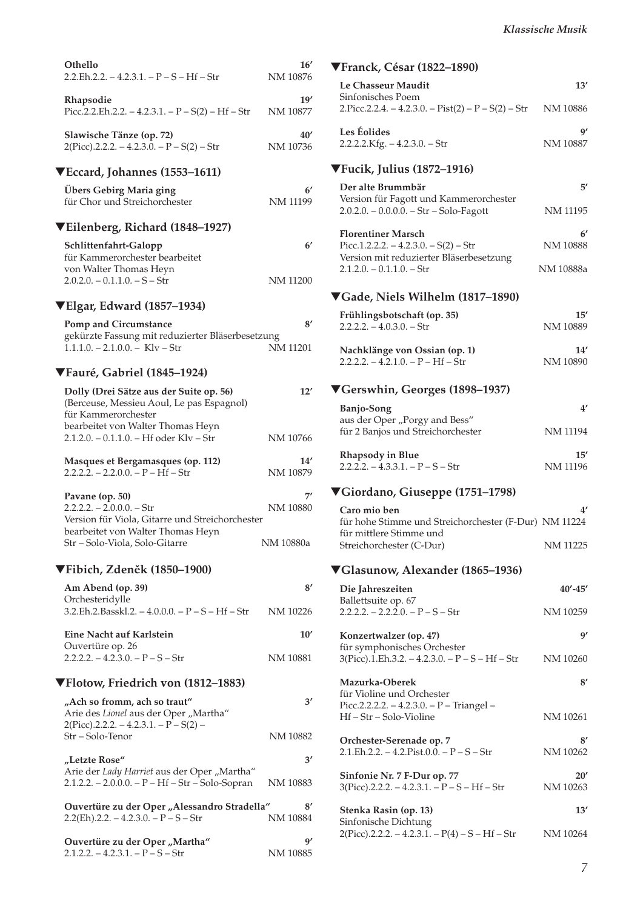**Othello** 16′
2.2.Eh.2.2. – 4.2.3.1. – P – S – Hf – Str NM 10876

**Rhapsodie** 19′
Picc.2.2.Eh.2.2. – 4.2.3.1. – P – S(2) – Hf – Str NM 10877

**Slawische Tänze (op. 72)** 40′
2(Picc).2.2.2. – 4.2.3.0. – P – S(2) – Str NM 10736

## ▼Eccard, Johannes (1553–1611)

**Übers Gebirg Maria ging** 6′
für Chor und Streichorchester NM 11199

## ▼Eilenberg, Richard (1848–1927)

**Schlittenfahrt-Galopp** 6′
für Kammerorchester bearbeitet
von Walter Thomas Heyn
2.0.2.0. – 0.1.1.0. – S – Str NM 11200

## ▼Elgar, Edward (1857–1934)

**Pomp and Circumstance** 8′
gekürzte Fassung mit reduzierter Bläserbesetzung
1.1.1.0. – 2.1.0.0. – Klv – Str NM 11201

## ▼Fauré, Gabriel (1845–1924)

**Dolly (Drei Sätze aus der Suite op. 56)** 12′
(Berceuse, Messieu Aoul, Le pas Espagnol)
für Kammerorchester
bearbeitet von Walter Thomas Heyn
2.1.2.0. – 0.1.1.0. – Hf oder Klv – Str NM 10766

**Masques et Bergamasques (op. 112)** 14′
2.2.2.2. – 2.2.0.0. – P – Hf – Str NM 10879

**Pavane (op. 50)** 7′
2.2.2.2. – 2.0.0.0. – Str NM 10880
Version für Viola, Gitarre und Streichorchester
bearbeitet von Walter Thomas Heyn
Str – Solo-Viola, Solo-Gitarre NM 10880a

## ▼Fibich, Zdeněk (1850–1900)

**Am Abend (op. 39)** 8′
Orchesteridylle
3.2.Eh.2.Basskl.2. – 4.0.0.0. – P – S – Hf – Str NM 10226

**Eine Nacht auf Karlstein** 10′
Ouvertüre op. 26
2.2.2.2. – 4.2.3.0. – P – S – Str NM 10881

## ▼Flotow, Friedrich von (1812–1883)

**„Ach so fromm, ach so traut“** 3′
Arie des *Lionel* aus der Oper „Martha“
2(Picc).2.2.2. – 4.2.3.1. – P – S(2) –
Str – Solo-Tenor NM 10882

**„Letzte Rose“** 3′
Arie der *Lady Harriet* aus der Oper „Martha“
2.1.2.2. – 2.0.0.0. – P – Hf – Str – Solo-Sopran NM 10883

**Ouvertüre zu der Oper „Alessandro Stradella“** 8′
2.2(Eh).2.2. – 4.2.3.0. – P – S – Str NM 10884

**Ouvertüre zu der Oper „Martha“** 9′
2.1.2.2. – 4.2.3.1. – P – S – Str NM 10885

## ▼Franck, César (1822–1890)

**Le Chasseur Maudit** 13′
Sinfonisches Poem
2.Picc.2.2.4. – 4.2.3.0. – Pist(2) – P – S(2) – Str NM 10886

**Les Éolides** 9′
2.2.2.2.Kfg. – 4.2.3.0. – Str NM 10887

## ▼Fucik, Julius (1872–1916)

**Der alte Brummbär** 5′
Version für Fagott und Kammerorchester
2.0.2.0. – 0.0.0.0. – Str – Solo-Fagott NM 11195

**Florentiner Marsch** 6′
Picc.1.2.2.2. – 4.2.3.0. – S(2) – Str NM 10888
Version mit reduzierter Bläserbesetzung
2.1.2.0. – 0.1.1.0. – Str NM 10888a

## ▼Gade, Niels Wilhelm (1817–1890)

**Frühlingsbotschaft (op. 35)** 15′
2.2.2.2. – 4.0.3.0. – Str NM 10889

**Nachklänge von Ossian (op. 1)** 14′
2.2.2.2. – 4.2.1.0. – P – Hf – Str NM 10890

## ▼Gerswhin, Georges (1898–1937)

**Banjo-Song** 4′
aus der Oper „Porgy and Bess“
für 2 Banjos und Streichorchester NM 11194

**Rhapsody in Blue** 15′
2.2.2.2. – 4.3.3.1. – P – S – Str NM 11196

## ▼Giordano, Giuseppe (1751–1798)

**Caro mio ben** 4′
für hohe Stimme und Streichorchester (F-Dur) NM 11224
für mittlere Stimme und
Streichorchester (C-Dur) NM 11225

## ▼Glasunow, Alexander (1865–1936)

**Die Jahreszeiten** 40′-45′
Ballettsuite op. 67
2.2.2.2. – 2.2.2.0. – P – S – Str NM 10259

**Konzertwalzer (op. 47)** 9′
für symphonisches Orchester
3(Picc).1.Eh.3.2. – 4.2.3.0. – P – S – Hf – Str NM 10260

**Mazurka-Oberek** 8′
für Violine und Orchester
Picc.2.2.2.2. – 4.2.3.0. – P – Triangel –
Hf – Str – Solo-Violine NM 10261

**Orchester-Serenade op. 7** 8′
2.1.Eh.2.2. – 4.2.Pist.0.0. – P – S – Str NM 10262

**Sinfonie Nr. 7 F-Dur op. 77** 20′
3(Picc).2.2.2. – 4.2.3.1. – P – S – Hf – Str NM 10263

**Stenka Rasin (op. 13)** 13′
Sinfonische Dichtung
2(Picc).2.2.2. – 4.2.3.1. – P(4) – S – Hf – Str NM 10264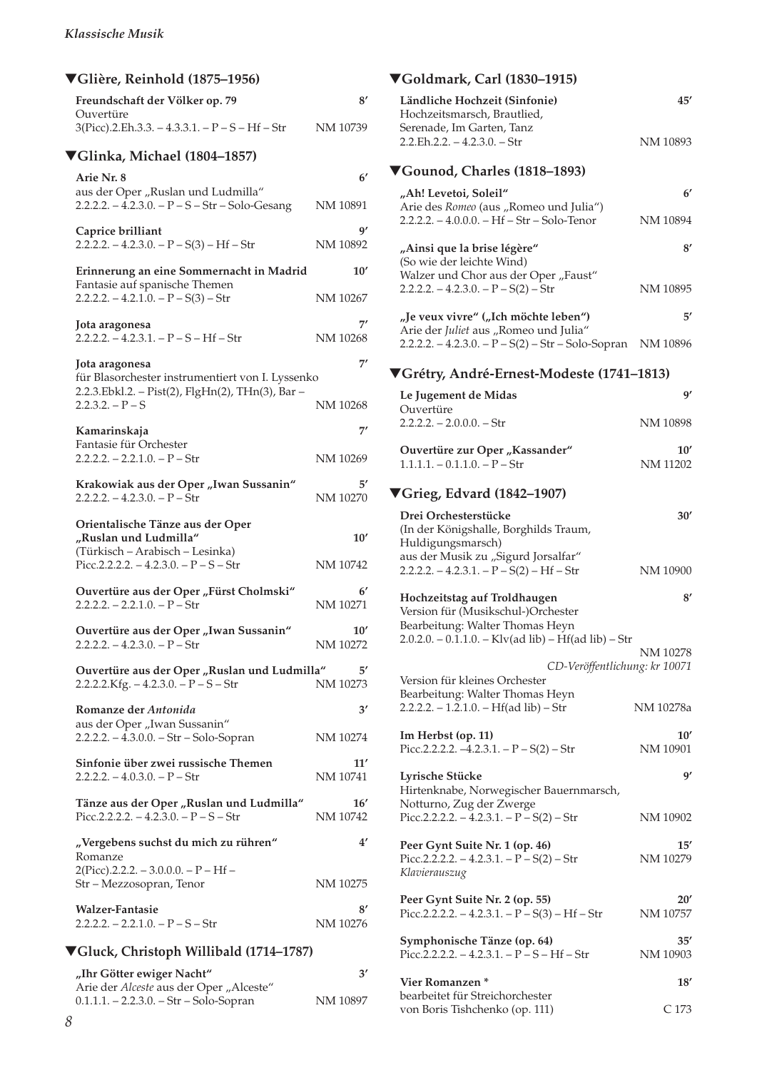## ▼Glière, Reinhold (1875–1956)

**Freundschaft der Völker op. 79** 8′
Ouvertüre
3(Picc).2.Eh.3.3. – 4.3.3.1. – P – S – Hf – Str NM 10739

## ▼Glinka, Michael (1804–1857)

**Arie Nr. 8** 6′
aus der Oper „Ruslan und Ludmilla"
2.2.2.2. – 4.2.3.0. – P – S – Str – Solo-Gesang NM 10891

**Caprice brilliant** 9′
2.2.2.2. – 4.2.3.0. – P – S(3) – Hf – Str NM 10892

**Erinnerung an eine Sommernacht in Madrid** 10′
Fantasie auf spanische Themen
2.2.2.2. – 4.2.1.0. – P – S(3) – Str NM 10267

**Jota aragonesa** 7′
2.2.2.2. – 4.2.3.1. – P – S – Hf – Str NM 10268

**Jota aragonesa** 7′
für Blasorchester instrumentiert von I. Lyssenko
2.2.3.Ebkl.2. – Pist(2), FlgHn(2), THn(3), Bar –
2.2.3.2. – P – S NM 10268

**Kamarinskaja** 7′
Fantasie für Orchester
2.2.2.2. – 2.2.1.0. – P – Str NM 10269

**Krakowiak aus der Oper „Iwan Sussanin"** 5′
2.2.2.2. – 4.2.3.0. – P – Str NM 10270

**Orientalische Tänze aus der Oper „Ruslan und Ludmilla"** 10′
(Türkisch – Arabisch – Lesinka)
Picc.2.2.2.2. – 4.2.3.0. – P – S – Str NM 10742

**Ouvertüre aus der Oper „Fürst Cholmski"** 6′
2.2.2.2. – 2.2.1.0. – P – Str NM 10271

**Ouvertüre aus der Oper „Iwan Sussanin"** 10′
2.2.2.2. – 4.2.3.0. – P – Str NM 10272

**Ouvertüre aus der Oper „Ruslan und Ludmilla"** 5′
2.2.2.2.Kfg. – 4.2.3.0. – P – S – Str NM 10273

**Romanze der *Antonida*** 3′
aus der Oper „Iwan Sussanin"
2.2.2.2. – 4.3.0.0. – Str – Solo-Sopran NM 10274

**Sinfonie über zwei russische Themen** 11′
2.2.2.2. – 4.0.3.0. – P – Str NM 10741

**Tänze aus der Oper „Ruslan und Ludmilla"** 16′
Picc.2.2.2.2. – 4.2.3.0. – P – S – Str NM 10742

**„Vergebens suchst du mich zu rühren"** 4′
Romanze
2(Picc).2.2.2. – 3.0.0.0. – P – Hf –
Str – Mezzosopran, Tenor NM 10275

**Walzer-Fantasie** 8′
2.2.2.2. – 2.2.1.0. – P – S – Str NM 10276

## ▼Gluck, Christoph Willibald (1714–1787)

**„Ihr Götter ewiger Nacht"** 3′
Arie der *Alceste* aus der Oper „Alceste"
0.1.1.1. – 2.2.3.0. – Str – Solo-Sopran NM 10897

## ▼Goldmark, Carl (1830–1915)

**Ländliche Hochzeit (Sinfonie)** 45′
Hochzeitsmarsch, Brautlied,
Serenade, Im Garten, Tanz
2.2.Eh.2.2. – 4.2.3.0. – Str NM 10893

## ▼Gounod, Charles (1818–1893)

**„Ah! Levetoi, Soleil"** 6′
Arie des *Romeo* (aus „Romeo und Julia")
2.2.2.2. – 4.0.0.0. – Hf – Str – Solo-Tenor NM 10894

**„Ainsi que la brise légère"** 8′
(So wie der leichte Wind)
Walzer und Chor aus der Oper „Faust"
2.2.2.2. – 4.2.3.0. – P – S(2) – Str NM 10895

**„Je veux vivre" („Ich möchte leben")** 5′
Arie der *Juliet* aus „Romeo und Julia"
2.2.2.2. – 4.2.3.0. – P – S(2) – Str – Solo-Sopran NM 10896

## ▼Grétry, André-Ernest-Modeste (1741–1813)

**Le Jugement de Midas** 9′
Ouvertüre
2.2.2.2. – 2.0.0.0. – Str NM 10898

**Ouvertüre zur Oper „Kassander"** 10′
1.1.1.1. – 0.1.1.0. – P – Str NM 11202

## ▼Grieg, Edvard (1842–1907)

**Drei Orchesterstücke** 30′
(In der Königshalle, Borghilds Traum, Huldigungsmarsch)
aus der Musik zu „Sigurd Jorsalfar"
2.2.2.2. – 4.2.3.1. – P – S(2) – Hf – Str NM 10900

**Hochzeitstag auf Troldhaugen** 8′
Version für (Musikschul-)Orchester
Bearbeitung: Walter Thomas Heyn
2.0.2.0. – 0.1.1.0. – Klv(ad lib) – Hf(ad lib) – Str NM 10278
*CD-Veröffentlichung: kr 10071*
Version für kleines Orchester
Bearbeitung: Walter Thomas Heyn
2.2.2.2. – 1.2.1.0. – Hf(ad lib) – Str NM 10278a

**Im Herbst (op. 11)** 10′
Picc.2.2.2.2. –4.2.3.1. – P – S(2) – Str NM 10901

**Lyrische Stücke** 9′
Hirtenknabe, Norwegischer Bauernmarsch, Notturno, Zug der Zwerge
Picc.2.2.2.2. – 4.2.3.1. – P – S(2) – Str NM 10902

**Peer Gynt Suite Nr. 1 (op. 46)** 15′
Picc.2.2.2.2. – 4.2.3.1. – P – S(2) – Str NM 10279
*Klavierauszug*

**Peer Gynt Suite Nr. 2 (op. 55)** 20′
Picc.2.2.2.2. – 4.2.3.1. – P – S(3) – Hf – Str NM 10757

**Symphonische Tänze (op. 64)** 35′
Picc.2.2.2.2. – 4.2.3.1. – P – S – Hf – Str NM 10903

**Vier Romanzen *** 18′
bearbeitet für Streichorchester
von Boris Tishchenko (op. 111) C 173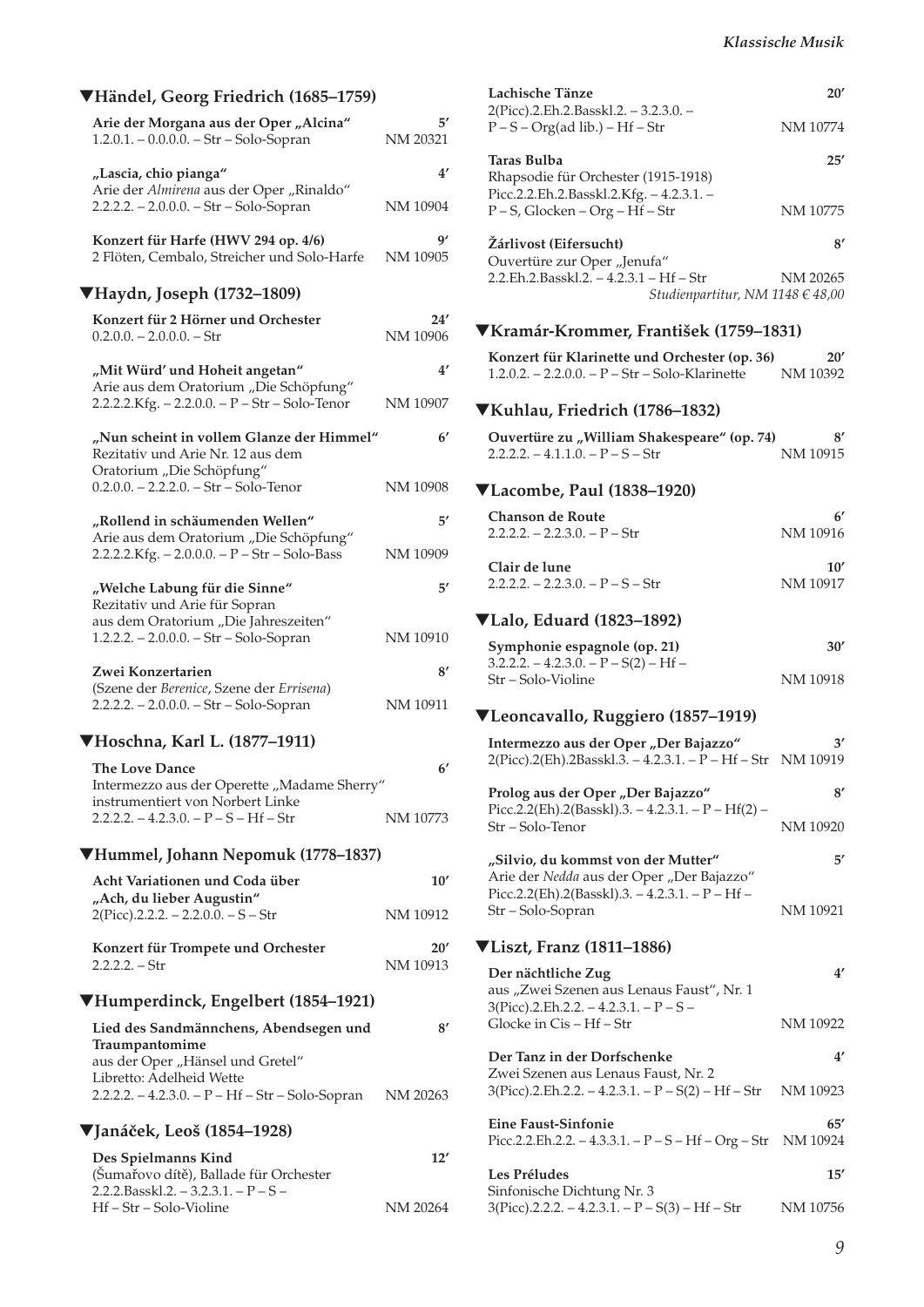## ▼Händel, Georg Friedrich (1685–1759)

**Arie der Morgana aus der Oper „Alcina"** 5′
1.2.0.1. – 0.0.0.0. – Str – Solo-Sopran NM 20321

**„Lascia, chio pianga"** 4′
Arie der *Almirena* aus der Oper „Rinaldo"
2.2.2.2. – 2.0.0.0. – Str – Solo-Sopran NM 10904

**Konzert für Harfe (HWV 294 op. 4/6)** 9′
2 Flöten, Cembalo, Streicher und Solo-Harfe NM 10905

## ▼Haydn, Joseph (1732–1809)

**Konzert für 2 Hörner und Orchester** 24′
0.2.0.0. – 2.0.0.0. – Str NM 10906

**„Mit Würd' und Hoheit angetan"** 4′
Arie aus dem Oratorium „Die Schöpfung"
2.2.2.2.Kfg. – 2.2.0.0. – P – Str – Solo-Tenor NM 10907

**„Nun scheint in vollem Glanze der Himmel"** 6′
Rezitativ und Arie Nr. 12 aus dem Oratorium „Die Schöpfung"
0.2.0.0. – 2.2.2.0. – Str – Solo-Tenor NM 10908

**„Rollend in schäumenden Wellen"** 5′
Arie aus dem Oratorium „Die Schöpfung"
2.2.2.2.Kfg. – 2.0.0.0. – P – Str – Solo-Bass NM 10909

**„Welche Labung für die Sinne"** 5′
Rezitativ und Arie für Sopran aus dem Oratorium „Die Jahreszeiten"
1.2.2.2. – 2.0.0.0. – Str – Solo-Sopran NM 10910

**Zwei Konzertarien** 8′
(Szene der *Berenice*, Szene der *Errisena*)
2.2.2.2. – 2.0.0.0. – Str – Solo-Sopran NM 10911

## ▼Hoschna, Karl L. (1877–1911)

**The Love Dance** 6′
Intermezzo aus der Operette „Madame Sherry"
instrumentiert von Norbert Linke
2.2.2.2. – 4.2.3.0. – P – S – Hf – Str NM 10773

## ▼Hummel, Johann Nepomuk (1778–1837)

**Acht Variationen und Coda über „Ach, du lieber Augustin"** 10′
2(Picc).2.2.2. – 2.2.0.0. – S – Str NM 10912

**Konzert für Trompete und Orchester** 20′
2.2.2.2. – Str NM 10913

## ▼Humperdinck, Engelbert (1854–1921)

**Lied des Sandmännchens, Abendsegen und Traumpantomime** 8′
aus der Oper „Hänsel und Gretel"
Libretto: Adelheid Wette
2.2.2.2. – 4.2.3.0. – P – Hf – Str – Solo-Sopran NM 20263

## ▼Janáček, Leoš (1854–1928)

**Des Spielmanns Kind** 12′
(Šumařovo dítě), Ballade für Orchester
2.2.2.Basskl.2. – 3.2.3.1. – P – S – Hf – Str – Solo-Violine NM 20264

**Lachische Tänze** 20′
2(Picc).2.Eh.2.Basskl.2. – 3.2.3.0. – P – S – Org(ad lib.) – Hf – Str NM 10774

**Taras Bulba** 25′
Rhapsodie für Orchester (1915-1918)
Picc.2.2.Eh.2.Basskl.2.Kfg. – 4.2.3.1. – P – S, Glocken – Org – Hf – Str NM 10775

**Žárlivost (Eifersucht)** 8′
Ouvertüre zur Oper „Jenufa"
2.2.Eh.2.Basskl.2. – 4.2.3.1 – Hf – Str NM 20265
*Studienpartitur, NM 1148 € 48,00*

## ▼Kramár-Krommer, František (1759–1831)

**Konzert für Klarinette und Orchester (op. 36)** 20′
1.2.0.2. – 2.2.0.0. – P – Str – Solo-Klarinette NM 10392

## ▼Kuhlau, Friedrich (1786–1832)

**Ouvertüre zu „William Shakespeare" (op. 74)** 8′
2.2.2.2. – 4.1.1.0. – P – S – Str NM 10915

## ▼Lacombe, Paul (1838–1920)

**Chanson de Route** 6′
2.2.2.2. – 2.2.3.0. – P – Str NM 10916

**Clair de lune** 10′
2.2.2.2. – 2.2.3.0. – P – S – Str NM 10917

## ▼Lalo, Eduard (1823–1892)

**Symphonie espagnole (op. 21)** 30′
3.2.2.2. – 4.2.3.0. – P – S(2) – Hf – Str – Solo-Violine NM 10918

## ▼Leoncavallo, Ruggiero (1857–1919)

**Intermezzo aus der Oper „Der Bajazzo"** 3′
2(Picc).2(Eh).2Basskl.3. – 4.2.3.1. – P – Hf – Str NM 10919

**Prolog aus der Oper „Der Bajazzo"** 8′
Picc.2.2(Eh).2(Basskl).3. – 4.2.3.1. – P – Hf(2) – Str – Solo-Tenor NM 10920

**„Silvio, du kommst von der Mutter"** 5′
Arie der *Nedda* aus der Oper „Der Bajazzo"
Picc.2.2(Eh).2(Basskl).3. – 4.2.3.1. – P – Hf – Str – Solo-Sopran NM 10921

## ▼Liszt, Franz (1811–1886)

**Der nächtliche Zug** 4′
aus „Zwei Szenen aus Lenaus Faust", Nr. 1
3(Picc).2.Eh.2.2. – 4.2.3.1. – P – S – Glocke in Cis – Hf – Str NM 10922

**Der Tanz in der Dorfschenke** 4′
Zwei Szenen aus Lenaus Faust, Nr. 2
3(Picc).2.Eh.2.2. – 4.2.3.1. – P – S(2) – Hf – Str NM 10923

**Eine Faust-Sinfonie** 65′
Picc.2.2.Eh.2.2. – 4.3.3.1. – P – S – Hf – Org – Str NM 10924

**Les Préludes** 15′
Sinfonische Dichtung Nr. 3
3(Picc).2.2.2. – 4.2.3.1. – P – S(3) – Hf – Str NM 10756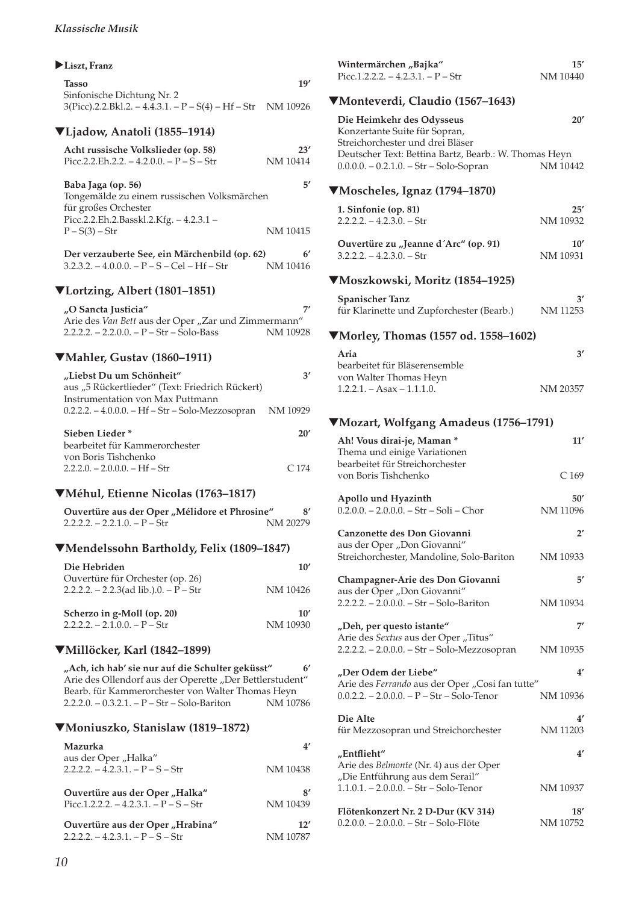▶**Liszt, Franz**

**Tasso** 19′
Sinfonische Dichtung Nr. 2
3(Picc).2.2.Bkl.2. – 4.4.3.1. – P – S(4) – Hf – Str NM 10926

## ▼Ljadow, Anatoli (1855–1914)

**Acht russische Volkslieder (op. 58)** 23′
Picc.2.2.Eh.2.2. – 4.2.0.0. – P – S – Str NM 10414

**Baba Jaga (op. 56)** 5′
Tongemälde zu einem russischen Volksmärchen
für großes Orchester
Picc.2.2.Eh.2.Basskl.2.Kfg. – 4.2.3.1 –
P – S(3) – Str NM 10415

**Der verzauberte See, ein Märchenbild (op. 62)** 6′
3.2.3.2. – 4.0.0.0. – P – S – Cel – Hf – Str NM 10416

## ▼Lortzing, Albert (1801–1851)

**„O Sancta Justicia"** 7′
Arie des *Van Bett* aus der Oper „Zar und Zimmermann"
2.2.2.2. – 2.2.0.0. – P – Str – Solo-Bass NM 10928

## ▼Mahler, Gustav (1860–1911)

**„Liebst Du um Schönheit"** 3′
aus „5 Rückertlieder" (Text: Friedrich Rückert)
Instrumentation von Max Puttmann
0.2.2.2. – 4.0.0.0. – Hf – Str – Solo-Mezzosopran NM 10929

**Sieben Lieder \*** 20′
bearbeitet für Kammerorchester
von Boris Tishchenko
2.2.2.0. – 2.0.0.0. – Hf – Str C 174

## ▼Méhul, Etienne Nicolas (1763–1817)

**Ouvertüre aus der Oper „Mélidore et Phrosine"** 8′
2.2.2.2. – 2.2.1.0. – P – Str NM 20279

## ▼Mendelssohn Bartholdy, Felix (1809–1847)

**Die Hebriden** 10′
Ouvertüre für Orchester (op. 26)
2.2.2.2. – 2.2.3(ad lib.).0. – P – Str NM 10426

**Scherzo in g-Moll (op. 20)** 10′
2.2.2.2. – 2.1.0.0. – P – Str NM 10930

## ▼Millöcker, Karl (1842–1899)

**„Ach, ich hab' sie nur auf die Schulter geküsst"** 6′
Arie des Ollendorf aus der Operette „Der Bettlerstudent"
Bearb. für Kammerorchester von Walter Thomas Heyn
2.2.2.0. – 0.3.2.1. – P – Str – Solo-Bariton NM 10786

## ▼Moniuszko, Stanislaw (1819–1872)

**Mazurka** 4′
aus der Oper „Halka"
2.2.2.2. – 4.2.3.1. – P – S – Str NM 10438

**Ouvertüre aus der Oper „Halka"** 8′
Picc.1.2.2.2. – 4.2.3.1. – P – S – Str NM 10439

**Ouvertüre aus der Oper „Hrabina"** 12′
2.2.2.2. – 4.2.3.1. – P – S – Str NM 10787

**Wintermärchen „Bajka"** 15′
Picc.1.2.2.2. – 4.2.3.1. – P – Str NM 10440

## ▼Monteverdi, Claudio (1567–1643)

**Die Heimkehr des Odysseus** 20′
Konzertante Suite für Sopran,
Streichorchester und drei Bläser
Deutscher Text: Bettina Bartz, Bearb.: W. Thomas Heyn
0.0.0.0. – 0.2.1.0. – Str – Solo-Sopran NM 10442

## ▼Moscheles, Ignaz (1794–1870)

**1. Sinfonie (op. 81)** 25′
2.2.2.2. – 4.2.3.0. – Str NM 10932

**Ouvertüre zu „Jeanne d´Arc" (op. 91)** 10′
3.2.2.2. – 4.2.3.0. – Str NM 10931

## ▼Moszkowski, Moritz (1854–1925)

**Spanischer Tanz** 3′
für Klarinette und Zupforchester (Bearb.) NM 11253

## ▼Morley, Thomas (1557 od. 1558–1602)

**Aria** 3′
bearbeitet für Bläserensemble
von Walter Thomas Heyn
1.2.2.1. – Asax – 1.1.1.0. NM 20357

## ▼Mozart, Wolfgang Amadeus (1756–1791)

**Ah! Vous dirai-je, Maman \*** 11′
Thema und einige Variationen
bearbeitet für Streichorchester
von Boris Tishchenko C 169

**Apollo und Hyazinth** 50′
0.2.0.0. – 2.0.0.0. – Str – Soli – Chor NM 11096

**Canzonette des Don Giovanni** 2′
aus der Oper „Don Giovanni"
Streichorchester, Mandoline, Solo-Bariton NM 10933

**Champagner-Arie des Don Giovanni** 5′
aus der Oper „Don Giovanni"
2.2.2.2. – 2.0.0.0. – Str – Solo-Bariton NM 10934

**„Deh, per questo istante"** 7′
Arie des *Sextus* aus der Oper „Titus"
2.2.2.2. – 2.0.0.0. – Str – Solo-Mezzosopran NM 10935

**„Der Odem der Liebe"** 4′
Arie des *Ferrando* aus der Oper „Cosi fan tutte"
0.0.2.2. – 2.0.0.0. – P – Str – Solo-Tenor NM 10936

**Die Alte** 4′
für Mezzosopran und Streichorchester NM 11203

**„Entflieht"** 4′
Arie des *Belmonte* (Nr. 4) aus der Oper
„Die Entführung aus dem Serail"
1.1.0.1. – 2.0.0.0. – Str – Solo-Tenor NM 10937

**Flötenkonzert Nr. 2 D-Dur (KV 314)** 18′
0.2.0.0. – 2.0.0.0. – Str – Solo-Flöte NM 10752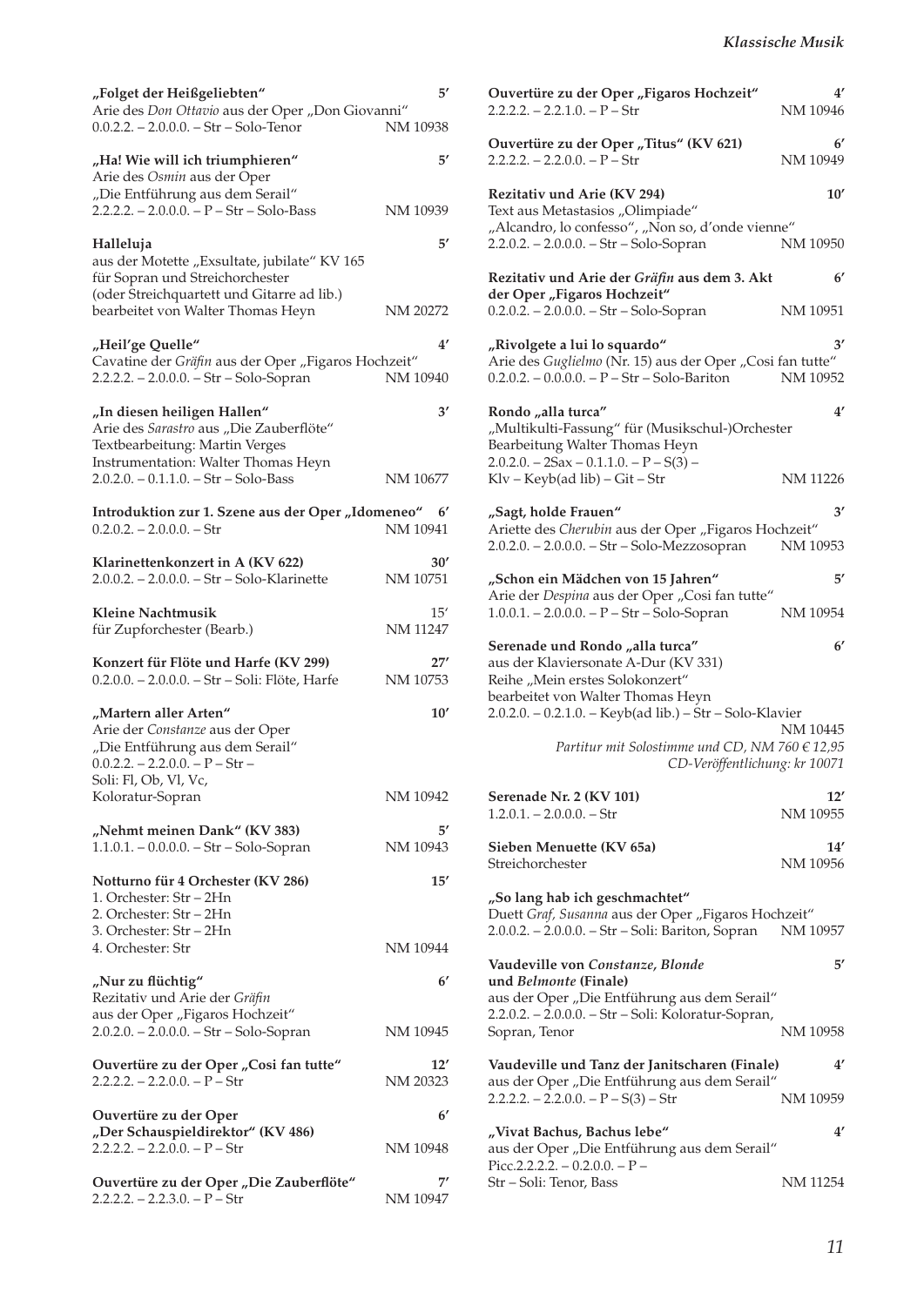**„Folget der Heißgeliebten"** 5′
Arie des *Don Ottavio* aus der Oper „Don Giovanni"
0.0.2.2. – 2.0.0.0. – Str – Solo-Tenor NM 10938

**„Ha! Wie will ich triumphieren"** 5′
Arie des *Osmin* aus der Oper
„Die Entführung aus dem Serail"
2.2.2.2. – 2.0.0.0. – P – Str – Solo-Bass NM 10939

**Halleluja** 5′
aus der Motette „Exsultate, jubilate" KV 165
für Sopran und Streichorchester
(oder Streichquartett und Gitarre ad lib.)
bearbeitet von Walter Thomas Heyn NM 20272

**„Heil'ge Quelle"** 4′
Cavatine der *Gräfin* aus der Oper „Figaros Hochzeit"
2.2.2.2. – 2.0.0.0. – Str – Solo-Sopran NM 10940

**„In diesen heiligen Hallen"** 3′
Arie des *Sarastro* aus „Die Zauberflöte"
Textbearbeitung: Martin Verges
Instrumentation: Walter Thomas Heyn
2.0.2.0. – 0.1.1.0. – Str – Solo-Bass NM 10677

**Introduktion zur 1. Szene aus der Oper „Idomeneo"** 6′
0.2.0.2. – 2.0.0.0. – Str NM 10941

**Klarinettenkonzert in A (KV 622)** 30′
2.0.0.2. – 2.0.0.0. – Str – Solo-Klarinette NM 10751

**Kleine Nachtmusik** 15′
für Zupforchester (Bearb.) NM 11247

**Konzert für Flöte und Harfe (KV 299)** 27′
0.2.0.0. – 2.0.0.0. – Str – Soli: Flöte, Harfe NM 10753

**„Martern aller Arten"** 10′
Arie der *Constanze* aus der Oper
„Die Entführung aus dem Serail"
0.0.2.2. – 2.2.0.0. – P – Str –
Soli: Fl, Ob, Vl, Vc,
Koloratur-Sopran NM 10942

**„Nehmt meinen Dank" (KV 383)** 5′
1.1.0.1. – 0.0.0.0. – Str – Solo-Sopran NM 10943

**Notturno für 4 Orchester (KV 286)** 15′
1. Orchester: Str – 2Hn
2. Orchester: Str – 2Hn
3. Orchester: Str – 2Hn
4. Orchester: Str NM 10944

**„Nur zu flüchtig"** 6′
Rezitativ und Arie der *Gräfin*
aus der Oper „Figaros Hochzeit"
2.0.2.0. – 2.0.0.0. – Str – Solo-Sopran NM 10945

**Ouvertüre zu der Oper „Cosi fan tutte"** 12′
2.2.2.2. – 2.2.0.0. – P – Str NM 20323

**Ouvertüre zu der Oper „Der Schauspieldirektor" (KV 486)** 6′
2.2.2.2. – 2.2.0.0. – P – Str NM 10948

**Ouvertüre zu der Oper „Die Zauberflöte"** 7′
2.2.2.2. – 2.2.3.0. – P – Str NM 10947

**Ouvertüre zu der Oper „Figaros Hochzeit"** 4′
2.2.2.2. – 2.2.1.0. – P – Str NM 10946

**Ouvertüre zu der Oper „Titus" (KV 621)** 6′
2.2.2.2. – 2.2.0.0. – P – Str NM 10949

**Rezitativ und Arie (KV 294)** 10′
Text aus Metastasios „Olimpiade"
„Alcandro, lo confesso", „Non so, d'onde vienne"
2.2.0.2. – 2.0.0.0. – Str – Solo-Sopran NM 10950

**Rezitativ und Arie der *Gräfin* aus dem 3. Akt der Oper „Figaros Hochzeit"** 6′
0.2.0.2. – 2.0.0.0. – Str – Solo-Sopran NM 10951

**„Rivolgete a lui lo squardo"** 3′
Arie des *Guglielmo* (Nr. 15) aus der Oper „Cosi fan tutte"
0.2.0.2. – 0.0.0.0. – P – Str – Solo-Bariton NM 10952

**Rondo „alla turca"** 4′
„Multikulti-Fassung" für (Musikschul-)Orchester
Bearbeitung Walter Thomas Heyn
2.0.2.0. – 2Sax – 0.1.1.0. – P – S(3) –
Klv – Keyb(ad lib) – Git – Str NM 11226

**„Sagt, holde Frauen"** 3′
Ariette des *Cherubin* aus der Oper „Figaros Hochzeit"
2.0.2.0. – 2.0.0.0. – Str – Solo-Mezzosopran NM 10953

**„Schon ein Mädchen von 15 Jahren"** 5′
Arie der *Despina* aus der Oper „Cosi fan tutte"
1.0.0.1. – 2.0.0.0. – P – Str – Solo-Sopran NM 10954

**Serenade und Rondo „alla turca"** 6′
aus der Klaviersonate A-Dur (KV 331)
Reihe „Mein erstes Solokonzert"
bearbeitet von Walter Thomas Heyn
2.0.2.0. – 0.2.1.0. – Keyb(ad lib.) – Str – Solo-Klavier
NM 10445
*Partitur mit Solostimme und CD, NM 760 € 12,95*
*CD-Veröffentlichung: kr 10071*

**Serenade Nr. 2 (KV 101)** 12′
1.2.0.1. – 2.0.0.0. – Str NM 10955

**Sieben Menuette (KV 65a)** 14′
Streichorchester NM 10956

**„So lang hab ich geschmachtet"**
Duett *Graf, Susanna* aus der Oper „Figaros Hochzeit"
2.0.0.2. – 2.0.0.0. – Str – Soli: Bariton, Sopran NM 10957

**Vaudeville von *Constanze, Blonde* und *Belmonte* (Finale)** 5′
aus der Oper „Die Entführung aus dem Serail"
2.2.0.2. – 2.0.0.0. – Str – Soli: Koloratur-Sopran,
Sopran, Tenor NM 10958

**Vaudeville und Tanz der Janitscharen (Finale)** 4′
aus der Oper „Die Entführung aus dem Serail"
2.2.2.2. – 2.2.0.0. – P – S(3) – Str NM 10959

**„Vivat Bachus, Bachus lebe"** 4′
aus der Oper „Die Entführung aus dem Serail"
Picc.2.2.2.2. – 0.2.0.0. – P –
Str – Soli: Tenor, Bass NM 11254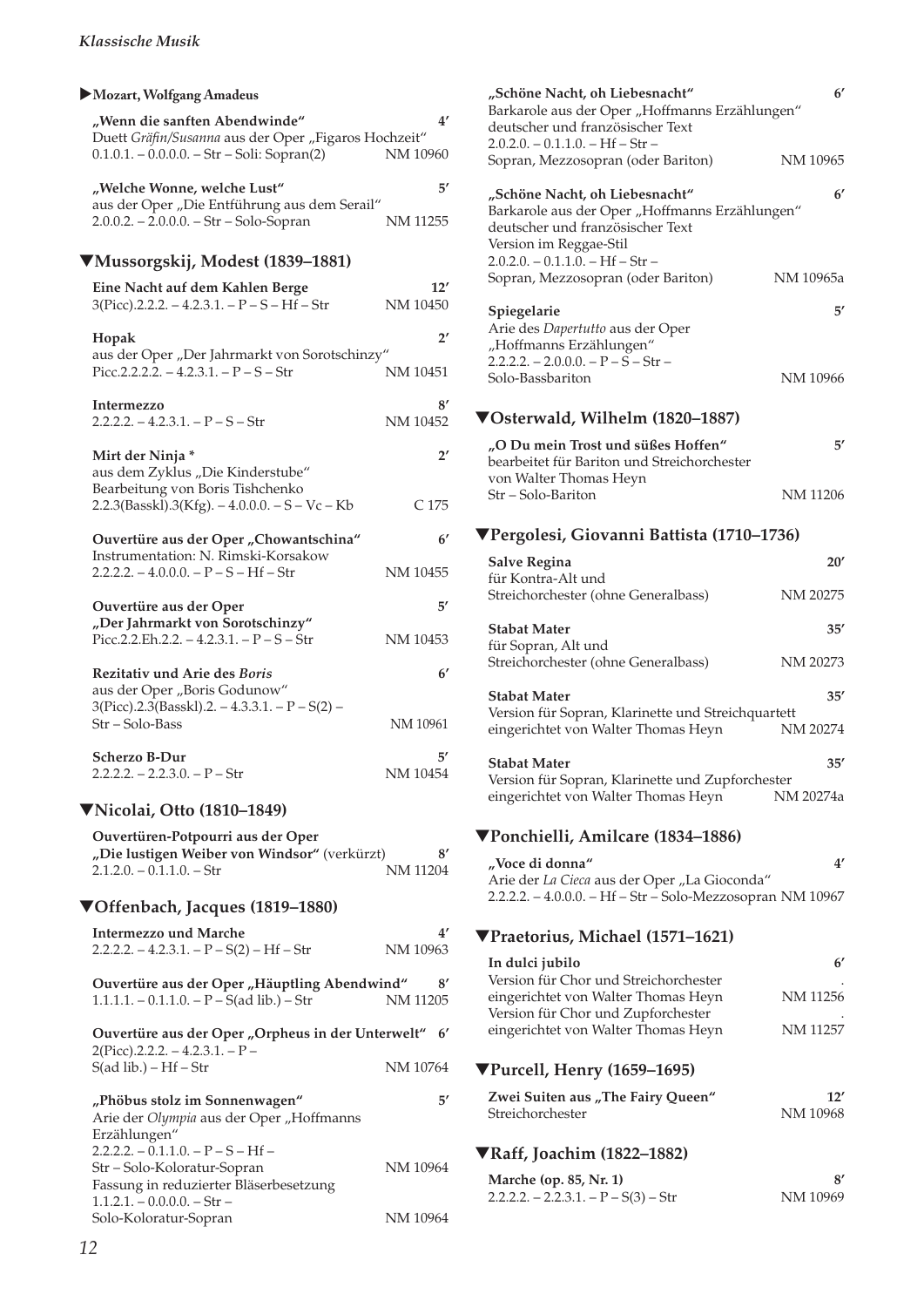▶**Mozart, Wolfgang Amadeus**

**„Wenn die sanften Abendwinde"** 4′
Duett *Gräfin/Susanna* aus der Oper „Figaros Hochzeit"
0.1.0.1. – 0.0.0.0. – Str – Soli: Sopran(2) NM 10960

**„Welche Wonne, welche Lust"** 5′
aus der Oper „Die Entführung aus dem Serail"
2.0.0.2. – 2.0.0.0. – Str – Solo-Sopran NM 11255

## ▼Mussorgskij, Modest (1839–1881)

**Eine Nacht auf dem Kahlen Berge** 12′
3(Picc).2.2.2. – 4.2.3.1. – P – S – Hf – Str NM 10450

**Hopak** 2′
aus der Oper „Der Jahrmarkt von Sorotschinzy"
Picc.2.2.2.2. – 4.2.3.1. – P – S – Str NM 10451

**Intermezzo** 8′
2.2.2.2. – 4.2.3.1. – P – S – Str NM 10452

**Mirt der Ninja *** 2′
aus dem Zyklus „Die Kinderstube"
Bearbeitung von Boris Tishchenko
2.2.3(Basskl).3(Kfg). – 4.0.0.0. – S – Vc – Kb C 175

**Ouvertüre aus der Oper „Chowantschina"** 6′
Instrumentation: N. Rimski-Korsakow
2.2.2.2. – 4.0.0.0. – P – S – Hf – Str NM 10455

**Ouvertüre aus der Oper „Der Jahrmarkt von Sorotschinzy"** 5′
Picc.2.2.Eh.2.2. – 4.2.3.1. – P – S – Str NM 10453

**Rezitativ und Arie des *Boris*** 6′
aus der Oper „Boris Godunow"
3(Picc).2.3(Basskl).2. – 4.3.3.1. – P – S(2) –
Str – Solo-Bass NM 10961

**Scherzo B-Dur** 5′
2.2.2.2. – 2.2.3.0. – P – Str NM 10454

## ▼Nicolai, Otto (1810–1849)

**Ouvertüren-Potpourri aus der Oper „Die lustigen Weiber von Windsor"** (verkürzt) 8′
2.1.2.0. – 0.1.1.0. – Str NM 11204

## ▼Offenbach, Jacques (1819–1880)

**Intermezzo und Marche** 4′
2.2.2.2. – 4.2.3.1. – P – S(2) – Hf – Str NM 10963

**Ouvertüre aus der Oper „Häuptling Abendwind"** 8′
1.1.1.1. – 0.1.1.0. – P – S(ad lib.) – Str NM 11205

**Ouvertüre aus der Oper „Orpheus in der Unterwelt"** 6′
2(Picc).2.2.2. – 4.2.3.1. – P –
S(ad lib.) – Hf – Str NM 10764

**„Phöbus stolz im Sonnenwagen"** 5′
Arie der *Olympia* aus der Oper „Hoffmanns Erzählungen"
2.2.2.2. – 0.1.1.0. – P – S – Hf –
Str – Solo-Koloratur-Sopran NM 10964
Fassung in reduzierter Bläserbesetzung
1.1.2.1. – 0.0.0.0. – Str –
Solo-Koloratur-Sopran NM 10964

**„Schöne Nacht, oh Liebesnacht"** 6′
Barkarole aus der Oper „Hoffmanns Erzählungen"
deutscher und französischer Text
2.0.2.0. – 0.1.1.0. – Hf – Str –
Sopran, Mezzosopran (oder Bariton) NM 10965

**„Schöne Nacht, oh Liebesnacht"** 6′
Barkarole aus der Oper „Hoffmanns Erzählungen"
deutscher und französischer Text
Version im Reggae-Stil
2.0.2.0. – 0.1.1.0. – Hf – Str –
Sopran, Mezzosopran (oder Bariton) NM 10965a

**Spiegelarie** 5′
Arie des *Dapertutto* aus der Oper „Hoffmanns Erzählungen"
2.2.2.2. – 2.0.0.0. – P – S – Str –
Solo-Bassbariton NM 10966

## ▼Osterwald, Wilhelm (1820–1887)

**„O Du mein Trost und süßes Hoffen"** 5′
bearbeitet für Bariton und Streichorchester
von Walter Thomas Heyn
Str – Solo-Bariton NM 11206

## ▼Pergolesi, Giovanni Battista (1710–1736)

**Salve Regina** 20′
für Kontra-Alt und
Streichorchester (ohne Generalbass) NM 20275

**Stabat Mater** 35′
für Sopran, Alt und
Streichorchester (ohne Generalbass) NM 20273

**Stabat Mater** 35′
Version für Sopran, Klarinette und Streichquartett
eingerichtet von Walter Thomas Heyn NM 20274

**Stabat Mater** 35′
Version für Sopran, Klarinette und Zupforchester
eingerichtet von Walter Thomas Heyn NM 20274a

## ▼Ponchielli, Amilcare (1834–1886)

**„Voce di donna"** 4′
Arie der *La Cieca* aus der Oper „La Gioconda"
2.2.2.2. – 4.0.0.0. – Hf – Str – Solo-Mezzosopran NM 10967

## ▼Praetorius, Michael (1571–1621)

**In dulci jubilo** 6′
Version für Chor und Streichorchester
eingerichtet von Walter Thomas Heyn NM 11256
Version für Chor und Zupforchester
eingerichtet von Walter Thomas Heyn NM 11257

## ▼Purcell, Henry (1659–1695)

**Zwei Suiten aus „The Fairy Queen"** 12′
Streichorchester NM 10968

## ▼Raff, Joachim (1822–1882)

**Marche (op. 85, Nr. 1)** 8′
2.2.2.2. – 2.2.3.1. – P – S(3) – Str NM 10969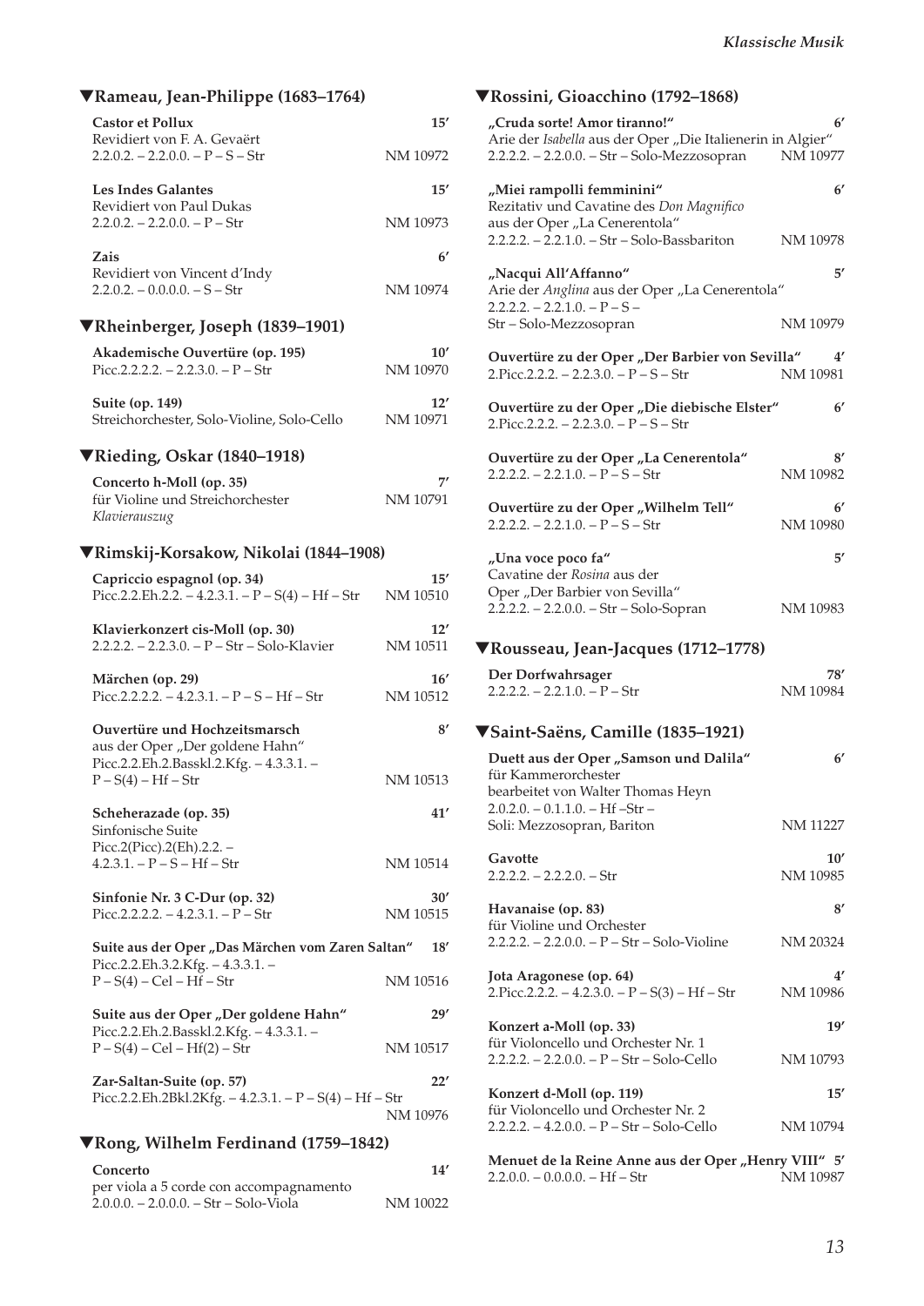## ▼Rameau, Jean-Philippe (1683–1764)

**Castor et Pollux** 15′
Revidiert von F. A. Gevaërt
2.2.0.2. – 2.2.0.0. – P – S – Str NM 10972

**Les Indes Galantes** 15′
Revidiert von Paul Dukas
2.2.0.2. – 2.2.0.0. – P – Str NM 10973

**Zais** 6′
Revidiert von Vincent d'Indy
2.2.0.2. – 0.0.0.0. – S – Str NM 10974

## ▼Rheinberger, Joseph (1839–1901)

**Akademische Ouvertüre (op. 195)** 10′
Picc.2.2.2.2. – 2.2.3.0. – P – Str NM 10970

**Suite (op. 149)** 12′
Streichorchester, Solo-Violine, Solo-Cello NM 10971

## ▼Rieding, Oskar (1840–1918)

**Concerto h-Moll (op. 35)** 7′
für Violine und Streichorchester NM 10791
*Klavierauszug*

## ▼Rimskij-Korsakow, Nikolai (1844–1908)

**Capriccio espagnol (op. 34)** 15′
Picc.2.2.Eh.2.2. – 4.2.3.1. – P – S(4) – Hf – Str NM 10510

**Klavierkonzert cis-Moll (op. 30)** 12′
2.2.2.2. – 2.2.3.0. – P – Str – Solo-Klavier NM 10511

**Märchen (op. 29)** 16′
Picc.2.2.2.2. – 4.2.3.1. – P – S – Hf – Str NM 10512

**Ouvertüre und Hochzeitsmarsch** 8′
aus der Oper „Der goldene Hahn“
Picc.2.2.Eh.2.Basskl.2.Kfg. – 4.3.3.1. –
P – S(4) – Hf – Str NM 10513

**Scheherazade (op. 35)** 41′
Sinfonische Suite
Picc.2(Picc).2(Eh).2.2. –
4.2.3.1. – P – S – Hf – Str NM 10514

**Sinfonie Nr. 3 C-Dur (op. 32)** 30′
Picc.2.2.2.2. – 4.2.3.1. – P – Str NM 10515

**Suite aus der Oper „Das Märchen vom Zaren Saltan“** 18′
Picc.2.2.Eh.3.2.Kfg. – 4.3.3.1. –
P – S(4) – Cel – Hf – Str NM 10516

**Suite aus der Oper „Der goldene Hahn“** 29′
Picc.2.2.Eh.2.Basskl.2.Kfg. – 4.3.3.1. –
P – S(4) – Cel – Hf(2) – Str NM 10517

**Zar-Saltan-Suite (op. 57)** 22′
Picc.2.2.Eh.2Bkl.2Kfg. – 4.2.3.1. – P – S(4) – Hf – Str
NM 10976

## ▼Rong, Wilhelm Ferdinand (1759–1842)

**Concerto** 14′
per viola a 5 corde con accompagnamento
2.0.0.0. – 2.0.0.0. – Str – Solo-Viola NM 10022

## ▼Rossini, Gioacchino (1792–1868)

**„Cruda sorte! Amor tiranno!“** 6′
Arie der *Isabella* aus der Oper „Die Italienerin in Algier“
2.2.2.2. – 2.2.0.0. – Str – Solo-Mezzosopran NM 10977

**„Miei rampolli femminini“** 6′
Rezitativ und Cavatine des *Don Magnifico*
aus der Oper „La Cenerentola“
2.2.2.2. – 2.2.1.0. – Str – Solo-Bassbariton NM 10978

**„Nacqui All'Affanno“** 5′
Arie der *Anglina* aus der Oper „La Cenerentola“
2.2.2.2. – 2.2.1.0. – P – S –
Str – Solo-Mezzosopran NM 10979

**Ouvertüre zu der Oper „Der Barbier von Sevilla“** 4′
2.Picc.2.2.2. – 2.2.3.0. – P – S – Str NM 10981

**Ouvertüre zu der Oper „Die diebische Elster“** 6′
2.Picc.2.2.2. – 2.2.3.0. – P – S – Str

**Ouvertüre zu der Oper „La Cenerentola“** 8′
2.2.2.2. – 2.2.1.0. – P – S – Str NM 10982

**Ouvertüre zu der Oper „Wilhelm Tell“** 6′
2.2.2.2. – 2.2.1.0. – P – S – Str NM 10980

**„Una voce poco fa“** 5′
Cavatine der *Rosina* aus der
Oper „Der Barbier von Sevilla“
2.2.2.2. – 2.2.0.0. – Str – Solo-Sopran NM 10983

## ▼Rousseau, Jean-Jacques (1712–1778)

**Der Dorfwahrsager** 78′
2.2.2.2. – 2.2.1.0. – P – Str NM 10984

## ▼Saint-Saëns, Camille (1835–1921)

**Duett aus der Oper „Samson und Dalila“** 6′
für Kammerorchester
bearbeitet von Walter Thomas Heyn
2.0.2.0. – 0.1.1.0. – Hf –Str –
Soli: Mezzosopran, Bariton NM 11227

**Gavotte** 10′
2.2.2.2. – 2.2.2.0. – Str NM 10985

**Havanaise (op. 83)** 8′
für Violine und Orchester
2.2.2.2. – 2.2.0.0. – P – Str – Solo-Violine NM 20324

**Jota Aragonese (op. 64)** 4′
2.Picc.2.2.2. – 4.2.3.0. – P – S(3) – Hf – Str NM 10986

**Konzert a-Moll (op. 33)** 19′
für Violoncello und Orchester Nr. 1
2.2.2.2. – 2.2.0.0. – P – Str – Solo-Cello NM 10793

**Konzert d-Moll (op. 119)** 15′
für Violoncello und Orchester Nr. 2
2.2.2.2. – 4.2.0.0. – P – Str – Solo-Cello NM 10794

**Menuet de la Reine Anne aus der Oper „Henry VIII“** 5′
2.2.0.0. – 0.0.0.0. – Hf – Str NM 10987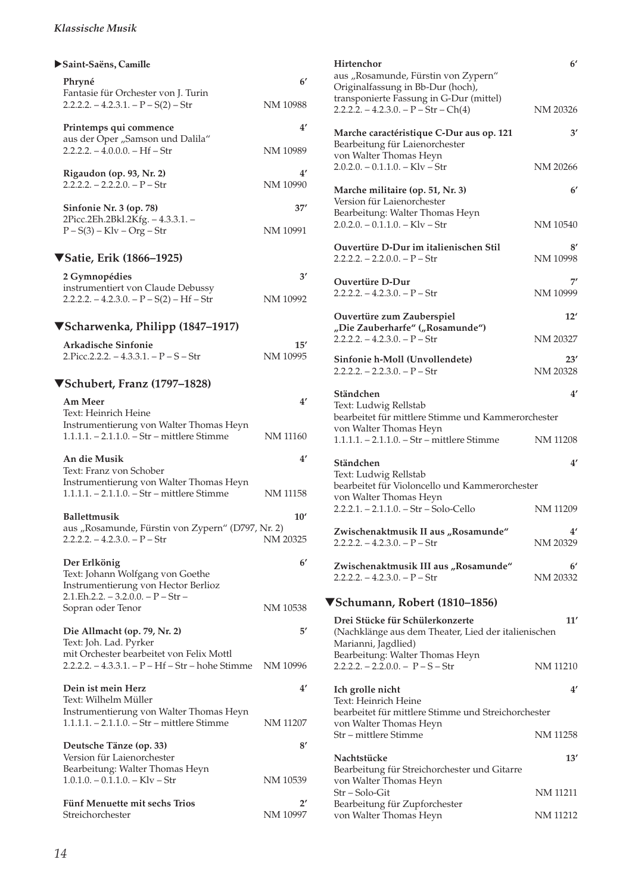### ▶Saint-Saëns, Camille

**Phryné** 6′
Fantasie für Orchester von J. Turin
2.2.2.2. – 4.2.3.1. – P – S(2) – Str NM 10988

**Printemps qui commence** 4′
aus der Oper „Samson und Dalila"
2.2.2.2. – 4.0.0.0. – Hf – Str NM 10989

**Rigaudon (op. 93, Nr. 2)** 4′
2.2.2.2. – 2.2.2.0. – P – Str NM 10990

**Sinfonie Nr. 3 (op. 78)** 37′
2Picc.2Eh.2Bkl.2Kfg. – 4.3.3.1. –
P – S(3) – Klv – Org – Str NM 10991

## ▼Satie, Erik (1866–1925)

**2 Gymnopédies** 3′
instrumentiert von Claude Debussy
2.2.2.2. – 4.2.3.0. – P – S(2) – Hf – Str NM 10992

## ▼Scharwenka, Philipp (1847–1917)

**Arkadische Sinfonie** 15′
2.Picc.2.2.2. – 4.3.3.1. – P – S – Str NM 10995

## ▼Schubert, Franz (1797–1828)

**Am Meer** 4′
Text: Heinrich Heine
Instrumentierung von Walter Thomas Heyn
1.1.1.1. – 2.1.1.0. – Str – mittlere Stimme NM 11160

**An die Musik** 4′
Text: Franz von Schober
Instrumentierung von Walter Thomas Heyn
1.1.1.1. – 2.1.1.0. – Str – mittlere Stimme NM 11158

**Ballettmusik** 10′
aus „Rosamunde, Fürstin von Zypern" (D797, Nr. 2)
2.2.2.2. – 4.2.3.0. – P – Str NM 20325

**Der Erlkönig** 6′
Text: Johann Wolfgang von Goethe
Instrumentierung von Hector Berlioz
2.1.Eh.2.2. – 3.2.0.0. – P – Str –
Sopran oder Tenor NM 10538

**Die Allmacht (op. 79, Nr. 2)** 5′
Text: Joh. Lad. Pyrker
mit Orchester bearbeitet von Felix Mottl
2.2.2.2. – 4.3.3.1. – P – Hf – Str – hohe Stimme NM 10996

**Dein ist mein Herz** 4′
Text: Wilhelm Müller
Instrumentierung von Walter Thomas Heyn
1.1.1.1. – 2.1.1.0. – Str – mittlere Stimme NM 11207

**Deutsche Tänze (op. 33)** 8′
Version für Laienorchester
Bearbeitung: Walter Thomas Heyn
1.0.1.0. – 0.1.1.0. – Klv – Str NM 10539

**Fünf Menuette mit sechs Trios** 2′
Streichorchester NM 10997

**Hirtenchor** 6′
aus „Rosamunde, Fürstin von Zypern"
Originalfassung in Bb-Dur (hoch),
transponierte Fassung in G-Dur (mittel)
2.2.2.2. – 4.2.3.0. – P – Str – Ch(4) NM 20326

**Marche caractéristique C-Dur aus op. 121** 3′
Bearbeitung für Laienorchester
von Walter Thomas Heyn
2.0.2.0. – 0.1.1.0. – Klv – Str NM 20266

**Marche militaire (op. 51, Nr. 3)** 6′
Version für Laienorchester
Bearbeitung: Walter Thomas Heyn
2.0.2.0. – 0.1.1.0. – Klv – Str NM 10540

**Ouvertüre D-Dur im italienischen Stil** 8′
2.2.2.2. – 2.2.0.0. – P – Str NM 10998

**Ouvertüre D-Dur** 7′
2.2.2.2. – 4.2.3.0. – P – Str NM 10999

**Ouvertüre zum Zauberspiel** 12′
**„Die Zauberharfe" („Rosamunde")**
2.2.2.2. – 4.2.3.0. – P – Str NM 20327

**Sinfonie h-Moll (Unvollendete)** 23′
2.2.2.2. – 2.2.3.0. – P – Str NM 20328

**Ständchen** 4′
Text: Ludwig Rellstab
bearbeitet für mittlere Stimme und Kammerorchester
von Walter Thomas Heyn
1.1.1.1. – 2.1.1.0. – Str – mittlere Stimme NM 11208

**Ständchen** 4′
Text: Ludwig Rellstab
bearbeitet für Violoncello und Kammerorchester
von Walter Thomas Heyn
2.2.2.1. – 2.1.1.0. – Str – Solo-Cello NM 11209

**Zwischenaktmusik II aus „Rosamunde"** 4′
2.2.2.2. – 4.2.3.0. – P – Str NM 20329

**Zwischenaktmusik III aus „Rosamunde"** 6′
2.2.2.2. – 4.2.3.0. – P – Str NM 20332

## ▼Schumann, Robert (1810–1856)

**Drei Stücke für Schülerkonzerte** 11′
(Nachklänge aus dem Theater, Lied der italienischen Marianni, Jagdlied)
Bearbeitung: Walter Thomas Heyn
2.2.2.2. – 2.2.0.0. – P – S – Str NM 11210

**Ich grolle nicht** 4′
Text: Heinrich Heine
bearbeitet für mittlere Stimme und Streichorchester
von Walter Thomas Heyn
Str – mittlere Stimme NM 11258

**Nachtstücke** 13′
Bearbeitung für Streichorchester und Gitarre
von Walter Thomas Heyn
Str – Solo-Git NM 11211
Bearbeitung für Zupforchester
von Walter Thomas Heyn NM 11212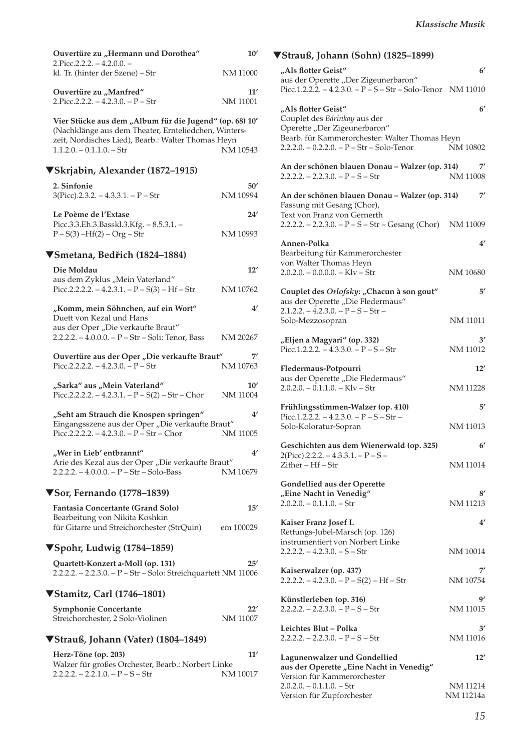**Ouvertüre zu „Hermann und Dorothea"** 10′
2.Picc.2.2.2. – 4.2.0.0. –
kl. Tr. (hinter der Szene) – Str NM 11000

**Ouvertüre zu „Manfred"** 11′
2.Picc.2.2.2. – 4.2.3.0. – P – Str NM 11001

**Vier Stücke aus dem „Album für die Jugend" (op. 68)** 10′
(Nachklänge aus dem Theater, Ernteliedchen, Winterszeit, Nordisches Lied), Bearb.: Walter Thomas Heyn
1.1.2.0. – 0.1.1.0. – Str NM 10543

## ▼Skrjabin, Alexander (1872–1915)

**2. Sinfonie** 50′
3(Picc).2.3.2. – 4.3.3.1. – P – Str NM 10994

**Le Poème de l'Extase** 24′
Picc.3.3.Eh.3.Basskl.3.Kfg. – 8.5.3.1. –
P – S(3) –Hf(2) – Org – Str NM 10993

## ▼Smetana, Bedřich (1824–1884)

**Die Moldau** 12′
aus dem Zyklus „Mein Vaterland"
Picc.2.2.2.2. – 4.2.3.1. – P – S(3) – Hf – Str NM 10762

**„Komm, mein Söhnchen, auf ein Wort"** 4′
Duett von Kezal und Hans
aus der Oper „Die verkaufte Braut"
2.2.2.2. – 4.0.0.0. – P – Str – Soli: Tenor, Bass NM 20267

**Ouvertüre aus der Oper „Die verkaufte Braut"** 7′
Picc.2.2.2.2. – 4.2.3.0. – P – Str NM 10763

**„Sarka" aus „Mein Vaterland"** 10′
Picc.2.2.2.2. – 4.2.3.1. – P – S(2) – Str – Chor NM 11004

**„Seht am Strauch die Knospen springen"** 4′
Eingangsszene aus der Oper „Die verkaufte Braut"
Picc.2.2.2.2. – 4.2.3.0. – P – Str – Chor NM 11005

**„Wer in Lieb' entbrannt"** 4′
Arie des Kezal aus der Oper „Die verkaufte Braut"
2.2.2.2. – 4.0.0.0. – P – Str – Solo-Bass NM 10679

## ▼Sor, Fernando (1778–1839)

**Fantasia Concertante (Grand Solo)** 15′
Bearbeitung von Nikita Koshkin
für Gitarre und Streichorchester (StrQuin) em 100029

## ▼Spohr, Ludwig (1784–1859)

**Quartett-Konzert a-Moll (op. 131)** 25′
2.2.2.2. – 2.2.3.0. – P – Str – Solo: Streichquartett NM 11006

## ▼Stamitz, Carl (1746–1801)

**Symphonie Concertante** 22′
Streichorchester, 2 Solo-Violinen NM 11007

## ▼Strauß, Johann (Vater) (1804–1849)

**Herz-Töne (op. 203)** 11′
Walzer für großes Orchester, Bearb.: Norbert Linke
2.2.2.2. – 2.2.1.0. – P – S – Str NM 10017

## ▼Strauß, Johann (Sohn) (1825–1899)

**„Als flotter Geist"** 6′
aus der Operette „Der Zigeunerbaron"
Picc.1.2.2.2. – 4.2.3.0. – P – S – Str – Solo-Tenor NM 11010

**„Als flotter Geist"** 6′
Couplet des *Bárinkay* aus der
Operette „Der Zigeunerbaron"
Bearb. für Kammerorchester: Walter Thomas Heyn
2.2.2.0. – 0.2.2.0. – P – Str – Solo-Tenor NM 10802

**An der schönen blauen Donau – Walzer (op. 314)** 7′
2.2.2.2. – 2.2.3.0. – P – S – Str NM 11008

**An der schönen blauen Donau – Walzer (op. 314)** 7′
Fassung mit Gesang (Chor),
Text von Franz von Gernerth
2.2.2.2. – 2.2.3.0. – P – S – Str – Gesang (Chor) NM 11009

**Annen-Polka** 4′
Bearbeitung für Kammerorchester
von Walter Thomas Heyn
2.0.2.0. – 0.0.0.0. – Klv – Str NM 10680

**Couplet des *Orlofsky:* „Chacun à son gout"** 5′
aus der Operette „Die Fledermaus"
2.1.2.2. – 4.2.3.0. – P – S – Str –
Solo-Mezzosopran NM 11011

**„Eljen a Magyari" (op. 332)** 3′
Picc.1.2.2.2. – 4.3.3.0. – P – S – Str NM 11012

**Fledermaus-Potpourri** 12′
aus der Operette „Die Fledermaus"
2.0.2.0. – 0.1.1.0. – Klv – Str NM 11228

**Frühlingsstimmen-Walzer (op. 410)** 5′
Picc.1.2.2.2. – 4.2.3.0. – P – S – Str –
Solo-Koloratur-Sopran NM 11013

**Geschichten aus dem Wienerwald (op. 325)** 6′
2(Picc).2.2.2. – 4.3.3.1. – P – S –
Zither – Hf – Str NM 11014

**Gondellied aus der Operette „Eine Nacht in Venedig"** 8′
2.0.2.0. – 0.1.1.0. – Str NM 11213

**Kaiser Franz Josef I.** 4′
Rettungs-Jubel-Marsch (op. 126)
instrumentiert von Norbert Linke
2.2.2.2. – 4.2.3.0. – S – Str NM 10014

**Kaiserwalzer (op. 437)** 7′
2.2.2.2. – 4.2.3.0. – P – S(2) – Hf – Str NM 10754

**Künstlerleben (op. 316)** 9′
2.2.2.2. – 2.2.3.0. – P – S – Str NM 11015

**Leichtes Blut – Polka** 3′
2.2.2.2. – 2.2.3.0. – P – S – Str NM 11016

**Lagunenwalzer und Gondellied aus der Operette „Eine Nacht in Venedig"** 12′
Version für Kammerorchester
2.0.2.0. – 0.1.1.0. – Str NM 11214
Version für Zupforchester NM 11214a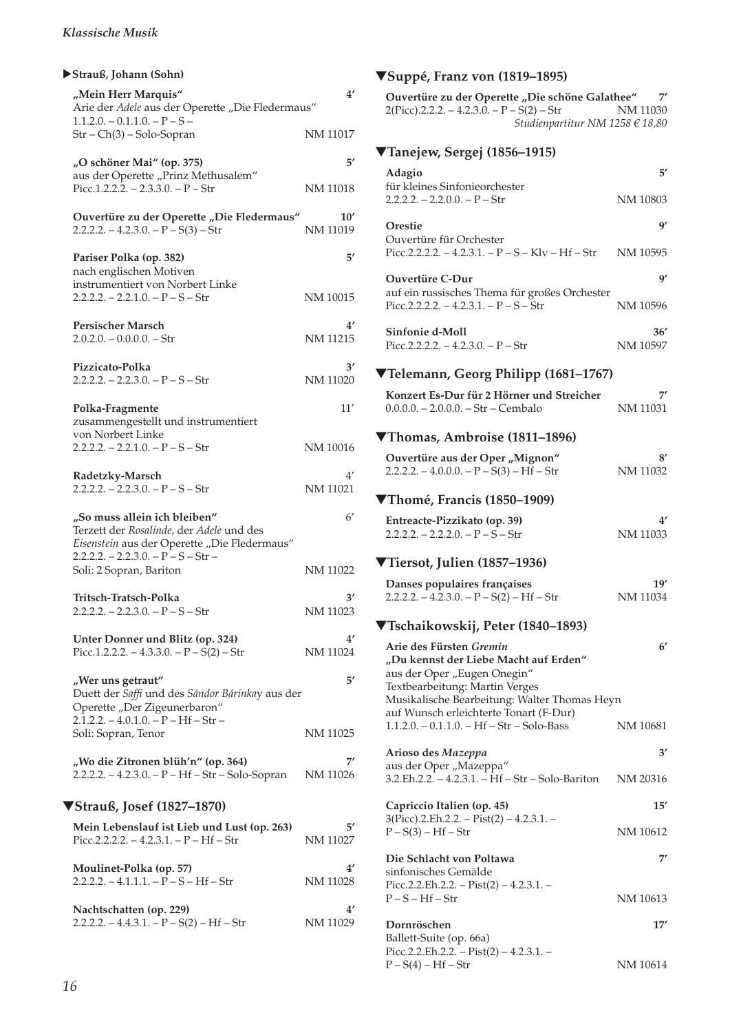### ▶Strauß, Johann (Sohn)

**„Mein Herr Marquis“** **4′**
Arie der *Adele* aus der Operette „Die Fledermaus“
1.1.2.0. – 0.1.1.0. – P – S –
Str – Ch(3) – Solo-Sopran NM 11017

**„O schöner Mai“ (op. 375)** **5′**
aus der Operette „Prinz Methusalem“
Picc.1.2.2.2. – 2.3.3.0. – P – Str NM 11018

**Ouvertüre zu der Operette „Die Fledermaus“** **10′**
2.2.2.2. – 4.2.3.0. – P – S(3) – Str NM 11019

**Pariser Polka (op. 382)** **5′**
nach englischen Motiven
instrumentiert von Norbert Linke
2.2.2.2. – 2.2.1.0. – P – S – Str NM 10015

**Persischer Marsch** **4′**
2.0.2.0. – 0.0.0.0. – Str NM 11215

**Pizzicato-Polka** **3′**
2.2.2.2. – 2.2.3.0. – P – S – Str NM 11020

**Polka-Fragmente** 11′
zusammengestellt und instrumentiert
von Norbert Linke
2.2.2.2. – 2.2.1.0. – P – S – Str NM 10016

**Radetzky-Marsch** 4′
2.2.2.2. – 2.2.3.0. – P – S – Str NM 11021

**„So muss allein ich bleiben“** 6′
Terzett der *Rosalinde*, der *Adele* und des
*Eisenstein* aus der Operette „Die Fledermaus“
2.2.2.2. – 2.2.3.0. – P – S – Str –
Soli: 2 Sopran, Bariton NM 11022

**Tritsch-Tratsch-Polka** **3′**
2.2.2.2. – 2.2.3.0. – P – S – Str NM 11023

**Unter Donner und Blitz (op. 324)** **4′**
Picc.1.2.2.2. – 4.3.3.0. – P – S(2) – Str NM 11024

**„Wer uns getraut“** **5′**
Duett der *Saffi* und des *Sándor Bárinkay* aus der
Operette „Der Zigeunerbaron“
2.1.2.2. – 4.0.1.0. – P – Hf – Str –
Soli: Sopran, Tenor NM 11025

**„Wo die Zitronen blüh'n“ (op. 364)** **7′**
2.2.2.2. – 4.2.3.0. – P – Hf – Str – Solo-Sopran NM 11026

### ▼Strauß, Josef (1827–1870)

**Mein Lebenslauf ist Lieb und Lust (op. 263)** **5′**
Picc.2.2.2.2. – 4.2.3.1. – P – Hf – Str NM 11027

**Moulinet-Polka (op. 57)** **4′**
2.2.2.2. – 4.1.1.1. – P – S – Hf – Str NM 11028

**Nachtschatten (op. 229)** **4′**
2.2.2.2. – 4.4.3.1. – P – S(2) – Hf – Str NM 11029

### ▼Suppé, Franz von (1819–1895)

**Ouvertüre zu der Operette „Die schöne Galathee“** **7′**
2(Picc).2.2.2. – 4.2.3.0. – P – S(2) – Str NM 11030
*Studienpartitur NM 1258 € 18,80*

### ▼Tanejew, Sergej (1856–1915)

**Adagio** **5′**
für kleines Sinfonieorchester
2.2.2.2. – 2.2.0.0. – P – Str NM 10803

**Orestie** **9′**
Ouvertüre für Orchester
Picc.2.2.2.2. – 4.2.3.1. – P – S – Klv – Hf – Str NM 10595

**Ouvertüre C-Dur** **9′**
auf ein russisches Thema für großes Orchester
Picc.2.2.2.2. – 4.2.3.1. – P – S – Str NM 10596

**Sinfonie d-Moll** **36′**
Picc.2.2.2.2. – 4.2.3.0. – P – Str NM 10597

### ▼Telemann, Georg Philipp (1681–1767)

**Konzert Es-Dur für 2 Hörner und Streicher** **7′**
0.0.0.0. – 2.0.0.0. – Str – Cembalo NM 11031

### ▼Thomas, Ambroise (1811–1896)

**Ouvertüre aus der Oper „Mignon“** **8′**
2.2.2.2. – 4.0.0.0. – P – S(3) – Hf – Str NM 11032

### ▼Thomé, Francis (1850–1909)

**Entreacte-Pizzikato (op. 39)** **4′**
2.2.2.2. – 2.2.2.0. – P – S – Str NM 11033

### ▼Tiersot, Julien (1857–1936)

**Danses populaires françaises** **19′**
2.2.2.2. – 4.2.3.0. – P – S(2) – Hf – Str NM 11034

### ▼Tschaikowskij, Peter (1840–1893)

**Arie des Fürsten *Gremin*** **6′**
**„Du kennst die Liebe Macht auf Erden“**
aus der Oper „Eugen Onegin“
Textbearbeitung: Martin Verges
Musikalische Bearbeitung: Walter Thomas Heyn
auf Wunsch erleichterte Tonart (F-Dur)
1.1.2.0. – 0.1.1.0. – Hf – Str – Solo-Bass NM 10681

**Arioso des *Mazeppa*** **3′**
aus der Oper „Mazeppa“
3.2.Eh.2.2. – 4.2.3.1. – Hf – Str – Solo-Bariton NM 20316

**Capriccio Italien (op. 45)** **15′**
3(Picc).2.Eh.2.2. – Pist(2) – 4.2.3.1. –
P – S(3) – Hf – Str NM 10612

**Die Schlacht von Poltawa** **7′**
sinfonisches Gemälde
Picc.2.2.Eh.2.2. – Pist(2) – 4.2.3.1. –
P – S – Hf – Str NM 10613

**Dornröschen** **17′**
Ballett-Suite (op. 66a)
Picc.2.2.Eh.2.2. – Pist(2) – 4.2.3.1. –
P – S(4) – Hf – Str NM 10614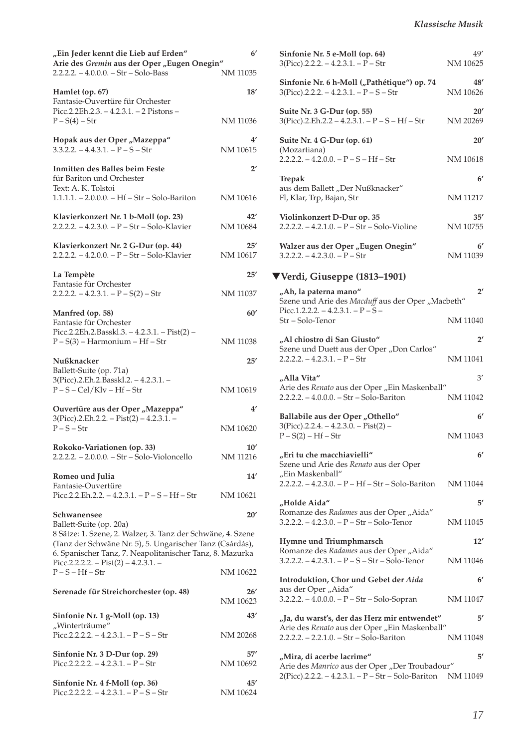**„Ein Jeder kennt die Lieb auf Erden“** 6′
**Arie des *Gremin* aus der Oper „Eugen Onegin“**
2.2.2.2. – 4.0.0.0. – Str – Solo-Bass NM 11035

**Hamlet (op. 67)** 18′
Fantasie-Ouvertüre für Orchester
Picc.2.2Eh.2.3. – 4.2.3.1. – 2 Pistons –
P – S(4) – Str NM 11036

**Hopak aus der Oper „Mazeppa“** 4′
3.3.2.2. – 4.4.3.1. – P – S – Str NM 10615

**Inmitten des Balles beim Feste** 2′
für Bariton und Orchester
Text: A. K. Tolstoi
1.1.1.1. – 2.0.0.0. – Hf – Str – Solo-Bariton NM 10616

**Klavierkonzert Nr. 1 b-Moll (op. 23)** 42′
2.2.2.2. – 4.2.3.0. – P – Str – Solo-Klavier NM 10684

**Klavierkonzert Nr. 2 G-Dur (op. 44)** 25′
2.2.2.2. – 4.2.0.0. – P – Str – Solo-Klavier NM 10617

**La Tempète** 25′
Fantasie für Orchester
2.2.2.2. – 4.2.3.1. – P – S(2) – Str NM 11037

**Manfred (op. 58)** 60′
Fantasie für Orchester
Picc.2.2Eh.2.Basskl.3. – 4.2.3.1. – Pist(2) –
P – S(3) – Harmonium – Hf – Str NM 11038

**Nußknacker** 25′
Ballett-Suite (op. 71a)
3(Picc).2.Eh.2.Basskl.2. – 4.2.3.1. –
P – S – Cel/Klv – Hf – Str NM 10619

**Ouvertüre aus der Oper „Mazeppa“** 4′
3(Picc).2.Eh.2.2. – Pist(2) – 4.2.3.1. –
P – S – Str NM 10620

**Rokoko-Variationen (op. 33)** 10′
2.2.2.2. – 2.0.0.0. – Str – Solo-Violoncello NM 11216

**Romeo und Julia** 14′
Fantasie-Ouvertüre
Picc.2.2.Eh.2.2. – 4.2.3.1. – P – S – Hf – Str NM 10621

**Schwanensee** 20′
Ballett-Suite (op. 20a)
8 Sätze: 1. Szene, 2. Walzer, 3. Tanz der Schwäne, 4. Szene (Tanz der Schwäne Nr. 5), 5. Ungarischer Tanz (Csárdás), 6. Spanischer Tanz, 7. Neapolitanischer Tanz, 8. Mazurka
Picc.2.2.2.2. – Pist(2) – 4.2.3.1. –
P – S – Hf – Str NM 10622

**Serenade für Streichorchester (op. 48)** 26′
NM 10623

**Sinfonie Nr. 1 g-Moll (op. 13)** 43′
„Winterträume“
Picc.2.2.2.2. – 4.2.3.1. – P – S – Str NM 20268

**Sinfonie Nr. 3 D-Dur (op. 29)** 57′
Picc.2.2.2.2. – 4.2.3.1. – P – Str NM 10692

**Sinfonie Nr. 4 f-Moll (op. 36)** 45′
Picc.2.2.2.2. – 4.2.3.1. – P – S – Str NM 10624

**Sinfonie Nr. 5 e-Moll (op. 64)** 49′
3(Picc).2.2.2. – 4.2.3.1. – P – Str NM 10625

**Sinfonie Nr. 6 h-Moll („Pathétique“) op. 74** 48′
3(Picc).2.2.2. – 4.2.3.1. – P – S – Str NM 10626

**Suite Nr. 3 G-Dur (op. 55)** 20′
3(Picc).2.Eh.2.2 – 4.2.3.1. – P – S – Hf – Str NM 20269

**Suite Nr. 4 G-Dur (op. 61)** 20′
(Mozartiana)
2.2.2.2. – 4.2.0.0. – P – S – Hf – Str NM 10618

**Trepak** 6′
aus dem Ballett „Der Nußknacker“
Fl, Klar, Trp, Bajan, Str NM 11217

**Violinkonzert D-Dur op. 35** 35′
2.2.2.2. – 4.2.1.0. – P – Str – Solo-Violine NM 10755

**Walzer aus der Oper „Eugen Onegin“** 6′
3.2.2.2. – 4.2.3.0. – P – Str NM 11039

## ▼Verdi, Giuseppe (1813–1901)

**„Ah, la paterna mano“** 2′
Szene und Arie des *Macduff* aus der Oper „Macbeth“
Picc.1.2.2.2. – 4.2.3.1. – P – S –
Str – Solo-Tenor NM 11040

**„Al chiostro di San Giusto“** 2′
Szene und Duett aus der Oper „Don Carlos“
2.2.2.2. – 4.2.3.1. – P – Str NM 11041

**„Alla Vita“** 3′
Arie des *Renato* aus der Oper „Ein Maskenball“
2.2.2.2. – 4.0.0.0. – Str – Solo-Bariton NM 11042

**Ballabile aus der Oper „Othello“** 6′
3(Picc).2.2.4. – 4.2.3.0. – Pist(2) –
P – S(2) – Hf – Str NM 11043

**„Eri tu che macchiavielli“** 6′
Szene und Arie des *Renato* aus der Oper „Ein Maskenball“
2.2.2.2. – 4.2.3.0. – P – Hf – Str – Solo-Bariton NM 11044

**„Holde Aida“** 5′
Romanze des *Radames* aus der Oper „Aida“
3.2.2.2. – 4.2.3.0. – P – Str – Solo-Tenor NM 11045

**Hymne und Triumphmarsch** 12′
Romanze des *Radames* aus der Oper „Aida“
3.2.2.2. – 4.2.3.1. – P – S – Str – Solo-Tenor NM 11046

**Introduktion, Chor und Gebet der *Aida*** 6′
aus der Oper „Aida“
3.2.2.2. – 4.0.0.0. – P – Str – Solo-Sopran NM 11047

**„Ja, du warst's, der das Herz mir entwendet“** 5′
Arie des *Renato* aus der Oper „Ein Maskenball“
2.2.2.2. – 2.2.1.0. – Str – Solo-Bariton NM 11048

**„Mira, di acerbe lacrime“** 5′
Arie des *Manrico* aus der Oper „Der Troubadour“
2(Picc).2.2.2. – 4.2.3.1. – P – Str – Solo-Bariton NM 11049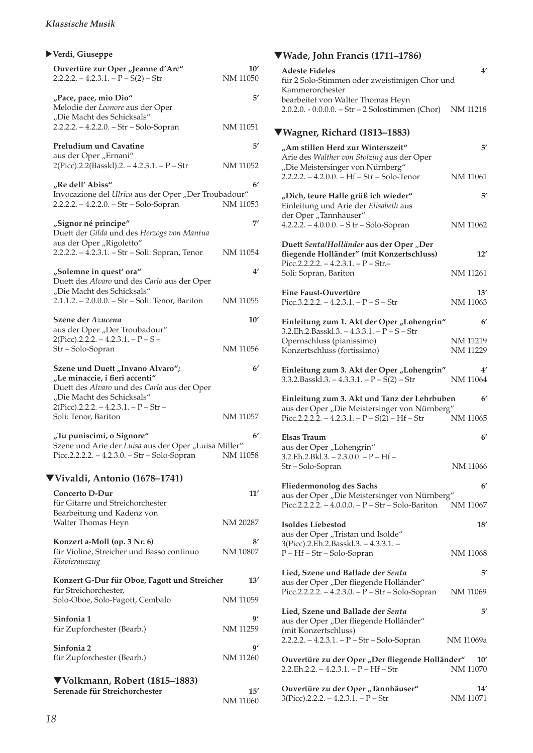### ▶Verdi, Giuseppe

**Ouvertüre zur Oper „Jeanne d'Arc"** 10′
2.2.2.2. – 4.2.3.1. – P – S(2) – Str NM 11050

**„Pace, pace, mio Dio"** 5′
Melodie der *Leonore* aus der Oper
„Die Macht des Schicksals"
2.2.2.2. – 4.2.2.0. – Str – Solo-Sopran NM 11051

**Preludium und Cavatine** 5′
aus der Oper „Ernani"
2(Picc).2.2(Basskl).2. – 4.2.3.1. – P – Str NM 11052

**„Re dell' Abiss"** 6′
Invocazione del *Ulrica* aus der Oper „Der Troubadour"
2.2.2.2. – 4.2.2.0. – Str – Solo-Sopran NM 11053

**„Signor né principe"** 7′
Duett der *Gilda* und des *Herzogs von Mantua*
aus der Oper „Rigoletto"
2.2.2.2. – 4.2.3.1. – Str – Soli: Sopran, Tenor NM 11054

**„Solemne in quest' ora"** 4′
Duett des *Alvaro* und des *Carlo* aus der Oper
„Die Macht des Schicksals"
2.1.1.2. – 2.0.0.0. – Str – Soli: Tenor, Bariton NM 11055

**Szene der *Azucena*** 10′
aus der Oper „Der Troubadour"
2(Picc).2.2.2. – 4.2.3.1. – P – S –
Str – Solo-Sopran NM 11056

**Szene und Duett „Invano Alvaro"; „Le minaccie, i fieri accenti"** 6′
Duett des *Alvaro* und des *Carlo* aus der Oper
„Die Macht des Schicksals"
2(Picc).2.2.2. – 4.2.3.1. – P – Str –
Soli: Tenor, Bariton NM 11057

**„Tu puniscimi, o Signore"** 6′
Szene und Arie der *Luisa* aus der Oper „Luisa Miller"
Picc.2.2.2.2. – 4.2.3.0. – Str – Solo-Sopran NM 11058

## ▼Vivaldi, Antonio (1678–1741)

**Concerto D-Dur** 11′
für Gitarre und Streichorchester
Bearbeitung und Kadenz von
Walter Thomas Heyn NM 20287

**Konzert a-Moll (op. 3 Nr. 6)** 8′
für Violine, Streicher und Basso continuo NM 10807
*Klavierauszug*

**Konzert G-Dur für Oboe, Fagott und Streicher** 13′
für Streichorchester,
Solo-Oboe, Solo-Fagott, Cembalo NM 11059

**Sinfonia 1** 9′
für Zupforchester (Bearb.) NM 11259

**Sinfonia 2** 9′
für Zupforchester (Bearb.) NM 11260

## ▼Volkmann, Robert (1815–1883)

**Serenade für Streichorchester** 15′
NM 11060

## ▼Wade, John Francis (1711–1786)

**Adeste Fideles** 4′
für 2 Solo-Stimmen oder zweistimigen Chor und
Kammerorchester
bearbeitet von Walter Thomas Heyn
2.0.2.0. - 0.0.0.0. – Str – 2 Solostimmen (Chor) NM 11218

## ▼Wagner, Richard (1813–1883)

**„Am stillen Herd zur Winterszeit"** 5′
Arie des *Walther von Stolzing* aus der Oper
„Die Meistersinger von Nürnberg"
2.2.2.2. – 4.2.0.0. – Hf – Str – Solo-Tenor NM 11061

**„Dich, teure Halle grüß ich wieder"** 5′
Einleitung und Arie der *Elisabeth* aus
der Oper „Tannhäuser"
4.2.2.2. – 4.0.0.0. – S tr – Solo-Sopran NM 11062

**Duett *Senta/Holländer* aus der Oper „Der fliegende Holländer" (mit Konzertschluss)** 12′
Picc.2.2.2.2. – 4.2.3.1. – P – Str.–
Soli: Sopran, Bariton NM 11261

**Eine Faust-Ouvertüre** 13′
Picc.3.2.2.2. – 4.2.3.1. – P – S – Str NM 11063

**Einleitung zum 1. Akt der Oper „Lohengrin"** 6′
3.2.Eh.2.Basskl.3. – 4.3.3.1. – P – S – Str
Opernschluss (pianissimo) NM 11219
Konzertschluss (fortissimo) NM 11229

**Einleitung zum 3. Akt der Oper „Lohengrin"** 4′
3.3.2.Basskl.3. – 4.3.3.1. – P – S(2) – Str NM 11064

**Einleitung zum 3. Akt und Tanz der Lehrbuben** 6′
aus der Oper „Die Meistersinger von Nürnberg"
Picc.2.2.2.2. – 4.2.3.1. – P – S(2) – Hf – Str NM 11065

**Elsas Traum** 6′
aus der Oper „Lohengrin"
3.2.Eh.2.Bkl.3. – 2.3.0.0. – P – Hf –
Str – Solo-Sopran NM 11066

**Fliedermonolog des Sachs** 6′
aus der Oper „Die Meistersinger von Nürnberg"
Picc.2.2.2.2. – 4.0.0.0. – P – Str – Solo-Bariton NM 11067

**Isoldes Liebestod** 18′
aus der Oper „Tristan und Isolde"
3(Picc).2.Eh.2.Basskl.3. – 4.3.3.1. –
P – Hf – Str – Solo-Sopran NM 11068

**Lied, Szene und Ballade der *Senta*** 5′
aus der Oper „Der fliegende Holländer"
Picc.2.2.2.2. – 4.2.3.0. – P – Str – Solo-Sopran NM 11069

**Lied, Szene und Ballade der *Senta*** 5′
aus der Oper „Der fliegende Holländer"
(mit Konzertschluss)
2.2.2.2. – 4.2.3.1. – P – Str – Solo-Sopran NM 11069a

**Ouvertüre zu der Oper „Der fliegende Holländer"** 10′
2.2.Eh.2.2. – 4.2.3.1. – P – Hf – Str NM 11070

**Ouvertüre zu der Oper „Tannhäuser"** 14′
3(Picc).2.2.2. – 4.2.3.1. – P – Str NM 11071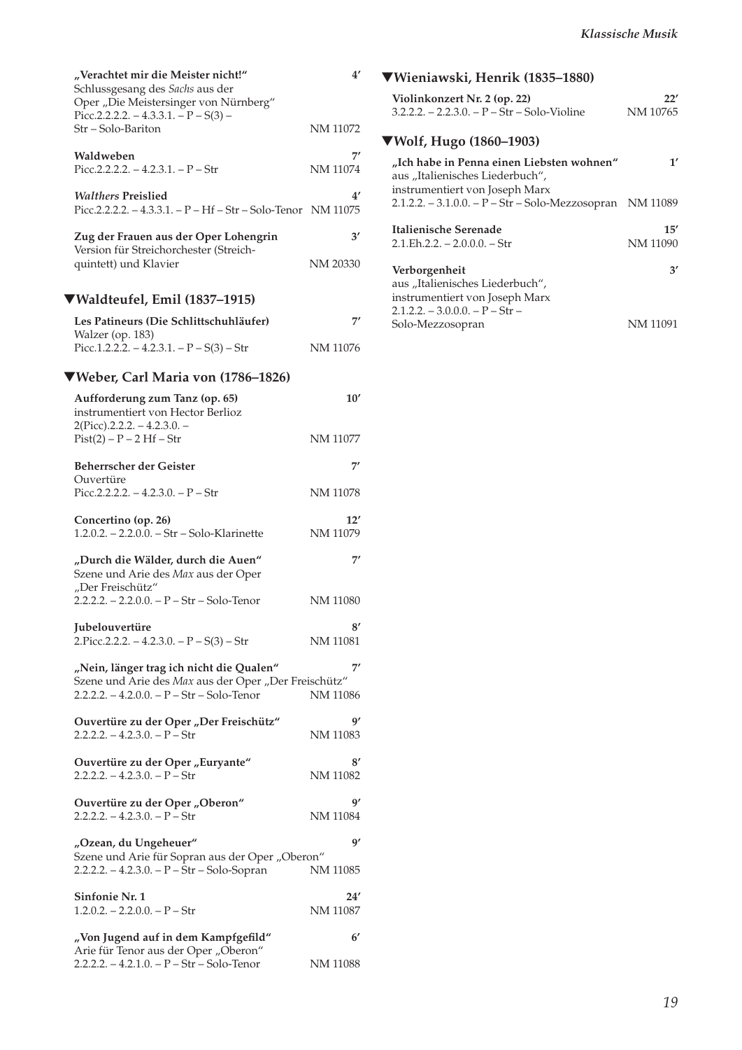**„Verachtet mir die Meister nicht!"** **4′**
Schlussgesang des *Sachs* aus der
Oper „Die Meistersinger von Nürnberg"
Picc.2.2.2.2. – 4.3.3.1. – P – S(3) –
Str – Solo-Bariton NM 11072

**Waldweben** **7′**
Picc.2.2.2.2. – 4.2.3.1. – P – Str NM 11074

***Walthers* Preislied** **4′**
Picc.2.2.2.2. – 4.3.3.1. – P – Hf – Str – Solo-Tenor NM 11075

**Zug der Frauen aus der Oper Lohengrin** **3′**
Version für Streichorchester (Streich-
quintett) und Klavier NM 20330

## ▼Waldteufel, Emil (1837–1915)

**Les Patineurs (Die Schlittschuhläufer)** **7′**
Walzer (op. 183)
Picc.1.2.2.2. – 4.2.3.1. – P – S(3) – Str NM 11076

## ▼Weber, Carl Maria von (1786–1826)

**Aufforderung zum Tanz (op. 65)** **10′**
instrumentiert von Hector Berlioz
2(Picc).2.2.2. – 4.2.3.0. –
Pist(2) – P – 2 Hf – Str NM 11077

**Beherrscher der Geister** **7′**
Ouvertüre
Picc.2.2.2.2. – 4.2.3.0. – P – Str NM 11078

**Concertino (op. 26)** **12′**
1.2.0.2. – 2.2.0.0. – Str – Solo-Klarinette NM 11079

**„Durch die Wälder, durch die Auen"** **7′**
Szene und Arie des *Max* aus der Oper
„Der Freischütz"
2.2.2.2. – 2.2.0.0. – P – Str – Solo-Tenor NM 11080

**Jubelouvertüre** **8′**
2.Picc.2.2.2. – 4.2.3.0. – P – S(3) – Str NM 11081

**„Nein, länger trag ich nicht die Qualen"** **7′**
Szene und Arie des *Max* aus der Oper „Der Freischütz"
2.2.2.2. – 4.2.0.0. – P – Str – Solo-Tenor NM 11086

**Ouvertüre zu der Oper „Der Freischütz"** **9′**
2.2.2.2. – 4.2.3.0. – P – Str NM 11083

**Ouvertüre zu der Oper „Euryante"** **8′**
2.2.2.2. – 4.2.3.0. – P – Str NM 11082

**Ouvertüre zu der Oper „Oberon"** **9′**
2.2.2.2. – 4.2.3.0. – P – Str NM 11084

**„Ozean, du Ungeheuer"** **9′**
Szene und Arie für Sopran aus der Oper „Oberon"
2.2.2.2. – 4.2.3.0. – P – Str – Solo-Sopran NM 11085

**Sinfonie Nr. 1** **24′**
1.2.0.2. – 2.2.0.0. – P – Str NM 11087

**„Von Jugend auf in dem Kampfgefild"** **6′**
Arie für Tenor aus der Oper „Oberon"
2.2.2.2. – 4.2.1.0. – P – Str – Solo-Tenor NM 11088

## ▼Wieniawski, Henrik (1835–1880)

**Violinkonzert Nr. 2 (op. 22)** **22′**
3.2.2.2. – 2.2.3.0. – P – Str – Solo-Violine NM 10765

## ▼Wolf, Hugo (1860–1903)

**„Ich habe in Penna einen Liebsten wohnen"** **1′**
aus „Italienisches Liederbuch",
instrumentiert von Joseph Marx
2.1.2.2. – 3.1.0.0. – P – Str – Solo-Mezzosopran NM 11089

**Italienische Serenade** **15′**
2.1.Eh.2.2. – 2.0.0.0. – Str NM 11090

**Verborgenheit** **3′**
aus „Italienisches Liederbuch",
instrumentiert von Joseph Marx
2.1.2.2. – 3.0.0.0. – P – Str –
Solo-Mezzosopran NM 11091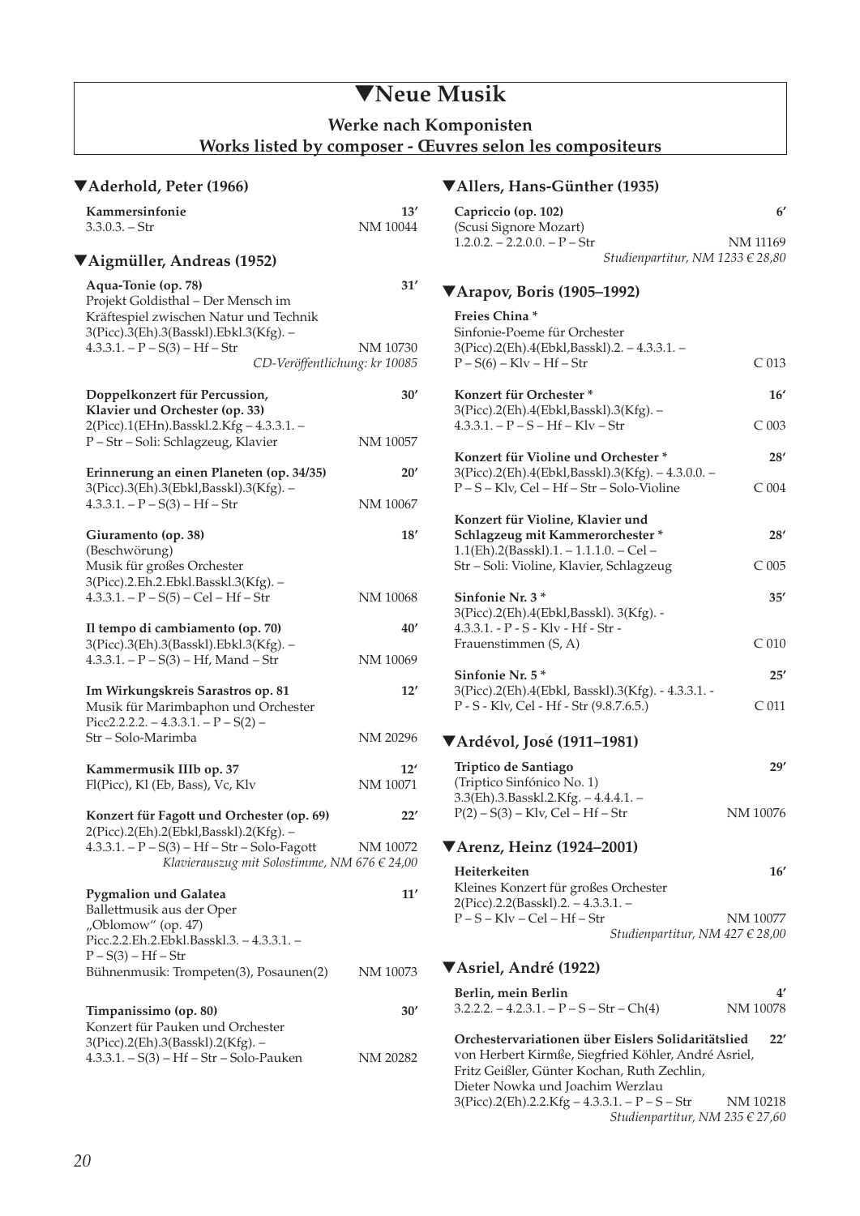# ▼Neue Musik

## Werke nach Komponisten

## Works listed by composer - Œuvres selon les compositeurs

### ▼Aderhold, Peter (1966)

**Kammersinfonie** 13′
3.3.0.3. – Str NM 10044

### ▼Aigmüller, Andreas (1952)

**Aqua-Tonie (op. 78)** 31′
Projekt Goldisthal – Der Mensch im Kräftespiel zwischen Natur und Technik
3(Picc).3(Eh).3(Basskl).Ebkl.3(Kfg). – 4.3.3.1. – P – S(3) – Hf – Str NM 10730
*CD-Veröffentlichung: kr 10085*

**Doppelkonzert für Percussion, Klavier und Orchester (op. 33)** 30′
2(Picc).1(EHn).Basskl.2.Kfg – 4.3.3.1. – P – Str – Soli: Schlagzeug, Klavier NM 10057

**Erinnerung an einen Planeten (op. 34/35)** 20′
3(Picc).3(Eh).3(Ebkl,Basskl).3(Kfg). – 4.3.3.1. – P – S(3) – Hf – Str NM 10067

**Giuramento (op. 38)** 18′
(Beschwörung)
Musik für großes Orchester
3(Picc).2.Eh.2.Ebkl.Basskl.3(Kfg). – 4.3.3.1. – P – S(5) – Cel – Hf – Str NM 10068

**Il tempo di cambiamento (op. 70)** 40′
3(Picc).3(Eh).3(Basskl).Ebkl.3(Kfg). – 4.3.3.1. – P – S(3) – Hf, Mand – Str NM 10069

**Im Wirkungskreis Sarastros op. 81** 12′
Musik für Marimbaphon und Orchester
Picc2.2.2.2. – 4.3.3.1. – P – S(2) – Str – Solo-Marimba NM 20296

**Kammermusik IIIb op. 37** 12′
Fl(Picc), Kl (Eb, Bass), Vc, Klv NM 10071

**Konzert für Fagott und Orchester (op. 69)** 22′
2(Picc).2(Eh).2(Ebkl,Basskl).2(Kfg). – 4.3.3.1. – P – S(3) – Hf – Str – Solo-Fagott NM 10072
*Klavierauszug mit Solostimme, NM 676 € 24,00*

**Pygmalion und Galatea** 11′
Ballettmusik aus der Oper „Oblomow" (op. 47)
Picc.2.2.Eh.2.Ebkl.Basskl.3. – 4.3.3.1. – P – S(3) – Hf – Str
Bühnenmusik: Trompeten(3), Posaunen(2) NM 10073

**Timpanissimo (op. 80)** 30′
Konzert für Pauken und Orchester
3(Picc).2(Eh).3(Basskl).2(Kfg). – 4.3.3.1. – S(3) – Hf – Str – Solo-Pauken NM 20282

### ▼Allers, Hans-Günther (1935)

**Capriccio (op. 102)** 6′
(Scusi Signore Mozart)
1.2.0.2. – 2.2.0.0. – P – Str NM 11169
*Studienpartitur, NM 1233 € 28,80*

### ▼Arapov, Boris (1905–1992)

**Freies China \*** 
Sinfonie-Poeme für Orchester
3(Picc).2(Eh).4(Ebkl,Basskl).2. – 4.3.3.1. – P – S(6) – Klv – Hf – Str C 013

**Konzert für Orchester \*** 16′
3(Picc).2(Eh).4(Ebkl,Basskl).3(Kfg). – 4.3.3.1. – P – S – Hf – Klv – Str C 003

**Konzert für Violine und Orchester \*** 28′
3(Picc).2(Eh).4(Ebkl,Basskl).3(Kfg). – 4.3.0.0. – P – S – Klv, Cel – Hf – Str – Solo-Violine C 004

**Konzert für Violine, Klavier und Schlagzeug mit Kammerorchester \*** 28′
1.1(Eh).2(Basskl).1. – 1.1.1.0. – Cel – Str – Soli: Violine, Klavier, Schlagzeug C 005

**Sinfonie Nr. 3 \*** 35′
3(Picc).2(Eh).4(Ebkl,Basskl). 3(Kfg). - 4.3.3.1. - P - S - Klv - Hf - Str - Frauenstimmen (S, A) C 010

**Sinfonie Nr. 5 \*** 25′
3(Picc).2(Eh).4(Ebkl, Basskl).3(Kfg). - 4.3.3.1. - P - S - Klv, Cel - Hf - Str (9.8.7.6.5.) C 011

### ▼Ardévol, José (1911–1981)

**Triptico de Santiago** 29′
(Triptico Sinfónico No. 1)
3.3(Eh).3.Basskl.2.Kfg. – 4.4.4.1. – P(2) – S(3) – Klv, Cel – Hf – Str NM 10076

### ▼Arenz, Heinz (1924–2001)

**Heiterkeiten** 16′
Kleines Konzert für großes Orchester
2(Picc).2.2(Basskl).2. – 4.3.3.1. – P – S – Klv – Cel – Hf – Str NM 10077
*Studienpartitur, NM 427 € 28,00*

### ▼Asriel, André (1922)

**Berlin, mein Berlin** 4′
3.2.2.2. – 4.2.3.1. – P – S – Str – Ch(4) NM 10078

**Orchestervariationen über Eislers Solidaritätslied** 22′
von Herbert Kirmße, Siegfried Köhler, André Asriel, Fritz Geißler, Günter Kochan, Ruth Zechlin, Dieter Nowka und Joachim Werzlau
3(Picc).2(Eh).2.2.Kfg – 4.3.3.1. – P – S – Str NM 10218
*Studienpartitur, NM 235 € 27,60*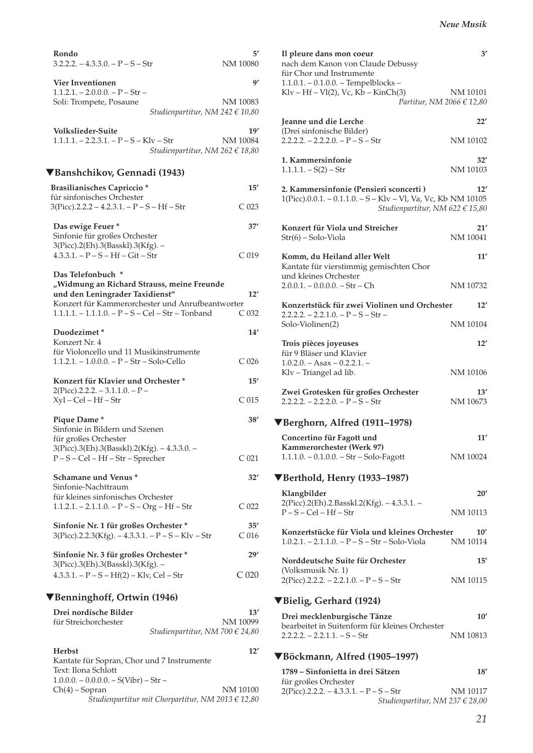**Rondo** 5′
3.2.2.2. – 4.3.3.0. – P – S – Str NM 10080

**Vier Inventionen** 9′
1.1.2.1. – 2.0.0.0. – P – Str –
Soli: Trompete, Posaune NM 10083
*Studienpartitur, NM 242 € 10,80*

**Volkslieder-Suite** 19′
1.1.1.1. – 2.2.3.1. – P – S – Klv – Str NM 10084
*Studienpartitur, NM 262 € 18,80*

## ▼Banshchikov, Gennadi (1943)

**Brasilianisches Capriccio *** 15′
für sinfonisches Orchester
3(Picc).2.2.2 – 4.2.3.1. – P – S – Hf – Str C 023

**Das ewige Feuer *** 37′
Sinfonie für großes Orchester
3(Picc).2(Eh).3(Basskl).3(Kfg). –
4.3.3.1. – P – S – Hf – Git – Str C 019

**Das Telefonbuch ***
**„Widmung an Richard Strauss, meine Freunde und den Leningrader Taxidienst“** 12′
Konzert für Kammerorchester und Anrufbeantworter
1.1.1.1. – 1.1.1.0. – P – S – Cel – Str – Tonband C 032

**Duodezimet *** 14′
Konzert Nr. 4
für Violoncello und 11 Musikinstrumente
1.1.2.1. – 1.0.0.0. – P – Str – Solo-Cello C 026

**Konzert für Klavier und Orchester *** 15′
2(Picc).2.2.2. – 3.1.1.0. – P –
Xyl – Cel – Hf – Str C 015

**Pique Dame *** 38′
Sinfonie in Bildern und Szenen
für großes Orchester
3(Picc).3(Eh).3(Basskl).2(Kfg). – 4.3.3.0. –
P – S – Cel – Hf – Str – Sprecher C 021

**Schamane und Venus *** 32′
Sinfonie-Nachttraum
für kleines sinfonisches Orchester
1.1.2.1. – 2.1.1.0. – P – S – Org – Hf – Str C 022

**Sinfonie Nr. 1 für großes Orchester *** 35′
3(Picc).2.2.3(Kfg). – 4.3.3.1. – P – S – Klv – Str C 016

**Sinfonie Nr. 3 für großes Orchester *** 29′
3(Picc).3(Eh).3(Basskl).3(Kfg). –
4.3.3.1. – P – S – Hf(2) – Klv, Cel – Str C 020

## ▼Benninghoff, Ortwin (1946)

**Drei nordische Bilder** 13′
für Streichorchester NM 10099
*Studienpartitur, NM 700 € 24,80*

**Herbst** 12′
Kantate für Sopran, Chor und 7 Instrumente
Text: Ilona Schlott
1.0.0.0. – 0.0.0.0. – S(Vibr) – Str –
Ch(4) – Sopran NM 10100
*Studienpartitur mit Chorpartitur, NM 2013 € 12,80*

**Il pleure dans mon coeur** 3′
nach dem Kanon von Claude Debussy
für Chor und Instrumente
1.1.0.1. – 0.1.0.0. – Tempelblocks –
Klv – Hf – Vl(2), Vc, Kb – KinCh(3) NM 10101
*Partitur, NM 2066 € 12,80*

**Jeanne und die Lerche** 22′
(Drei sinfonische Bilder)
2.2.2.2. – 2.2.2.0. – P – S – Str NM 10102

**1. Kammersinfonie** 32′
1.1.1.1. – S(2) – Str NM 10103

**2. Kammersinfonie (Pensieri sconcerti )** 12′
1(Picc).0.0.1. – 0.1.1.0. – S – Klv – Vl, Va, Vc, Kb NM 10105
*Studienpartitur, NM 622 € 15,80*

**Konzert für Viola und Streicher** 21′
Str(6) – Solo-Viola NM 10041

**Komm, du Heiland aller Welt** 11′
Kantate für vierstimmig gemischten Chor
und kleines Orchester
2.0.0.1. – 0.0.0.0. – Str – Ch NM 10732

**Konzertstück für zwei Violinen und Orchester** 12′
2.2.2.2. – 2.2.1.0. – P – S – Str –
Solo-Violinen(2) NM 10104

**Trois pièces joyeuses** 12′
für 9 Bläser und Klavier
1.0.2.0. – Asax – 0.2.2.1. –
Klv – Triangel ad lib. NM 10106

**Zwei Grotesken für großes Orchester** 13′
2.2.2.2. – 2.2.2.0. – P – S – Str NM 10673

## ▼Berghorn, Alfred (1911–1978)

**Concertino für Fagott und Kammerorchester (Werk 97)** 11′
1.1.1.0. – 0.1.0.0. – Str – Solo-Fagott NM 10024

## ▼Berthold, Henry (1933–1987)

**Klangbilder** 20′
2(Picc).2(Eh).2.Basskl.2(Kfg). – 4.3.3.1. –
P – S – Cel – Hf – Str NM 10113

**Konzertstücke für Viola und kleines Orchester** 10′
1.0.2.1. – 2.1.1.0. – P – S – Str – Solo-Viola NM 10114

**Norddeutsche Suite für Orchester** 15′
(Volksmusik Nr. 1)
2(Picc).2.2.2. – 2.2.1.0. – P – S – Str NM 10115

## ▼Bielig, Gerhard (1924)

**Drei mecklenburgische Tänze** 10′
bearbeitet in Suitenform für kleines Orchester
2.2.2.2. – 2.2.1.1. – S – Str NM 10813

## ▼Böckmann, Alfred (1905–1997)

**1789 – Sinfonietta in drei Sätzen** 18′
für großes Orchester
2(Picc).2.2.2. – 4.3.3.1. – P – S – Str NM 10117
*Studienpartitur, NM 237 € 28,00*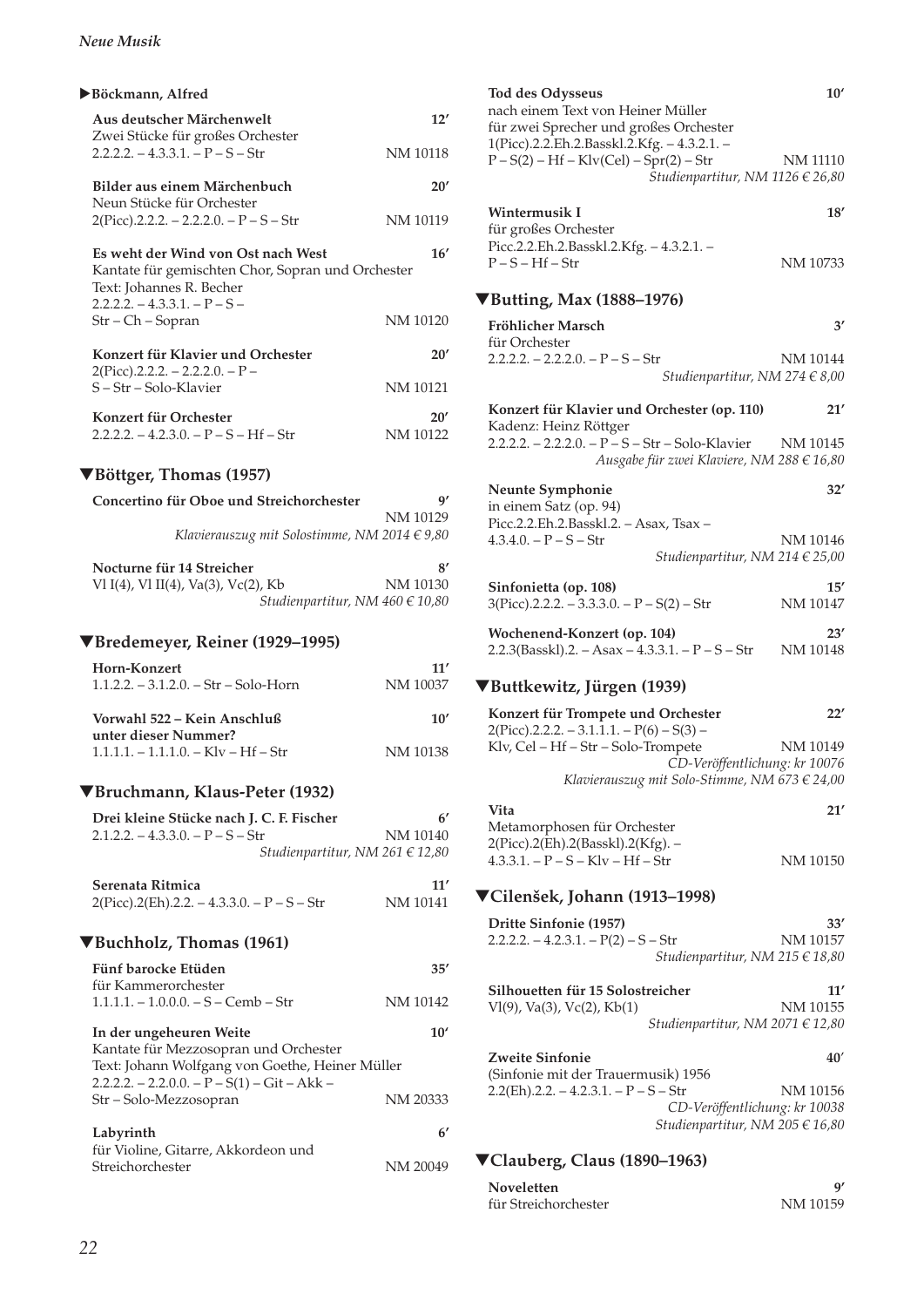## ▶Böckmann, Alfred

**Aus deutscher Märchenwelt** 12′
Zwei Stücke für großes Orchester
2.2.2.2. – 4.3.3.1. – P – S – Str NM 10118

**Bilder aus einem Märchenbuch** 20′
Neun Stücke für Orchester
2(Picc).2.2.2. – 2.2.2.0. – P – S – Str NM 10119

**Es weht der Wind von Ost nach West** 16′
Kantate für gemischten Chor, Sopran und Orchester
Text: Johannes R. Becher
2.2.2.2. – 4.3.3.1. – P – S –
Str – Ch – Sopran NM 10120

**Konzert für Klavier und Orchester** 20′
2(Picc).2.2.2. – 2.2.2.0. – P –
S – Str – Solo-Klavier NM 10121

**Konzert für Orchester** 20′
2.2.2.2. – 4.2.3.0. – P – S – Hf – Str NM 10122

## ▼Böttger, Thomas (1957)

**Concertino für Oboe und Streichorchester** 9′
NM 10129
*Klavierauszug mit Solostimme, NM 2014 € 9,80*

**Nocturne für 14 Streicher** 8′
Vl I(4), Vl II(4), Va(3), Vc(2), Kb NM 10130
*Studienpartitur, NM 460 € 10,80*

## ▼Bredemeyer, Reiner (1929–1995)

**Horn-Konzert** 11′
1.1.2.2. – 3.1.2.0. – Str – Solo-Horn NM 10037

**Vorwahl 522 – Kein Anschluß unter dieser Nummer?** 10′
1.1.1.1. – 1.1.1.0. – Klv – Hf – Str NM 10138

## ▼Bruchmann, Klaus-Peter (1932)

**Drei kleine Stücke nach J. C. F. Fischer** 6′
2.1.2.2. – 4.3.3.0. – P – S – Str NM 10140
*Studienpartitur, NM 261 € 12,80*

**Serenata Ritmica** 11′
2(Picc).2(Eh).2.2. – 4.3.3.0. – P – S – Str NM 10141

## ▼Buchholz, Thomas (1961)

**Fünf barocke Etüden** 35′
für Kammerorchester
1.1.1.1. – 1.0.0.0. – S – Cemb – Str NM 10142

**In der ungeheuren Weite** 10′
Kantate für Mezzosopran und Orchester
Text: Johann Wolfgang von Goethe, Heiner Müller
2.2.2.2. – 2.2.0.0. – P – S(1) – Git – Akk –
Str – Solo-Mezzosopran NM 20333

**Labyrinth** 6′
für Violine, Gitarre, Akkordeon und Streichorchester NM 20049

**Tod des Odysseus** 10′
nach einem Text von Heiner Müller
für zwei Sprecher und großes Orchester
1(Picc).2.2.Eh.2.Basskl.2.Kfg. – 4.3.2.1. –
P – S(2) – Hf – Klv(Cel) – Spr(2) – Str NM 11110
*Studienpartitur, NM 1126 € 26,80*

**Wintermusik I** 18′
für großes Orchester
Picc.2.2.Eh.2.Basskl.2.Kfg. – 4.3.2.1. –
P – S – Hf – Str NM 10733

## ▼Butting, Max (1888–1976)

**Fröhlicher Marsch** 3′
für Orchester
2.2.2.2. – 2.2.2.0. – P – S – Str NM 10144
*Studienpartitur, NM 274 € 8,00*

**Konzert für Klavier und Orchester (op. 110)** 21′
Kadenz: Heinz Röttger
2.2.2.2. – 2.2.2.0. – P – S – Str – Solo-Klavier NM 10145
*Ausgabe für zwei Klaviere, NM 288 € 16,80*

**Neunte Symphonie** 32′
in einem Satz (op. 94)
Picc.2.2.Eh.2.Basskl.2. – Asax, Tsax –
4.3.4.0. – P – S – Str NM 10146
*Studienpartitur, NM 214 € 25,00*

**Sinfonietta (op. 108)** 15′
3(Picc).2.2.2. – 3.3.3.0. – P – S(2) – Str NM 10147

**Wochenend-Konzert (op. 104)** 23′
2.2.3(Basskl).2. – Asax – 4.3.3.1. – P – S – Str NM 10148

## ▼Buttkewitz, Jürgen (1939)

**Konzert für Trompete und Orchester** 22′
2(Picc).2.2.2. – 3.1.1.1. – P(6) – S(3) –
Klv, Cel – Hf – Str – Solo-Trompete NM 10149
*CD-Veröffentlichung: kr 10076*
*Klavierauszug mit Solo-Stimme, NM 673 € 24,00*

**Vita** 21′
Metamorphosen für Orchester
2(Picc).2(Eh).2(Basskl).2(Kfg). –
4.3.3.1. – P – S – Klv – Hf – Str NM 10150

## ▼Cilenšek, Johann (1913–1998)

**Dritte Sinfonie (1957)** 33′
2.2.2.2. – 4.2.3.1. – P(2) – S – Str NM 10157
*Studienpartitur, NM 215 € 18,80*

**Silhouetten für 15 Solostreicher** 11′
Vl(9), Va(3), Vc(2), Kb(1) NM 10155
*Studienpartitur, NM 2071 € 12,80*

**Zweite Sinfonie** 40′
(Sinfonie mit der Trauermusik) 1956
2.2(Eh).2.2. – 4.2.3.1. – P – S – Str NM 10156
*CD-Veröffentlichung: kr 10038*
*Studienpartitur, NM 205 € 16,80*

## ▼Clauberg, Claus (1890–1963)

**Noveletten** 9′
für Streichorchester NM 10159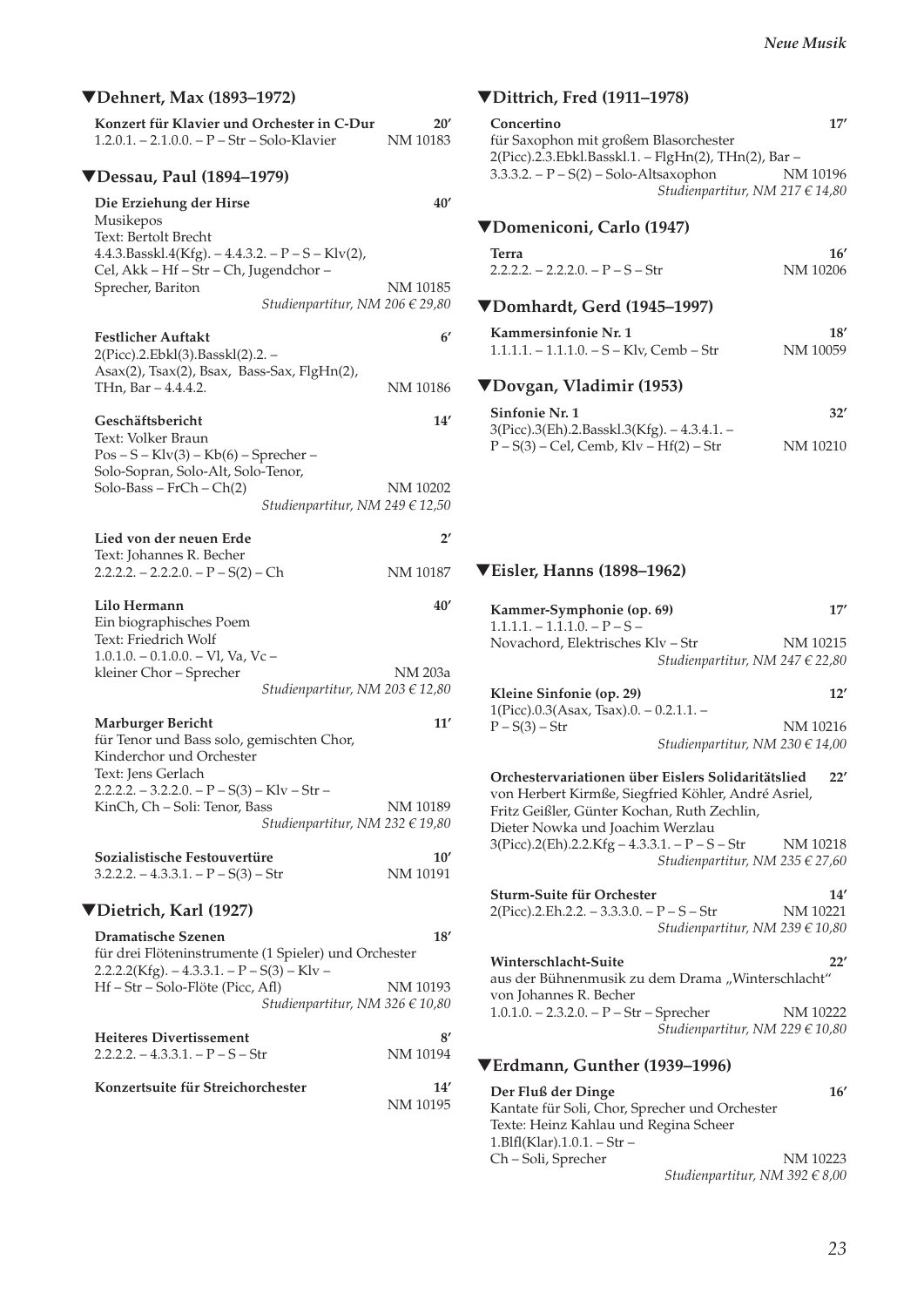## ▼Dehnert, Max (1893–1972)

**Konzert für Klavier und Orchester in C-Dur** 20′
1.2.0.1. – 2.1.0.0. – P – Str – Solo-Klavier NM 10183

## ▼Dessau, Paul (1894–1979)

**Die Erziehung der Hirse** 40′
Musikepos
Text: Bertolt Brecht
4.4.3.Basskl.4(Kfg). – 4.4.3.2. – P – S – Klv(2),
Cel, Akk – Hf – Str – Ch, Jugendchor –
Sprecher, Bariton NM 10185
*Studienpartitur, NM 206 € 29,80*

**Festlicher Auftakt** 6′
2(Picc).2.Ebkl(3).Basskl(2).2. –
Asax(2), Tsax(2), Bsax, Bass-Sax, FlgHn(2),
THn, Bar – 4.4.4.2. NM 10186

**Geschäftsbericht** 14′
Text: Volker Braun
Pos – S – Klv(3) – Kb(6) – Sprecher –
Solo-Sopran, Solo-Alt, Solo-Tenor,
Solo-Bass – FrCh – Ch(2) NM 10202
*Studienpartitur, NM 249 € 12,50*

**Lied von der neuen Erde** 2′
Text: Johannes R. Becher
2.2.2.2. – 2.2.2.0. – P – S(2) – Ch NM 10187

**Lilo Hermann** 40′
Ein biographisches Poem
Text: Friedrich Wolf
1.0.1.0. – 0.1.0.0. – Vl, Va, Vc –
kleiner Chor – Sprecher NM 203a
*Studienpartitur, NM 203 € 12,80*

**Marburger Bericht** 11′
für Tenor und Bass solo, gemischten Chor,
Kinderchor und Orchester
Text: Jens Gerlach
2.2.2.2. – 3.2.2.0. – P – S(3) – Klv – Str –
KinCh, Ch – Soli: Tenor, Bass NM 10189
*Studienpartitur, NM 232 € 19,80*

**Sozialistische Festouvertüre** 10′
3.2.2.2. – 4.3.3.1. – P – S(3) – Str NM 10191

## ▼Dietrich, Karl (1927)

**Dramatische Szenen** 18′
für drei Flöteninstrumente (1 Spieler) und Orchester
2.2.2.2(Kfg). – 4.3.3.1. – P – S(3) – Klv –
Hf – Str – Solo-Flöte (Picc, Afl) NM 10193
*Studienpartitur, NM 326 € 10,80*

**Heiteres Divertissement** 8′
2.2.2.2. – 4.3.3.1. – P – S – Str NM 10194

**Konzertsuite für Streichorchester** 14′
NM 10195

## ▼Dittrich, Fred (1911–1978)

**Concertino** 17′
für Saxophon mit großem Blasorchester
2(Picc).2.3.Ebkl.Basskl.1. – FlgHn(2), THn(2), Bar –
3.3.3.2. – P – S(2) – Solo-Altsaxophon NM 10196
*Studienpartitur, NM 217 € 14,80*

## ▼Domeniconi, Carlo (1947)

**Terra** 16′
2.2.2.2. – 2.2.2.0. – P – S – Str NM 10206

## ▼Domhardt, Gerd (1945–1997)

**Kammersinfonie Nr. 1** 18′
1.1.1.1. – 1.1.1.0. – S – Klv, Cemb – Str NM 10059

## ▼Dovgan, Vladimir (1953)

**Sinfonie Nr. 1** 32′
3(Picc).3(Eh).2.Basskl.3(Kfg). – 4.3.4.1. –
P – S(3) – Cel, Cemb, Klv – Hf(2) – Str NM 10210

## ▼Eisler, Hanns (1898–1962)

**Kammer-Symphonie (op. 69)** 17′
1.1.1.1. – 1.1.1.0. – P – S –
Novachord, Elektrisches Klv – Str NM 10215
*Studienpartitur, NM 247 € 22,80*

**Kleine Sinfonie (op. 29)** 12′
1(Picc).0.3(Asax, Tsax).0. – 0.2.1.1. –
P – S(3) – Str NM 10216
*Studienpartitur, NM 230 € 14,00*

**Orchestervariationen über Eislers Solidaritätslied** 22′
von Herbert Kirmße, Siegfried Köhler, André Asriel,
Fritz Geißler, Günter Kochan, Ruth Zechlin,
Dieter Nowka und Joachim Werzlau
3(Picc).2(Eh).2.2.Kfg – 4.3.3.1. – P – S – Str NM 10218
*Studienpartitur, NM 235 € 27,60*

**Sturm-Suite für Orchester** 14′
2(Picc).2.Eh.2.2. – 3.3.3.0. – P – S – Str NM 10221
*Studienpartitur, NM 239 € 10,80*

**Winterschlacht-Suite** 22′
aus der Bühnenmusik zu dem Drama „Winterschlacht“
von Johannes R. Becher
1.0.1.0. – 2.3.2.0. – P – Str – Sprecher NM 10222
*Studienpartitur, NM 229 € 10,80*

## ▼Erdmann, Gunther (1939–1996)

**Der Fluß der Dinge** 16′
Kantate für Soli, Chor, Sprecher und Orchester
Texte: Heinz Kahlau und Regina Scheer
1.Blfl(Klar).1.0.1. – Str –
Ch – Soli, Sprecher NM 10223
*Studienpartitur, NM 392 € 8,00*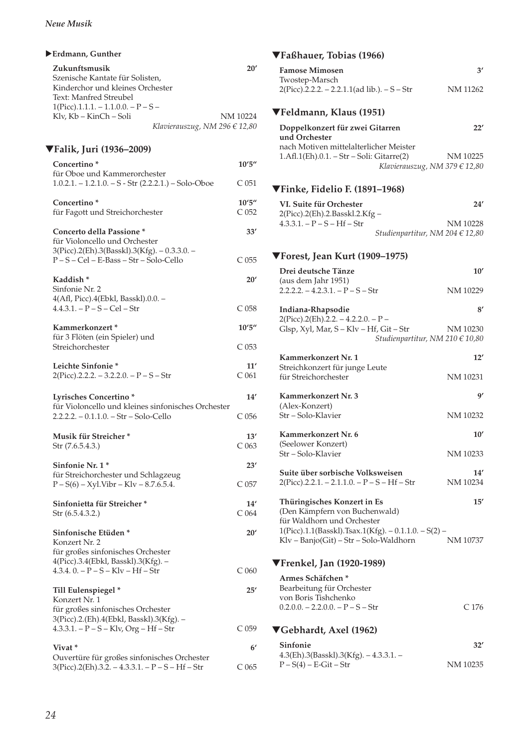▶**Erdmann, Gunther**

**Zukunftsmusik** **20′**
Szenische Kantate für Solisten,
Kinderchor und kleines Orchester
Text: Manfred Streubel
1(Picc).1.1.1. – 1.1.0.0. – P – S –
Klv, Kb – KinCh – Soli NM 10224
*Klavierauszug, NM 296 € 12,80*

## ▼Falik, Juri (1936–2009)

**Concertino** * **10′5″**
für Oboe und Kammerorchester
1.0.2.1. – 1.2.1.0. – S - Str (2.2.2.1.) – Solo-Oboe C 051

**Concertino** * **10′5″**
für Fagott und Streichorchester C 052

**Concerto della Passione** * **33′**
für Violoncello und Orchester
3(Picc).2(Eh).3(Basskl).3(Kfg). – 0.3.3.0. –
P – S – Cel – E-Bass – Str – Solo-Cello C 055

**Kaddish** * **20′**
Sinfonie Nr. 2
4(Afl, Picc).4(Ebkl, Basskl).0.0. –
4.4.3.1. – P – S – Cel – Str C 058

**Kammerkonzert** * **10′5″**
für 3 Flöten (ein Spieler) und
Streichorchester C 053

**Leichte Sinfonie** * **11′**
2(Picc).2.2.2. – 3.2.2.0. – P – S – Str C 061

**Lyrisches Concertino** * **14′**
für Violoncello und kleines sinfonisches Orchester
2.2.2.2. – 0.1.1.0. – Str – Solo-Cello C 056

**Musik für Streicher** * **13′**
Str (7.6.5.4.3.) C 063

**Sinfonie Nr. 1** * **23′**
für Streichorchester und Schlagzeug
P – S(6) – Xyl.Vibr – Klv – 8.7.6.5.4. C 057

**Sinfonietta für Streicher** * **14′**
Str (6.5.4.3.2.) C 064

**Sinfonische Etüden** * **20′**
Konzert Nr. 2
für großes sinfonisches Orchester
4(Picc).3.4(Ebkl, Basskl).3(Kfg). –
4.3.4. 0. – P – S – Klv – Hf – Str C 060

**Till Eulenspiegel** * **25′**
Konzert Nr. 1
für großes sinfonisches Orchester
3(Picc).2.(Eh).4(Ebkl, Basskl).3(Kfg). –
4.3.3.1. – P – S – Klv, Org – Hf – Str C 059

**Vivat** * **6′**
Ouvertüre für großes sinfonisches Orchester
3(Picc).2(Eh).3.2. – 4.3.3.1. – P – S – Hf – Str C 065

## ▼Faßhauer, Tobias (1966)

**Famose Mimosen** **3′**
Twostep-Marsch
2(Picc).2.2.2. – 2.2.1.1(ad lib.). – S – Str NM 11262

## ▼Feldmann, Klaus (1951)

**Doppelkonzert für zwei Gitarren und Orchester** **22′**
nach Motiven mittelalterlicher Meister
1.Afl.1(Eh).0.1. – Str – Soli: Gitarre(2) NM 10225
*Klavierauszug, NM 379 € 12,80*

## ▼Finke, Fidelio F. (1891–1968)

**VI. Suite für Orchester** **24′**
2(Picc).2(Eh).2.Basskl.2.Kfg –
4.3.3.1. – P – S – Hf – Str NM 10228
*Studienpartitur, NM 204 € 12,80*

## ▼Forest, Jean Kurt (1909–1975)

**Drei deutsche Tänze** **10′**
(aus dem Jahr 1951)
2.2.2.2. – 4.2.3.1. – P – S – Str NM 10229

**Indiana-Rhapsodie** **8′**
2(Picc).2(Eh).2.2. – 4.2.2.0. – P –
Glsp, Xyl, Mar, S – Klv – Hf, Git – Str NM 10230
*Studienpartitur, NM 210 € 10,80*

**Kammerkonzert Nr. 1** **12′**
Streichkonzert für junge Leute
für Streichorchester NM 10231

**Kammerkonzert Nr. 3** **9′**
(Alex-Konzert)
Str – Solo-Klavier NM 10232

**Kammerkonzert Nr. 6** **10′**
(Seelower Konzert)
Str – Solo-Klavier NM 10233

**Suite über sorbische Volksweisen** **14′**
2(Picc).2.2.1. – 2.1.1.0. – P – S – Hf – Str NM 10234

**Thüringisches Konzert in Es** **15′**
(Den Kämpfern von Buchenwald)
für Waldhorn und Orchester
1(Picc).1.1(Basskl).Tsax.1(Kfg). – 0.1.1.0. – S(2) –
Klv – Banjo(Git) – Str – Solo-Waldhorn NM 10737

## ▼Frenkel, Jan (1920-1989)

**Armes Schäfchen** *
Bearbeitung für Orchester
von Boris Tishchenko
0.2.0.0. – 2.2.0.0. – P – S – Str C 176

## ▼Gebhardt, Axel (1962)

**Sinfonie** **32′**
4.3(Eh).3(Basskl).3(Kfg). – 4.3.3.1. –
P – S(4) – E-Git – Str NM 10235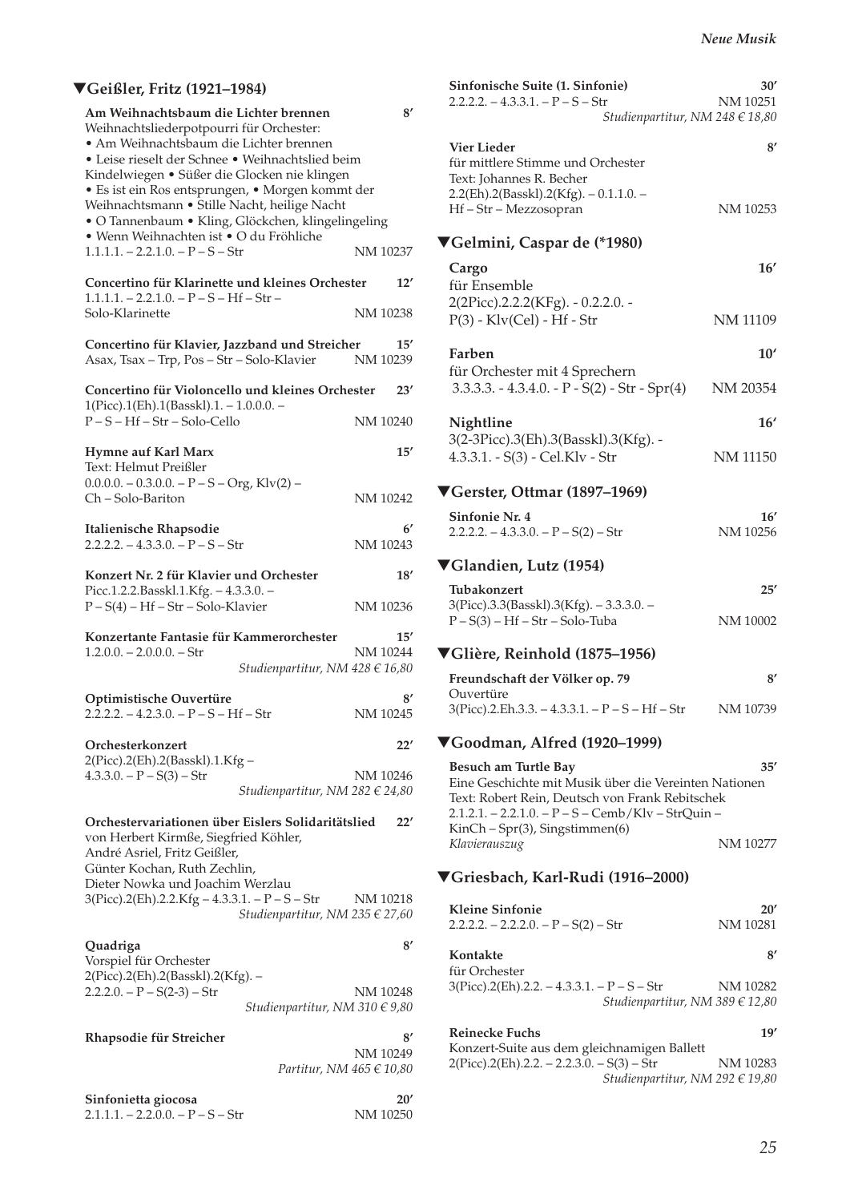## ▼Geißler, Fritz (1921–1984)

**Am Weihnachtsbaum die Lichter brennen** 8′
Weihnachtsliederpotpourri für Orchester:
• Am Weihnachtsbaum die Lichter brennen
• Leise rieselt der Schnee • Weihnachtslied beim Kindelwiegen • Süßer die Glocken nie klingen
• Es ist ein Ros entsprungen, • Morgen kommt der Weihnachtsmann • Stille Nacht, heilige Nacht
• O Tannenbaum • Kling, Glöckchen, klingelingeling
• Wenn Weihnachten ist • O du Fröhliche
1.1.1.1. – 2.2.1.0. – P – S – Str NM 10237

**Concertino für Klarinette und kleines Orchester** 12′
1.1.1.1. – 2.2.1.0. – P – S – Hf – Str –
Solo-Klarinette NM 10238

**Concertino für Klavier, Jazzband und Streicher** 15′
Asax, Tsax – Trp, Pos – Str – Solo-Klavier NM 10239

**Concertino für Violoncello und kleines Orchester** 23′
1(Picc).1(Eh).1(Basskl).1. – 1.0.0.0. –
P – S – Hf – Str – Solo-Cello NM 10240

**Hymne auf Karl Marx** 15′
Text: Helmut Preißler
0.0.0.0. – 0.3.0.0. – P – S – Org, Klv(2) –
Ch – Solo-Bariton NM 10242

**Italienische Rhapsodie** 6′
2.2.2.2. – 4.3.3.0. – P – S – Str NM 10243

**Konzert Nr. 2 für Klavier und Orchester** 18′
Picc.1.2.2.Basskl.1.Kfg. – 4.3.3.0. –
P – S(4) – Hf – Str – Solo-Klavier NM 10236

**Konzertante Fantasie für Kammerorchester** 15′
1.2.0.0. – 2.0.0.0. – Str NM 10244
*Studienpartitur, NM 428 € 16,80*

**Optimistische Ouvertüre** 8′
2.2.2.2. – 4.2.3.0. – P – S – Hf – Str NM 10245

**Orchesterkonzert** 22′
2(Picc).2(Eh).2(Basskl).1.Kfg –
4.3.3.0. – P – S(3) – Str NM 10246
*Studienpartitur, NM 282 € 24,80*

**Orchestervariationen über Eislers Solidaritätslied** 22′
von Herbert Kirmße, Siegfried Köhler,
André Asriel, Fritz Geißler,
Günter Kochan, Ruth Zechlin,
Dieter Nowka und Joachim Werzlau
3(Picc).2(Eh).2.2.Kfg – 4.3.3.1. – P – S – Str NM 10218
*Studienpartitur, NM 235 € 27,60*

**Quadriga** 8′
Vorspiel für Orchester
2(Picc).2(Eh).2(Basskl).2(Kfg). –
2.2.2.0. – P – S(2-3) – Str NM 10248
*Studienpartitur, NM 310 € 9,80*

**Rhapsodie für Streicher** 8′
NM 10249
*Partitur, NM 465 € 10,80*

**Sinfonietta giocosa** 20′
2.1.1.1. – 2.2.0.0. – P – S – Str NM 10250

**Sinfonische Suite (1. Sinfonie)** 30′
2.2.2.2. – 4.3.3.1. – P – S – Str NM 10251
*Studienpartitur, NM 248 € 18,80*

**Vier Lieder** 8′
für mittlere Stimme und Orchester
Text: Johannes R. Becher
2.2(Eh).2(Basskl).2(Kfg). – 0.1.1.0. –
Hf – Str – Mezzosopran NM 10253

## ▼Gelmini, Caspar de (*1980)

**Cargo** 16′
für Ensemble
2(2Picc).2.2.2(KFg). - 0.2.2.0. -
P(3) - Klv(Cel) - Hf - Str NM 11109

**Farben** 10′
für Orchester mit 4 Sprechern
3.3.3.3. - 4.3.4.0. - P - S(2) - Str - Spr(4) NM 20354

**Nightline** 16′
3(2-3Picc).3(Eh).3(Basskl).3(Kfg). -
4.3.3.1. - S(3) - Cel.Klv - Str NM 11150

## ▼Gerster, Ottmar (1897–1969)

**Sinfonie Nr. 4** 16′
2.2.2.2. – 4.3.3.0. – P – S(2) – Str NM 10256

## ▼Glandien, Lutz (1954)

**Tubakonzert** 25′
3(Picc).3.3(Basskl).3(Kfg). – 3.3.3.0. –
P – S(3) – Hf – Str – Solo-Tuba NM 10002

## ▼Glière, Reinhold (1875–1956)

**Freundschaft der Völker op. 79** 8′
Ouvertüre
3(Picc).2.Eh.3.3. – 4.3.3.1. – P – S – Hf – Str NM 10739

## ▼Goodman, Alfred (1920–1999)

**Besuch am Turtle Bay** 35′
Eine Geschichte mit Musik über die Vereinten Nationen
Text: Robert Rein, Deutsch von Frank Rebitschek
2.1.2.1. – 2.2.1.0. – P – S – Cemb/Klv – StrQuin –
KinCh – Spr(3), Singstimmen(6)
*Klavierauszug* NM 10277

## ▼Griesbach, Karl-Rudi (1916–2000)

**Kleine Sinfonie** 20′
2.2.2.2. – 2.2.2.0. – P – S(2) – Str NM 10281

**Kontakte** 8′
für Orchester
3(Picc).2(Eh).2.2. – 4.3.3.1. – P – S – Str NM 10282
*Studienpartitur, NM 389 € 12,80*

**Reinecke Fuchs** 19′
Konzert-Suite aus dem gleichnamigen Ballett
2(Picc).2(Eh).2.2. – 2.2.3.0. – S(3) – Str NM 10283
*Studienpartitur, NM 292 € 19,80*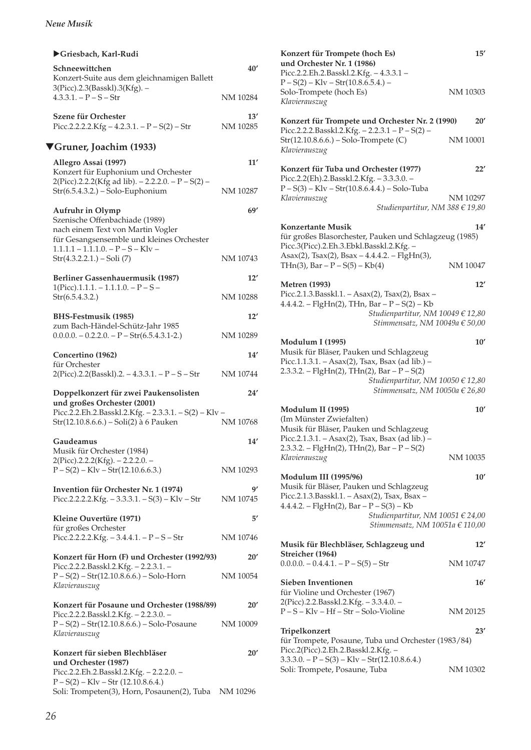▶**Griesbach, Karl-Rudi**

**Schneewittchen** **40′**
Konzert-Suite aus dem gleichnamigen Ballett
3(Picc).2.3(Basskl).3(Kfg). –
4.3.3.1. – P – S – Str NM 10284

**Szene für Orchester** **13′**
Picc.2.2.2.2.Kfg – 4.2.3.1. – P – S(2) – Str NM 10285

## ▼Gruner, Joachim (1933)

**Allegro Assai (1997)** **11′**
Konzert für Euphonium und Orchester
2(Picc).2.2.2(Kfg ad lib). – 2.2.2.0. – P – S(2) –
Str(6.5.4.3.2.) – Solo-Euphonium NM 10287

**Aufruhr in Olymp** **69′**
Szenische Offenbachiade (1989)
nach einem Text von Martin Vogler
für Gesangsensemble und kleines Orchester
1.1.1.1 – 1.1.1.0. – P – S – Klv –
Str(4.3.2.2.1.) – Soli (7) NM 10743

**Berliner Gassenhauermusik (1987)** **12′**
1(Picc).1.1.1. – 1.1.1.0. – P – S –
Str(6.5.4.3.2.) NM 10288

**BHS-Festmusik (1985)** **12′**
zum Bach-Händel-Schütz-Jahr 1985
0.0.0.0. – 0.2.2.0. – P – Str(6.5.4.3.1-2.) NM 10289

**Concertino (1962)** **14′**
für Orchester
2(Picc).2.2(Basskl).2. – 4.3.3.1. – P – S – Str NM 10744

**Doppelkonzert für zwei Paukensolisten und großes Orchester (2001)** **24′**
Picc.2.2.Eh.2.Basskl.2.Kfg. – 2.3.3.1. – S(2) – Klv –
Str(12.10.8.6.6.) – Soli(2) à 6 Pauken NM 10768

**Gaudeamus** **14′**
Musik für Orchester (1984)
2(Picc).2.2.2(Kfg). – 2.2.2.0. –
P – S(2) – Klv – Str(12.10.6.6.3.) NM 10293

**Invention für Orchester Nr. 1 (1974)** **9′**
Picc.2.2.2.2.Kfg. – 3.3.3.1. – S(3) – Klv – Str NM 10745

**Kleine Ouvertüre (1971)** **5′**
für großes Orchester
Picc.2.2.2.2.Kfg. – 3.4.4.1. – P – S – Str NM 10746

**Konzert für Horn (F) und Orchester (1992/93)** **20′**
Picc.2.2.2.Basskl.2.Kfg. – 2.2.3.1. –
P – S(2) – Str(12.10.8.6.6.) – Solo-Horn NM 10054
*Klavierauszug*

**Konzert für Posaune und Orchester (1988/89)** **20′**
Picc.2.2.2.Basskl.2.Kfg. – 2.2.3.0. –
P – S(2) – Str(12.10.8.6.6.) – Solo-Posaune NM 10009
*Klavierauszug*

**Konzert für sieben Blechbläser und Orchester (1987)** **20′**
Picc.2.2.Eh.2.Basskl.2.Kfg. – 2.2.2.0. –
P – S(2) – Klv – Str (12.10.8.6.4.)
Soli: Trompeten(3), Horn, Posaunen(2), Tuba NM 10296

**Konzert für Trompete (hoch Es) und Orchester Nr. 1 (1986)** **15′**
Picc.2.2.Eh.2.Basskl.2.Kfg. – 4.3.3.1 –
P – S(2) – Klv – Str(10.8.6.5.4.) –
Solo-Trompete (hoch Es) NM 10303
*Klavierauszug*

**Konzert für Trompete und Orchester Nr. 2 (1990)** **20′**
Picc.2.2.2.Basskl.2.Kfg. – 2.2.3.1 – P – S(2) –
Str(12.10.8.6.6.) – Solo-Trompete (C) NM 10001
*Klavierauszug*

**Konzert für Tuba und Orchester (1977)** **22′**
Picc.2.2(Eh).2.Basskl.2.Kfg. – 3.3.3.0. –
P – S(3) – Klv – Str(10.8.6.4.4.) – Solo-Tuba
*Klavierauszug* NM 10297
*Studienpartitur, NM 388 € 19,80*

**Konzertante Musik** **14′**
für großes Blasorchester, Pauken und Schlagzeug (1985)
Picc.3(Picc).2.Eh.3.Ebkl.Basskl.2.Kfg. –
Asax(2), Tsax(2), Bsax – 4.4.4.2. – FlgHn(3),
THn(3), Bar – P – S(5) – Kb(4) NM 10047

**Metren (1993)** **12′**
Picc.2.1.3.Basskl.1. – Asax(2), Tsax(2), Bsax –
4.4.4.2. – FlgHn(2), THn, Bar – P – S(2) – Kb
*Studienpartitur, NM 10049 € 12,80*
*Stimmensatz, NM 10049a € 50,00*

**Modulum I (1995)** **10′**
Musik für Bläser, Pauken und Schlagzeug
Picc.1.1.3.1. – Asax(2), Tsax, Bsax (ad lib.) –
2.3.3.2. – FlgHn(2), THn(2), Bar – P – S(2)
*Studienpartitur, NM 10050 € 12,80*
*Stimmensatz, NM 10050a € 26,80*

**Modulum II (1995)** **10′**
(Im Münster Zwiefalten)
Musik für Bläser, Pauken und Schlagzeug
Picc.2.1.3.1. – Asax(2), Tsax, Bsax (ad lib.) –
2.3.3.2. – FlgHn(2), THn(2), Bar – P – S(2)
*Klavierauszug* NM 10035

**Modulum III (1995/96)** **10′**
Musik für Bläser, Pauken und Schlagzeug
Picc.2.1.3.Basskl.1. – Asax(2), Tsax, Bsax –
4.4.4.2. – FlgHn(2), Bar – P – S(3) – Kb
*Studienpartitur, NM 10051 € 24,00*
*Stimmensatz, NM 10051a € 110,00*

**Musik für Blechbläser, Schlagzeug und Streicher (1964)** **12′**
0.0.0.0. – 0.4.4.1. – P – S(5) – Str NM 10747

**Sieben Inventionen** **16′**
für Violine und Orchester (1967)
2(Picc).2.2.Basskl.2.Kfg. – 3.3.4.0. –
P – S – Klv – Hf – Str – Solo-Violine NM 20125

**Tripelkonzert** **23′**
für Trompete, Posaune, Tuba und Orchester (1983/84)
Picc.2(Picc).2.Eh.2.Basskl.2.Kfg. –
3.3.3.0. – P – S(3) – Klv – Str(12.10.8.6.4.)
Soli: Trompete, Posaune, Tuba NM 10302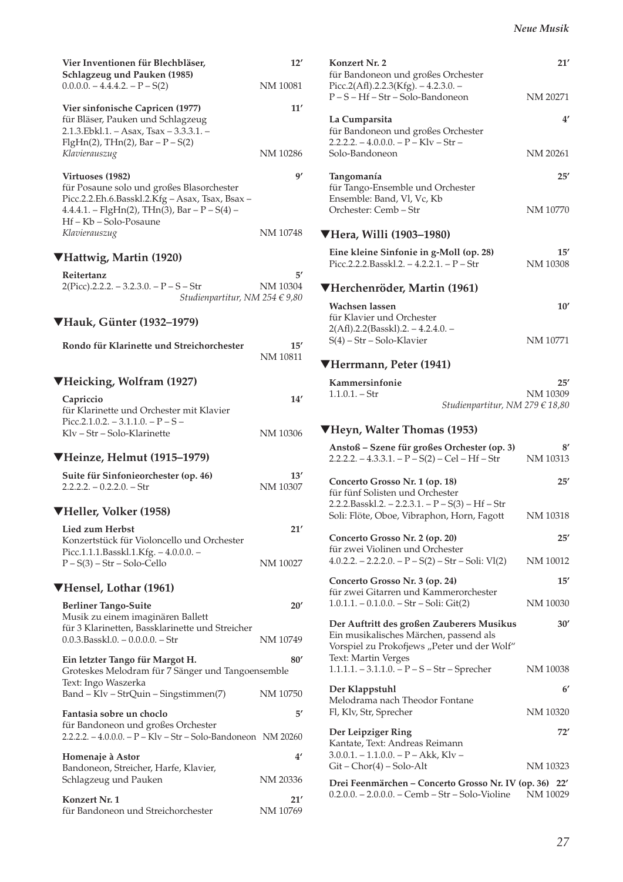**Vier Inventionen für Blechbläser, Schlagzeug und Pauken (1985)** 12′
0.0.0.0. – 4.4.4.2. – P – S(2) NM 10081

**Vier sinfonische Capricen (1977)** 11′
für Bläser, Pauken und Schlagzeug
2.1.3.Ebkl.1. – Asax, Tsax – 3.3.3.1. –
FlgHn(2), THn(2), Bar – P – S(2)
*Klavierauszug* NM 10286

**Virtuoses (1982)** 9′
für Posaune solo und großes Blasorchester
Picc.2.2.Eh.6.Basskl.2.Kfg – Asax, Tsax, Bsax –
4.4.4.1. – FlgHn(2), THn(3), Bar – P – S(4) –
Hf – Kb – Solo-Posaune
*Klavierauszug* NM 10748

## ▼Hattwig, Martin (1920)

**Reitertanz** 5′
2(Picc).2.2.2. – 3.2.3.0. – P – S – Str NM 10304
*Studienpartitur, NM 254 € 9,80*

## ▼Hauk, Günter (1932–1979)

**Rondo für Klarinette und Streichorchester** 15′
NM 10811

## ▼Heicking, Wolfram (1927)

**Capriccio** 14′
für Klarinette und Orchester mit Klavier
Picc.2.1.0.2. – 3.1.1.0. – P – S –
Klv – Str – Solo-Klarinette NM 10306

## ▼Heinze, Helmut (1915–1979)

**Suite für Sinfonieorchester (op. 46)** 13′
2.2.2.2. – 0.2.2.0. – Str NM 10307

## ▼Heller, Volker (1958)

**Lied zum Herbst** 21′
Konzertstück für Violoncello und Orchester
Picc.1.1.1.Basskl.1.Kfg. – 4.0.0.0. –
P – S(3) – Str – Solo-Cello NM 10027

## ▼Hensel, Lothar (1961)

**Berliner Tango-Suite** 20′
Musik zu einem imaginären Ballett
für 3 Klarinetten, Bassklarinette und Streicher
0.0.3.Basskl.0. – 0.0.0.0. – Str NM 10749

**Ein letzter Tango für Margot H.** 80′
Groteskes Melodram für 7 Sänger und Tangoensemble
Text: Ingo Waszerka
Band – Klv – StrQuin – Singstimmen(7) NM 10750

**Fantasia sobre un choclo** 5′
für Bandoneon und großes Orchester
2.2.2.2. – 4.0.0.0. – P – Klv – Str – Solo-Bandoneon NM 20260

**Homenaje à Astor** 4′
Bandoneon, Streicher, Harfe, Klavier,
Schlagzeug und Pauken NM 20336

**Konzert Nr. 1** 21′
für Bandoneon und Streichorchester NM 10769

**Konzert Nr. 2** 21′
für Bandoneon und großes Orchester
Picc.2(Afl).2.2.3(Kfg). – 4.2.3.0. –
P – S – Hf – Str – Solo-Bandoneon NM 20271

**La Cumparsita** 4′
für Bandoneon und großes Orchester
2.2.2.2. – 4.0.0.0. – P – Klv – Str –
Solo-Bandoneon NM 20261

**Tangomanía** 25′
für Tango-Ensemble und Orchester
Ensemble: Band, Vl, Vc, Kb
Orchester: Cemb – Str NM 10770

## ▼Hera, Willi (1903–1980)

**Eine kleine Sinfonie in g-Moll (op. 28)** 15′
Picc.2.2.2.Basskl.2. – 4.2.2.1. – P – Str NM 10308

## ▼Herchenröder, Martin (1961)

**Wachsen lassen** 10′
für Klavier und Orchester
2(Afl).2.2(Basskl).2. – 4.2.4.0. –
S(4) – Str – Solo-Klavier NM 10771

## ▼Herrmann, Peter (1941)

**Kammersinfonie** 25′
1.1.0.1. – Str NM 10309
*Studienpartitur, NM 279 € 18,80*

## ▼Heyn, Walter Thomas (1953)

**Anstoß – Szene für großes Orchester (op. 3)** 8′
2.2.2.2. – 4.3.3.1. – P – S(2) – Cel – Hf – Str NM 10313

**Concerto Grosso Nr. 1 (op. 18)** 25′
für fünf Solisten und Orchester
2.2.2.Basskl.2. – 2.2.3.1. – P – S(3) – Hf – Str
Soli: Flöte, Oboe, Vibraphon, Horn, Fagott NM 10318

**Concerto Grosso Nr. 2 (op. 20)** 25′
für zwei Violinen und Orchester
4.0.2.2. – 2.2.2.0. – P – S(2) – Str – Soli: Vl(2) NM 10012

**Concerto Grosso Nr. 3 (op. 24)** 15′
für zwei Gitarren und Kammerorchester
1.0.1.1. – 0.1.0.0. – Str – Soli: Git(2) NM 10030

**Der Auftritt des großen Zauberers Musikus** 30′
Ein musikalisches Märchen, passend als
Vorspiel zu Prokofjews „Peter und der Wolf"
Text: Martin Verges
1.1.1.1. – 3.1.1.0. – P – S – Str – Sprecher NM 10038

**Der Klappstuhl** 6′
Melodrama nach Theodor Fontane
Fl, Klv, Str, Sprecher NM 10320

**Der Leipziger Ring** 72′
Kantate, Text: Andreas Reimann
3.0.0.1. – 1.1.0.0. – P – Akk, Klv –
Git – Chor(4) – Solo-Alt NM 10323

**Drei Feenmärchen – Concerto Grosso Nr. IV (op. 36)** 22′
0.2.0.0. – 2.0.0.0. – Cemb – Str – Solo-Violine NM 10029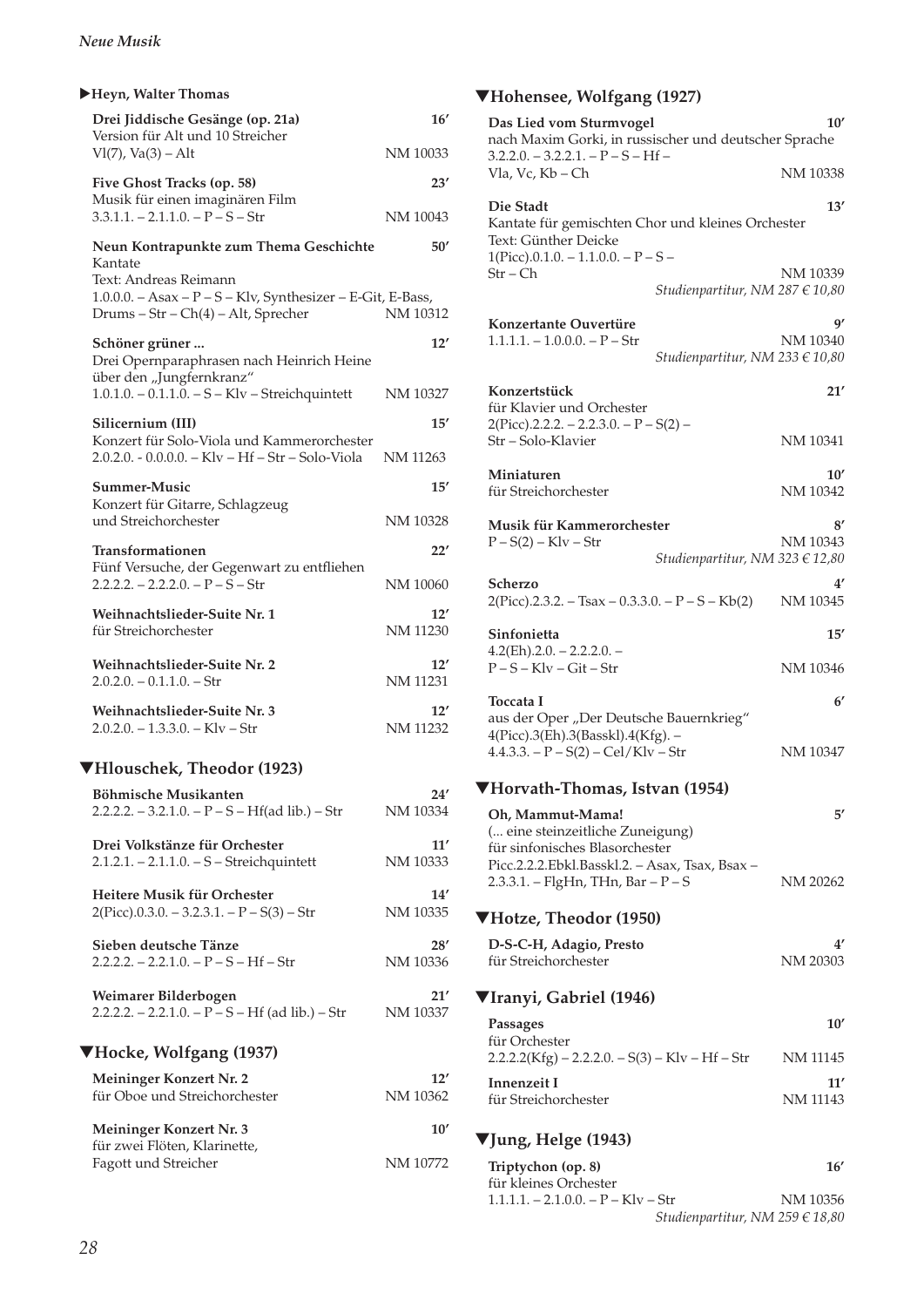## ▶Heyn, Walter Thomas

**Drei Jiddische Gesänge (op. 21a)** **16′**
Version für Alt und 10 Streicher
Vl(7), Va(3) – Alt NM 10033

**Five Ghost Tracks (op. 58)** **23′**
Musik für einen imaginären Film
3.3.1.1. – 2.1.1.0. – P – S – Str NM 10043

**Neun Kontrapunkte zum Thema Geschichte** **50′**
Kantate
Text: Andreas Reimann
1.0.0.0. – Asax – P – S – Klv, Synthesizer – E-Git, E-Bass, Drums – Str – Ch(4) – Alt, Sprecher NM 10312

**Schöner grüner ...** **12′**
Drei Opernparaphrasen nach Heinrich Heine über den „Jungfernkranz"
1.0.1.0. – 0.1.1.0. – S – Klv – Streichquintett NM 10327

**Silicernium (III)** **15′**
Konzert für Solo-Viola und Kammerorchester
2.0.2.0. - 0.0.0.0. – Klv – Hf – Str – Solo-Viola NM 11263

**Summer-Music** **15′**
Konzert für Gitarre, Schlagzeug und Streichorchester NM 10328

**Transformationen** **22′**
Fünf Versuche, der Gegenwart zu entfliehen
2.2.2.2. – 2.2.2.0. – P – S – Str NM 10060

**Weihnachtslieder-Suite Nr. 1** **12′**
für Streichorchester NM 11230

**Weihnachtslieder-Suite Nr. 2** **12′**
2.0.2.0. – 0.1.1.0. – Str NM 11231

**Weihnachtslieder-Suite Nr. 3** **12′**
2.0.2.0. – 1.3.3.0. – Klv – Str NM 11232

## ▼Hlouschek, Theodor (1923)

**Böhmische Musikanten** **24′**
2.2.2.2. – 3.2.1.0. – P – S – Hf(ad lib.) – Str NM 10334

**Drei Volkstänze für Orchester** **11′**
2.1.2.1. – 2.1.1.0. – S – Streichquintett NM 10333

**Heitere Musik für Orchester** **14′**
2(Picc).0.3.0. – 3.2.3.1. – P – S(3) – Str NM 10335

**Sieben deutsche Tänze** **28′**
2.2.2.2. – 2.2.1.0. – P – S – Hf – Str NM 10336

**Weimarer Bilderbogen** **21′**
2.2.2.2. – 2.2.1.0. – P – S – Hf (ad lib.) – Str NM 10337

## ▼Hocke, Wolfgang (1937)

**Meininger Konzert Nr. 2** **12′**
für Oboe und Streichorchester NM 10362

**Meininger Konzert Nr. 3** **10′**
für zwei Flöten, Klarinette, Fagott und Streicher NM 10772

## ▼Hohensee, Wolfgang (1927)

**Das Lied vom Sturmvogel** **10′**
nach Maxim Gorki, in russischer und deutscher Sprache
3.2.2.0. – 3.2.2.1. – P – S – Hf – Vla, Vc, Kb – Ch NM 10338

**Die Stadt** **13′**
Kantate für gemischten Chor und kleines Orchester
Text: Günther Deicke
1(Picc).0.1.0. – 1.1.0.0. – P – S – Str – Ch NM 10339
*Studienpartitur, NM 287 € 10,80*

**Konzertante Ouvertüre** **9′**
1.1.1.1. – 1.0.0.0. – P – Str NM 10340
*Studienpartitur, NM 233 € 10,80*

**Konzertstück** **21′**
für Klavier und Orchester
2(Picc).2.2.2. – 2.2.3.0. – P – S(2) – Str – Solo-Klavier NM 10341

**Miniaturen** **10′**
für Streichorchester NM 10342

**Musik für Kammerorchester** **8′**
P – S(2) – Klv – Str NM 10343
*Studienpartitur, NM 323 € 12,80*

**Scherzo** **4′**
2(Picc).2.3.2. – Tsax – 0.3.3.0. – P – S – Kb(2) NM 10345

**Sinfonietta** **15′**
4.2(Eh).2.0. – 2.2.2.0. – P – S – Klv – Git – Str NM 10346

**Toccata I** **6′**
aus der Oper „Der Deutsche Bauernkrieg"
4(Picc).3(Eh).3(Basskl).4(Kfg). – 4.4.3.3. – P – S(2) – Cel/Klv – Str NM 10347

## ▼Horvath-Thomas, Istvan (1954)

**Oh, Mammut-Mama!** **5′**
(... eine steinzeitliche Zuneigung)
für sinfonisches Blasorchester
Picc.2.2.2.Ebkl.Basskl.2. – Asax, Tsax, Bsax – 2.3.3.1. – FlgHn, THn, Bar – P – S NM 20262

## ▼Hotze, Theodor (1950)

**D-S-C-H, Adagio, Presto** **4′**
für Streichorchester NM 20303

## ▼Iranyi, Gabriel (1946)

**Passages** **10′**
für Orchester
2.2.2.2(Kfg) – 2.2.2.0. – S(3) – Klv – Hf – Str NM 11145

**Innenzeit I** **11′**
für Streichorchester NM 11143

## ▼Jung, Helge (1943)

**Triptychon (op. 8)** **16′**
für kleines Orchester
1.1.1.1. – 2.1.0.0. – P – Klv – Str NM 10356
*Studienpartitur, NM 259 € 18,80*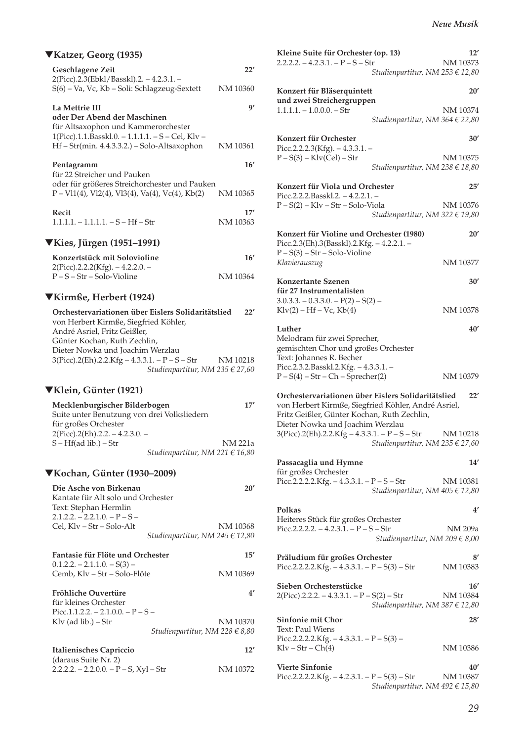## ▼Katzer, Georg (1935)

**Geschlagene Zeit** 22′
2(Picc).2.3(Ebkl/Basskl).2. – 4.2.3.1. –
S(6) – Va, Vc, Kb – Soli: Schlagzeug-Sextett NM 10360

**La Mettrie III** 9′
**oder Der Abend der Maschinen**
für Altsaxophon und Kammerorchester
1(Picc).1.1.Basskl.0. – 1.1.1.1. – S – Cel, Klv –
Hf – Str(min. 4.4.3.3.2.) – Solo-Altsaxophon NM 10361

**Pentagramm** 16′
für 22 Streicher und Pauken
oder für größeres Streichorchester und Pauken
P – Vl1(4), Vl2(4), Vl3(4), Va(4), Vc(4), Kb(2) NM 10365

**Recit** 17′
1.1.1.1. – 1.1.1.1. – S – Hf – Str NM 10363

## ▼Kies, Jürgen (1951–1991)

**Konzertstück mit Solovioline** 16′
2(Picc).2.2.2(Kfg). – 4.2.2.0. –
P – S – Str – Solo-Violine NM 10364

## ▼Kirmße, Herbert (1924)

**Orchestervariationen über Eislers Solidaritätslied** 22′
von Herbert Kirmße, Siegfried Köhler,
André Asriel, Fritz Geißler,
Günter Kochan, Ruth Zechlin,
Dieter Nowka und Joachim Werzlau
3(Picc).2(Eh).2.2.Kfg – 4.3.3.1. – P – S – Str NM 10218
*Studienpartitur, NM 235 € 27,60*

## ▼Klein, Günter (1921)

**Mecklenburgischer Bilderbogen** 17′
Suite unter Benutzung von drei Volksliedern
für großes Orchester
2(Picc).2(Eh).2.2. – 4.2.3.0. –
S – Hf(ad lib.) – Str NM 221a
*Studienpartitur, NM 221 € 16,80*

## ▼Kochan, Günter (1930–2009)

**Die Asche von Birkenau** 20′
Kantate für Alt solo und Orchester
Text: Stephan Hermlin
2.1.2.2. – 2.2.1.0. – P – S –
Cel, Klv – Str – Solo-Alt NM 10368
*Studienpartitur, NM 245 € 12,80*

**Fantasie für Flöte und Orchester** 15′
0.1.2.2. – 2.1.1.0. – S(3) –
Cemb, Klv – Str – Solo-Flöte NM 10369

**Fröhliche Ouvertüre** 4′
für kleines Orchester
Picc.1.1.2.2. – 2.1.0.0. – P – S –
Klv (ad lib.) – Str NM 10370
*Studienpartitur, NM 228 € 8,80*

**Italienisches Capriccio** 12′
(daraus Suite Nr. 2)
2.2.2.2. – 2.2.0.0. – P – S, Xyl – Str NM 10372

**Kleine Suite für Orchester (op. 13)** 12′
2.2.2.2. – 4.2.3.1. – P – S – Str NM 10373
*Studienpartitur, NM 253 € 12,80*

**Konzert für Bläserquintett** 20′
**und zwei Streichergruppen**
1.1.1.1. – 1.0.0.0. – Str NM 10374
*Studienpartitur, NM 364 € 22,80*

**Konzert für Orchester** 30′
Picc.2.2.2.3(Kfg). – 4.3.3.1. –
P – S(3) – Klv(Cel) – Str NM 10375
*Studienpartitur, NM 238 € 18,80*

**Konzert für Viola und Orchester** 25′
Picc.2.2.2.Basskl.2. – 4.2.2.1. –
P – S(2) – Klv – Str – Solo-Viola NM 10376
*Studienpartitur, NM 322 € 19,80*

**Konzert für Violine und Orchester (1980)** 20′
Picc.2.3(Eh).3(Basskl).2.Kfg. – 4.2.2.1. –
P – S(3) – Str – Solo-Violine
*Klavierauszug* NM 10377

**Konzertante Szenen** 30′
**für 27 Instrumentalisten**
3.0.3.3. – 0.3.3.0. – P(2) – S(2) –
Klv(2) – Hf – Vc, Kb(4) NM 10378

**Luther** 40′
Melodram für zwei Sprecher,
gemischten Chor und großes Orchester
Text: Johannes R. Becher
Picc.2.3.2.Basskl.2.Kfg. – 4.3.3.1. –
P – S(4) – Str – Ch – Sprecher(2) NM 10379

**Orchestervariationen über Eislers Solidaritätslied** 22′
von Herbert Kirmße, Siegfried Köhler, André Asriel,
Fritz Geißler, Günter Kochan, Ruth Zechlin,
Dieter Nowka und Joachim Werzlau
3(Picc).2(Eh).2.2.Kfg – 4.3.3.1. – P – S – Str NM 10218
*Studienpartitur, NM 235 € 27,60*

**Passacaglia und Hymne** 14′
für großes Orchester
Picc.2.2.2.2.Kfg. – 4.3.3.1. – P – S – Str NM 10381
*Studienpartitur, NM 405 € 12,80*

**Polkas** 4′
Heiteres Stück für großes Orchester
Picc.2.2.2.2. – 4.2.3.1. – P – S – Str NM 209a
*Studienpartitur, NM 209 € 8,00*

**Präludium für großes Orchester** 8′
Picc.2.2.2.2.Kfg. – 4.3.3.1. – P – S(3) – Str NM 10383

**Sieben Orchesterstücke** 16′
2(Picc).2.2.2. – 4.3.3.1. – P – S(2) – Str NM 10384
*Studienpartitur, NM 387 € 12,80*

**Sinfonie mit Chor** 28′
Text: Paul Wiens
Picc.2.2.2.2.Kfg. – 4.3.3.1. – P – S(3) –
Klv – Str – Ch(4) NM 10386

**Vierte Sinfonie** 40′
Picc.2.2.2.2.Kfg. – 4.2.3.1. – P – S(3) – Str NM 10387
*Studienpartitur, NM 492 € 15,80*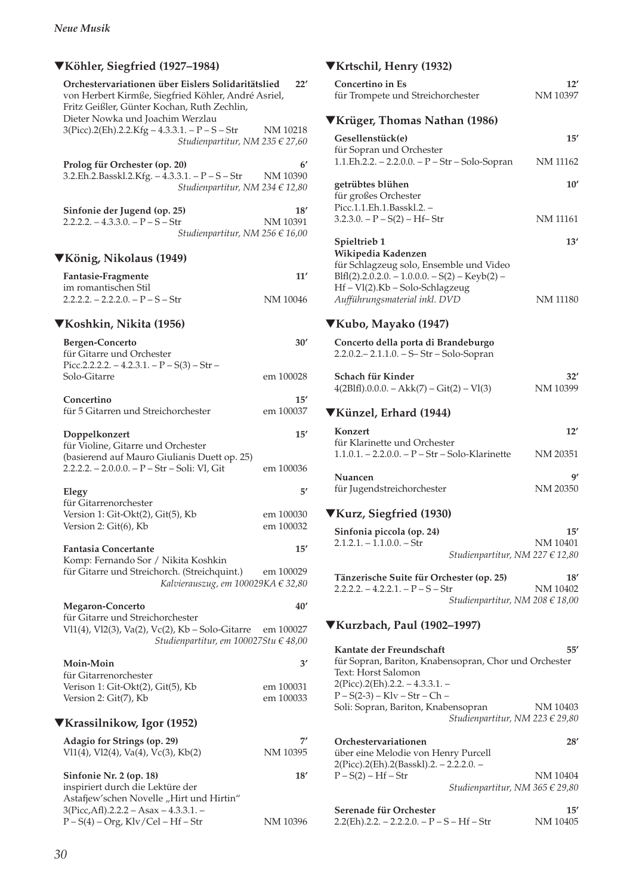## ▼Köhler, Siegfried (1927–1984)

**Orchestervariationen über Eislers Solidaritätslied** **22′**
von Herbert Kirmße, Siegfried Köhler, André Asriel, Fritz Geißler, Günter Kochan, Ruth Zechlin, Dieter Nowka und Joachim Werzlau
3(Picc).2(Eh).2.2.Kfg – 4.3.3.1. – P – S – Str — NM 10218
*Studienpartitur, NM 235 € 27,60*

**Prolog für Orchester (op. 20)** **6′**
3.2.Eh.2.Basskl.2.Kfg. – 4.3.3.1. – P – S – Str — NM 10390
*Studienpartitur, NM 234 € 12,80*

**Sinfonie der Jugend (op. 25)** **18′**
2.2.2.2. – 4.3.3.0. – P – S – Str — NM 10391
*Studienpartitur, NM 256 € 16,00*

## ▼König, Nikolaus (1949)

**Fantasie-Fragmente** **11′**
im romantischen Stil
2.2.2.2. – 2.2.2.0. – P – S – Str — NM 10046

## ▼Koshkin, Nikita (1956)

**Bergen-Concerto** **30′**
für Gitarre und Orchester
Picc.2.2.2.2. – 4.2.3.1. – P – S(3) – Str – Solo-Gitarre — em 100028

**Concertino** **15′**
für 5 Gitarren und Streichorchester — em 100037

**Doppelkonzert** **15′**
für Violine, Gitarre und Orchester
(basierend auf Mauro Giulianis Duett op. 25)
2.2.2.2. – 2.0.0.0. – P – Str – Soli: Vl, Git — em 100036

**Elegy** **5′**
für Gitarrenorchester
Version 1: Git-Okt(2), Git(5), Kb — em 100030
Version 2: Git(6), Kb — em 100032

**Fantasia Concertante** **15′**
Komp: Fernando Sor / Nikita Koshkin
für Gitarre und Streichorch. (Streichquint.) — em 100029
*Kalvierauszug, em 100029KA € 32,80*

**Megaron-Concerto** **40′**
für Gitarre und Streichorchester
Vl1(4), Vl2(3), Va(2), Vc(2), Kb – Solo-Gitarre — em 100027
*Studienpartitur, em 100027Stu € 48,00*

**Moin-Moin** **3′**
für Gitarrenorchester
Verison 1: Git-Okt(2), Git(5), Kb — em 100031
Version 2: Git(7), Kb — em 100033

## ▼Krassilnikow, Igor (1952)

**Adagio for Strings (op. 29)** **7′**
Vl1(4), Vl2(4), Va(4), Vc(3), Kb(2) — NM 10395

**Sinfonie Nr. 2 (op. 18)** **18′**
inspiriert durch die Lektüre der Astafjew'schen Novelle „Hirt und Hirtin"
3(Picc,Afl).2.2.2 – Asax – 4.3.3.1. – P – S(4) – Org, Klv/Cel – Hf – Str — NM 10396

## ▼Krtschil, Henry (1932)

**Concertino in Es** **12′**
für Trompete und Streichorchester — NM 10397

## ▼Krüger, Thomas Nathan (1986)

**Gesellenstück(e)** **15′**
für Sopran und Orchester
1.1.Eh.2.2. – 2.2.0.0. – P – Str – Solo-Sopran — NM 11162

**getrübtes blühen** **10′**
für großes Orchester
Picc.1.1.Eh.1.Basskl.2. – 3.2.3.0. – P – S(2) – Hf– Str — NM 11161

**Spieltrieb 1** **13′**
**Wikipedia Kadenzen**
für Schlagzeug solo, Ensemble und Video
Blfl(2).2.0.2.0. – 1.0.0.0. – S(2) – Keyb(2) – Hf – Vl(2).Kb – Solo-Schlagzeug
*Aufführungsmaterial inkl. DVD* — NM 11180

## ▼Kubo, Mayako (1947)

**Concerto della porta di Brandeburgo**
2.2.0.2.– 2.1.1.0. – S– Str – Solo-Sopran

**Schach für Kinder** **32′**
4(2Blfl).0.0.0. – Akk(7) – Git(2) – Vl(3) — NM 10399

## ▼Künzel, Erhard (1944)

**Konzert** **12′**
für Klarinette und Orchester
1.1.0.1. – 2.2.0.0. – P – Str – Solo-Klarinette — NM 20351

**Nuancen** **9′**
für Jugendstreichorchester — NM 20350

## ▼Kurz, Siegfried (1930)

**Sinfonia piccola (op. 24)** **15′**
2.1.2.1. – 1.1.0.0. – Str — NM 10401
*Studienpartitur, NM 227 € 12,80*

**Tänzerische Suite für Orchester (op. 25)** **18′**
2.2.2.2. – 4.2.2.1. – P – S – Str — NM 10402
*Studienpartitur, NM 208 € 18,00*

## ▼Kurzbach, Paul (1902–1997)

**Kantate der Freundschaft** **55′**
für Sopran, Bariton, Knabensopran, Chor und Orchester
Text: Horst Salomon
2(Picc).2(Eh).2.2. – 4.3.3.1. – P – S(2-3) – Klv – Str – Ch – Soli: Sopran, Bariton, Knabensopran — NM 10403
*Studienpartitur, NM 223 € 29,80*

**Orchestervariationen** **28′**
über eine Melodie von Henry Purcell
2(Picc).2(Eh).2(Basskl).2. – 2.2.2.0. – P – S(2) – Hf – Str — NM 10404
*Studienpartitur, NM 365 € 29,80*

**Serenade für Orchester** **15′**
2.2(Eh).2.2. – 2.2.2.0. – P – S – Hf – Str — NM 10405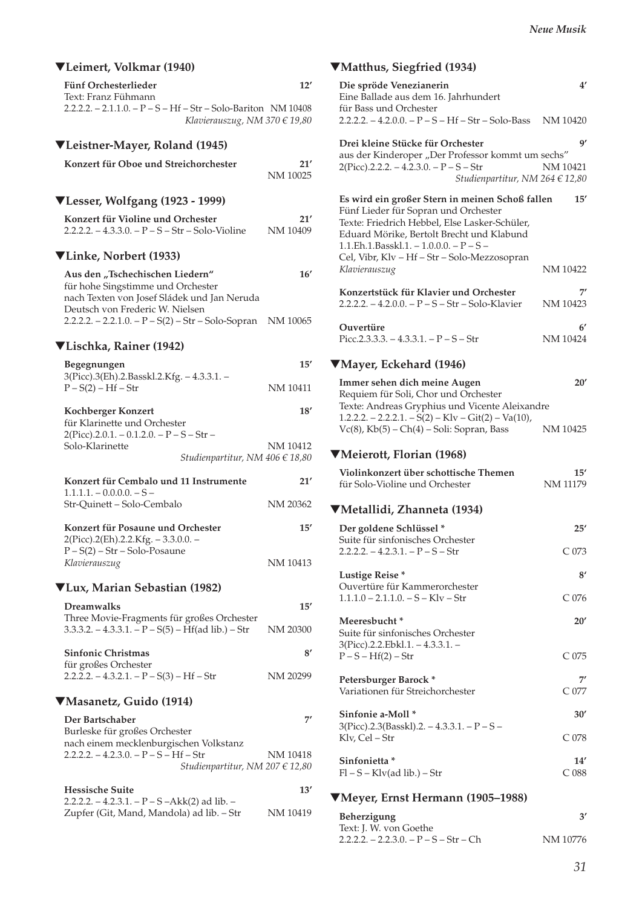### ▼Leimert, Volkmar (1940)

**Fünf Orchesterlieder** 12′
Text: Franz Fühmann
2.2.2.2. – 2.1.1.0. – P – S – Hf – Str – Solo-Bariton NM 10408
*Klavierauszug, NM 370 € 19,80*

### ▼Leistner-Mayer, Roland (1945)

**Konzert für Oboe und Streichorchester** 21′
NM 10025

### ▼Lesser, Wolfgang (1923 - 1999)

**Konzert für Violine und Orchester** 21′
2.2.2.2. – 4.3.3.0. – P – S – Str – Solo-Violine NM 10409

### ▼Linke, Norbert (1933)

**Aus den „Tschechischen Liedern"** 16′
für hohe Singstimme und Orchester
nach Texten von Josef Sládek und Jan Neruda
Deutsch von Frederic W. Nielsen
2.2.2.2. – 2.2.1.0. – P – S(2) – Str – Solo-Sopran NM 10065

### ▼Lischka, Rainer (1942)

**Begegnungen** 15′
3(Picc).3(Eh).2.Basskl.2.Kfg. – 4.3.3.1. –
P – S(2) – Hf – Str NM 10411

**Kochberger Konzert** 18′
für Klarinette und Orchester
2(Picc).2.0.1. – 0.1.2.0. – P – S – Str –
Solo-Klarinette NM 10412
*Studienpartitur, NM 406 € 18,80*

**Konzert für Cembalo und 11 Instrumente** 21′
1.1.1.1. – 0.0.0.0. – S –
Str-Quintett – Solo-Cembalo NM 20362

**Konzert für Posaune und Orchester** 15′
2(Picc).2(Eh).2.2.Kfg. – 3.3.0.0. –
P – S(2) – Str – Solo-Posaune
*Klavierauszug* NM 10413

### ▼Lux, Marian Sebastian (1982)

**Dreamwalks** 15′
Three Movie-Fragments für großes Orchester
3.3.3.2. – 4.3.3.1. – P – S(5) – Hf(ad lib.) – Str NM 20300

**Sinfonic Christmas** 8′
für großes Orchester
2.2.2.2. – 4.3.2.1. – P – S(3) – Hf – Str NM 20299

### ▼Masanetz, Guido (1914)

**Der Bartschaber** 7′
Burleske für großes Orchester
nach einem mecklenburgischen Volkstanz
2.2.2.2. – 4.2.3.0. – P – S – Hf – Str NM 10418
*Studienpartitur, NM 207 € 12,80*

**Hessische Suite** 13′
2.2.2.2. – 4.2.3.1. – P – S –Akk(2) ad lib. –
Zupfer (Git, Mand, Mandola) ad lib. – Str NM 10419

### ▼Matthus, Siegfried (1934)

**Die spröde Venezianerin** 4′
Eine Ballade aus dem 16. Jahrhundert
für Bass und Orchester
2.2.2.2. – 4.2.0.0. – P – S – Hf – Str – Solo-Bass NM 10420

**Drei kleine Stücke für Orchester** 9′
aus der Kinderoper „Der Professor kommt um sechs"
2(Picc).2.2.2. – 4.2.3.0. – P – S – Str NM 10421
*Studienpartitur, NM 264 € 12,80*

**Es wird ein großer Stern in meinen Schoß fallen** 15′
Fünf Lieder für Sopran und Orchester
Texte: Friedrich Hebbel, Else Lasker-Schüler,
Eduard Mörike, Bertolt Brecht und Klabund
1.1.Eh.1.Basskl.1. – 1.0.0.0. – P – S –
Cel, Vibr, Klv – Hf – Str – Solo-Mezzosopran
*Klavierauszug* NM 10422

**Konzertstück für Klavier und Orchester** 7′
2.2.2.2. – 4.2.0.0. – P – S – Str – Solo-Klavier NM 10423

**Ouvertüre** 6′
Picc.2.3.3.3. – 4.3.3.1. – P – S – Str NM 10424

### ▼Mayer, Eckehard (1946)

**Immer sehen dich meine Augen** 20′
Requiem für Soli, Chor und Orchester
Texte: Andreas Gryphius und Vicente Aleixandre
1.2.2.2. – 2.2.2.1. – S(2) – Klv – Git(2) – Va(10),
Vc(8), Kb(5) – Ch(4) – Soli: Sopran, Bass NM 10425

### ▼Meierott, Florian (1968)

**Violinkonzert über schottische Themen** 15′
für Solo-Violine und Orchester NM 11179

### ▼Metallidi, Zhanneta (1934)

**Der goldene Schlüssel *** 25′
Suite für sinfonisches Orchester
2.2.2.2. – 4.2.3.1. – P – S – Str C 073

**Lustige Reise *** 8′
Ouvertüre für Kammerorchester
1.1.1.0 – 2.1.1.0. – S – Klv – Str C 076

**Meeresbucht *** 20′
Suite für sinfonisches Orchester
3(Picc).2.2.Ebkl.1. – 4.3.3.1. –
P – S – Hf(2) – Str C 075

**Petersburger Barock *** 7′
Variationen für Streichorchester C 077

**Sinfonie a-Moll *** 30′
3(Picc).2.3(Basskl).2. – 4.3.3.1. – P – S –
Klv, Cel – Str C 078

**Sinfonietta *** 14′
Fl – S – Klv(ad lib.) – Str C 088

### ▼Meyer, Ernst Hermann (1905–1988)

**Beherzigung** 3′
Text: J. W. von Goethe
2.2.2.2. – 2.2.3.0. – P – S – Str – Ch NM 10776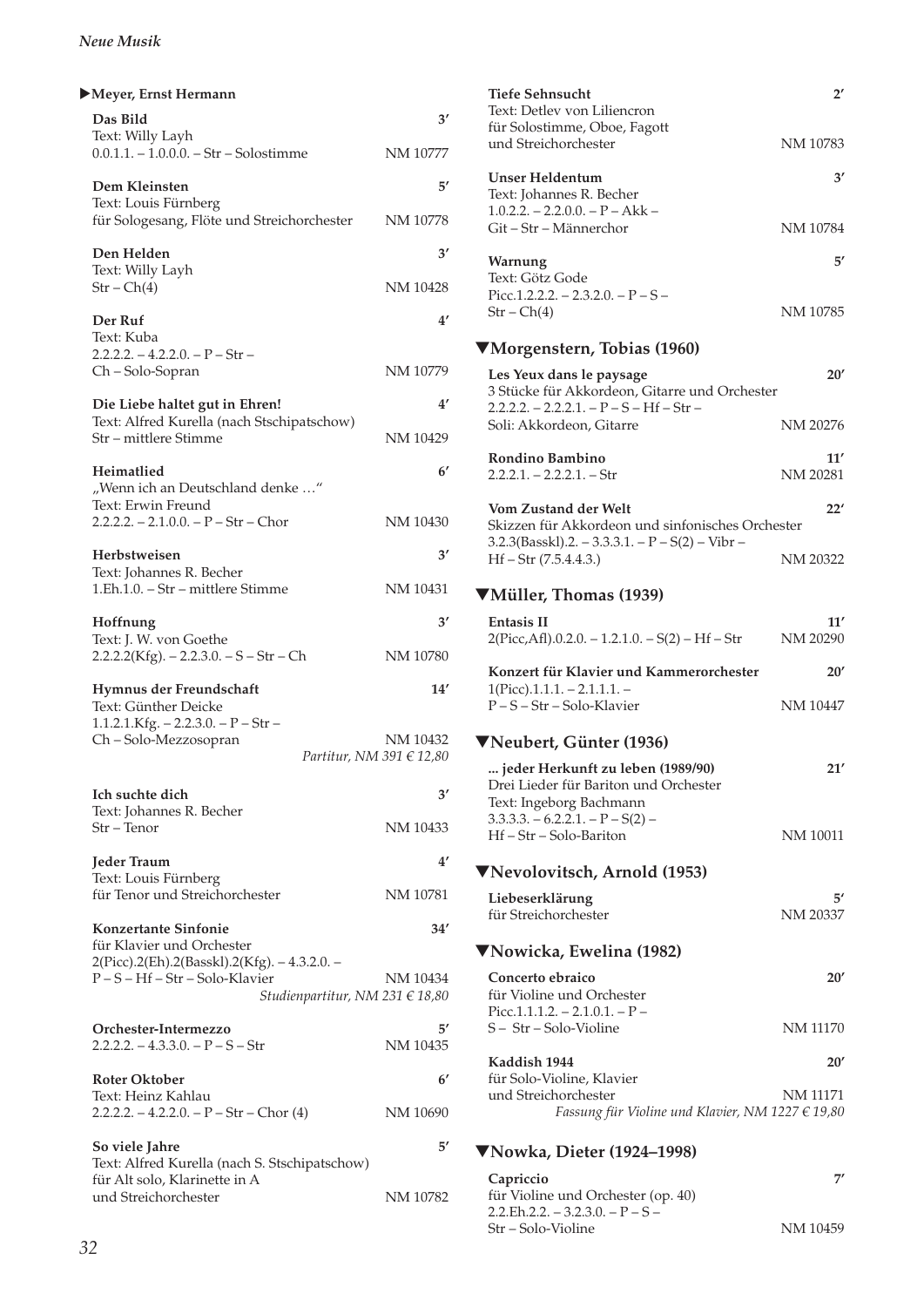**▶Meyer, Ernst Hermann**

**Das Bild** 3′
Text: Willy Layh
0.0.1.1. – 1.0.0.0. – Str – Solostimme NM 10777

**Dem Kleinsten** 5′
Text: Louis Fürnberg
für Sologesang, Flöte und Streichorchester NM 10778

**Den Helden** 3′
Text: Willy Layh
Str – Ch(4) NM 10428

**Der Ruf** 4′
Text: Kuba
2.2.2.2. – 4.2.2.0. – P – Str –
Ch – Solo-Sopran NM 10779

**Die Liebe haltet gut in Ehren!** 4′
Text: Alfred Kurella (nach Stschipatschow)
Str – mittlere Stimme NM 10429

**Heimatlied** 6′
„Wenn ich an Deutschland denke …“
Text: Erwin Freund
2.2.2.2. – 2.1.0.0. – P – Str – Chor NM 10430

**Herbstweisen** 3′
Text: Johannes R. Becher
1.Eh.1.0. – Str – mittlere Stimme NM 10431

**Hoffnung** 3′
Text: J. W. von Goethe
2.2.2.2(Kfg). – 2.2.3.0. – S – Str – Ch NM 10780

**Hymnus der Freundschaft** 14′
Text: Günther Deicke
1.1.2.1.Kfg. – 2.2.3.0. – P – Str –
Ch – Solo-Mezzosopran NM 10432
*Partitur, NM 391 € 12,80*

**Ich suchte dich** 3′
Text: Johannes R. Becher
Str – Tenor NM 10433

**Jeder Traum** 4′
Text: Louis Fürnberg
für Tenor und Streichorchester NM 10781

**Konzertante Sinfonie** 34′
für Klavier und Orchester
2(Picc).2(Eh).2(Basskl).2(Kfg). – 4.3.2.0. –
P – S – Hf – Str – Solo-Klavier NM 10434
*Studienpartitur, NM 231 € 18,80*

**Orchester-Intermezzo** 5′
2.2.2.2. – 4.3.3.0. – P – S – Str NM 10435

**Roter Oktober** 6′
Text: Heinz Kahlau
2.2.2.2. – 4.2.2.0. – P – Str – Chor (4) NM 10690

**So viele Jahre** 5′
Text: Alfred Kurella (nach S. Stschipatschow)
für Alt solo, Klarinette in A
und Streichorchester NM 10782

**Tiefe Sehnsucht** 2′
Text: Detlev von Liliencron
für Solostimme, Oboe, Fagott
und Streichorchester NM 10783

**Unser Heldentum** 3′
Text: Johannes R. Becher
1.0.2.2. – 2.2.0.0. – P – Akk –
Git – Str – Männerchor NM 10784

**Warnung** 5′
Text: Götz Gode
Picc.1.2.2.2. – 2.3.2.0. – P – S –
Str – Ch(4) NM 10785

## ▼Morgenstern, Tobias (1960)

**Les Yeux dans le paysage** 20′
3 Stücke für Akkordeon, Gitarre und Orchester
2.2.2.2. – 2.2.2.1. – P – S – Hf – Str –
Soli: Akkordeon, Gitarre NM 20276

**Rondino Bambino** 11′
2.2.2.1. – 2.2.2.1. – Str NM 20281

**Vom Zustand der Welt** 22′
Skizzen für Akkordeon und sinfonisches Orchester
3.2.3(Basskl).2. – 3.3.3.1. – P – S(2) – Vibr –
Hf – Str (7.5.4.4.3.) NM 20322

## ▼Müller, Thomas (1939)

**Entasis II** 11′
2(Picc,Afl).0.2.0. – 1.2.1.0. – S(2) – Hf – Str NM 20290

**Konzert für Klavier und Kammerorchester** 20′
1(Picc).1.1.1. – 2.1.1.1. –
P – S – Str – Solo-Klavier NM 10447

## ▼Neubert, Günter (1936)

**... jeder Herkunft zu leben (1989/90)** 21′
Drei Lieder für Bariton und Orchester
Text: Ingeborg Bachmann
3.3.3.3. – 6.2.2.1. – P – S(2) –
Hf – Str – Solo-Bariton NM 10011

## ▼Nevolovitsch, Arnold (1953)

**Liebeserklärung** 5′
für Streichorchester NM 20337

## ▼Nowicka, Ewelina (1982)

**Concerto ebraico** 20′
für Violine und Orchester
Picc.1.1.1.2. – 2.1.0.1. – P –
S – Str – Solo-Violine NM 11170

**Kaddish 1944** 20′
für Solo-Violine, Klavier
und Streichorchester NM 11171
*Fassung für Violine und Klavier, NM 1227 € 19,80*

## ▼Nowka, Dieter (1924–1998)

**Capriccio** 7′
für Violine und Orchester (op. 40)
2.2.Eh.2.2. – 3.2.3.0. – P – S –
Str – Solo-Violine NM 10459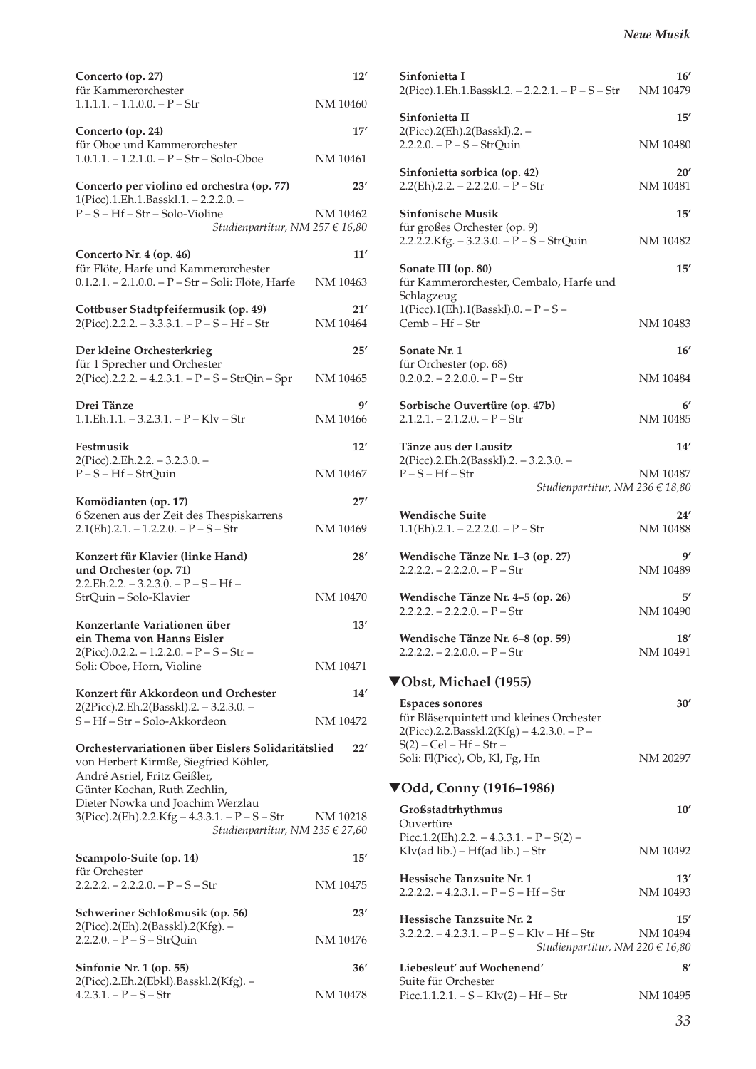**Concerto (op. 27)** 12′
für Kammerorchester
1.1.1.1. – 1.1.0.0. – P – Str NM 10460

**Concerto (op. 24)** 17′
für Oboe und Kammerorchester
1.0.1.1. – 1.2.1.0. – P – Str – Solo-Oboe NM 10461

**Concerto per violino ed orchestra (op. 77)** 23′
1(Picc).1.Eh.1.Basskl.1. – 2.2.2.0. –
P – S – Hf – Str – Solo-Violine NM 10462
*Studienpartitur, NM 257 € 16,80*

**Concerto Nr. 4 (op. 46)** 11′
für Flöte, Harfe und Kammerorchester
0.1.2.1. – 2.1.0.0. – P – Str – Soli: Flöte, Harfe NM 10463

**Cottbuser Stadtpfeifermusik (op. 49)** 21′
2(Picc).2.2.2. – 3.3.3.1. – P – S – Hf – Str NM 10464

**Der kleine Orchesterkrieg** 25′
für 1 Sprecher und Orchester
2(Picc).2.2.2. – 4.2.3.1. – P – S – StrQin – Spr NM 10465

**Drei Tänze** 9′
1.1.Eh.1.1. – 3.2.3.1. – P – Klv – Str NM 10466

**Festmusik** 12′
2(Picc).2.Eh.2.2. – 3.2.3.0. –
P – S – Hf – StrQuin NM 10467

**Komödianten (op. 17)** 27′
6 Szenen aus der Zeit des Thespiskarrens
2.1(Eh).2.1. – 1.2.2.0. – P – S – Str NM 10469

**Konzert für Klavier (linke Hand) und Orchester (op. 71)** 28′
2.2.Eh.2.2. – 3.2.3.0. – P – S – Hf –
StrQuin – Solo-Klavier NM 10470

**Konzertante Variationen über ein Thema von Hanns Eisler** 13′
2(Picc).0.2.2. – 1.2.2.0. – P – S – Str –
Soli: Oboe, Horn, Violine NM 10471

**Konzert für Akkordeon und Orchester** 14′
2(2Picc).2.Eh.2(Basskl).2. – 3.2.3.0. –
S – Hf – Str – Solo-Akkordeon NM 10472

**Orchestervariationen über Eislers Solidaritätslied** 22′
von Herbert Kirmße, Siegfried Köhler,
André Asriel, Fritz Geißler,
Günter Kochan, Ruth Zechlin,
Dieter Nowka und Joachim Werzlau
3(Picc).2(Eh).2.2.Kfg – 4.3.3.1. – P – S – Str NM 10218
*Studienpartitur, NM 235 € 27,60*

**Scampolo-Suite (op. 14)** 15′
für Orchester
2.2.2.2. – 2.2.2.0. – P – S – Str NM 10475

**Schweriner Schloßmusik (op. 56)** 23′
2(Picc).2(Eh).2(Basskl).2(Kfg). –
2.2.2.0. – P – S – StrQuin NM 10476

**Sinfonie Nr. 1 (op. 55)** 36′
2(Picc).2.Eh.2(Ebkl).Basskl.2(Kfg). –
4.2.3.1. – P – S – Str NM 10478

**Sinfonietta I** 16′
2(Picc).1.Eh.1.Basskl.2. – 2.2.2.1. – P – S – Str NM 10479

**Sinfonietta II** 15′
2(Picc).2(Eh).2(Basskl).2. –
2.2.2.0. – P – S – StrQuin NM 10480

**Sinfonietta sorbica (op. 42)** 20′
2.2(Eh).2.2. – 2.2.2.0. – P – Str NM 10481

**Sinfonische Musik** 15′
für großes Orchester (op. 9)
2.2.2.2.Kfg. – 3.2.3.0. – P – S – StrQuin NM 10482

**Sonate III (op. 80)** 15′
für Kammerorchester, Cembalo, Harfe und Schlagzeug
1(Picc).1(Eh).1(Basskl).0. – P – S –
Cemb – Hf – Str NM 10483

**Sonate Nr. 1** 16′
für Orchester (op. 68)
0.2.0.2. – 2.2.0.0. – P – Str NM 10484

**Sorbische Ouvertüre (op. 47b)** 6′
2.1.2.1. – 2.1.2.0. – P – Str NM 10485

**Tänze aus der Lausitz** 14′
2(Picc).2.Eh.2(Basskl).2. – 3.2.3.0. –
P – S – Hf – Str NM 10487
*Studienpartitur, NM 236 € 18,80*

**Wendische Suite** 24′
1.1(Eh).2.1. – 2.2.2.0. – P – Str NM 10488

**Wendische Tänze Nr. 1–3 (op. 27)** 9′
2.2.2.2. – 2.2.2.0. – P – Str NM 10489

**Wendische Tänze Nr. 4–5 (op. 26)** 5′
2.2.2.2. – 2.2.2.0. – P – Str NM 10490

**Wendische Tänze Nr. 6–8 (op. 59)** 18′
2.2.2.2. – 2.2.0.0. – P – Str NM 10491

## ▼Obst, Michael (1955)

**Espaces sonores** 30′
für Bläserquintett und kleines Orchester
2(Picc).2.2.Basskl.2(Kfg) – 4.2.3.0. – P –
S(2) – Cel – Hf – Str –
Soli: Fl(Picc), Ob, Kl, Fg, Hn NM 20297

## ▼Odd, Conny (1916–1986)

**Großstadtrhythmus** 10′
Ouvertüre
Picc.1.2(Eh).2.2. – 4.3.3.1. – P – S(2) –
Klv(ad lib.) – Hf(ad lib.) – Str NM 10492

**Hessische Tanzsuite Nr. 1** 13′
2.2.2.2. – 4.2.3.1. – P – S – Hf – Str NM 10493

**Hessische Tanzsuite Nr. 2** 15′
3.2.2.2. – 4.2.3.1. – P – S – Klv – Hf – Str NM 10494
*Studienpartitur, NM 220 € 16,80*

**Liebesleut' auf Wochenend'** 8′
Suite für Orchester
Picc.1.1.2.1. – S – Klv(2) – Hf – Str NM 10495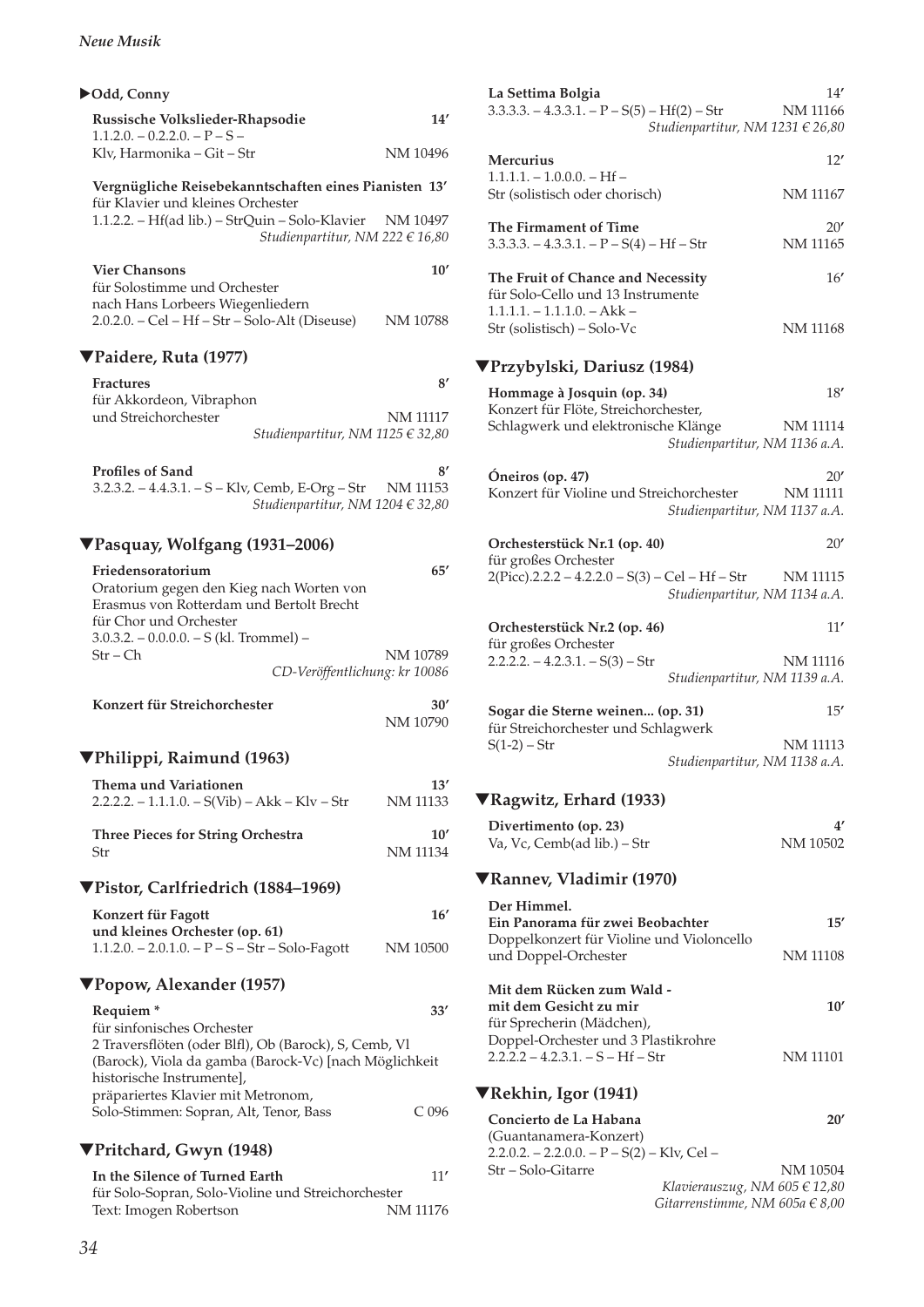## ▶Odd, Conny

**Russische Volkslieder-Rhapsodie** **14′**
1.1.2.0. – 0.2.2.0. – P – S –
Klv, Harmonika – Git – Str NM 10496

**Vergnügliche Reisebekanntschaften eines Pianisten** **13′**
für Klavier und kleines Orchester
1.1.2.2. – Hf(ad lib.) – StrQuin – Solo-Klavier NM 10497
*Studienpartitur, NM 222 € 16,80*

**Vier Chansons** **10′**
für Solostimme und Orchester
nach Hans Lorbeers Wiegenliedern
2.0.2.0. – Cel – Hf – Str – Solo-Alt (Diseuse) NM 10788

## ▼Paidere, Ruta (1977)

**Fractures** **8′**
für Akkordeon, Vibraphon
und Streichorchester NM 11117
*Studienpartitur, NM 1125 € 32,80*

**Profiles of Sand** **8′**
3.2.3.2. – 4.4.3.1. – S – Klv, Cemb, E-Org – Str NM 11153
*Studienpartitur, NM 1204 € 32,80*

## ▼Pasquay, Wolfgang (1931–2006)

**Friedensoratorium** **65′**
Oratorium gegen den Kieg nach Worten von
Erasmus von Rotterdam und Bertolt Brecht
für Chor und Orchester
3.0.3.2. – 0.0.0.0. – S (kl. Trommel) –
Str – Ch NM 10789
*CD-Veröffentlichung: kr 10086*

**Konzert für Streichorchester** **30′**
NM 10790

## ▼Philippi, Raimund (1963)

**Thema und Variationen** **13′**
2.2.2.2. – 1.1.1.0. – S(Vib) – Akk – Klv – Str NM 11133

**Three Pieces for String Orchestra** **10′**
Str NM 11134

## ▼Pistor, Carlfriedrich (1884–1969)

**Konzert für Fagott** **16′**
**und kleines Orchester (op. 61)**
1.1.2.0. – 2.0.1.0. – P – S – Str – Solo-Fagott NM 10500

## ▼Popow, Alexander (1957)

**Requiem \*** **33′**
für sinfonisches Orchester
2 Traversflöten (oder Blfl), Ob (Barock), S, Cemb, Vl
(Barock), Viola da gamba (Barock-Vc) [nach Möglichkeit
historische Instrumente],
präpariertes Klavier mit Metronom,
Solo-Stimmen: Sopran, Alt, Tenor, Bass C 096

## ▼Pritchard, Gwyn (1948)

**In the Silence of Turned Earth** 11′
für Solo-Sopran, Solo-Violine und Streichorchester
Text: Imogen Robertson NM 11176

**La Settima Bolgia** 14′
3.3.3.3. – 4.3.3.1. – P – S(5) – Hf(2) – Str NM 11166
*Studienpartitur, NM 1231 € 26,80*

**Mercurius** 12′
1.1.1.1. – 1.0.0.0. – Hf –
Str (solistisch oder chorisch) NM 11167

**The Firmament of Time** 20′
3.3.3.3. – 4.3.3.1. – P – S(4) – Hf – Str NM 11165

**The Fruit of Chance and Necessity** 16′
für Solo-Cello und 13 Instrumente
1.1.1.1. – 1.1.1.0. – Akk –
Str (solistisch) – Solo-Vc NM 11168

## ▼Przybylski, Dariusz (1984)

**Hommage à Josquin (op. 34)** 18′
Konzert für Flöte, Streichorchester,
Schlagwerk und elektronische Klänge NM 11114
*Studienpartitur, NM 1136 a.A.*

**Óneiros (op. 47)** 20′
Konzert für Violine und Streichorchester NM 11111
*Studienpartitur, NM 1137 a.A.*

**Orchesterstück Nr.1 (op. 40)** 20′
für großes Orchester
2(Picc).2.2.2 – 4.2.2.0 – S(3) – Cel – Hf – Str NM 11115
*Studienpartitur, NM 1134 a.A.*

**Orchesterstück Nr.2 (op. 46)** 11′
für großes Orchester
2.2.2.2. – 4.2.3.1. – S(3) – Str NM 11116
*Studienpartitur, NM 1139 a.A.*

**Sogar die Sterne weinen... (op. 31)** 15′
für Streichorchester und Schlagwerk
S(1-2) – Str NM 11113
*Studienpartitur, NM 1138 a.A.*

## ▼Ragwitz, Erhard (1933)

**Divertimento (op. 23)** **4′**
Va, Vc, Cemb(ad lib.) – Str NM 10502

## ▼Rannev, Vladimir (1970)

**Der Himmel.**
**Ein Panorama für zwei Beobachter** **15′**
Doppelkonzert für Violine und Violoncello
und Doppel-Orchester NM 11108

**Mit dem Rücken zum Wald -**
**mit dem Gesicht zu mir** **10′**
für Sprecherin (Mädchen),
Doppel-Orchester und 3 Plastikrohre
2.2.2.2 – 4.2.3.1. – S – Hf – Str NM 11101

## ▼Rekhin, Igor (1941)

**Concierto de La Habana** **20′**
(Guantanamera-Konzert)
2.2.0.2. – 2.2.0.0. – P – S(2) – Klv, Cel –
Str – Solo-Gitarre NM 10504
*Klavierauszug, NM 605 € 12,80*
*Gitarrenstimme, NM 605a € 8,00*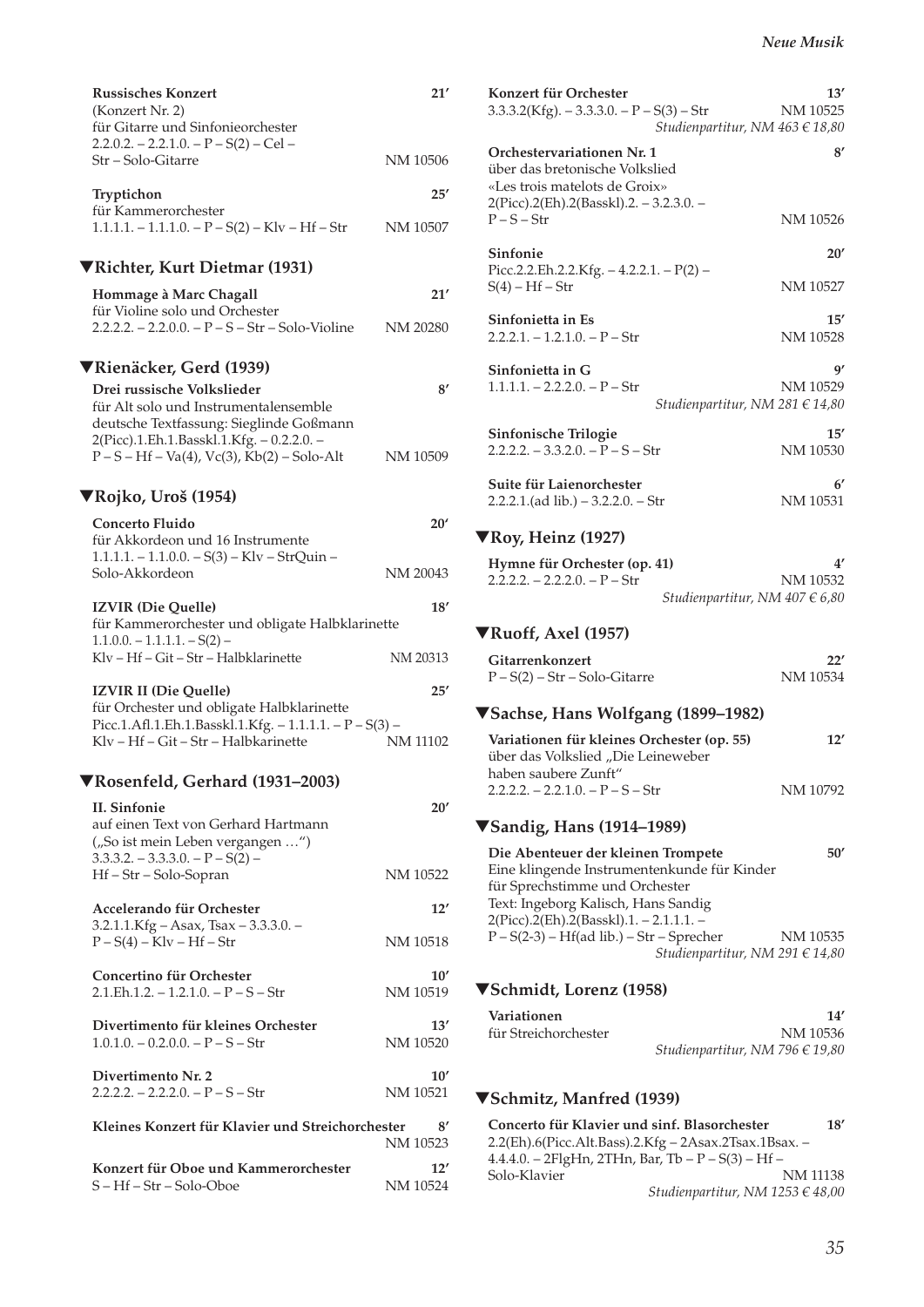**Russisches Konzert** 21′
(Konzert Nr. 2)
für Gitarre und Sinfonieorchester
2.2.0.2. – 2.2.1.0. – P – S(2) – Cel –
Str – Solo-Gitarre NM 10506

**Tryptichon** 25′
für Kammerorchester
1.1.1.1. – 1.1.1.0. – P – S(2) – Klv – Hf – Str NM 10507

## ▼Richter, Kurt Dietmar (1931)

**Hommage à Marc Chagall** 21′
für Violine solo und Orchester
2.2.2.2. – 2.2.0.0. – P – S – Str – Solo-Violine NM 20280

## ▼Rienäcker, Gerd (1939)

**Drei russische Volkslieder** 8′
für Alt solo und Instrumentalensemble
deutsche Textfassung: Sieglinde Goßmann
2(Picc).1.Eh.1.Basskl.1.Kfg. – 0.2.2.0. –
P – S – Hf – Va(4), Vc(3), Kb(2) – Solo-Alt NM 10509

## ▼Rojko, Uroš (1954)

**Concerto Fluido** 20′
für Akkordeon und 16 Instrumente
1.1.1.1. – 1.1.0.0. – S(3) – Klv – StrQuin –
Solo-Akkordeon NM 20043

**IZVIR (Die Quelle)** 18′
für Kammerorchester und obligate Halbklarinette
1.1.0.0. – 1.1.1.1. – S(2) –
Klv – Hf – Git – Str – Halbklarinette NM 20313

**IZVIR II (Die Quelle)** 25′
für Orchester und obligate Halbklarinette
Picc.1.Afl.1.Eh.1.Basskl.1.Kfg. – 1.1.1.1. – P – S(3) –
Klv – Hf – Git – Str – Halbkarinette NM 11102

## ▼Rosenfeld, Gerhard (1931–2003)

**II. Sinfonie** 20′
auf einen Text von Gerhard Hartmann
(„So ist mein Leben vergangen …")
3.3.3.2. – 3.3.3.0. – P – S(2) –
Hf – Str – Solo-Sopran NM 10522

**Accelerando für Orchester** 12′
3.2.1.1.Kfg – Asax, Tsax – 3.3.3.0. –
P – S(4) – Klv – Hf – Str NM 10518

**Concertino für Orchester** 10′
2.1.Eh.1.2. – 1.2.1.0. – P – S – Str NM 10519

**Divertimento für kleines Orchester** 13′
1.0.1.0. – 0.2.0.0. – P – S – Str NM 10520

**Divertimento Nr. 2** 10′
2.2.2.2. – 2.2.2.0. – P – S – Str NM 10521

**Kleines Konzert für Klavier und Streichorchester** 8′
NM 10523

**Konzert für Oboe und Kammerorchester** 12′
S – Hf – Str – Solo-Oboe NM 10524

**Konzert für Orchester** 13′
3.3.3.2(Kfg). – 3.3.3.0. – P – S(3) – Str NM 10525
*Studienpartitur, NM 463 € 18,80*

**Orchestervariationen Nr. 1** 8′
über das bretonische Volkslied
«Les trois matelots de Groix»
2(Picc).2(Eh).2(Basskl).2. – 3.2.3.0. –
P – S – Str NM 10526

**Sinfonie** 20′
Picc.2.2.Eh.2.2.Kfg. – 4.2.2.1. – P(2) –
S(4) – Hf – Str NM 10527

**Sinfonietta in Es** 15′
2.2.2.1. – 1.2.1.0. – P – Str NM 10528

**Sinfonietta in G** 9′
1.1.1.1. – 2.2.2.0. – P – Str NM 10529
*Studienpartitur, NM 281 € 14,80*

**Sinfonische Trilogie** 15′
2.2.2.2. – 3.3.2.0. – P – S – Str NM 10530

**Suite für Laienorchester** 6′
2.2.2.1.(ad lib.) – 3.2.2.0. – Str NM 10531

## ▼Roy, Heinz (1927)

**Hymne für Orchester (op. 41)** 4′
2.2.2.2. – 2.2.2.0. – P – Str NM 10532
*Studienpartitur, NM 407 € 6,80*

## ▼Ruoff, Axel (1957)

**Gitarrenkonzert** 22′
P – S(2) – Str – Solo-Gitarre NM 10534

## ▼Sachse, Hans Wolfgang (1899–1982)

**Variationen für kleines Orchester (op. 55)** 12′
über das Volkslied „Die Leineweber
haben saubere Zunft"
2.2.2.2. – 2.2.1.0. – P – S – Str NM 10792

## ▼Sandig, Hans (1914–1989)

**Die Abenteuer der kleinen Trompete** 50′
Eine klingende Instrumentenkunde für Kinder
für Sprechstimme und Orchester
Text: Ingeborg Kalisch, Hans Sandig
2(Picc).2(Eh).2(Basskl).1. – 2.1.1.1. –
P – S(2-3) – Hf(ad lib.) – Str – Sprecher NM 10535
*Studienpartitur, NM 291 € 14,80*

## ▼Schmidt, Lorenz (1958)

**Variationen** 14′
für Streichorchester NM 10536
*Studienpartitur, NM 796 € 19,80*

## ▼Schmitz, Manfred (1939)

**Concerto für Klavier und sinf. Blasorchester** 18′
2.2(Eh).6(Picc.Alt.Bass).2.Kfg – 2Asax.2Tsax.1Bsax. –
4.4.4.0. – 2FlgHn, 2THn, Bar, Tb – P – S(3) – Hf –
Solo-Klavier NM 11138
*Studienpartitur, NM 1253 € 48,00*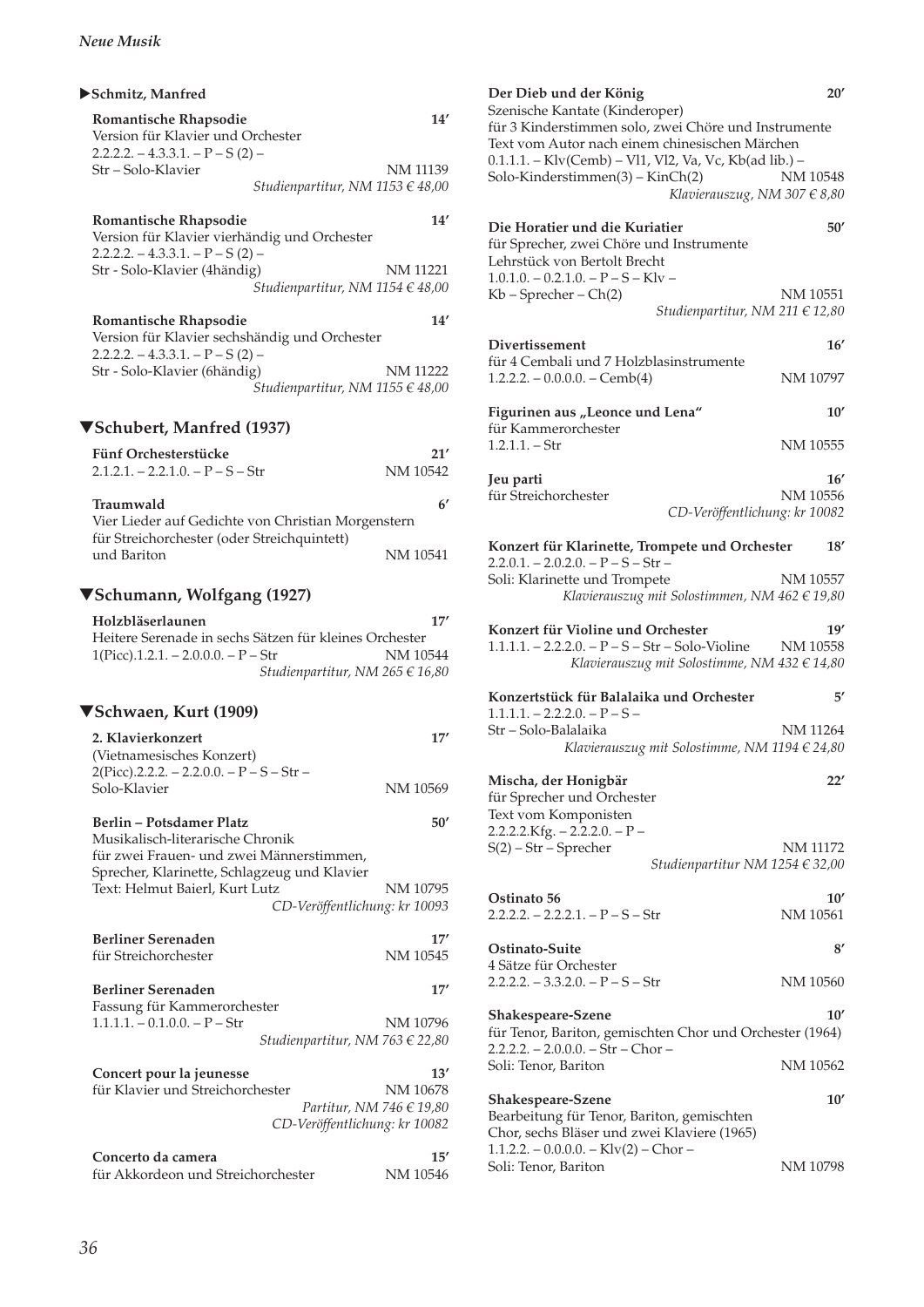### ▶Schmitz, Manfred

**Romantische Rhapsodie** 14′
Version für Klavier und Orchester
2.2.2.2. – 4.3.3.1. – P – S (2) –
Str – Solo-Klavier NM 11139
*Studienpartitur, NM 1153 € 48,00*

**Romantische Rhapsodie** 14′
Version für Klavier vierhändig und Orchester
2.2.2.2. – 4.3.3.1. – P – S (2) –
Str - Solo-Klavier (4händig) NM 11221
*Studienpartitur, NM 1154 € 48,00*

**Romantische Rhapsodie** 14′
Version für Klavier sechshändig und Orchester
2.2.2.2. – 4.3.3.1. – P – S (2) –
Str - Solo-Klavier (6händig) NM 11222
*Studienpartitur, NM 1155 € 48,00*

## ▼Schubert, Manfred (1937)

**Fünf Orchesterstücke** 21′
2.1.2.1. – 2.2.1.0. – P – S – Str NM 10542

**Traumwald** 6′
Vier Lieder auf Gedichte von Christian Morgenstern
für Streichorchester (oder Streichquintett)
und Bariton NM 10541

## ▼Schumann, Wolfgang (1927)

**Holzbläserlaunen** 17′
Heitere Serenade in sechs Sätzen für kleines Orchester
1(Picc).1.2.1. – 2.0.0.0. – P – Str NM 10544
*Studienpartitur, NM 265 € 16,80*

## ▼Schwaen, Kurt (1909)

**2. Klavierkonzert** 17′
(Vietnamesisches Konzert)
2(Picc).2.2.2. – 2.2.0.0. – P – S – Str –
Solo-Klavier NM 10569

**Berlin – Potsdamer Platz** 50′
Musikalisch-literarische Chronik
für zwei Frauen- und zwei Männerstimmen,
Sprecher, Klarinette, Schlagzeug und Klavier
Text: Helmut Baierl, Kurt Lutz NM 10795
*CD-Veröffentlichung: kr 10093*

**Berliner Serenaden** 17′
für Streichorchester NM 10545

**Berliner Serenaden** 17′
Fassung für Kammerorchester
1.1.1.1. – 0.1.0.0. – P – Str NM 10796
*Studienpartitur, NM 763 € 22,80*

**Concert pour la jeunesse** 13′
für Klavier und Streichorchester NM 10678
*Partitur, NM 746 € 19,80*
*CD-Veröffentlichung: kr 10082*

**Concerto da camera** 15′
für Akkordeon und Streichorchester NM 10546

**Der Dieb und der König** 20′
Szenische Kantate (Kinderoper)
für 3 Kinderstimmen solo, zwei Chöre und Instrumente
Text vom Autor nach einem chinesischen Märchen
0.1.1.1. – Klv(Cemb) – Vl1, Vl2, Va, Vc, Kb(ad lib.) –
Solo-Kinderstimmen(3) – KinCh(2) NM 10548
*Klavierauszug, NM 307 € 8,80*

**Die Horatier und die Kuriatier** 50′
für Sprecher, zwei Chöre und Instrumente
Lehrstück von Bertolt Brecht
1.0.1.0. – 0.2.1.0. – P – S – Klv –
Kb – Sprecher – Ch(2) NM 10551
*Studienpartitur, NM 211 € 12,80*

**Divertissement** 16′
für 4 Cembali und 7 Holzblasinstrumente
1.2.2.2. – 0.0.0.0. – Cemb(4) NM 10797

**Figurinen aus „Leonce und Lena"** 10′
für Kammerorchester
1.2.1.1. – Str NM 10555

**Jeu parti** 16′
für Streichorchester NM 10556
*CD-Veröffentlichung: kr 10082*

**Konzert für Klarinette, Trompete und Orchester** 18′
2.2.0.1. – 2.0.2.0. – P – S – Str –
Soli: Klarinette und Trompete NM 10557
*Klavierauszug mit Solostimmen, NM 462 € 19,80*

**Konzert für Violine und Orchester** 19′
1.1.1.1. – 2.2.2.0. – P – S – Str – Solo-Violine NM 10558
*Klavierauszug mit Solostimme, NM 432 € 14,80*

**Konzertstück für Balalaika und Orchester** 5′
1.1.1.1. – 2.2.2.0. – P – S –
Str – Solo-Balalaika NM 11264
*Klavierauszug mit Solostimme, NM 1194 € 24,80*

**Mischa, der Honigbär** 22′
für Sprecher und Orchester
Text vom Komponisten
2.2.2.2.Kfg. – 2.2.2.0. – P –
S(2) – Str – Sprecher NM 11172
*Studienpartitur NM 1254 € 32,00*

**Ostinato 56** 10′
2.2.2.2. – 2.2.2.1. – P – S – Str NM 10561

**Ostinato-Suite** 8′
4 Sätze für Orchester
2.2.2.2. – 3.3.2.0. – P – S – Str NM 10560

**Shakespeare-Szene** 10′
für Tenor, Bariton, gemischten Chor und Orchester (1964)
2.2.2.2. – 2.0.0.0. – Str – Chor –
Soli: Tenor, Bariton NM 10562

**Shakespeare-Szene** 10′
Bearbeitung für Tenor, Bariton, gemischten
Chor, sechs Bläser und zwei Klaviere (1965)
1.1.2.2. – 0.0.0.0. – Klv(2) – Chor –
Soli: Tenor, Bariton NM 10798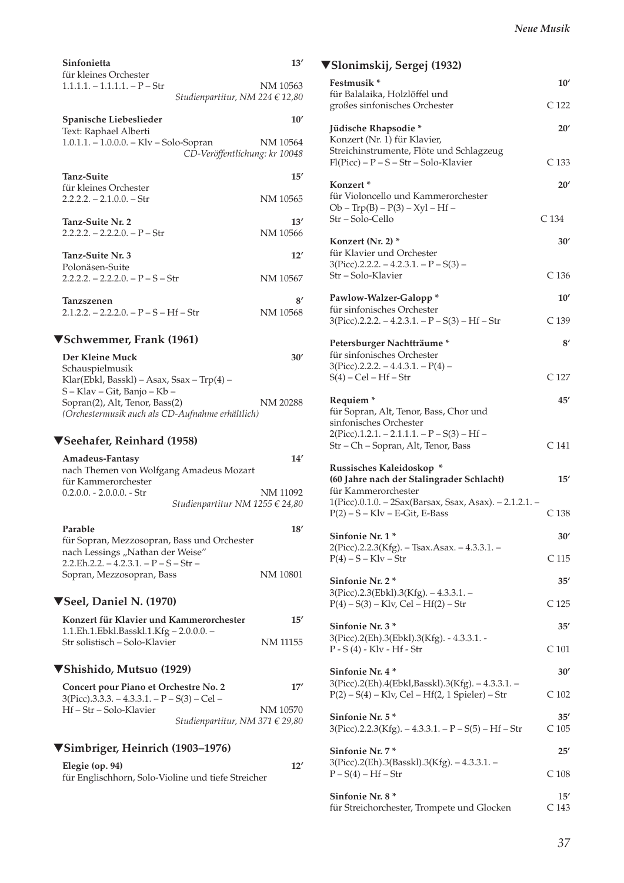**Sinfonietta** 13′
für kleines Orchester
1.1.1.1. – 1.1.1.1. – P – Str NM 10563
*Studienpartitur, NM 224 € 12,80*

**Spanische Liebeslieder** 10′
Text: Raphael Alberti
1.0.1.1. – 1.0.0.0. – Klv – Solo-Sopran NM 10564
*CD-Veröffentlichung: kr 10048*

**Tanz-Suite** 15′
für kleines Orchester
2.2.2.2. – 2.1.0.0. – Str NM 10565

**Tanz-Suite Nr. 2** 13′
2.2.2.2. – 2.2.2.0. – P – Str NM 10566

**Tanz-Suite Nr. 3** 12′
Polonäsen-Suite
2.2.2.2. – 2.2.2.0. – P – S – Str NM 10567

**Tanzszenen** 8′
2.1.2.2. – 2.2.2.0. – P – S – Hf – Str NM 10568

## ▼Schwemmer, Frank (1961)

**Der Kleine Muck** 30′
Schauspielmusik
Klar(Ebkl, Basskl) – Asax, Ssax – Trp(4) –
S – Klav – Git, Banjo – Kb –
Sopran(2), Alt, Tenor, Bass(2) NM 20288
*(Orchestermusik auch als CD-Aufnahme erhältlich)*

## ▼Seehafer, Reinhard (1958)

**Amadeus-Fantasy** 14′
nach Themen von Wolfgang Amadeus Mozart
für Kammerorchester
0.2.0.0. - 2.0.0.0. - Str NM 11092
*Studienpartitur NM 1255 € 24,80*

**Parable** 18′
für Sopran, Mezzosopran, Bass und Orchester
nach Lessings „Nathan der Weise"
2.2.Eh.2.2. – 4.2.3.1. – P – S – Str –
Sopran, Mezzosopran, Bass NM 10801

## ▼Seel, Daniel N. (1970)

**Konzert für Klavier und Kammerorchester** 15′
1.1.Eh.1.Ebkl.Basskl.1.Kfg – 2.0.0.0. –
Str solistisch – Solo-Klavier NM 11155

## ▼Shishido, Mutsuo (1929)

**Concert pour Piano et Orchestre No. 2** 17′
3(Picc).3.3.3. – 4.3.3.1. – P – S(3) – Cel –
Hf – Str – Solo-Klavier NM 10570
*Studienpartitur, NM 371 € 29,80*

## ▼Simbriger, Heinrich (1903–1976)

**Elegie (op. 94)** 12′
für Englischhorn, Solo-Violine und tiefe Streicher

## ▼Slonimskij, Sergej (1932)

**Festmusik \*** 10′
für Balalaika, Holzlöffel und
großes sinfonisches Orchester C 122

**Jüdische Rhapsodie \*** 20′
Konzert (Nr. 1) für Klavier,
Streichinstrumente, Flöte und Schlagzeug
Fl(Picc) – P – S – Str – Solo-Klavier C 133

**Konzert \*** 20′
für Violoncello und Kammerorchester
Ob – Trp(B) – P(3) – Xyl – Hf –
Str – Solo-Cello C 134

**Konzert (Nr. 2) \*** 30′
für Klavier und Orchester
3(Picc).2.2.2. – 4.2.3.1. – P – S(3) –
Str – Solo-Klavier C 136

**Pawlow-Walzer-Galopp \*** 10′
für sinfonisches Orchester
3(Picc).2.2.2. – 4.2.3.1. – P – S(3) – Hf – Str C 139

**Petersburger Nachtträume \*** 8′
für sinfonisches Orchester
3(Picc).2.2.2. – 4.4.3.1. – P(4) –
S(4) – Cel – Hf – Str C 127

**Requiem \*** 45′
für Sopran, Alt, Tenor, Bass, Chor und
sinfonisches Orchester
2(Picc).1.2.1. – 2.1.1.1. – P – S(3) – Hf –
Str – Ch – Sopran, Alt, Tenor, Bass C 141

**Russisches Kaleidoskop \***
**(60 Jahre nach der Stalingrader Schlacht)** 15′
für Kammerorchester
1(Picc).0.1.0. – 2Sax(Barsax, Ssax, Asax). – 2.1.2.1. –
P(2) – S – Klv – E-Git, E-Bass C 138

**Sinfonie Nr. 1 \*** 30′
2(Picc).2.2.3(Kfg). – Tsax.Asax. – 4.3.3.1. –
P(4) – S – Klv – Str C 115

**Sinfonie Nr. 2 \*** 35′
3(Picc).2.3(Ebkl).3(Kfg). – 4.3.3.1. –
P(4) – S(3) – Klv, Cel – Hf(2) – Str C 125

**Sinfonie Nr. 3 \*** 35′
3(Picc).2(Eh).3(Ebkl).3(Kfg). - 4.3.3.1. -
P - S (4) - Klv - Hf - Str C 101

**Sinfonie Nr. 4 \*** 30′
3(Picc).2(Eh).4(Ebkl,Basskl).3(Kfg). – 4.3.3.1. –
P(2) – S(4) – Klv, Cel – Hf(2, 1 Spieler) – Str C 102

**Sinfonie Nr. 5 \*** 35′
3(Picc).2.2.3(Kfg). – 4.3.3.1. – P – S(5) – Hf – Str C 105

**Sinfonie Nr. 7 \*** 25′
3(Picc).2(Eh).3(Basskl).3(Kfg). – 4.3.3.1. –
P – S(4) – Hf – Str C 108

**Sinfonie Nr. 8 \*** 15′
für Streichorchester, Trompete und Glocken C 143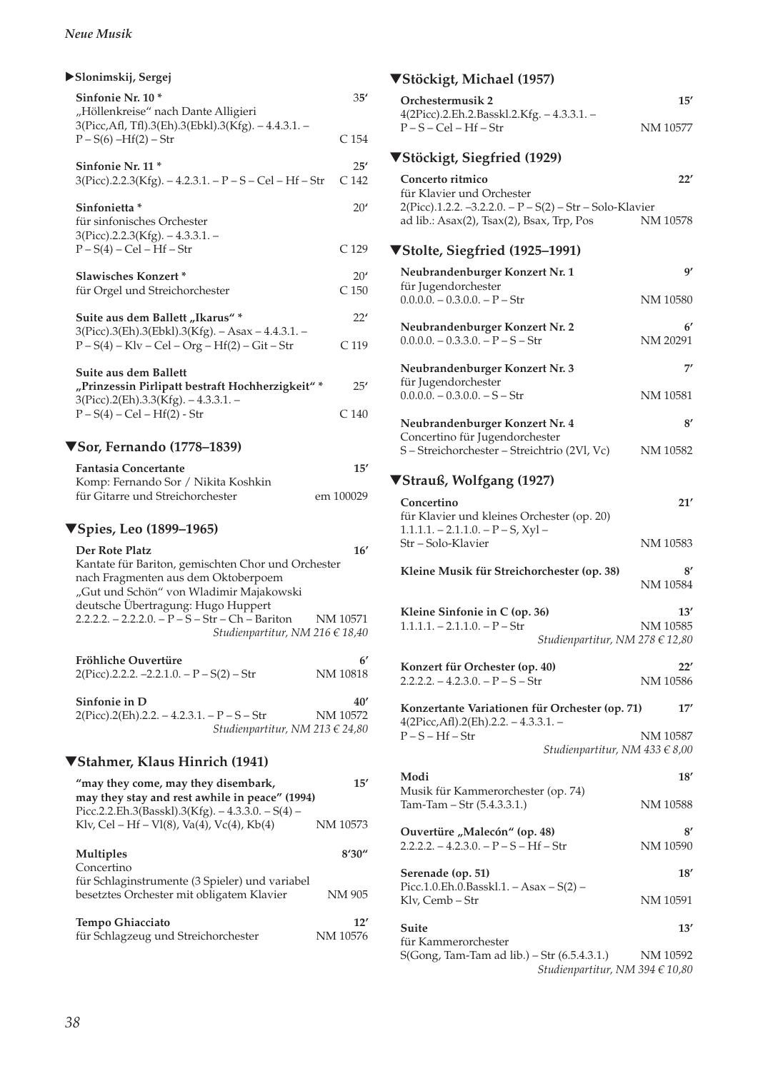### ▶Slonimskij, Sergej

**Sinfonie Nr. 10 *** 35′
„Höllenkreise" nach Dante Alligieri
3(Picc,Afl, Tfl).3(Eh).3(Ebkl).3(Kfg). – 4.4.3.1. –
P – S(6) –Hf(2) – Str C 154

**Sinfonie Nr. 11 *** 25′
3(Picc).2.2.3(Kfg). – 4.2.3.1. – P – S – Cel – Hf – Str C 142

**Sinfonietta *** 20′
für sinfonisches Orchester
3(Picc).2.2.3(Kfg). – 4.3.3.1. –
P – S(4) – Cel – Hf – Str C 129

**Slawisches Konzert *** 20′
für Orgel und Streichorchester C 150

**Suite aus dem Ballett „Ikarus" *** 22′
3(Picc).3(Eh).3(Ebkl).3(Kfg). – Asax – 4.4.3.1. –
P – S(4) – Klv – Cel – Org – Hf(2) – Git – Str C 119

**Suite aus dem Ballett „Prinzessin Pirlipatt bestraft Hochherzigkeit" *** 25′
3(Picc).2(Eh).3.3(Kfg). – 4.3.3.1. –
P – S(4) – Cel – Hf(2) - Str C 140

## ▼Sor, Fernando (1778–1839)

**Fantasia Concertante** 15′
Komp: Fernando Sor / Nikita Koshkin
für Gitarre und Streichorchester em 100029

## ▼Spies, Leo (1899–1965)

**Der Rote Platz** 16′
Kantate für Bariton, gemischten Chor und Orchester nach Fragmenten aus dem Oktoberpoem „Gut und Schön" von Wladimir Majakowski
deutsche Übertragung: Hugo Huppert
2.2.2.2. – 2.2.2.0. – P – S – Str – Ch – Bariton NM 10571
*Studienpartitur, NM 216 € 18,40*

**Fröhliche Ouvertüre** 6′
2(Picc).2.2.2. –2.2.1.0. – P – S(2) – Str NM 10818

**Sinfonie in D** 40′
2(Picc).2(Eh).2.2. – 4.2.3.1. – P – S – Str NM 10572
*Studienpartitur, NM 213 € 24,80*

## ▼Stahmer, Klaus Hinrich (1941)

**"may they come, may they disembark, may they stay and rest awhile in peace" (1994)** 15′
Picc.2.2.Eh.3(Basskl).3(Kfg). – 4.3.3.0. – S(4) –
Klv, Cel – Hf – Vl(8), Va(4), Vc(4), Kb(4) NM 10573

**Multiples** 8′30″
Concertino
für Schlaginstrumente (3 Spieler) und variabel besetztes Orchester mit obligatem Klavier NM 905

**Tempo Ghiacciato** 12′
für Schlagzeug und Streichorchester NM 10576

## ▼Stöckigt, Michael (1957)

**Orchestermusik 2** 15′
4(2Picc).2.Eh.2.Basskl.2.Kfg. – 4.3.3.1. –
P – S – Cel – Hf – Str NM 10577

## ▼Stöckigt, Siegfried (1929)

**Concerto ritmico** 22′
für Klavier und Orchester
2(Picc).1.2.2. –3.2.2.0. – P – S(2) – Str – Solo-Klavier
ad lib.: Asax(2), Tsax(2), Bsax, Trp, Pos NM 10578

## ▼Stolte, Siegfried (1925–1991)

**Neubrandenburger Konzert Nr. 1** 9′
für Jugendorchester
0.0.0.0. – 0.3.0.0. – P – Str NM 10580

**Neubrandenburger Konzert Nr. 2** 6′
0.0.0.0. – 0.3.3.0. – P – S – Str NM 20291

**Neubrandenburger Konzert Nr. 3** 7′
für Jugendorchester
0.0.0.0. – 0.3.0.0. – S – Str NM 10581

**Neubrandenburger Konzert Nr. 4** 8′
Concertino für Jugendorchester
S – Streichorchester – Streichtrio (2Vl, Vc) NM 10582

## ▼Strauß, Wolfgang (1927)

**Concertino** 21′
für Klavier und kleines Orchester (op. 20)
1.1.1.1. – 2.1.1.0. – P – S, Xyl –
Str – Solo-Klavier NM 10583

**Kleine Musik für Streichorchester (op. 38)** 8′
NM 10584

**Kleine Sinfonie in C (op. 36)** 13′
1.1.1.1. – 2.1.1.0. – P – Str NM 10585
*Studienpartitur, NM 278 € 12,80*

**Konzert für Orchester (op. 40)** 22′
2.2.2.2. – 4.2.3.0. – P – S – Str NM 10586

**Konzertante Variationen für Orchester (op. 71)** 17′
4(2Picc,Afl).2(Eh).2.2. – 4.3.3.1. –
P – S – Hf – Str NM 10587
*Studienpartitur, NM 433 € 8,00*

**Modi** 18′
Musik für Kammerorchester (op. 74)
Tam-Tam – Str (5.4.3.3.1.) NM 10588

**Ouvertüre „Malecón" (op. 48)** 8′
2.2.2.2. – 4.2.3.0. – P – S – Hf – Str NM 10590

**Serenade (op. 51)** 18′
Picc.1.0.Eh.0.Basskl.1. – Asax – S(2) –
Klv, Cemb – Str NM 10591

**Suite** 13′
für Kammerorchester
S(Gong, Tam-Tam ad lib.) – Str (6.5.4.3.1.) NM 10592
*Studienpartitur, NM 394 € 10,80*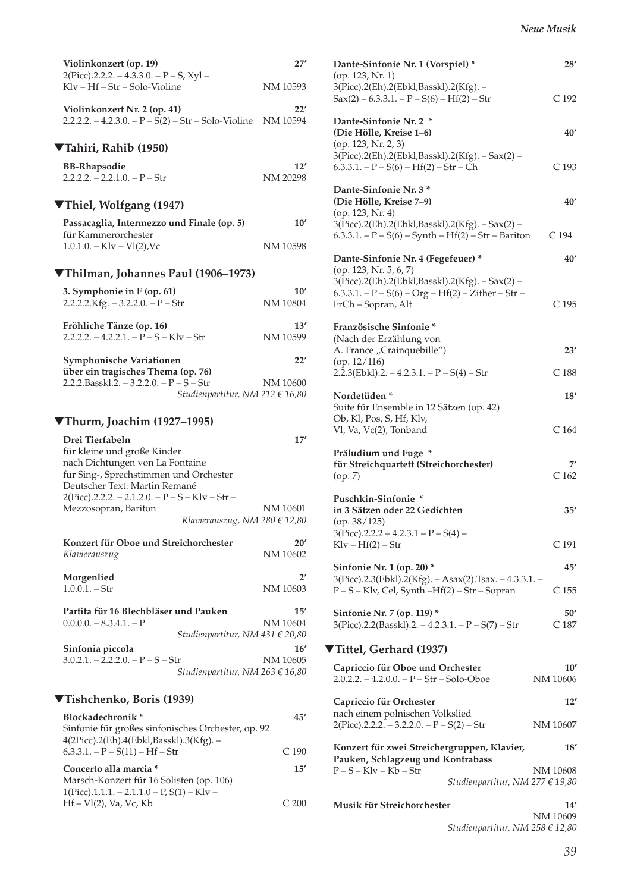**Violinkonzert (op. 19)** **27′**
2(Picc).2.2.2. – 4.3.3.0. – P – S, Xyl –
Klv – Hf – Str – Solo-Violine NM 10593

**Violinkonzert Nr. 2 (op. 41)** **22′**
2.2.2.2. – 4.2.3.0. – P – S(2) – Str – Solo-Violine NM 10594

## ▼Tahiri, Rahib (1950)

**BB-Rhapsodie** **12′**
2.2.2.2. – 2.2.1.0. – P – Str NM 20298

## ▼Thiel, Wolfgang (1947)

**Passacaglia, Intermezzo und Finale (op. 5)** **10′**
für Kammerorchester
1.0.1.0. – Klv – Vl(2),Vc NM 10598

## ▼Thilman, Johannes Paul (1906–1973)

**3. Symphonie in F (op. 61)** **10′**
2.2.2.2.Kfg. – 3.2.2.0. – P – Str NM 10804

**Fröhliche Tänze (op. 16)** **13′**
2.2.2.2. – 4.2.2.1. – P – S – Klv – Str NM 10599

**Symphonische Variationen** **22′**
**über ein tragisches Thema (op. 76)**
2.2.2.Basskl.2. – 3.2.2.0. – P – S – Str NM 10600
*Studienpartitur, NM 212 € 16,80*

## ▼Thurm, Joachim (1927–1995)

**Drei Tierfabeln** **17′**
für kleine und große Kinder
nach Dichtungen von La Fontaine
für Sing-, Sprechstimmen und Orchester
Deutscher Text: Martin Remané
2(Picc).2.2.2. – 2.1.2.0. – P – S – Klv – Str –
Mezzosopran, Bariton NM 10601
*Klavierauszug, NM 280 € 12,80*

**Konzert für Oboe und Streichorchester** **20′**
*Klavierauszug* NM 10602

**Morgenlied** **2′**
1.0.0.1. – Str NM 10603

**Partita für 16 Blechbläser und Pauken** **15′**
0.0.0.0. – 8.3.4.1. – P NM 10604
*Studienpartitur, NM 431 € 20,80*

**Sinfonia piccola** **16′**
3.0.2.1. – 2.2.2.0. – P – S – Str NM 10605
*Studienpartitur, NM 263 € 16,80*

## ▼Tishchenko, Boris (1939)

**Blockadechronik \*** **45′**
Sinfonie für großes sinfonisches Orchester, op. 92
4(2Picc).2(Eh).4(Ebkl,Basskl).3(Kfg). –
6.3.3.1. – P – S(11) – Hf – Str C 190

**Concerto alla marcia \*** **15′**
Marsch-Konzert für 16 Solisten (op. 106)
1(Picc).1.1.1. – 2.1.1.0 – P, S(1) – Klv –
Hf – Vl(2), Va, Vc, Kb C 200

**Dante-Sinfonie Nr. 1 (Vorspiel) \*** **28′**
(op. 123, Nr. 1)
3(Picc).2(Eh).2(Ebkl,Basskl).2(Kfg). –
Sax(2) – 6.3.3.1. – P – S(6) – Hf(2) – Str C 192

**Dante-Sinfonie Nr. 2 \***
**(Die Hölle, Kreise 1–6)** **40′**
(op. 123, Nr. 2, 3)
3(Picc).2(Eh).2(Ebkl,Basskl).2(Kfg). – Sax(2) –
6.3.3.1. – P – S(6) – Hf(2) – Str – Ch C 193

**Dante-Sinfonie Nr. 3 \***
**(Die Hölle, Kreise 7–9)** **40′**
(op. 123, Nr. 4)
3(Picc).2(Eh).2(Ebkl,Basskl).2(Kfg). – Sax(2) –
6.3.3.1. – P – S(6) – Synth – Hf(2) – Str – Bariton C 194

**Dante-Sinfonie Nr. 4 (Fegefeuer) \*** **40′**
(op. 123, Nr. 5, 6, 7)
3(Picc).2(Eh).2(Ebkl,Basskl).2(Kfg). – Sax(2) –
6.3.3.1. – P – S(6) – Org – Hf(2) – Zither – Str –
FrCh – Sopran, Alt C 195

**Französische Sinfonie \***
(Nach der Erzählung von
A. France „Crainquebille“) **23′**
(op. 12/116)
2.2.3(Ebkl).2. – 4.2.3.1. – P – S(4) – Str C 188

**Nordetüden \*** **18′**
Suite für Ensemble in 12 Sätzen (op. 42)
Ob, Kl, Pos, S, Hf, Klv,
Vl, Va, Vc(2), Tonband C 164

**Präludium und Fuge \***
**für Streichquartett (Streichorchester)** **7′**
(op. 7) C 162

**Puschkin-Sinfonie \***
**in 3 Sätzen oder 22 Gedichten** **35′**
(op. 38/125)
3(Picc).2.2.2 – 4.2.3.1 – P – S(4) –
Klv – Hf(2) – Str C 191

**Sinfonie Nr. 1 (op. 20) \*** **45′**
3(Picc).2.3(Ebkl).2(Kfg). – Asax(2).Tsax. – 4.3.3.1. –
P – S – Klv, Cel, Synth –Hf(2) – Str – Sopran C 155

**Sinfonie Nr. 7 (op. 119) \*** **50′**
3(Picc).2.2(Basskl).2. – 4.2.3.1. – P – S(7) – Str C 187

## ▼Tittel, Gerhard (1937)

**Capriccio für Oboe und Orchester** **10′**
2.0.2.2. – 4.2.0.0. – P – Str – Solo-Oboe NM 10606

**Capriccio für Orchester** **12′**
nach einem polnischen Volkslied
2(Picc).2.2.2. – 3.2.2.0. – P – S(2) – Str NM 10607

**Konzert für zwei Streichergruppen, Klavier,** **18′**
**Pauken, Schlagzeug und Kontrabass**
P – S – Klv – Kb – Str NM 10608
*Studienpartitur, NM 277 € 19,80*

**Musik für Streichorchester** **14′**
NM 10609
*Studienpartitur, NM 258 € 12,80*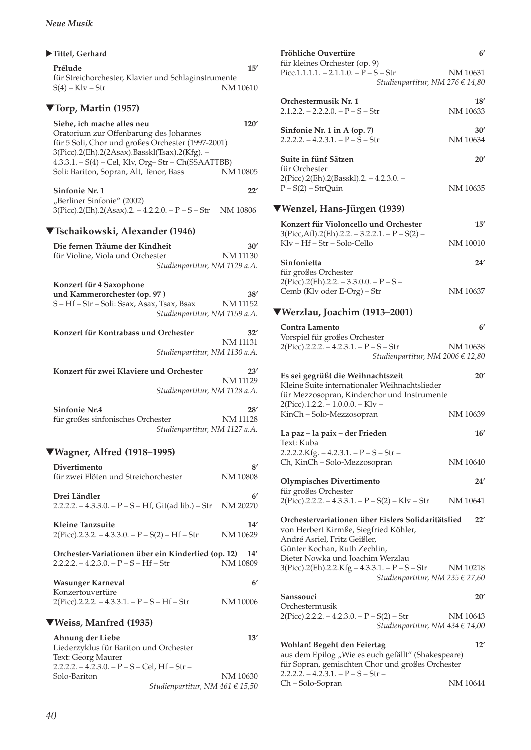### ▶Tittel, Gerhard

**Prélude** 15′
für Streichorchester, Klavier und Schlaginstrumente
S(4) – Klv – Str NM 10610

### ▼Torp, Martin (1957)

**Siehe, ich mache alles neu** 120′
Oratorium zur Offenbarung des Johannes
für 5 Soli, Chor und großes Orchester (1997-2001)
3(Picc).2(Eh).2(2Asax).Basskl(Tsax).2(Kfg). –
4.3.3.1. – S(4) – Cel, Klv, Org– Str – Ch(SSAATTBB)
Soli: Bariton, Sopran, Alt, Tenor, Bass NM 10805

**Sinfonie Nr. 1** 22′
„Berliner Sinfonie" (2002)
3(Picc).2(Eh).2(Asax).2. – 4.2.2.0. – P – S – Str NM 10806

### ▼Tschaikowski, Alexander (1946)

**Die fernen Träume der Kindheit** 30′
für Violine, Viola und Orchester NM 11130
*Studienpartitur, NM 1129 a.A.*

**Konzert für 4 Saxophone und Kammerorchester (op. 97 )** 38′
S – Hf – Str – Soli: Ssax, Asax, Tsax, Bsax NM 11152
*Studienpartitur, NM 1159 a.A.*

**Konzert für Kontrabass und Orchester** 32′
NM 11131
*Studienpartitur, NM 1130 a.A.*

**Konzert für zwei Klaviere und Orchester** 23′
NM 11129
*Studienpartitur, NM 1128 a.A.*

**Sinfonie Nr.4** 28′
für großes sinfonisches Orchester NM 11128
*Studienpartitur, NM 1127 a.A.*

### ▼Wagner, Alfred (1918–1995)

**Divertimento** 8′
für zwei Flöten und Streichorchester NM 10808

**Drei Ländler** 6′
2.2.2.2. – 4.3.3.0. – P – S – Hf, Git(ad lib.) – Str NM 20270

**Kleine Tanzsuite** 14′
2(Picc).2.3.2. – 4.3.3.0. – P – S(2) – Hf – Str NM 10629

**Orchester-Variationen über ein Kinderlied (op. 12)** 14′
2.2.2.2. – 4.2.3.0. – P – S – Hf – Str NM 10809

**Wasunger Karneval** 6′
Konzertouvertüre
2(Picc).2.2.2. – 4.3.3.1. – P – S – Hf – Str NM 10006

### ▼Weiss, Manfred (1935)

**Ahnung der Liebe** 13′
Liederzyklus für Bariton und Orchester
Text: Georg Maurer
2.2.2.2. – 4.2.3.0. – P – S – Cel, Hf – Str –
Solo-Bariton NM 10630
*Studienpartitur, NM 461 € 15,50*

**Fröhliche Ouvertüre** 6′
für kleines Orchester (op. 9)
Picc.1.1.1.1. – 2.1.1.0. – P – S – Str NM 10631
*Studienpartitur, NM 276 € 14,80*

**Orchestermusik Nr. 1** 18′
2.1.2.2. – 2.2.2.0. – P – S – Str NM 10633

**Sinfonie Nr. 1 in A (op. 7)** 30′
2.2.2.2. – 4.2.3.1. – P – S – Str NM 10634

**Suite in fünf Sätzen** 20′
für Orchester
2(Picc).2(Eh).2(Basskl).2. – 4.2.3.0. –
P – S(2) – StrQuin NM 10635

### ▼Wenzel, Hans-Jürgen (1939)

**Konzert für Violoncello und Orchester** 15′
3(Picc,Afl).2(Eh).2.2. – 3.2.2.1. – P – S(2) –
Klv – Hf – Str – Solo-Cello NM 10010

**Sinfonietta** 24′
für großes Orchester
2(Picc).2(Eh).2.2. – 3.3.0.0. – P – S –
Cemb (Klv oder E-Org) – Str NM 10637

### ▼Werzlau, Joachim (1913–2001)

**Contra Lamento** 6′
Vorspiel für großes Orchester
2(Picc).2.2.2. – 4.2.3.1. – P – S – Str NM 10638
*Studienpartitur, NM 2006 € 12,80*

**Es sei gegrüßt die Weihnachtszeit** 20′
Kleine Suite internationaler Weihnachtslieder
für Mezzosopran, Kinderchor und Instrumente
2(Picc).1.2.2. – 1.0.0.0. – Klv –
KinCh – Solo-Mezzosopran NM 10639

**La paz – la paix – der Frieden** 16′
Text: Kuba
2.2.2.2.Kfg. – 4.2.3.1. – P – S – Str –
Ch, KinCh – Solo-Mezzosopran NM 10640

**Olympisches Divertimento** 24′
für großes Orchester
2(Picc).2.2.2. – 4.3.3.1. – P – S(2) – Klv – Str NM 10641

**Orchestervariationen über Eislers Solidaritätslied** 22′
von Herbert Kirmße, Siegfried Köhler,
André Asriel, Fritz Geißler,
Günter Kochan, Ruth Zechlin,
Dieter Nowka und Joachim Werzlau
3(Picc).2(Eh).2.2.Kfg – 4.3.3.1. – P – S – Str NM 10218
*Studienpartitur, NM 235 € 27,60*

**Sanssouci** 20′
Orchestermusik
2(Picc).2.2.2. – 4.2.3.0. – P – S(2) – Str NM 10643
*Studienpartitur, NM 434 € 14,00*

**Wohlan! Begeht den Feiertag** 12′
aus dem Epilog „Wie es euch gefällt" (Shakespeare)
für Sopran, gemischten Chor und großes Orchester
2.2.2.2. – 4.2.3.1. – P – S – Str –
Ch – Solo-Sopran NM 10644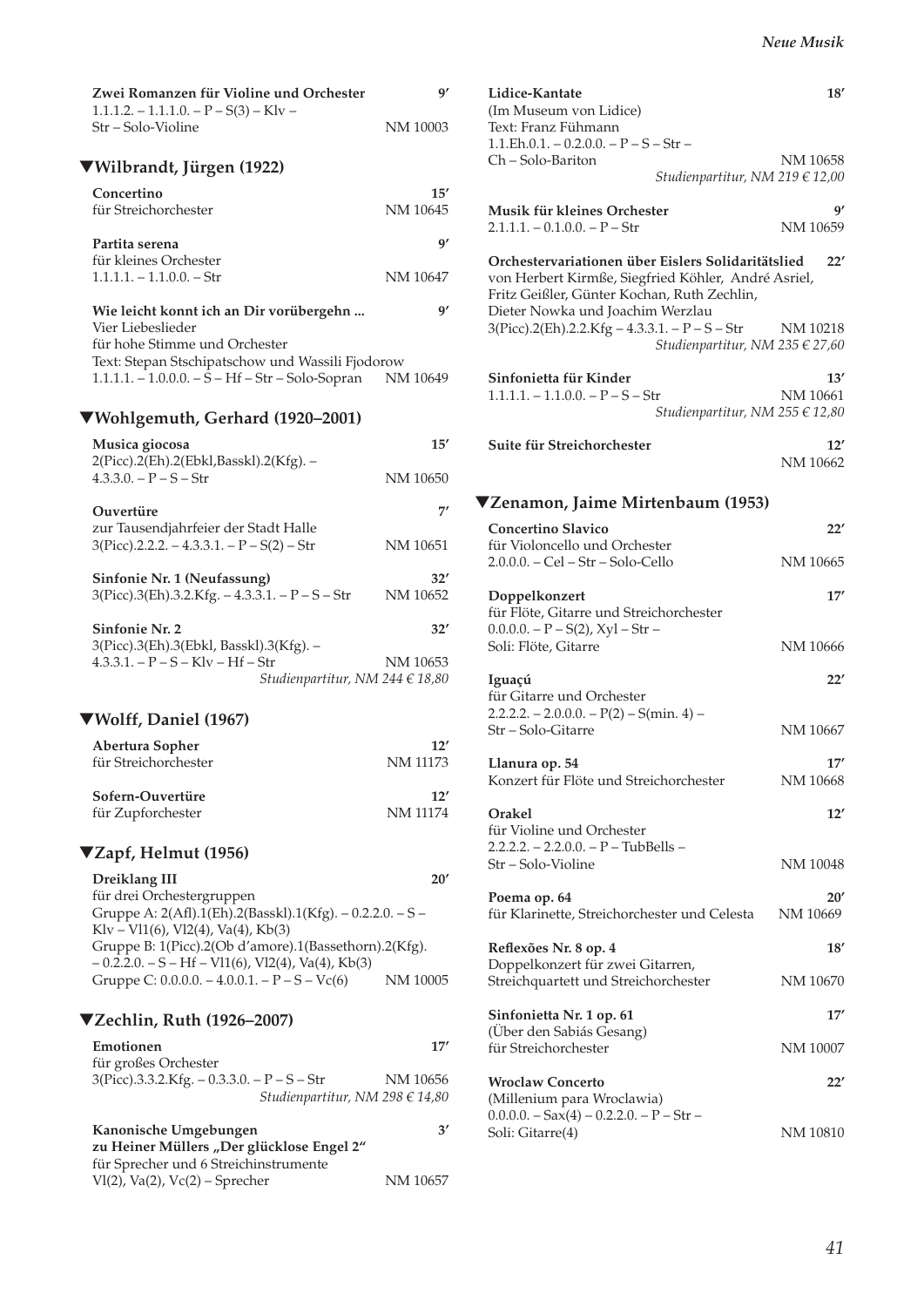**Zwei Romanzen für Violine und Orchester** 9′
1.1.1.2. – 1.1.1.0. – P – S(3) – Klv –
Str – Solo-Violine NM 10003

## ▼Wilbrandt, Jürgen (1922)

**Concertino** 15′
für Streichorchester NM 10645

**Partita serena** 9′
für kleines Orchester
1.1.1.1. – 1.1.0.0. – Str NM 10647

**Wie leicht konnt ich an Dir vorübergehn ...** 9′
Vier Liebeslieder
für hohe Stimme und Orchester
Text: Stepan Stschipatschow und Wassili Fjodorow
1.1.1.1. – 1.0.0.0. – S – Hf – Str – Solo-Sopran NM 10649

## ▼Wohlgemuth, Gerhard (1920–2001)

**Musica giocosa** 15′
2(Picc).2(Eh).2(Ebkl,Basskl).2(Kfg). –
4.3.3.0. – P – S – Str NM 10650

**Ouvertüre** 7′
zur Tausendjahrfeier der Stadt Halle
3(Picc).2.2.2. – 4.3.3.1. – P – S(2) – Str NM 10651

**Sinfonie Nr. 1 (Neufassung)** 32′
3(Picc).3(Eh).3.2.Kfg. – 4.3.3.1. – P – S – Str NM 10652

**Sinfonie Nr. 2** 32′
3(Picc).3(Eh).3(Ebkl, Basskl).3(Kfg). –
4.3.3.1. – P – S – Klv – Hf – Str NM 10653
*Studienpartitur, NM 244 € 18,80*

## ▼Wolff, Daniel (1967)

**Abertura Sopher** 12′
für Streichorchester NM 11173

**Sofern-Ouvertüre** 12′
für Zupforchester NM 11174

## ▼Zapf, Helmut (1956)

**Dreiklang III** 20′
für drei Orchestergruppen
Gruppe A: 2(Afl).1(Eh).2(Basskl).1(Kfg). – 0.2.2.0. – S –
Klv – Vl1(6), Vl2(4), Va(4), Kb(3)
Gruppe B: 1(Picc).2(Ob d'amore).1(Bassethorn).2(Kfg).
– 0.2.2.0. – S – Hf – Vl1(6), Vl2(4), Va(4), Kb(3)
Gruppe C: 0.0.0.0. – 4.0.0.1. – P – S – Vc(6) NM 10005

## ▼Zechlin, Ruth (1926–2007)

**Emotionen** 17′
für großes Orchester
3(Picc).3.3.2.Kfg. – 0.3.3.0. – P – S – Str NM 10656
*Studienpartitur, NM 298 € 14,80*

**Kanonische Umgebungen** 3′
**zu Heiner Müllers „Der glücklose Engel 2"**
für Sprecher und 6 Streichinstrumente
Vl(2), Va(2), Vc(2) – Sprecher NM 10657

**Lidice-Kantate** 18′
(Im Museum von Lidice)
Text: Franz Fühmann
1.1.Eh.0.1. – 0.2.0.0. – P – S – Str –
Ch – Solo-Bariton NM 10658
*Studienpartitur, NM 219 € 12,00*

**Musik für kleines Orchester** 9′
2.1.1.1. – 0.1.0.0. – P – Str NM 10659

**Orchestervariationen über Eislers Solidaritätslied** 22′
von Herbert Kirmße, Siegfried Köhler, André Asriel,
Fritz Geißler, Günter Kochan, Ruth Zechlin,
Dieter Nowka und Joachim Werzlau
3(Picc).2(Eh).2.2.Kfg – 4.3.3.1. – P – S – Str NM 10218
*Studienpartitur, NM 235 € 27,60*

**Sinfonietta für Kinder** 13′
1.1.1.1. – 1.1.0.0. – P – S – Str NM 10661
*Studienpartitur, NM 255 € 12,80*

**Suite für Streichorchester** 12′
NM 10662

## ▼Zenamon, Jaime Mirtenbaum (1953)

**Concertino Slavico** 22′
für Violoncello und Orchester
2.0.0.0. – Cel – Str – Solo-Cello NM 10665

**Doppelkonzert** 17′
für Flöte, Gitarre und Streichorchester
0.0.0.0. – P – S(2), Xyl – Str –
Soli: Flöte, Gitarre NM 10666

**Iguaçú** 22′
für Gitarre und Orchester
2.2.2.2. – 2.0.0.0. – P(2) – S(min. 4) –
Str – Solo-Gitarre NM 10667

**Llanura op. 54** 17′
Konzert für Flöte und Streichorchester NM 10668

**Orakel** 12′
für Violine und Orchester
2.2.2.2. – 2.2.0.0. – P – TubBells –
Str – Solo-Violine NM 10048

**Poema op. 64** 20′
für Klarinette, Streichorchester und Celesta NM 10669

**Reflexões Nr. 8 op. 4** 18′
Doppelkonzert für zwei Gitarren,
Streichquartett und Streichorchester NM 10670

**Sinfonietta Nr. 1 op. 61** 17′
(Über den Sabiás Gesang)
für Streichorchester NM 10007

**Wroclaw Concerto** 22′
(Millenium para Wroclawia)
0.0.0.0. – Sax(4) – 0.2.2.0. – P – Str –
Soli: Gitarre(4) NM 10810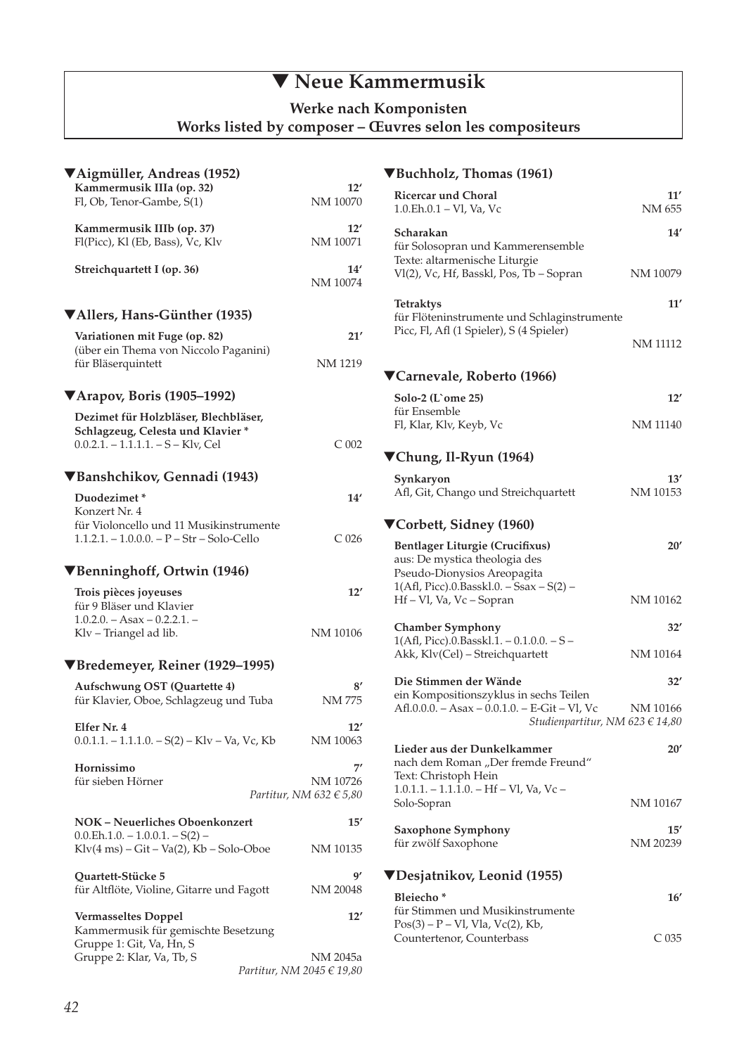# ▼ Neue Kammermusik

**Werke nach Komponisten**
**Works listed by composer – Œuvres selon les compositeurs**

## ▼Aigmüller, Andreas (1952)

**Kammermusik IIIa (op. 32)** — 12′
Fl, Ob, Tenor-Gambe, S(1) — NM 10070

**Kammermusik IIIb (op. 37)** — 12′
Fl(Picc), Kl (Eb, Bass), Vc, Klv — NM 10071

**Streichquartett I (op. 36)** — 14′
NM 10074

## ▼Allers, Hans-Günther (1935)

**Variationen mit Fuge (op. 82)** — 21′
(über ein Thema von Niccolo Paganini)
für Bläserquintett — NM 1219

## ▼Arapov, Boris (1905–1992)

**Dezimet für Holzbläser, Blechbläser, Schlagzeug, Celesta und Klavier \***
0.0.2.1. – 1.1.1.1. – S – Klv, Cel — C 002

## ▼Banshchikov, Gennadi (1943)

**Duodezimet \*** — 14′
Konzert Nr. 4
für Violoncello und 11 Musikinstrumente
1.1.2.1. – 1.0.0.0. – P – Str – Solo-Cello — C 026

## ▼Benninghoff, Ortwin (1946)

**Trois pièces joyeuses** — 12′
für 9 Bläser und Klavier
1.0.2.0. – Asax – 0.2.2.1. –
Klv – Triangel ad lib. — NM 10106

## ▼Bredemeyer, Reiner (1929–1995)

**Aufschwung OST (Quartette 4)** — 8′
für Klavier, Oboe, Schlagzeug und Tuba — NM 775

**Elfer Nr. 4** — 12′
0.0.1.1. – 1.1.1.0. – S(2) – Klv – Va, Vc, Kb — NM 10063

**Hornissimo** — 7′
für sieben Hörner — NM 10726
*Partitur, NM 632 € 5,80*

**NOK – Neuerliches Oboenkonzert** — 15′
0.0.Eh.1.0. – 1.0.0.1. – S(2) –
Klv(4 ms) – Git – Va(2), Kb – Solo-Oboe — NM 10135

**Quartett-Stücke 5** — 9′
für Altflöte, Violine, Gitarre und Fagott — NM 20048

**Vermasseltes Doppel** — 12′
Kammermusik für gemischte Besetzung
Gruppe 1: Git, Va, Hn, S
Gruppe 2: Klar, Va, Tb, S — NM 2045a
*Partitur, NM 2045 € 19,80*

## ▼Buchholz, Thomas (1961)

**Ricercar und Choral** — 11′
1.0.Eh.0.1 – Vl, Va, Vc — NM 655

**Scharakan** — 14′
für Solosopran und Kammerensemble
Texte: altarmenische Liturgie
Vl(2), Vc, Hf, Basskl, Pos, Tb – Sopran — NM 10079

**Tetraktys** — 11′
für Flöteninstrumente und Schlaginstrumente
Picc, Fl, Afl (1 Spieler), S (4 Spieler) — NM 11112

## ▼Carnevale, Roberto (1966)

**Solo-2 (L`ome 25)** — 12′
für Ensemble
Fl, Klar, Klv, Keyb, Vc — NM 11140

## ▼Chung, Il-Ryun (1964)

**Synkaryon** — 13′
Afl, Git, Chango und Streichquartett — NM 10153

## ▼Corbett, Sidney (1960)

**Bentlager Liturgie (Crucifixus)** — 20′
aus: De mystica theologia des Pseudo-Dionysios Areopagita
1(Afl, Picc).0.Basskl.0. – Ssax – S(2) –
Hf – Vl, Va, Vc – Sopran — NM 10162

**Chamber Symphony** — 32′
1(Afl, Picc).0.Basskl.1. – 0.1.0.0. – S –
Akk, Klv(Cel) – Streichquartett — NM 10164

**Die Stimmen der Wände** — 32′
ein Kompositionszyklus in sechs Teilen
Afl.0.0.0. – Asax – 0.0.1.0. – E-Git – Vl, Vc — NM 10166
*Studienpartitur, NM 623 € 14,80*

**Lieder aus der Dunkelkammer** — 20′
nach dem Roman „Der fremde Freund"
Text: Christoph Hein
1.0.1.1. – 1.1.1.0. – Hf – Vl, Va, Vc –
Solo-Sopran — NM 10167

**Saxophone Symphony** — 15′
für zwölf Saxophone — NM 20239

## ▼Desjatnikov, Leonid (1955)

**Bleiecho \*** — 16′
für Stimmen und Musikinstrumente
Pos(3) – P – Vl, Vla, Vc(2), Kb,
Countertenor, Counterbass — C 035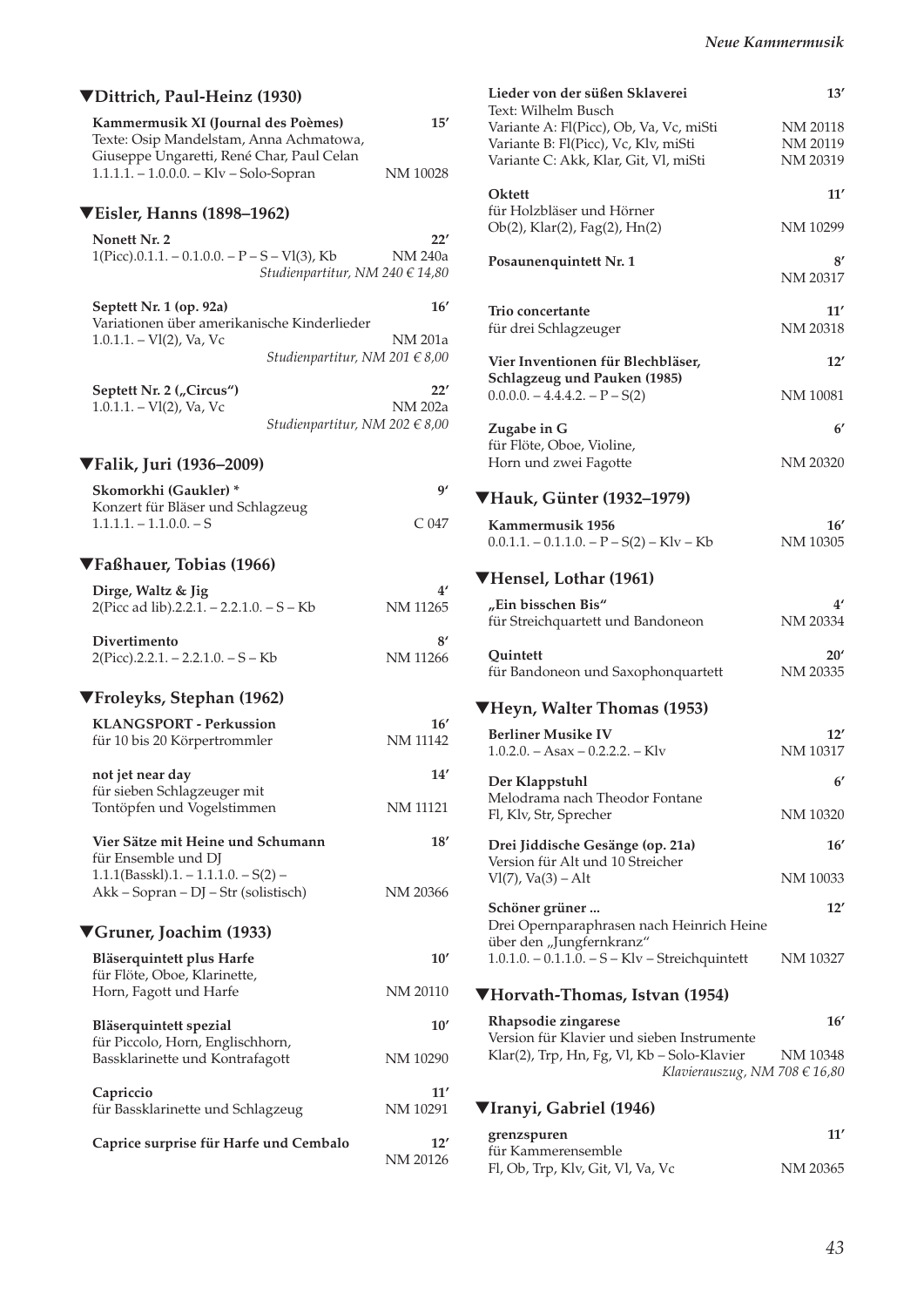## ▼Dittrich, Paul-Heinz (1930)

**Kammermusik XI (Journal des Poèmes)** 15′
Texte: Osip Mandelstam, Anna Achmatowa, Giuseppe Ungaretti, René Char, Paul Celan
1.1.1.1. – 1.0.0.0. – Klv – Solo-Sopran NM 10028

## ▼Eisler, Hanns (1898–1962)

**Nonett Nr. 2** 22′
1(Picc).0.1.1. – 0.1.0.0. – P – S – Vl(3), Kb NM 240a
*Studienpartitur, NM 240 € 14,80*

**Septett Nr. 1 (op. 92a)** 16′
Variationen über amerikanische Kinderlieder
1.0.1.1. – Vl(2), Va, Vc NM 201a
*Studienpartitur, NM 201 € 8,00*

**Septett Nr. 2 („Circus")** 22′
1.0.1.1. – Vl(2), Va, Vc NM 202a
*Studienpartitur, NM 202 € 8,00*

## ▼Falik, Juri (1936–2009)

**Skomorkhi (Gaukler) *** 9′
Konzert für Bläser und Schlagzeug
1.1.1.1. – 1.1.0.0. – S C 047

## ▼Faßhauer, Tobias (1966)

**Dirge, Waltz & Jig** 4′
2(Picc ad lib).2.2.1. – 2.2.1.0. – S – Kb NM 11265

**Divertimento** 8′
2(Picc).2.2.1. – 2.2.1.0. – S – Kb NM 11266

## ▼Froleyks, Stephan (1962)

**KLANGSPORT - Perkussion** 16′
für 10 bis 20 Körpertrommler NM 11142

**not jet near day** 14′
für sieben Schlagzeuger mit Tontöpfen und Vogelstimmen NM 11121

**Vier Sätze mit Heine und Schumann** 18′
für Ensemble und DJ
1.1.1(Basskl).1. – 1.1.1.0. – S(2) – Akk – Sopran – DJ – Str (solistisch) NM 20366

## ▼Gruner, Joachim (1933)

**Bläserquintett plus Harfe** 10′
für Flöte, Oboe, Klarinette, Horn, Fagott und Harfe NM 20110

**Bläserquintett spezial** 10′
für Piccolo, Horn, Englischhorn, Bassklarinette und Kontrafagott NM 10290

**Capriccio** 11′
für Bassklarinette und Schlagzeug NM 10291

**Caprice surprise für Harfe und Cembalo** 12′
NM 20126

**Lieder von der süßen Sklaverei** 13′
Text: Wilhelm Busch
Variante A: Fl(Picc), Ob, Va, Vc, miSti NM 20118
Variante B: Fl(Picc), Vc, Klv, miSti NM 20119
Variante C: Akk, Klar, Git, Vl, miSti NM 20319

**Oktett** 11′
für Holzbläser und Hörner
Ob(2), Klar(2), Fag(2), Hn(2) NM 10299

**Posaunenquintett Nr. 1** 8′
NM 20317

**Trio concertante** 11′
für drei Schlagzeuger NM 20318

**Vier Inventionen für Blechbläser, Schlagzeug und Pauken (1985)** 12′
0.0.0.0. – 4.4.4.2. – P – S(2) NM 10081

**Zugabe in G** 6′
für Flöte, Oboe, Violine, Horn und zwei Fagotte NM 20320

## ▼Hauk, Günter (1932–1979)

**Kammermusik 1956** 16′
0.0.1.1. – 0.1.1.0. – P – S(2) – Klv – Kb NM 10305

## ▼Hensel, Lothar (1961)

**„Ein bisschen Bis"** 4′
für Streichquartett und Bandoneon NM 20334

**Quintett** 20′
für Bandoneon und Saxophonquartett NM 20335

## ▼Heyn, Walter Thomas (1953)

**Berliner Musike IV** 12′
1.0.2.0. – Asax – 0.2.2.2. – Klv NM 10317

**Der Klappstuhl** 6′
Melodrama nach Theodor Fontane
Fl, Klv, Str, Sprecher NM 10320

**Drei Jiddische Gesänge (op. 21a)** 16′
Version für Alt und 10 Streicher
Vl(7), Va(3) – Alt NM 10033

**Schöner grüner ...** 12′
Drei Opernparaphrasen nach Heinrich Heine über den „Jungfernkranz"
1.0.1.0. – 0.1.1.0. – S – Klv – Streichquintett NM 10327

## ▼Horvath-Thomas, Istvan (1954)

**Rhapsodie zingarese** 16′
Version für Klavier und sieben Instrumente
Klar(2), Trp, Hn, Fg, Vl, Kb – Solo-Klavier NM 10348
*Klavierauszug, NM 708 € 16,80*

## ▼Iranyi, Gabriel (1946)

**grenzspuren** 11′
für Kammerensemble
Fl, Ob, Trp, Klv, Git, Vl, Va, Vc NM 20365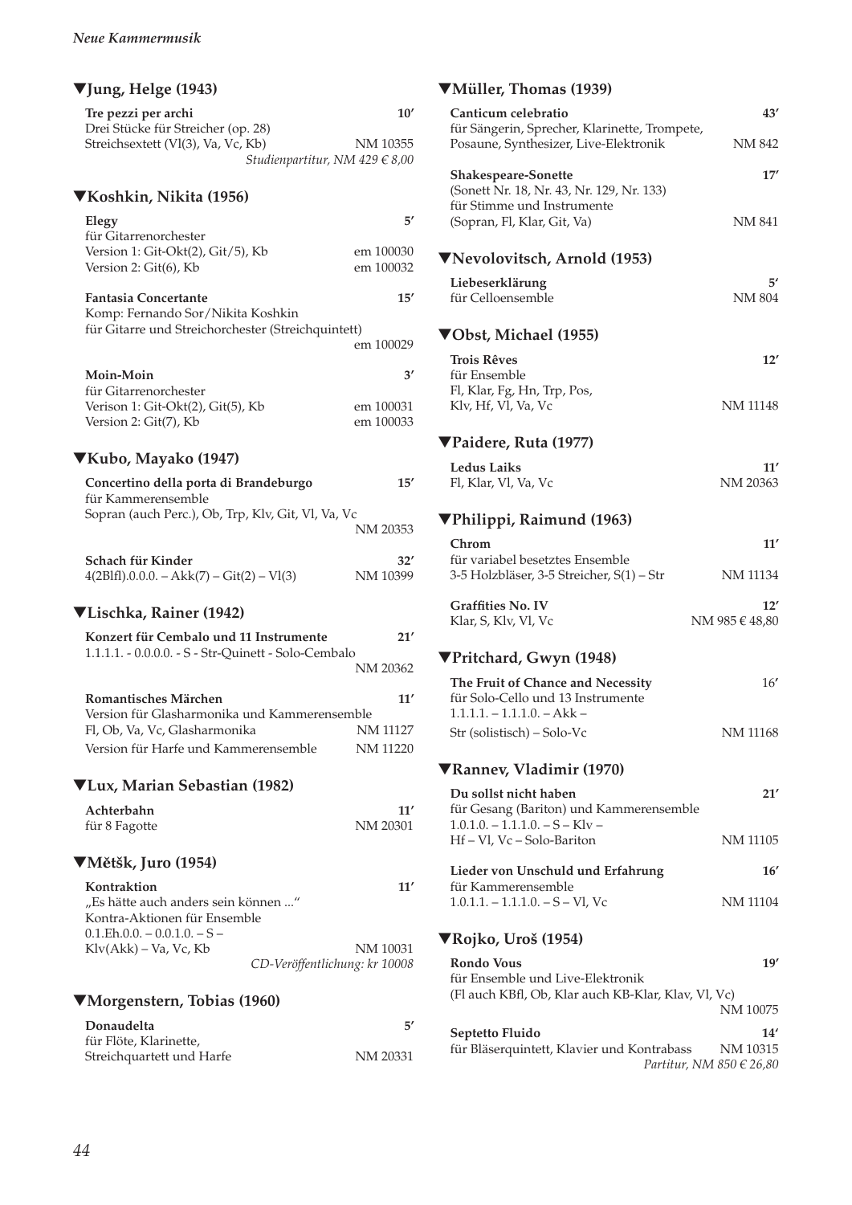### ▼Jung, Helge (1943)

**Tre pezzi per archi** **10′**
Drei Stücke für Streicher (op. 28)
Streichsextett (Vl(3), Va, Vc, Kb) NM 10355
*Studienpartitur, NM 429 € 8,00*

### ▼Koshkin, Nikita (1956)

**Elegy** **5′**
für Gitarrenorchester
Version 1: Git-Okt(2), Git/5), Kb em 100030
Version 2: Git(6), Kb em 100032

**Fantasia Concertante** **15′**
Komp: Fernando Sor/Nikita Koshkin
für Gitarre und Streichorchester (Streichquintett)
em 100029

**Moin-Moin** **3′**
für Gitarrenorchester
Verison 1: Git-Okt(2), Git(5), Kb em 100031
Version 2: Git(7), Kb em 100033

### ▼Kubo, Mayako (1947)

**Concertino della porta di Brandeburgo** **15′**
für Kammerensemble
Sopran (auch Perc.), Ob, Trp, Klv, Git, Vl, Va, Vc
NM 20353

**Schach für Kinder** **32′**
4(2Blfl).0.0.0. – Akk(7) – Git(2) – Vl(3) NM 10399

### ▼Lischka, Rainer (1942)

**Konzert für Cembalo und 11 Instrumente** **21′**
1.1.1.1. - 0.0.0.0. - S - Str-Quinett - Solo-Cembalo
NM 20362

**Romantisches Märchen** **11′**
Version für Glasharmonika und Kammerensemble
Fl, Ob, Va, Vc, Glasharmonika NM 11127
Version für Harfe und Kammerensemble NM 11220

### ▼Lux, Marian Sebastian (1982)

**Achterbahn** **11′**
für 8 Fagotte NM 20301

### ▼Mětšk, Juro (1954)

**Kontraktion** **11′**
„Es hätte auch anders sein können ..."
Kontra-Aktionen für Ensemble
0.1.Eh.0.0. – 0.0.1.0. – S –
Klv(Akk) – Va, Vc, Kb NM 10031
*CD-Veröffentlichung: kr 10008*

### ▼Morgenstern, Tobias (1960)

**Donaudelta** **5′**
für Flöte, Klarinette,
Streichquartett und Harfe NM 20331

### ▼Müller, Thomas (1939)

**Canticum celebratio** **43′**
für Sängerin, Sprecher, Klarinette, Trompete,
Posaune, Synthesizer, Live-Elektronik NM 842

**Shakespeare-Sonette** **17′**
(Sonett Nr. 18, Nr. 43, Nr. 129, Nr. 133)
für Stimme und Instrumente
(Sopran, Fl, Klar, Git, Va) NM 841

### ▼Nevolovitsch, Arnold (1953)

**Liebeserklärung** **5′**
für Celloensemble NM 804

### ▼Obst, Michael (1955)

**Trois Rêves** **12′**
für Ensemble
Fl, Klar, Fg, Hn, Trp, Pos,
Klv, Hf, Vl, Va, Vc NM 11148

### ▼Paidere, Ruta (1977)

**Ledus Laiks** **11′**
Fl, Klar, Vl, Va, Vc NM 20363

### ▼Philippi, Raimund (1963)

**Chrom** **11′**
für variabel besetztes Ensemble
3-5 Holzbläser, 3-5 Streicher, S(1) – Str NM 11134

**Graffities No. IV** **12′**
Klar, S, Klv, Vl, Vc NM 985 € 48,80

### ▼Pritchard, Gwyn (1948)

**The Fruit of Chance and Necessity** 16′
für Solo-Cello und 13 Instrumente
1.1.1.1. – 1.1.1.0. – Akk –
Str (solistisch) – Solo-Vc NM 11168

### ▼Rannev, Vladimir (1970)

**Du sollst nicht haben** **21′**
für Gesang (Bariton) und Kammerensemble
1.0.1.0. – 1.1.1.0. – S – Klv –
Hf – Vl, Vc – Solo-Bariton NM 11105

**Lieder von Unschuld und Erfahrung** **16′**
für Kammerensemble
1.0.1.1. – 1.1.1.0. – S – Vl, Vc NM 11104

### ▼Rojko, Uroš (1954)

**Rondo Vous** **19′**
für Ensemble und Live-Elektronik
(Fl auch KBfl, Ob, Klar auch KB-Klar, Klav, Vl, Vc)
NM 10075

**Septetto Fluido** **14′**
für Bläserquintett, Klavier und Kontrabass NM 10315
*Partitur, NM 850 € 26,80*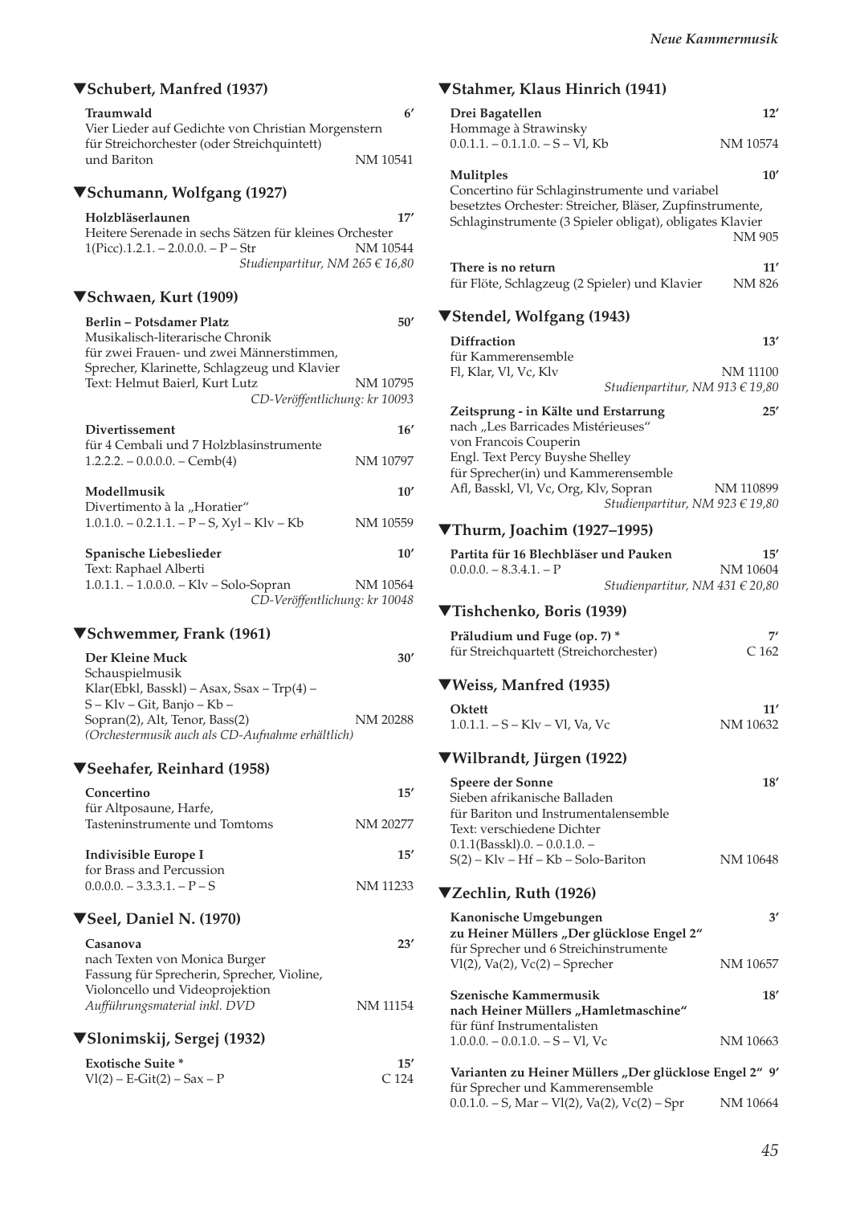## ▼Schubert, Manfred (1937)

**Traumwald** **6′**
Vier Lieder auf Gedichte von Christian Morgenstern
für Streichorchester (oder Streichquintett)
und Bariton NM 10541

## ▼Schumann, Wolfgang (1927)

**Holzbläserlaunen** **17′**
Heitere Serenade in sechs Sätzen für kleines Orchester
1(Picc).1.2.1. – 2.0.0.0. – P – Str NM 10544
*Studienpartitur, NM 265 € 16,80*

## ▼Schwaen, Kurt (1909)

**Berlin – Potsdamer Platz** **50′**
Musikalisch-literarische Chronik
für zwei Frauen- und zwei Männerstimmen,
Sprecher, Klarinette, Schlagzeug und Klavier
Text: Helmut Baierl, Kurt Lutz NM 10795
*CD-Veröffentlichung: kr 10093*

**Divertissement** **16′**
für 4 Cembali und 7 Holzblasinstrumente
1.2.2.2. – 0.0.0.0. – Cemb(4) NM 10797

**Modellmusik** **10′**
Divertimento à la „Horatier"
1.0.1.0. – 0.2.1.1. – P – S, Xyl – Klv – Kb NM 10559

**Spanische Liebeslieder** **10′**
Text: Raphael Alberti
1.0.1.1. – 1.0.0.0. – Klv – Solo-Sopran NM 10564
*CD-Veröffentlichung: kr 10048*

## ▼Schwemmer, Frank (1961)

**Der Kleine Muck** **30′**
Schauspielmusik
Klar(Ebkl, Basskl) – Asax, Ssax – Trp(4) –
S – Klv – Git, Banjo – Kb –
Sopran(2), Alt, Tenor, Bass(2) NM 20288
*(Orchestermusik auch als CD-Aufnahme erhältlich)*

## ▼Seehafer, Reinhard (1958)

**Concertino** **15′**
für Altposaune, Harfe,
Tasteninstrumente und Tomtoms NM 20277

**Indivisible Europe I** **15′**
for Brass and Percussion
0.0.0.0. – 3.3.3.1. – P – S NM 11233

## ▼Seel, Daniel N. (1970)

**Casanova** **23′**
nach Texten von Monica Burger
Fassung für Sprecherin, Sprecher, Violine,
Violoncello und Videoprojektion
*Aufführungsmaterial inkl. DVD* NM 11154

## ▼Slonimskij, Sergej (1932)

**Exotische Suite *** **15′**
Vl(2) – E-Git(2) – Sax – P C 124

## ▼Stahmer, Klaus Hinrich (1941)

**Drei Bagatellen** **12′**
Hommage à Strawinsky
0.0.1.1. – 0.1.1.0. – S – Vl, Kb NM 10574

**Mulitples** **10′**
Concertino für Schlaginstrumente und variabel
besetztes Orchester: Streicher, Bläser, Zupfinstrumente,
Schlaginstrumente (3 Spieler obligat), obligates Klavier
NM 905

**There is no return** **11′**
für Flöte, Schlagzeug (2 Spieler) und Klavier NM 826

## ▼Stendel, Wolfgang (1943)

**Diffraction** **13′**
für Kammerensemble
Fl, Klar, Vl, Vc, Klv NM 11100
*Studienpartitur, NM 913 € 19,80*

**Zeitsprung - in Kälte und Erstarrung** **25′**
nach „Les Barricades Mistérieuses"
von Francois Couperin
Engl. Text Percy Buyshe Shelley
für Sprecher(in) und Kammerensemble
Afl, Basskl, Vl, Vc, Org, Klv, Sopran NM 110899
*Studienpartitur, NM 923 € 19,80*

## ▼Thurm, Joachim (1927–1995)

**Partita für 16 Blechbläser und Pauken** **15′**
0.0.0.0. – 8.3.4.1. – P NM 10604
*Studienpartitur, NM 431 € 20,80*

## ▼Tishchenko, Boris (1939)

**Präludium und Fuge (op. 7) *** **7′**
für Streichquartett (Streichorchester) C 162

## ▼Weiss, Manfred (1935)

**Oktett** **11′**
1.0.1.1. – S – Klv – Vl, Va, Vc NM 10632

## ▼Wilbrandt, Jürgen (1922)

**Speere der Sonne** **18′**
Sieben afrikanische Balladen
für Bariton und Instrumentalensemble
Text: verschiedene Dichter
0.1.1(Basskl).0. – 0.0.1.0. –
S(2) – Klv – Hf – Kb – Solo-Bariton NM 10648

## ▼Zechlin, Ruth (1926)

**Kanonische Umgebungen** **3′**
**zu Heiner Müllers „Der glücklose Engel 2"**
für Sprecher und 6 Streichinstrumente
Vl(2), Va(2), Vc(2) – Sprecher NM 10657

**Szenische Kammermusik** **18′**
**nach Heiner Müllers „Hamletmaschine"**
für fünf Instrumentalisten
1.0.0.0. – 0.0.1.0. – S – Vl, Vc NM 10663

**Varianten zu Heiner Müllers „Der glücklose Engel 2"** **9′**
für Sprecher und Kammerensemble
0.0.1.0. – S, Mar – Vl(2), Va(2), Vc(2) – Spr NM 10664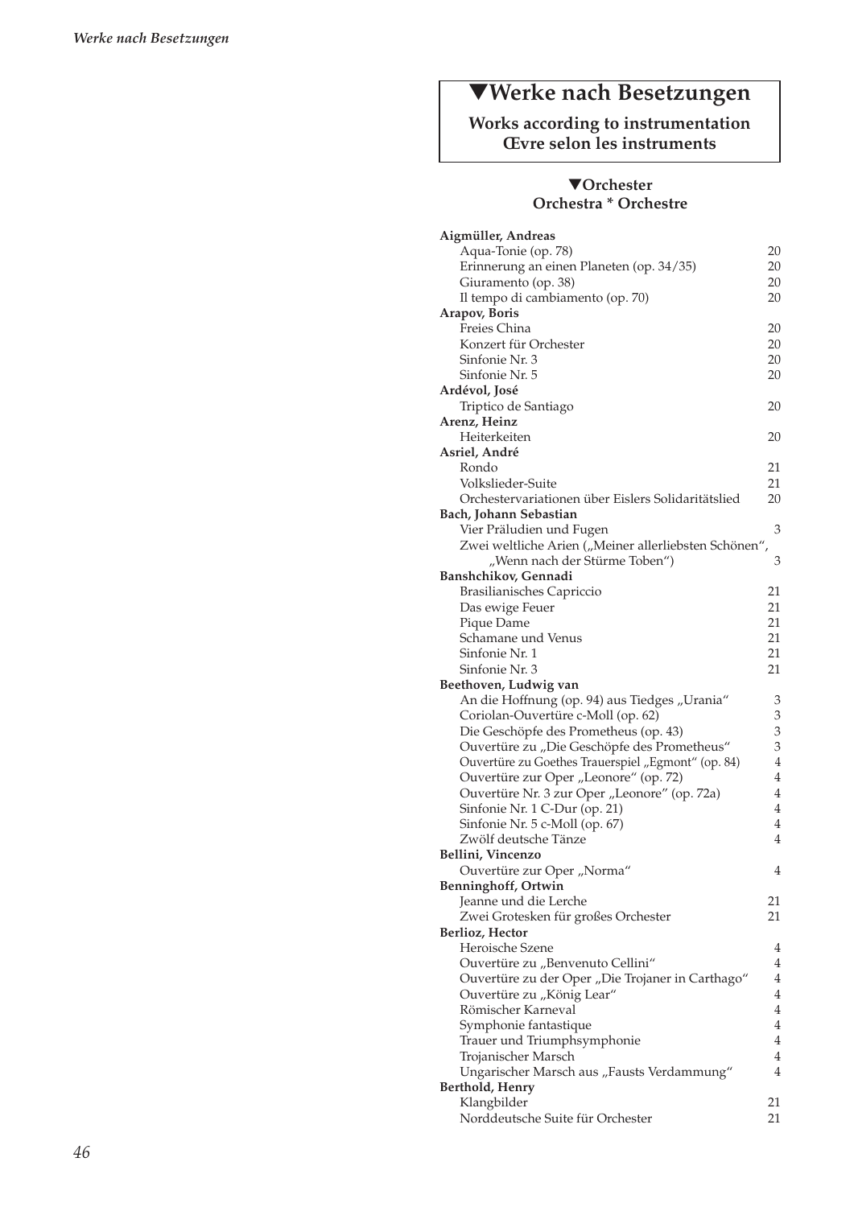# ▼Werke nach Besetzungen

**Works according to instrumentation**
**Œvre selon les instruments**

## ▼Orchester
**Orchestra * Orchestre**

**Aigmüller, Andreas**
- Aqua-Tonie (op. 78) 20
- Erinnerung an einen Planeten (op. 34/35) 20
- Giuramento (op. 38) 20
- Il tempo di cambiamento (op. 70) 20

**Arapov, Boris**
- Freies China 20
- Konzert für Orchester 20
- Sinfonie Nr. 3 20
- Sinfonie Nr. 5 20

**Ardévol, José**
- Triptico de Santiago 20

**Arenz, Heinz**
- Heiterkeiten 20

**Asriel, André**
- Rondo 21
- Volkslieder-Suite 21
- Orchestervariationen über Eislers Solidaritätslied 20

**Bach, Johann Sebastian**
- Vier Präludien und Fugen 3
- Zwei weltliche Arien („Meiner allerliebsten Schönen“, „Wenn nach der Stürme Toben“) 3

**Banshchikov, Gennadi**
- Brasilianisches Capriccio 21
- Das ewige Feuer 21
- Pique Dame 21
- Schamane und Venus 21
- Sinfonie Nr. 1 21
- Sinfonie Nr. 3 21

**Beethoven, Ludwig van**
- An die Hoffnung (op. 94) aus Tiedges „Urania“ 3
- Coriolan-Ouvertüre c-Moll (op. 62) 3
- Die Geschöpfe des Prometheus (op. 43) 3
- Ouvertüre zu „Die Geschöpfe des Prometheus“ 3
- Ouvertüre zu Goethes Trauerspiel „Egmont“ (op. 84) 4
- Ouvertüre zur Oper „Leonore“ (op. 72) 4
- Ouvertüre Nr. 3 zur Oper „Leonore“ (op. 72a) 4
- Sinfonie Nr. 1 C-Dur (op. 21) 4
- Sinfonie Nr. 5 c-Moll (op. 67) 4
- Zwölf deutsche Tänze 4

**Bellini, Vincenzo**
- Ouvertüre zur Oper „Norma“ 4

**Benninghoff, Ortwin**
- Jeanne und die Lerche 21
- Zwei Grotesken für großes Orchester 21

**Berlioz, Hector**
- Heroische Szene 4
- Ouvertüre zu „Benvenuto Cellini“ 4
- Ouvertüre zu der Oper „Die Trojaner in Carthago“ 4
- Ouvertüre zu „König Lear“ 4
- Römischer Karneval 4
- Symphonie fantastique 4
- Trauer und Triumphsymphonie 4
- Trojanischer Marsch 4
- Ungarischer Marsch aus „Fausts Verdammung“ 4

**Berthold, Henry**
- Klangbilder 21
- Norddeutsche Suite für Orchester 21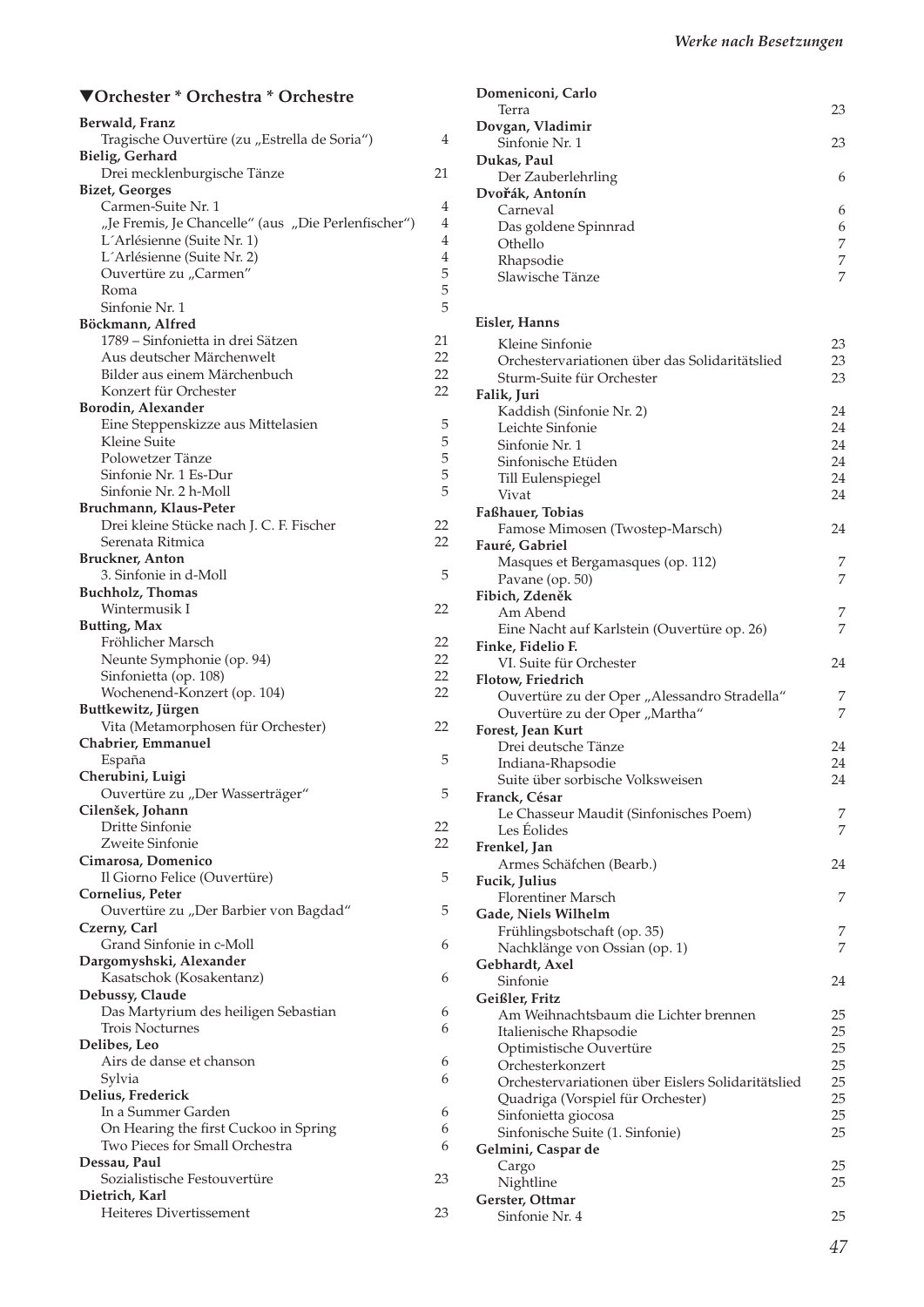## ▼Orchester * Orchestra * Orchestre

**Berwald, Franz**
- Tragische Ouvertüre (zu „Estrella de Soria“) 4

**Bielig, Gerhard**
- Drei mecklenburgische Tänze 21

**Bizet, Georges**
- Carmen-Suite Nr. 1 4
- „Je Fremis, Je Chancelle“ (aus „Die Perlenfischer“) 4
- L´Arlésienne (Suite Nr. 1) 4
- L´Arlésienne (Suite Nr. 2) 4
- Ouvertüre zu „Carmen“ 5
- Roma 5
- Sinfonie Nr. 1 5

**Böckmann, Alfred**
- 1789 – Sinfonietta in drei Sätzen 21
- Aus deutscher Märchenwelt 22
- Bilder aus einem Märchenbuch 22
- Konzert für Orchester 22

**Borodin, Alexander**
- Eine Steppenskizze aus Mittelasien 5
- Kleine Suite 5
- Polowetzer Tänze 5
- Sinfonie Nr. 1 Es-Dur 5
- Sinfonie Nr. 2 h-Moll 5

**Bruchmann, Klaus-Peter**
- Drei kleine Stücke nach J. C. F. Fischer 22
- Serenata Ritmica 22

**Bruckner, Anton**
- 3. Sinfonie in d-Moll 5

**Buchholz, Thomas**
- Wintermusik I 22

**Butting, Max**
- Fröhlicher Marsch 22
- Neunte Symphonie (op. 94) 22
- Sinfonietta (op. 108) 22
- Wochenend-Konzert (op. 104) 22

**Buttkewitz, Jürgen**
- Vita (Metamorphosen für Orchester) 22

**Chabrier, Emmanuel**
- España 5

**Cherubini, Luigi**
- Ouvertüre zu „Der Wasserträger“ 5

**Cilenšek, Johann**
- Dritte Sinfonie 22
- Zweite Sinfonie 22

**Cimarosa, Domenico**
- Il Giorno Felice (Ouvertüre) 5

**Cornelius, Peter**
- Ouvertüre zu „Der Barbier von Bagdad“ 5

**Czerny, Carl**
- Grand Sinfonie in c-Moll 6

**Dargomyshski, Alexander**
- Kasatschok (Kosakentanz) 6

**Debussy, Claude**
- Das Martyrium des heiligen Sebastian 6
- Trois Nocturnes 6

**Delibes, Leo**
- Airs de danse et chanson 6
- Sylvia 6

**Delius, Frederick**
- In a Summer Garden 6
- On Hearing the first Cuckoo in Spring 6
- Two Pieces for Small Orchestra 6

**Dessau, Paul**
- Sozialistische Festouvertüre 23

**Dietrich, Karl**
- Heiteres Divertissement 23

**Domeniconi, Carlo**
- Terra 23

**Dovgan, Vladimir**
- Sinfonie Nr. 1 23

**Dukas, Paul**
- Der Zauberlehrling 6

**Dvořák, Antonín**
- Carneval 6
- Das goldene Spinnrad 6
- Othello 7
- Rhapsodie 7
- Slawische Tänze 7

**Eisler, Hanns**
- Kleine Sinfonie 23
- Orchestervariationen über das Solidaritätslied 23
- Sturm-Suite für Orchester 23

**Falik, Juri**
- Kaddish (Sinfonie Nr. 2) 24
- Leichte Sinfonie 24
- Sinfonie Nr. 1 24
- Sinfonische Etüden 24
- Till Eulenspiegel 24
- Vivat 24

**Faßhauer, Tobias**
- Famose Mimosen (Twostep-Marsch) 24

**Fauré, Gabriel**
- Masques et Bergamasques (op. 112) 7
- Pavane (op. 50) 7

**Fibich, Zdeněk**
- Am Abend 7
- Eine Nacht auf Karlstein (Ouvertüre op. 26) 7

**Finke, Fidelio F.**
- VI. Suite für Orchester 24

**Flotow, Friedrich**
- Ouvertüre zu der Oper „Alessandro Stradella“ 7
- Ouvertüre zu der Oper „Martha“ 7

**Forest, Jean Kurt**
- Drei deutsche Tänze 24
- Indiana-Rhapsodie 24
- Suite über sorbische Volksweisen 24

**Franck, César**
- Le Chasseur Maudit (Sinfonisches Poem) 7
- Les Éolides 7

**Frenkel, Jan**
- Armes Schäfchen (Bearb.) 24

**Fucik, Julius**
- Florentiner Marsch 7

**Gade, Niels Wilhelm**
- Frühlingsbotschaft (op. 35) 7
- Nachklänge von Ossian (op. 1) 7

**Gebhardt, Axel**
- Sinfonie 24

**Geißler, Fritz**
- Am Weihnachtsbaum die Lichter brennen 25
- Italienische Rhapsodie 25
- Optimistische Ouvertüre 25
- Orchesterkonzert 25
- Orchestervariationen über Eislers Solidaritätslied 25
- Quadriga (Vorspiel für Orchester) 25
- Sinfonietta giocosa 25
- Sinfonische Suite (1. Sinfonie) 25

**Gelmini, Caspar de**
- Cargo 25
- Nightline 25

**Gerster, Ottmar**
- Sinfonie Nr. 4 25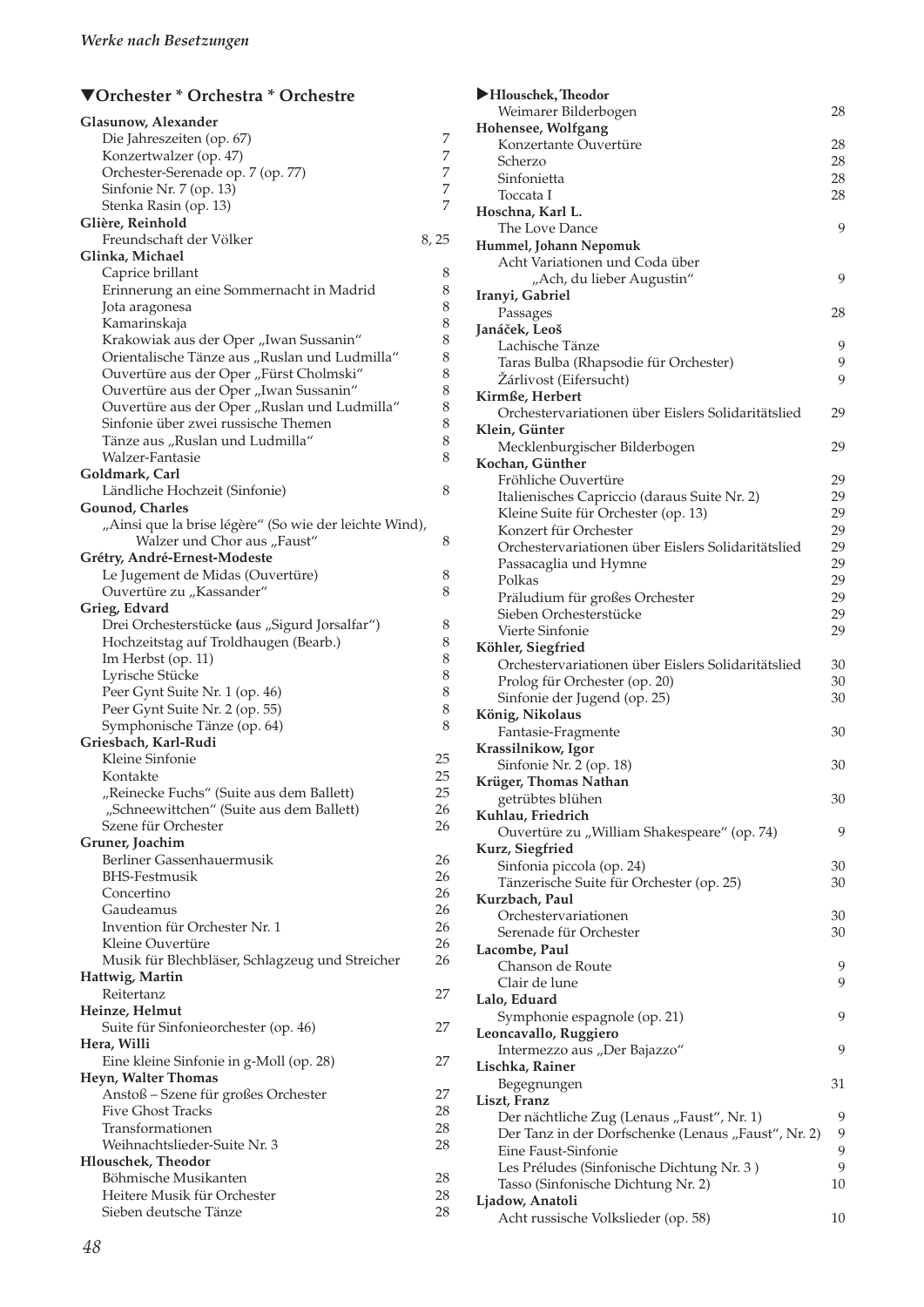## ▼Orchester * Orchestra * Orchestre

**Glasunow, Alexander**
- Die Jahreszeiten (op. 67) 7
- Konzertwalzer (op. 47) 7
- Orchester-Serenade op. 7 (op. 77) 7
- Sinfonie Nr. 7 (op. 13) 7
- Stenka Rasin (op. 13) 7

**Glière, Reinhold**
- Freundschaft der Völker 8, 25

**Glinka, Michael**
- Caprice brillant 8
- Erinnerung an eine Sommernacht in Madrid 8
- Jota aragonesa 8
- Kamarinskaja 8
- Krakowiak aus der Oper „Iwan Sussanin“ 8
- Orientalische Tänze aus „Ruslan und Ludmilla“ 8
- Ouvertüre aus der Oper „Fürst Cholmski“ 8
- Ouvertüre aus der Oper „Iwan Sussanin“ 8
- Ouvertüre aus der Oper „Ruslan und Ludmilla“ 8
- Sinfonie über zwei russische Themen 8
- Tänze aus „Ruslan und Ludmilla“ 8
- Walzer-Fantasie 8

**Goldmark, Carl**
- Ländliche Hochzeit (Sinfonie) 8

**Gounod, Charles**
- „Ainsi que la brise légère“ (So wie der leichte Wind), Walzer und Chor aus „Faust“ 8

**Grétry, André-Ernest-Modeste**
- Le Jugement de Midas (Ouvertüre) 8
- Ouvertüre zu „Kassander“ 8

**Grieg, Edvard**
- Drei Orchesterstücke (aus „Sigurd Jorsalfar“) 8
- Hochzeitstag auf Troldhaugen (Bearb.) 8
- Im Herbst (op. 11) 8
- Lyrische Stücke 8
- Peer Gynt Suite Nr. 1 (op. 46) 8
- Peer Gynt Suite Nr. 2 (op. 55) 8
- Symphonische Tänze (op. 64) 8

**Griesbach, Karl-Rudi**
- Kleine Sinfonie 25
- Kontakte 25
- „Reinecke Fuchs“ (Suite aus dem Ballett) 25
- „Schneewittchen“ (Suite aus dem Ballett) 26
- Szene für Orchester 26

**Gruner, Joachim**
- Berliner Gassenhauermusik 26
- BHS-Festmusik 26
- Concertino 26
- Gaudeamus 26
- Invention für Orchester Nr. 1 26
- Kleine Ouvertüre 26
- Musik für Blechbläser, Schlagzeug und Streicher 26

**Hattwig, Martin**
- Reitertanz 27

**Heinze, Helmut**
- Suite für Sinfonieorchester (op. 46) 27

**Hera, Willi**
- Eine kleine Sinfonie in g-Moll (op. 28) 27

**Heyn, Walter Thomas**
- Anstoß – Szene für großes Orchester 27
- Five Ghost Tracks 28
- Transformationen 28
- Weihnachtslieder-Suite Nr. 3 28

**Hlouschek, Theodor**
- Böhmische Musikanten 28
- Heitere Musik für Orchester 28
- Sieben deutsche Tänze 28

**▶Hlouschek, Theodor**
- Weimarer Bilderbogen 28

**Hohensee, Wolfgang**
- Konzertante Ouvertüre 28
- Scherzo 28
- Sinfonietta 28
- Toccata I 28

**Hoschna, Karl L.**
- The Love Dance 9

**Hummel, Johann Nepomuk**
- Acht Variationen und Coda über „Ach, du lieber Augustin“ 9

**Iranyi, Gabriel**
- Passages 28

**Janáček, Leoš**
- Lachische Tänze 9
- Taras Bulba (Rhapsodie für Orchester) 9
- Žárlivost (Eifersucht) 9

**Kirmße, Herbert**
- Orchestervariationen über Eislers Solidaritätslied 29

**Klein, Günter**
- Mecklenburgischer Bilderbogen 29

**Kochan, Günther**
- Fröhliche Ouvertüre 29
- Italienisches Capriccio (daraus Suite Nr. 2) 29
- Kleine Suite für Orchester (op. 13) 29
- Konzert für Orchester 29
- Orchestervariationen über Eislers Solidaritätslied 29
- Passacaglia und Hymne 29
- Polkas 29
- Präludium für großes Orchester 29
- Sieben Orchesterstücke 29
- Vierte Sinfonie 29

**Köhler, Siegfried**
- Orchestervariationen über Eislers Solidaritätslied 30
- Prolog für Orchester (op. 20) 30
- Sinfonie der Jugend (op. 25) 30

**König, Nikolaus**
- Fantasie-Fragmente 30

**Krassilnikow, Igor**
- Sinfonie Nr. 2 (op. 18) 30

**Krüger, Thomas Nathan**
- getrübtes blühen 30

**Kuhlau, Friedrich**
- Ouvertüre zu „William Shakespeare“ (op. 74) 9

**Kurz, Siegfried**
- Sinfonia piccola (op. 24) 30
- Tänzerische Suite für Orchester (op. 25) 30

**Kurzbach, Paul**
- Orchestervariationen 30
- Serenade für Orchester 30

**Lacombe, Paul**
- Chanson de Route 9
- Clair de lune 9

**Lalo, Eduard**
- Symphonie espagnole (op. 21) 9

**Leoncavallo, Ruggiero**
- Intermezzo aus „Der Bajazzo“ 9

**Lischka, Rainer**
- Begegnungen 31

**Liszt, Franz**
- Der nächtliche Zug (Lenaus „Faust“, Nr. 1) 9
- Der Tanz in der Dorfschenke (Lenaus „Faust“, Nr. 2) 9
- Eine Faust-Sinfonie 9
- Les Préludes (Sinfonische Dichtung Nr. 3 ) 9
- Tasso (Sinfonische Dichtung Nr. 2) 10

**Ljadow, Anatoli**
- Acht russische Volkslieder (op. 58) 10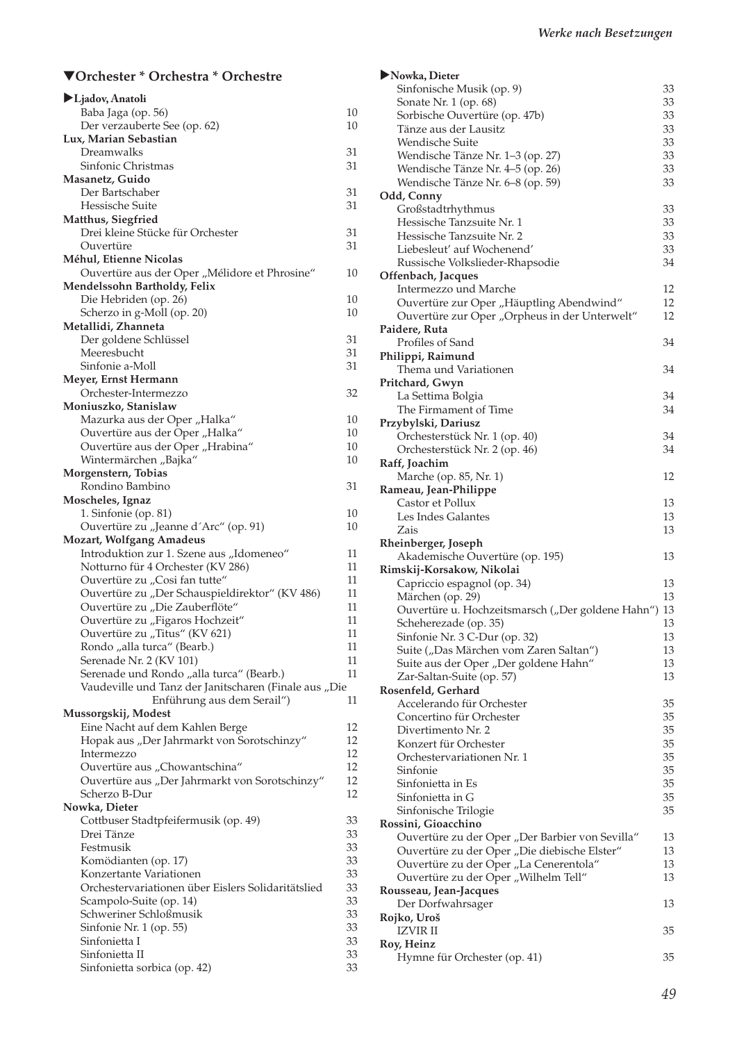## ▼Orchester * Orchestra * Orchestre

**▶Ljadov, Anatoli**

| | |
|---|---|
| Baba Jaga (op. 56) | 10 |
| Der verzauberte See (op. 62) | 10 |

**Lux, Marian Sebastian**

| | |
|---|---|
| Dreamwalks | 31 |
| Sinfonic Christmas | 31 |

**Masanetz, Guido**

| | |
|---|---|
| Der Bartschaber | 31 |
| Hessische Suite | 31 |

**Matthus, Siegfried**

| | |
|---|---|
| Drei kleine Stücke für Orchester | 31 |
| Ouvertüre | 31 |

**Méhul, Etienne Nicolas**

| | |
|---|---|
| Ouvertüre aus der Oper „Mélidore et Phrosine“ | 10 |

**Mendelssohn Bartholdy, Felix**

| | |
|---|---|
| Die Hebriden (op. 26) | 10 |
| Scherzo in g-Moll (op. 20) | 10 |

**Metallidi, Zhanneta**

| | |
|---|---|
| Der goldene Schlüssel | 31 |
| Meeresbucht | 31 |
| Sinfonie a-Moll | 31 |

**Meyer, Ernst Hermann**

| | |
|---|---|
| Orchester-Intermezzo | 32 |

**Moniuszko, Stanislaw**

| | |
|---|---|
| Mazurka aus der Oper „Halka“ | 10 |
| Ouvertüre aus der Oper „Halka“ | 10 |
| Ouvertüre aus der Oper „Hrabina“ | 10 |
| Wintermärchen „Bajka“ | 10 |

**Morgenstern, Tobias**

| | |
|---|---|
| Rondino Bambino | 31 |

**Moscheles, Ignaz**

| | |
|---|---|
| 1. Sinfonie (op. 81) | 10 |
| Ouvertüre zu „Jeanne d´Arc“ (op. 91) | 10 |

**Mozart, Wolfgang Amadeus**

| | |
|---|---|
| Introduktion zur 1. Szene aus „Idomeneo“ | 11 |
| Notturno für 4 Orchester (KV 286) | 11 |
| Ouvertüre zu „Cosi fan tutte“ | 11 |
| Ouvertüre zu „Der Schauspieldirektor“ (KV 486) | 11 |
| Ouvertüre zu „Die Zauberflöte“ | 11 |
| Ouvertüre zu „Figaros Hochzeit“ | 11 |
| Ouvertüre zu „Titus“ (KV 621) | 11 |
| Rondo „alla turca“ (Bearb.) | 11 |
| Serenade Nr. 2 (KV 101) | 11 |
| Serenade und Rondo „alla turca“ (Bearb.) | 11 |
| Vaudeville und Tanz der Janitscharen (Finale aus „Die Enführung aus dem Serail“) | 11 |

**Mussorgskij, Modest**

| | |
|---|---|
| Eine Nacht auf dem Kahlen Berge | 12 |
| Hopak aus „Der Jahrmarkt von Sorotschinzy“ | 12 |
| Intermezzo | 12 |
| Ouvertüre aus „Chowantschina“ | 12 |
| Ouvertüre aus „Der Jahrmarkt von Sorotschinzy“ | 12 |
| Scherzo B-Dur | 12 |

**Nowka, Dieter**

| | |
|---|---|
| Cottbuser Stadtpfeifermusik (op. 49) | 33 |
| Drei Tänze | 33 |
| Festmusik | 33 |
| Komödianten (op. 17) | 33 |
| Konzertante Variationen | 33 |
| Orchestervariationen über Eislers Solidaritätslied | 33 |
| Scampolo-Suite (op. 14) | 33 |
| Schweriner Schloßmusik | 33 |
| Sinfonie Nr. 1 (op. 55) | 33 |
| Sinfonietta I | 33 |
| Sinfonietta II | 33 |
| Sinfonietta sorbica (op. 42) | 33 |

**▶Nowka, Dieter**

| | |
|---|---|
| Sinfonische Musik (op. 9) | 33 |
| Sonate Nr. 1 (op. 68) | 33 |
| Sorbische Ouvertüre (op. 47b) | 33 |
| Tänze aus der Lausitz | 33 |
| Wendische Suite | 33 |
| Wendische Tänze Nr. 1–3 (op. 27) | 33 |
| Wendische Tänze Nr. 4–5 (op. 26) | 33 |
| Wendische Tänze Nr. 6–8 (op. 59) | 33 |

**Odd, Conny**

| | |
|---|---|
| Großstadtrhythmus | 33 |
| Hessische Tanzsuite Nr. 1 | 33 |
| Hessische Tanzsuite Nr. 2 | 33 |
| Liebesleut' auf Wochenend' | 33 |
| Russische Volkslieder-Rhapsodie | 34 |

**Offenbach, Jacques**

| | |
|---|---|
| Intermezzo und Marche | 12 |
| Ouvertüre zur Oper „Häuptling Abendwind“ | 12 |
| Ouvertüre zur Oper „Orpheus in der Unterwelt“ | 12 |

**Paidere, Ruta**

| | |
|---|---|
| Profiles of Sand | 34 |

**Philippi, Raimund**

| | |
|---|---|
| Thema und Variationen | 34 |

**Pritchard, Gwyn**

| | |
|---|---|
| La Settima Bolgia | 34 |
| The Firmament of Time | 34 |

**Przybylski, Dariusz**

| | |
|---|---|
| Orchesterstück Nr. 1 (op. 40) | 34 |
| Orchesterstück Nr. 2 (op. 46) | 34 |

**Raff, Joachim**

| | |
|---|---|
| Marche (op. 85, Nr. 1) | 12 |

**Rameau, Jean-Philippe**

| | |
|---|---|
| Castor et Pollux | 13 |
| Les Indes Galantes | 13 |
| Zais | 13 |

**Rheinberger, Joseph**

| | |
|---|---|
| Akademische Ouvertüre (op. 195) | 13 |

**Rimskij-Korsakow, Nikolai**

| | |
|---|---|
| Capriccio espagnol (op. 34) | 13 |
| Märchen (op. 29) | 13 |
| Ouvertüre u. Hochzeitsmarsch („Der goldene Hahn“) | 13 |
| Scheherezade (op. 35) | 13 |
| Sinfonie Nr. 3 C-Dur (op. 32) | 13 |
| Suite („Das Märchen vom Zaren Saltan“) | 13 |
| Suite aus der Oper „Der goldene Hahn“ | 13 |
| Zar-Saltan-Suite (op. 57) | 13 |

**Rosenfeld, Gerhard**

| | |
|---|---|
| Accelerando für Orchester | 35 |
| Concertino für Orchester | 35 |
| Divertimento Nr. 2 | 35 |
| Konzert für Orchester | 35 |
| Orchestervariationen Nr. 1 | 35 |
| Sinfonie | 35 |
| Sinfonietta in Es | 35 |
| Sinfonietta in G | 35 |
| Sinfonische Trilogie | 35 |

**Rossini, Gioacchino**

| | |
|---|---|
| Ouvertüre zu der Oper „Der Barbier von Sevilla“ | 13 |
| Ouvertüre zu der Oper „Die diebische Elster“ | 13 |
| Ouvertüre zu der Oper „La Cenerentola“ | 13 |
| Ouvertüre zu der Oper „Wilhelm Tell“ | 13 |

**Rousseau, Jean-Jacques**

| | |
|---|---|
| Der Dorfwahrsager | 13 |

**Rojko, Uroš**

| | |
|---|---|
| IZVIR II | 35 |

**Roy, Heinz**

| | |
|---|---|
| Hymne für Orchester (op. 41) | 35 |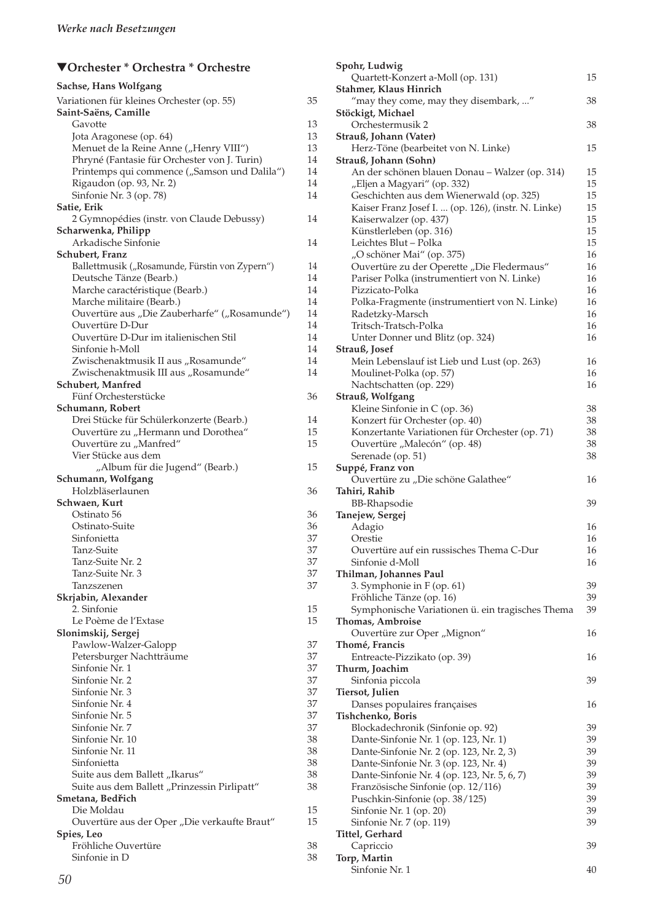## ▼Orchester * Orchestra * Orchestre

**Sachse, Hans Wolfgang**
- Variationen für kleines Orchester (op. 55) 35

**Saint-Saëns, Camille**
- Gavotte 13
- Jota Aragonese (op. 64) 13
- Menuet de la Reine Anne („Henry VIII“) 13
- Phryné (Fantasie für Orchester von J. Turin) 14
- Printemps qui commence („Samson und Dalila“) 14
- Rigaudon (op. 93, Nr. 2) 14
- Sinfonie Nr. 3 (op. 78) 14

**Satie, Erik**
- 2 Gymnopédies (instr. von Claude Debussy) 14

**Scharwenka, Philipp**
- Arkadische Sinfonie 14

**Schubert, Franz**
- Ballettmusik („Rosamunde, Fürstin von Zypern“) 14
- Deutsche Tänze (Bearb.) 14
- Marche caractéristique (Bearb.) 14
- Marche militaire (Bearb.) 14
- Ouvertüre aus „Die Zauberharfe“ („Rosamunde“) 14
- Ouvertüre D-Dur 14
- Ouvertüre D-Dur im italienischen Stil 14
- Sinfonie h-Moll 14
- Zwischenaktmusik II aus „Rosamunde“ 14
- Zwischenaktmusik III aus „Rosamunde“ 14

**Schubert, Manfred**
- Fünf Orchesterstücke 36

**Schumann, Robert**
- Drei Stücke für Schülerkonzerte (Bearb.) 14
- Ouvertüre zu „Hermann und Dorothea“ 15
- Ouvertüre zu „Manfred“ 15
- Vier Stücke aus dem „Album für die Jugend“ (Bearb.) 15

**Schumann, Wolfgang**
- Holzbläserlaunen 36

**Schwaen, Kurt**
- Ostinato 56 36
- Ostinato-Suite 36
- Sinfonietta 37
- Tanz-Suite 37
- Tanz-Suite Nr. 2 37
- Tanz-Suite Nr. 3 37
- Tanzszenen 37

**Skrjabin, Alexander**
- 2. Sinfonie 15
- Le Poème de l'Extase 15

**Slonimskij, Sergej**
- Pawlow-Walzer-Galopp 37
- Petersburger Nachtträume 37
- Sinfonie Nr. 1 37
- Sinfonie Nr. 2 37
- Sinfonie Nr. 3 37
- Sinfonie Nr. 4 37
- Sinfonie Nr. 5 37
- Sinfonie Nr. 7 37
- Sinfonie Nr. 10 38
- Sinfonie Nr. 11 38
- Sinfonietta 38
- Suite aus dem Ballett „Ikarus“ 38
- Suite aus dem Ballett „Prinzessin Pirlipatt“ 38

**Smetana, Bedřich**
- Die Moldau 15
- Ouvertüre aus der Oper „Die verkaufte Braut“ 15

**Spies, Leo**
- Fröhliche Ouvertüre 38
- Sinfonie in D 38

**Spohr, Ludwig**
- Quartett-Konzert a-Moll (op. 131) 15

**Stahmer, Klaus Hinrich**
- "may they come, may they disembark, ..." 38

**Stöckigt, Michael**
- Orchestermusik 2 38

**Strauß, Johann (Vater)**
- Herz-Töne (bearbeitet von N. Linke) 15

**Strauß, Johann (Sohn)**
- An der schönen blauen Donau – Walzer (op. 314) 15
- „Eljen a Magyari“ (op. 332) 15
- Geschichten aus dem Wienerwald (op. 325) 15
- Kaiser Franz Josef I. ... (op. 126), (instr. N. Linke) 15
- Kaiserwalzer (op. 437) 15
- Künstlerleben (op. 316) 15
- Leichtes Blut – Polka 15
- „O schöner Mai“ (op. 375) 16
- Ouvertüre zu der Operette „Die Fledermaus“ 16
- Pariser Polka (instrumentiert von N. Linke) 16
- Pizzicato-Polka 16
- Polka-Fragmente (instrumentiert von N. Linke) 16
- Radetzky-Marsch 16
- Tritsch-Tratsch-Polka 16
- Unter Donner und Blitz (op. 324) 16

**Strauß, Josef**
- Mein Lebenslauf ist Lieb und Lust (op. 263) 16
- Moulinet-Polka (op. 57) 16
- Nachtschatten (op. 229) 16

**Strauß, Wolfgang**
- Kleine Sinfonie in C (op. 36) 38
- Konzert für Orchester (op. 40) 38
- Konzertante Variationen für Orchester (op. 71) 38
- Ouvertüre „Malecón“ (op. 48) 38
- Serenade (op. 51) 38

**Suppé, Franz von**
- Ouvertüre zu „Die schöne Galathee“ 16

**Tahiri, Rahib**
- BB-Rhapsodie 39

**Tanejew, Sergej**
- Adagio 16
- Orestie 16
- Ouvertüre auf ein russisches Thema C-Dur 16
- Sinfonie d-Moll 16

**Thilman, Johannes Paul**
- 3. Symphonie in F (op. 61) 39
- Fröhliche Tänze (op. 16) 39
- Symphonische Variationen ü. ein tragisches Thema 39

**Thomas, Ambroise**
- Ouvertüre zur Oper „Mignon“ 16

**Thomé, Francis**
- Entreacte-Pizzikato (op. 39) 16

**Thurm, Joachim**
- Sinfonia piccola 39

**Tiersot, Julien**
- Danses populaires françaises 16

**Tishchenko, Boris**
- Blockadechronik (Sinfonie op. 92) 39
- Dante-Sinfonie Nr. 1 (op. 123, Nr. 1) 39
- Dante-Sinfonie Nr. 2 (op. 123, Nr. 2, 3) 39
- Dante-Sinfonie Nr. 3 (op. 123, Nr. 4) 39
- Dante-Sinfonie Nr. 4 (op. 123, Nr. 5, 6, 7) 39
- Französische Sinfonie (op. 12/116) 39
- Puschkin-Sinfonie (op. 38/125) 39
- Sinfonie Nr. 1 (op. 20) 39
- Sinfonie Nr. 7 (op. 119) 39

**Tittel, Gerhard**
- Capriccio 39

**Torp, Martin**
- Sinfonie Nr. 1 40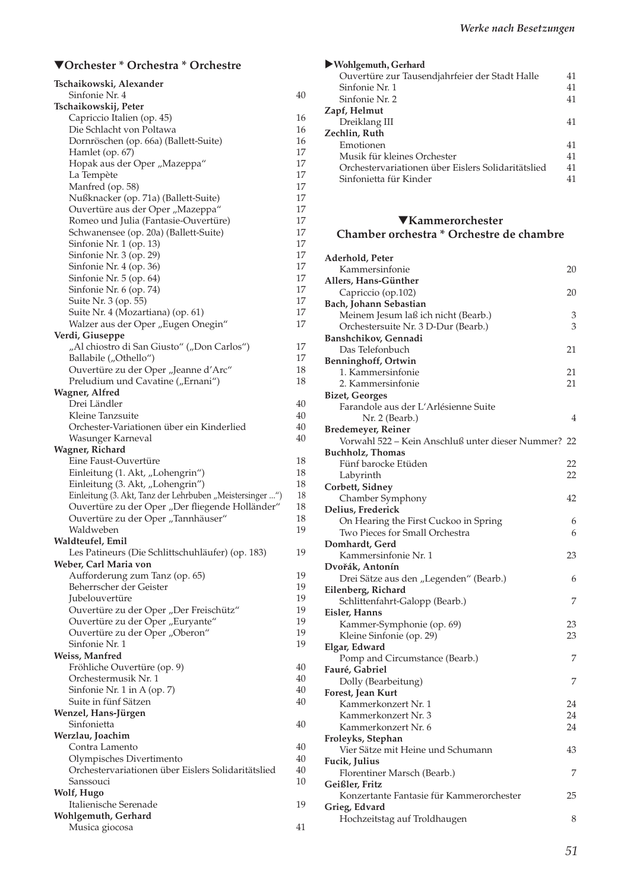## ▼Orchester * Orchestra * Orchestre

**Tschaikowski, Alexander**
Sinfonie Nr. 4 40

**Tschaikowskij, Peter**
Capriccio Italien (op. 45) 16
Die Schlacht von Poltawa 16
Dornröschen (op. 66a) (Ballett-Suite) 16
Hamlet (op. 67) 17
Hopak aus der Oper „Mazeppa“ 17
La Tempète 17
Manfred (op. 58) 17
Nußknacker (op. 71a) (Ballett-Suite) 17
Ouvertüre aus der Oper „Mazeppa“ 17
Romeo und Julia (Fantasie-Ouvertüre) 17
Schwanensee (op. 20a) (Ballett-Suite) 17
Sinfonie Nr. 1 (op. 13) 17
Sinfonie Nr. 3 (op. 29) 17
Sinfonie Nr. 4 (op. 36) 17
Sinfonie Nr. 5 (op. 64) 17
Sinfonie Nr. 6 (op. 74) 17
Suite Nr. 3 (op. 55) 17
Suite Nr. 4 (Mozartiana) (op. 61) 17
Walzer aus der Oper „Eugen Onegin“ 17

**Verdi, Giuseppe**
„Al chiostro di San Giusto“ („Don Carlos“) 17
Ballabile („Othello“) 17
Ouvertüre zu der Oper „Jeanne d'Arc“ 18
Preludium und Cavatine („Ernani“) 18

**Wagner, Alfred**
Drei Ländler 40
Kleine Tanzsuite 40
Orchester-Variationen über ein Kinderlied 40
Wasunger Karneval 40

**Wagner, Richard**
Eine Faust-Ouvertüre 18
Einleitung (1. Akt, „Lohengrin“) 18
Einleitung (3. Akt, „Lohengrin“) 18
Einleitung (3. Akt, Tanz der Lehrbuben „Meistersinger ...“) 18
Ouvertüre zu der Oper „Der fliegende Holländer“ 18
Ouvertüre zu der Oper „Tannhäuser“ 18
Waldweben 19

**Waldteufel, Emil**
Les Patineurs (Die Schlittschuhläufer) (op. 183) 19

**Weber, Carl Maria von**
Aufforderung zum Tanz (op. 65) 19
Beherrscher der Geister 19
Jubelouvertüre 19
Ouvertüre zu der Oper „Der Freischütz“ 19
Ouvertüre zu der Oper „Euryante“ 19
Ouvertüre zu der Oper „Oberon“ 19
Sinfonie Nr. 1 19

**Weiss, Manfred**
Fröhliche Ouvertüre (op. 9) 40
Orchestermusik Nr. 1 40
Sinfonie Nr. 1 in A (op. 7) 40
Suite in fünf Sätzen 40

**Wenzel, Hans-Jürgen**
Sinfonietta 40

**Werzlau, Joachim**
Contra Lamento 40
Olympisches Divertimento 40
Orchestervariationen über Eislers Solidaritätslied 40
Sanssouci 10

**Wolf, Hugo**
Italienische Serenade 19

**Wohlgemuth, Gerhard**
Musica giocosa 41

**▶Wohlgemuth, Gerhard**
Ouvertüre zur Tausendjahrfeier der Stadt Halle 41
Sinfonie Nr. 1 41
Sinfonie Nr. 2 41

**Zapf, Helmut**
Dreiklang III 41

**Zechlin, Ruth**
Emotionen 41
Musik für kleines Orchester 41
Orchestervariationen über Eislers Solidaritätslied 41
Sinfonietta für Kinder 41

## ▼Kammerorchester Chamber orchestra * Orchestre de chambre

**Aderhold, Peter**
Kammersinfonie 20

**Allers, Hans-Günther**
Capriccio (op.102) 20

**Bach, Johann Sebastian**
Meinem Jesum laß ich nicht (Bearb.) 3
Orchestersuite Nr. 3 D-Dur (Bearb.) 3

**Banshchikov, Gennadi**
Das Telefonbuch 21

**Benninghoff, Ortwin**
1. Kammersinfonie 21
2. Kammersinfonie 21

**Bizet, Georges**
Farandole aus der L'Arlésienne Suite Nr. 2 (Bearb.) 4

**Bredemeyer, Reiner**
Vorwahl 522 – Kein Anschluß unter dieser Nummer? 22

**Buchholz, Thomas**
Fünf barocke Etüden 22
Labyrinth 22

**Corbett, Sidney**
Chamber Symphony 42

**Delius, Frederick**
On Hearing the First Cuckoo in Spring 6
Two Pieces for Small Orchestra 6

**Domhardt, Gerd**
Kammersinfonie Nr. 1 23

**Dvořák, Antonín**
Drei Sätze aus den „Legenden“ (Bearb.) 6

**Eilenberg, Richard**
Schlittenfahrt-Galopp (Bearb.) 7

**Eisler, Hanns**
Kammer-Symphonie (op. 69) 23
Kleine Sinfonie (op. 29) 23

**Elgar, Edward**
Pomp and Circumstance (Bearb.) 7

**Fauré, Gabriel**
Dolly (Bearbeitung) 7

**Forest, Jean Kurt**
Kammerkonzert Nr. 1 24
Kammerkonzert Nr. 3 24
Kammerkonzert Nr. 6 24

**Froleyks, Stephan**
Vier Sätze mit Heine und Schumann 43

**Fucik, Julius**
Florentiner Marsch (Bearb.) 7

**Geißler, Fritz**
Konzertante Fantasie für Kammerorchester 25

**Grieg, Edvard**
Hochzeitstag auf Troldhaugen 8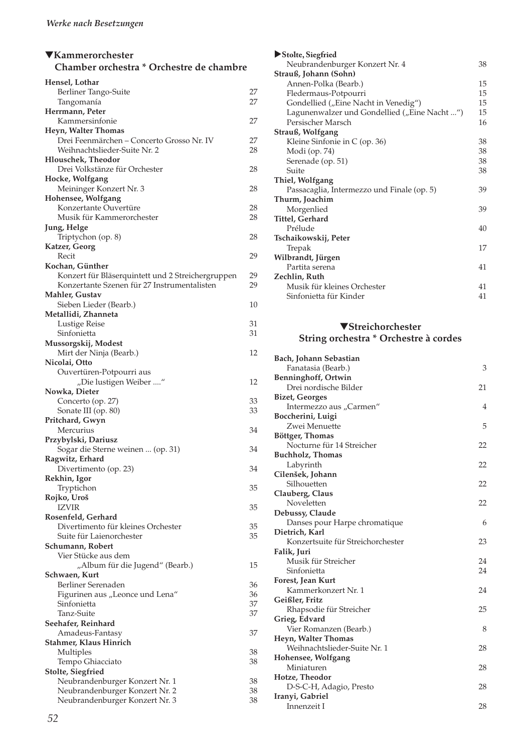## ▼Kammerorchester
### Chamber orchestra * Orchestre de chambre

**Hensel, Lothar**
- Berliner Tango-Suite 27
- Tangomanía 27

**Herrmann, Peter**
- Kammersinfonie 27

**Heyn, Walter Thomas**
- Drei Feenmärchen – Concerto Grosso Nr. IV 27
- Weihnachtslieder-Suite Nr. 2 28

**Hlouschek, Theodor**
- Drei Volkstänze für Orchester 28

**Hocke, Wolfgang**
- Meininger Konzert Nr. 3 28

**Hohensee, Wolfgang**
- Konzertante Ouvertüre 28
- Musik für Kammerorchester 28

**Jung, Helge**
- Triptychon (op. 8) 28

**Katzer, Georg**
- Recit 29

**Kochan, Günther**
- Konzert für Bläserquintett und 2 Streichergruppen 29
- Konzertante Szenen für 27 Instrumentalisten 29

**Mahler, Gustav**
- Sieben Lieder (Bearb.) 10

**Metallidi, Zhanneta**
- Lustige Reise 31
- Sinfonietta 31

**Mussorgskij, Modest**
- Mirt der Ninja (Bearb.) 12

**Nicolai, Otto**
- Ouvertüren-Potpourri aus „Die lustigen Weiber ....“ 12

**Nowka, Dieter**
- Concerto (op. 27) 33
- Sonate III (op. 80) 33

**Pritchard, Gwyn**
- Mercurius 34

**Przybylski, Dariusz**
- Sogar die Sterne weinen ... (op. 31) 34

**Ragwitz, Erhard**
- Divertimento (op. 23) 34

**Rekhin, Igor**
- Tryptichon 35

**Rojko, Uroš**
- IZVIR 35

**Rosenfeld, Gerhard**
- Divertimento für kleines Orchester 35
- Suite für Laienorchester 35

**Schumann, Robert**
- Vier Stücke aus dem „Album für die Jugend“ (Bearb.) 15

**Schwaen, Kurt**
- Berliner Serenaden 36
- Figurinen aus „Leonce und Lena“ 36
- Sinfonietta 37
- Tanz-Suite 37

**Seehafer, Reinhard**
- Amadeus-Fantasy 37

**Stahmer, Klaus Hinrich**
- Multiples 38
- Tempo Ghiacciato 38

**Stolte, Siegfried**
- Neubrandenburger Konzert Nr. 1 38
- Neubrandenburger Konzert Nr. 2 38
- Neubrandenburger Konzert Nr. 3 38

**▶Stolte, Siegfried**
- Neubrandenburger Konzert Nr. 4 38

**Strauß, Johann (Sohn)**
- Annen-Polka (Bearb.) 15
- Fledermaus-Potpourri 15
- Gondellied („Eine Nacht in Venedig“) 15
- Lagunenwalzer und Gondellied („Eine Nacht ...“) 15
- Persischer Marsch 16

**Strauß, Wolfgang**
- Kleine Sinfonie in C (op. 36) 38
- Modi (op. 74) 38
- Serenade (op. 51) 38
- Suite 38

**Thiel, Wolfgang**
- Passacaglia, Intermezzo und Finale (op. 5) 39

**Thurm, Joachim**
- Morgenlied 39

**Tittel, Gerhard**
- Prélude 40

**Tschaikowskij, Peter**
- Trepak 17

**Wilbrandt, Jürgen**
- Partita serena 41

**Zechlin, Ruth**
- Musik für kleines Orchester 41
- Sinfonietta für Kinder 41

## ▼Streichorchester
### String orchestra * Orchestre à cordes

**Bach, Johann Sebastian**
- Fanatasia (Bearb.) 3

**Benninghoff, Ortwin**
- Drei nordische Bilder 21

**Bizet, Georges**
- Intermezzo aus „Carmen“ 4

**Boccherini, Luigi**
- Zwei Menuette 5

**Böttger, Thomas**
- Nocturne für 14 Streicher 22

**Buchholz, Thomas**
- Labyrinth 22

**Cilenšek, Johann**
- Silhouetten 22

**Clauberg, Claus**
- Noveletten 22

**Debussy, Claude**
- Danses pour Harpe chromatique 6

**Dietrich, Karl**
- Konzertsuite für Streichorchester 23

**Falik, Juri**
- Musik für Streicher 24
- Sinfonietta 24

**Forest, Jean Kurt**
- Kammerkonzert Nr. 1 24

**Geißler, Fritz**
- Rhapsodie für Streicher 25

**Grieg, Edvard**
- Vier Romanzen (Bearb.) 8

**Heyn, Walter Thomas**
- Weihnachtslieder-Suite Nr. 1 28

**Hohensee, Wolfgang**
- Miniaturen 28

**Hotze, Theodor**
- D-S-C-H, Adagio, Presto 28

**Iranyi, Gabriel**
- Innenzeit I 28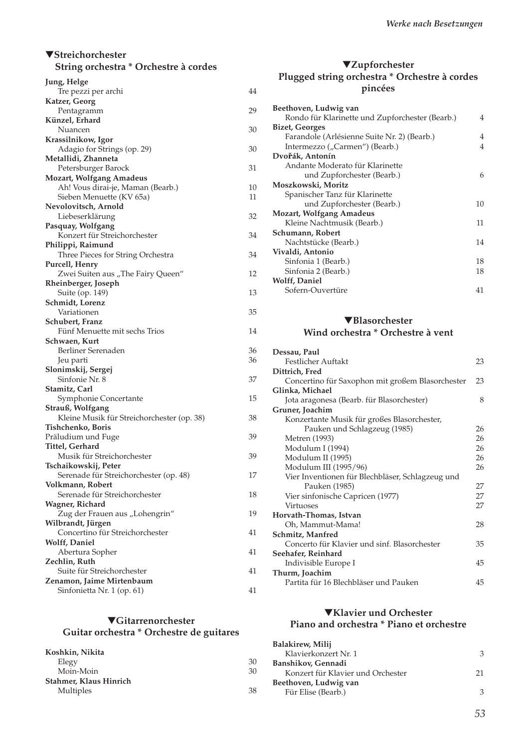## ▼Streichorchester
### String orchestra * Orchestre à cordes

**Jung, Helge**
Tre pezzi per archi 44
**Katzer, Georg**
Pentagramm 29
**Künzel, Erhard**
Nuancen 30
**Krassilnikow, Igor**
Adagio for Strings (op. 29) 30
**Metallidi, Zhanneta**
Petersburger Barock 31
**Mozart, Wolfgang Amadeus**
Ah! Vous dirai-je, Maman (Bearb.) 10
Sieben Menuette (KV 65a) 11
**Nevolovitsch, Arnold**
Liebeserklärung 32
**Pasquay, Wolfgang**
Konzert für Streichorchester 34
**Philippi, Raimund**
Three Pieces for String Orchestra 34
**Purcell, Henry**
Zwei Suiten aus „The Fairy Queen" 12
**Rheinberger, Joseph**
Suite (op. 149) 13
**Schmidt, Lorenz**
Variationen 35
**Schubert, Franz**
Fünf Menuette mit sechs Trios 14
**Schwaen, Kurt**
Berliner Serenaden 36
Jeu parti 36
**Slonimskij, Sergej**
Sinfonie Nr. 8 37
**Stamitz, Carl**
Symphonie Concertante 15
**Strauß, Wolfgang**
Kleine Musik für Streichorchester (op. 38) 38
**Tishchenko, Boris**
Präludium und Fuge 39
**Tittel, Gerhard**
Musik für Streichorchester 39
**Tschaikowskij, Peter**
Serenade für Streichorchester (op. 48) 17
**Volkmann, Robert**
Serenade für Streichorchester 18
**Wagner, Richard**
Zug der Frauen aus „Lohengrin" 19
**Wilbrandt, Jürgen**
Concertino für Streichorchester 41
**Wolff, Daniel**
Abertura Sopher 41
**Zechlin, Ruth**
Suite für Streichorchester 41
**Zenamon, Jaime Mirtenbaum**
Sinfonietta Nr. 1 (op. 61) 41

## ▼Gitarrenorchester
### Guitar orchestra * Orchestre de guitares

**Koshkin, Nikita**
Elegy 30
Moin-Moin 30
**Stahmer, Klaus Hinrich**
Multiples 38

## ▼Zupforchester
### Plugged string orchestra * Orchestre à cordes pincées

**Beethoven, Ludwig van**
Rondo für Klarinette und Zupforchester (Bearb.) 4
**Bizet, Georges**
Farandole (Arlésienne Suite Nr. 2) (Bearb.) 4
Intermezzo („Carmen") (Bearb.) 4
**Dvořák, Antonín**
Andante Moderato für Klarinette und Zupforchester (Bearb.) 6
**Moszkowski, Moritz**
Spanischer Tanz für Klarinette und Zupforchester (Bearb.) 10
**Mozart, Wolfgang Amadeus**
Kleine Nachtmusik (Bearb.) 11
**Schumann, Robert**
Nachtstücke (Bearb.) 14
**Vivaldi, Antonio**
Sinfonia 1 (Bearb.) 18
Sinfonia 2 (Bearb.) 18
**Wolff, Daniel**
Sofern-Ouvertüre 41

## ▼Blasorchester
### Wind orchestra * Orchestre à vent

**Dessau, Paul**
Festlicher Auftakt 23
**Dittrich, Fred**
Concertino für Saxophon mit großem Blasorchester 23
**Glinka, Michael**
Jota aragonesa (Bearb. für Blasorchester) 8
**Gruner, Joachim**
Konzertante Musik für großes Blasorchester, Pauken und Schlagzeug (1985) 26
Metren (1993) 26
Modulum I (1994) 26
Modulum II (1995) 26
Modulum III (1995/96) 26
Vier Inventionen für Blechbläser, Schlagzeug und Pauken (1985) 27
Vier sinfonische Capricen (1977) 27
Virtuoses 27
**Horvath-Thomas, Istvan**
Oh, Mammut-Mama! 28
**Schmitz, Manfred**
Concerto für Klavier und sinf. Blasorchester 35
**Seehafer, Reinhard**
Indivisible Europe I 45
**Thurm, Joachim**
Partita für 16 Blechbläser und Pauken 45

## ▼Klavier und Orchester
### Piano and orchestra * Piano et orchestre

**Balakirew, Milij**
Klavierkonzert Nr. 1 3
**Banshikov, Gennadi**
Konzert für Klavier und Orchester 21
**Beethoven, Ludwig van**
Für Elise (Bearb.) 3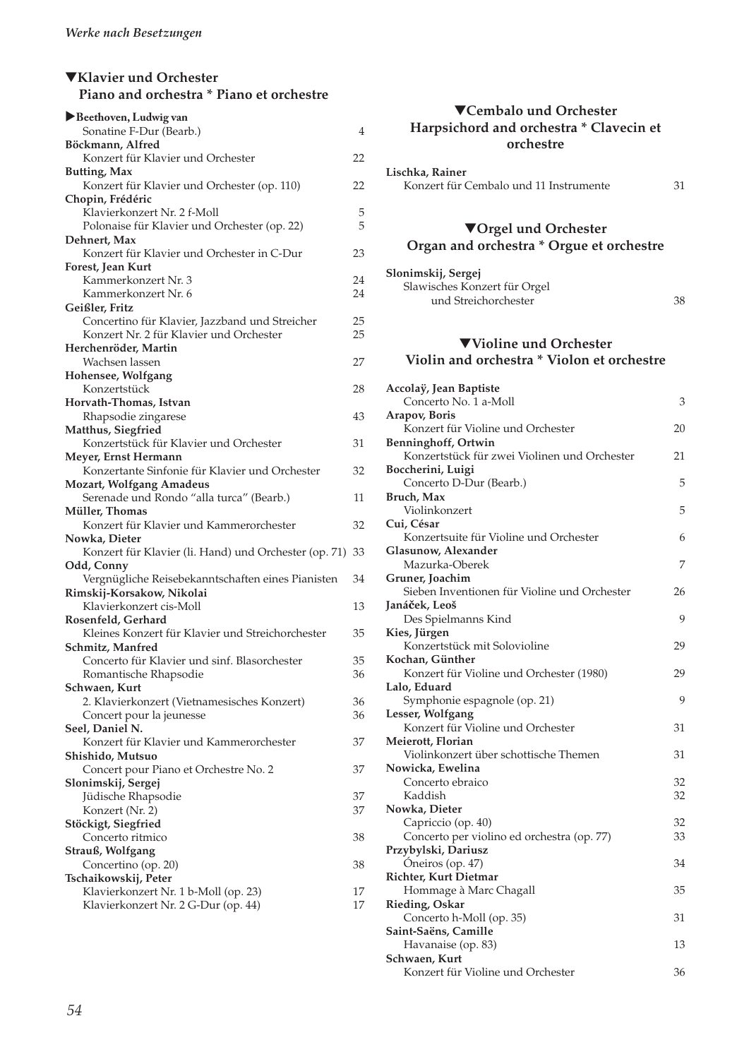## ▼Klavier und Orchester
## Piano and orchestra * Piano et orchestre

**▶Beethoven, Ludwig van**
- Sonatine F-Dur (Bearb.) 4

**Böckmann, Alfred**
- Konzert für Klavier und Orchester 22

**Butting, Max**
- Konzert für Klavier und Orchester (op. 110) 22

**Chopin, Frédéric**
- Klavierkonzert Nr. 2 f-Moll 5
- Polonaise für Klavier und Orchester (op. 22) 5

**Dehnert, Max**
- Konzert für Klavier und Orchester in C-Dur 23

**Forest, Jean Kurt**
- Kammerkonzert Nr. 3 24
- Kammerkonzert Nr. 6 24

**Geißler, Fritz**
- Concertino für Klavier, Jazzband und Streicher 25
- Konzert Nr. 2 für Klavier und Orchester 25

**Herchenröder, Martin**
- Wachsen lassen 27

**Hohensee, Wolfgang**
- Konzertstück 28

**Horvath-Thomas, Istvan**
- Rhapsodie zingarese 43

**Matthus, Siegfried**
- Konzertstück für Klavier und Orchester 31

**Meyer, Ernst Hermann**
- Konzertante Sinfonie für Klavier und Orchester 32

**Mozart, Wolfgang Amadeus**
- Serenade und Rondo "alla turca" (Bearb.) 11

**Müller, Thomas**
- Konzert für Klavier und Kammerorchester 32

**Nowka, Dieter**
- Konzert für Klavier (li. Hand) und Orchester (op. 71) 33

**Odd, Conny**
- Vergnügliche Reisebekanntschaften eines Pianisten 34

**Rimskij-Korsakow, Nikolai**
- Klavierkonzert cis-Moll 13

**Rosenfeld, Gerhard**
- Kleines Konzert für Klavier und Streichorchester 35

**Schmitz, Manfred**
- Concerto für Klavier und sinf. Blasorchester 35
- Romantische Rhapsodie 36

**Schwaen, Kurt**
- 2. Klavierkonzert (Vietnamesisches Konzert) 36
- Concert pour la jeunesse 36

**Seel, Daniel N.**
- Konzert für Klavier und Kammerorchester 37

**Shishido, Mutsuo**
- Concert pour Piano et Orchestre No. 2 37

**Slonimskij, Sergej**
- Jüdische Rhapsodie 37
- Konzert (Nr. 2) 37

**Stöckigt, Siegfried**
- Concerto ritmico 38

**Strauß, Wolfgang**
- Concertino (op. 20) 38

**Tschaikowskij, Peter**
- Klavierkonzert Nr. 1 b-Moll (op. 23) 17
- Klavierkonzert Nr. 2 G-Dur (op. 44) 17

## ▼Cembalo und Orchester
## Harpsichord and orchestra * Clavecin et orchestre

**Lischka, Rainer**
- Konzert für Cembalo und 11 Instrumente 31

## ▼Orgel und Orchester
## Organ and orchestra * Orgue et orchestre

**Slonimskij, Sergej**
- Slawisches Konzert für Orgel und Streichorchester 38

## ▼Violine und Orchester
## Violin and orchestra * Violon et orchestre

**Accolaÿ, Jean Baptiste**
- Concerto No. 1 a-Moll 3

**Arapov, Boris**
- Konzert für Violine und Orchester 20

**Benninghoff, Ortwin**
- Konzertstück für zwei Violinen und Orchester 21

**Boccherini, Luigi**
- Concerto D-Dur (Bearb.) 5

**Bruch, Max**
- Violinkonzert 5

**Cui, César**
- Konzertsuite für Violine und Orchester 6

**Glasunow, Alexander**
- Mazurka-Oberek 7

**Gruner, Joachim**
- Sieben Inventionen für Violine und Orchester 26

**Janáček, Leoš**
- Des Spielmanns Kind 9

**Kies, Jürgen**
- Konzertstück mit Solovioline 29

**Kochan, Günther**
- Konzert für Violine und Orchester (1980) 29

**Lalo, Eduard**
- Symphonie espagnole (op. 21) 9

**Lesser, Wolfgang**
- Konzert für Violine und Orchester 31

**Meierott, Florian**
- Violinkonzert über schottische Themen 31

**Nowicka, Ewelina**
- Concerto ebraico 32
- Kaddish 32

**Nowka, Dieter**
- Capriccio (op. 40) 32
- Concerto per violino ed orchestra (op. 77) 33

**Przybylski, Dariusz**
- Óneiros (op. 47) 34

**Richter, Kurt Dietmar**
- Hommage à Marc Chagall 35

**Rieding, Oskar**
- Concerto h-Moll (op. 35) 31

**Saint-Saëns, Camille**
- Havanaise (op. 83) 13

**Schwaen, Kurt**
- Konzert für Violine und Orchester 36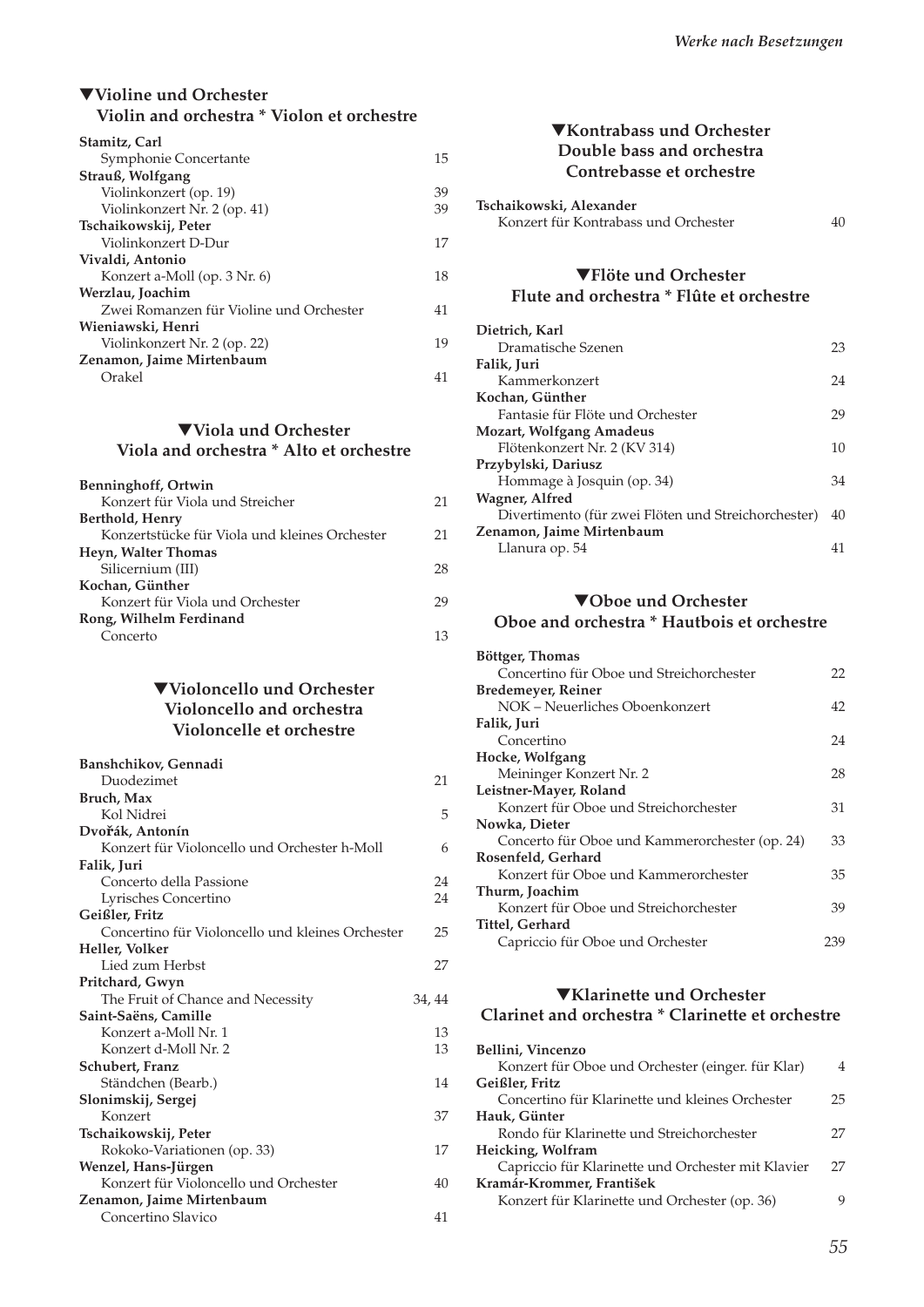## ▼Violine und Orchester
### Violin and orchestra * Violon et orchestre

**Stamitz, Carl**
Symphonie Concertante 15

**Strauß, Wolfgang**
Violinkonzert (op. 19) 39
Violinkonzert Nr. 2 (op. 41) 39

**Tschaikowskij, Peter**
Violinkonzert D-Dur 17

**Vivaldi, Antonio**
Konzert a-Moll (op. 3 Nr. 6) 18

**Werzlau, Joachim**
Zwei Romanzen für Violine und Orchester 41

**Wieniawski, Henri**
Violinkonzert Nr. 2 (op. 22) 19

**Zenamon, Jaime Mirtenbaum**
Orakel 41

## ▼Viola und Orchester
### Viola and orchestra * Alto et orchestre

**Benninghoff, Ortwin**
Konzert für Viola und Streicher 21

**Berthold, Henry**
Konzertstücke für Viola und kleines Orchester 21

**Heyn, Walter Thomas**
Silicernium (III) 28

**Kochan, Günther**
Konzert für Viola und Orchester 29

**Rong, Wilhelm Ferdinand**
Concerto 13

## ▼Violoncello und Orchester
### Violoncello and orchestra
### Violoncelle et orchestre

**Banshchikov, Gennadi**
Duodezimet 21

**Bruch, Max**
Kol Nidrei 5

**Dvořák, Antonín**
Konzert für Violoncello und Orchester h-Moll 6

**Falik, Juri**
Concerto della Passione 24
Lyrisches Concertino 24

**Geißler, Fritz**
Concertino für Violoncello und kleines Orchester 25

**Heller, Volker**
Lied zum Herbst 27

**Pritchard, Gwyn**
The Fruit of Chance and Necessity 34, 44

**Saint-Saëns, Camille**
Konzert a-Moll Nr. 1 13
Konzert d-Moll Nr. 2 13

**Schubert, Franz**
Ständchen (Bearb.) 14

**Slonimskij, Sergej**
Konzert 37

**Tschaikowskij, Peter**
Rokoko-Variationen (op. 33) 17

**Wenzel, Hans-Jürgen**
Konzert für Violoncello und Orchester 40

**Zenamon, Jaime Mirtenbaum**
Concertino Slavico 41

## ▼Kontrabass und Orchester
### Double bass and orchestra
### Contrebasse et orchestre

**Tschaikowski, Alexander**
Konzert für Kontrabass und Orchester 40

## ▼Flöte und Orchester
### Flute and orchestra * Flûte et orchestre

**Dietrich, Karl**
Dramatische Szenen 23

**Falik, Juri**
Kammerkonzert 24

**Kochan, Günther**
Fantasie für Flöte und Orchester 29

**Mozart, Wolfgang Amadeus**
Flötenkonzert Nr. 2 (KV 314) 10

**Przybylski, Dariusz**
Hommage à Josquin (op. 34) 34

**Wagner, Alfred**
Divertimento (für zwei Flöten und Streichorchester) 40

**Zenamon, Jaime Mirtenbaum**
Llanura op. 54 41

## ▼Oboe und Orchester
### Oboe and orchestra * Hautbois et orchestre

**Böttger, Thomas**
Concertino für Oboe und Streichorchester 22

**Bredemeyer, Reiner**
NOK – Neuerliches Oboenkonzert 42

**Falik, Juri**
Concertino 24

**Hocke, Wolfgang**
Meininger Konzert Nr. 2 28

**Leistner-Mayer, Roland**
Konzert für Oboe und Streichorchester 31

**Nowka, Dieter**
Concerto für Oboe und Kammerorchester (op. 24) 33

**Rosenfeld, Gerhard**
Konzert für Oboe und Kammerorchester 35

**Thurm, Joachim**
Konzert für Oboe und Streichorchester 39

**Tittel, Gerhard**
Capriccio für Oboe und Orchester 239

## ▼Klarinette und Orchester
### Clarinet and orchestra * Clarinette et orchestre

**Bellini, Vincenzo**
Konzert für Oboe und Orchester (einger. für Klar) 4

**Geißler, Fritz**
Concertino für Klarinette und kleines Orchester 25

**Hauk, Günter**
Rondo für Klarinette und Streichorchester 27

**Heicking, Wolfram**
Capriccio für Klarinette und Orchester mit Klavier 27

**Kramár-Krommer, František**
Konzert für Klarinette und Orchester (op. 36) 9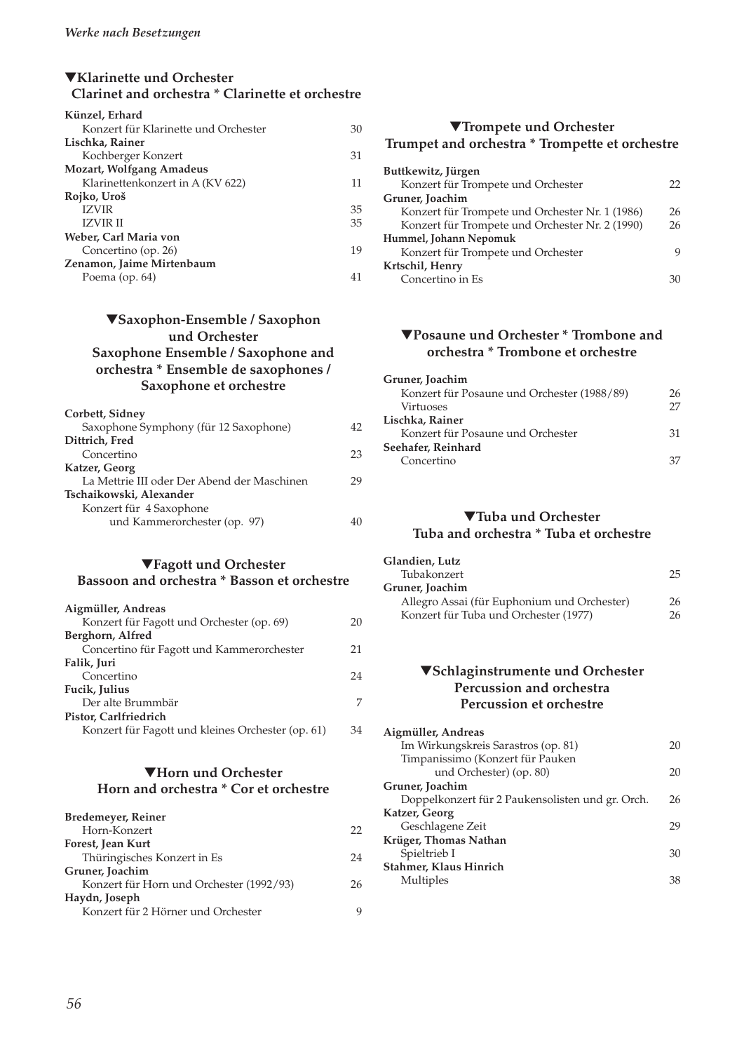### ▼Klarinette und Orchester
### Clarinet and orchestra * Clarinette et orchestre

**Künzel, Erhard**
Konzert für Klarinette und Orchester 30
**Lischka, Rainer**
Kochberger Konzert 31
**Mozart, Wolfgang Amadeus**
Klarinettenkonzert in A (KV 622) 11
**Rojko, Uroš**
IZVIR 35
IZVIR II 35
**Weber, Carl Maria von**
Concertino (op. 26) 19
**Zenamon, Jaime Mirtenbaum**
Poema (op. 64) 41

### ▼Saxophon-Ensemble / Saxophon und Orchester
### Saxophone Ensemble / Saxophone and orchestra * Ensemble de saxophones / Saxophone et orchestre

**Corbett, Sidney**
Saxophone Symphony (für 12 Saxophone) 42
**Dittrich, Fred**
Concertino 23
**Katzer, Georg**
La Mettrie III oder Der Abend der Maschinen 29
**Tschaikowski, Alexander**
Konzert für 4 Saxophone und Kammerorchester (op. 97) 40

### ▼Fagott und Orchester
### Bassoon and orchestra * Basson et orchestre

**Aigmüller, Andreas**
Konzert für Fagott und Orchester (op. 69) 20
**Berghorn, Alfred**
Concertino für Fagott und Kammerorchester 21
**Falik, Juri**
Concertino 24
**Fucik, Julius**
Der alte Brummbär 7
**Pistor, Carlfriedrich**
Konzert für Fagott und kleines Orchester (op. 61) 34

### ▼Horn und Orchester
### Horn and orchestra * Cor et orchestre

**Bredemeyer, Reiner**
Horn-Konzert 22
**Forest, Jean Kurt**
Thüringisches Konzert in Es 24
**Gruner, Joachim**
Konzert für Horn und Orchester (1992/93) 26
**Haydn, Joseph**
Konzert für 2 Hörner und Orchester 9

### ▼Trompete und Orchester
### Trumpet and orchestra * Trompette et orchestre

**Buttkewitz, Jürgen**
Konzert für Trompete und Orchester 22
**Gruner, Joachim**
Konzert für Trompete und Orchester Nr. 1 (1986) 26
Konzert für Trompete und Orchester Nr. 2 (1990) 26
**Hummel, Johann Nepomuk**
Konzert für Trompete und Orchester 9
**Krtschil, Henry**
Concertino in Es 30

### ▼Posaune und Orchester * Trombone and orchestra * Trombone et orchestre

**Gruner, Joachim**
Konzert für Posaune und Orchester (1988/89) 26
Virtuoses 27
**Lischka, Rainer**
Konzert für Posaune und Orchester 31
**Seehafer, Reinhard**
Concertino 37

### ▼Tuba und Orchester
### Tuba and orchestra * Tuba et orchestre

**Glandien, Lutz**
Tubakonzert 25
**Gruner, Joachim**
Allegro Assai (für Euphonium und Orchester) 26
Konzert für Tuba und Orchester (1977) 26

### ▼Schlaginstrumente und Orchester
### Percussion and orchestra
### Percussion et orchestre

**Aigmüller, Andreas**
Im Wirkungskreis Sarastros (op. 81) 20
Timpanissimo (Konzert für Pauken und Orchester) (op. 80) 20
**Gruner, Joachim**
Doppelkonzert für 2 Paukensolisten und gr. Orch. 26
**Katzer, Georg**
Geschlagene Zeit 29
**Krüger, Thomas Nathan**
Spieltrieb I 30
**Stahmer, Klaus Hinrich**
Multiples 38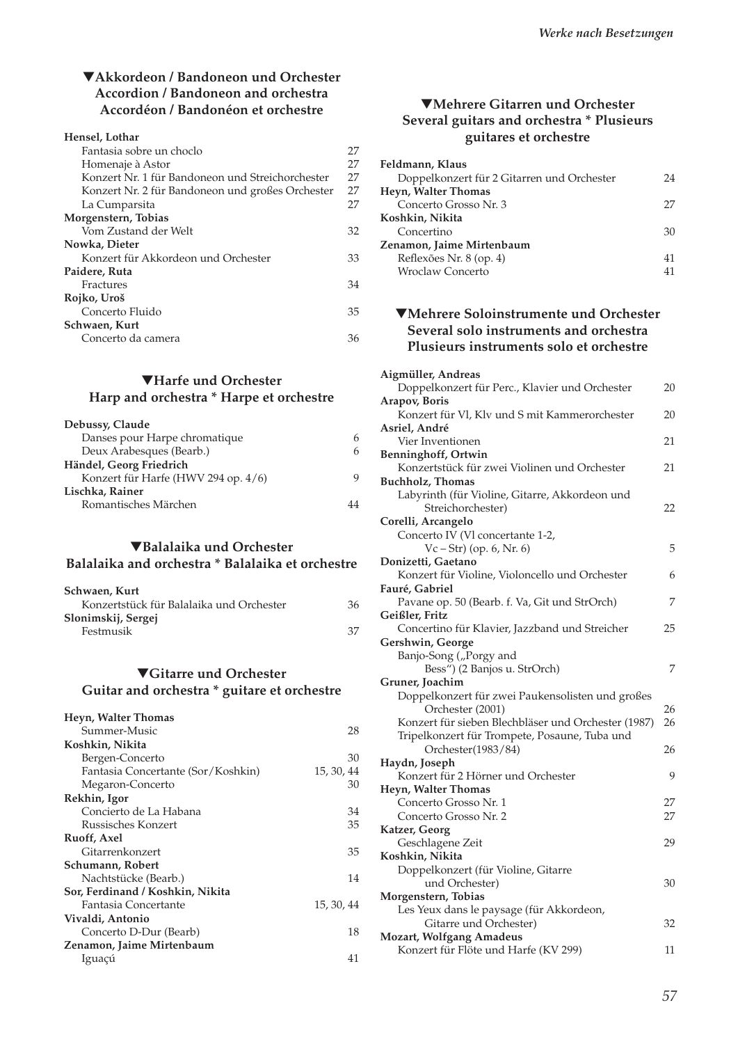## ▼Akkordeon / Bandoneon und Orchester
## Accordion / Bandoneon and orchestra
## Accordéon / Bandonéon et orchestre

**Hensel, Lothar**
- Fantasia sobre un choclo 27
- Homenaje à Astor 27
- Konzert Nr. 1 für Bandoneon und Streichorchester 27
- Konzert Nr. 2 für Bandoneon und großes Orchester 27
- La Cumparsita 27

**Morgenstern, Tobias**
- Vom Zustand der Welt 32

**Nowka, Dieter**
- Konzert für Akkordeon und Orchester 33

**Paidere, Ruta**
- Fractures 34

**Rojko, Uroš**
- Concerto Fluido 35

**Schwaen, Kurt**
- Concerto da camera 36

## ▼Harfe und Orchester
## Harp and orchestra * Harpe et orchestre

**Debussy, Claude**
- Danses pour Harpe chromatique 6
- Deux Arabesques (Bearb.) 6

**Händel, Georg Friedrich**
- Konzert für Harfe (HWV 294 op. 4/6) 9

**Lischka, Rainer**
- Romantisches Märchen 44

## ▼Balalaika und Orchester
## Balalaika and orchestra * Balalaika et orchestre

**Schwaen, Kurt**
- Konzertstück für Balalaika und Orchester 36

**Slonimskij, Sergej**
- Festmusik 37

## ▼Gitarre und Orchester
## Guitar and orchestra * guitare et orchestre

**Heyn, Walter Thomas**
- Summer-Music 28

**Koshkin, Nikita**
- Bergen-Concerto 30
- Fantasia Concertante (Sor/Koshkin) 15, 30, 44
- Megaron-Concerto 30

**Rekhin, Igor**
- Concierto de La Habana 34
- Russisches Konzert 35

**Ruoff, Axel**
- Gitarrenkonzert 35

**Schumann, Robert**
- Nachtstücke (Bearb.) 14

**Sor, Ferdinand / Koshkin, Nikita**
- Fantasia Concertante 15, 30, 44

**Vivaldi, Antonio**
- Concerto D-Dur (Bearb) 18

**Zenamon, Jaime Mirtenbaum**
- Iguaçú 41

## ▼Mehrere Gitarren und Orchester
## Several guitars and orchestra * Plusieurs guitares et orchestre

**Feldmann, Klaus**
- Doppelkonzert für 2 Gitarren und Orchester 24

**Heyn, Walter Thomas**
- Concerto Grosso Nr. 3 27

**Koshkin, Nikita**
- Concertino 30

**Zenamon, Jaime Mirtenbaum**
- Reflexões Nr. 8 (op. 4) 41
- Wroclaw Concerto 41

## ▼Mehrere Soloinstrumente und Orchester
## Several solo instruments and orchestra
## Plusieurs instruments solo et orchestre

**Aigmüller, Andreas**
- Doppelkonzert für Perc., Klavier und Orchester 20

**Arapov, Boris**
- Konzert für Vl, Klv und S mit Kammerorchester 20

**Asriel, André**
- Vier Inventionen 21

**Benninghoff, Ortwin**
- Konzertstück für zwei Violinen und Orchester 21

**Buchholz, Thomas**
- Labyrinth (für Violine, Gitarre, Akkordeon und Streichorchester) 22

**Corelli, Arcangelo**
- Concerto IV (Vl concertante 1-2, Vc – Str) (op. 6, Nr. 6) 5

**Donizetti, Gaetano**
- Konzert für Violine, Violoncello und Orchester 6

**Fauré, Gabriel**
- Pavane op. 50 (Bearb. f. Va, Git und StrOrch) 7

**Geißler, Fritz**
- Concertino für Klavier, Jazzband und Streicher 25

**Gershwin, George**
- Banjo-Song („Porgy and Bess“) (2 Banjos u. StrOrch) 7

**Gruner, Joachim**
- Doppelkonzert für zwei Paukensolisten und großes Orchester (2001) 26
- Konzert für sieben Blechbläser und Orchester (1987) 26
- Tripelkonzert für Trompete, Posaune, Tuba und Orchester(1983/84) 26

**Haydn, Joseph**
- Konzert für 2 Hörner und Orchester 9

**Heyn, Walter Thomas**
- Concerto Grosso Nr. 1 27
- Concerto Grosso Nr. 2 27

**Katzer, Georg**
- Geschlagene Zeit 29

**Koshkin, Nikita**
- Doppelkonzert (für Violine, Gitarre und Orchester) 30

**Morgenstern, Tobias**
- Les Yeux dans le paysage (für Akkordeon, Gitarre und Orchester) 32

**Mozart, Wolfgang Amadeus**
- Konzert für Flöte und Harfe (KV 299) 11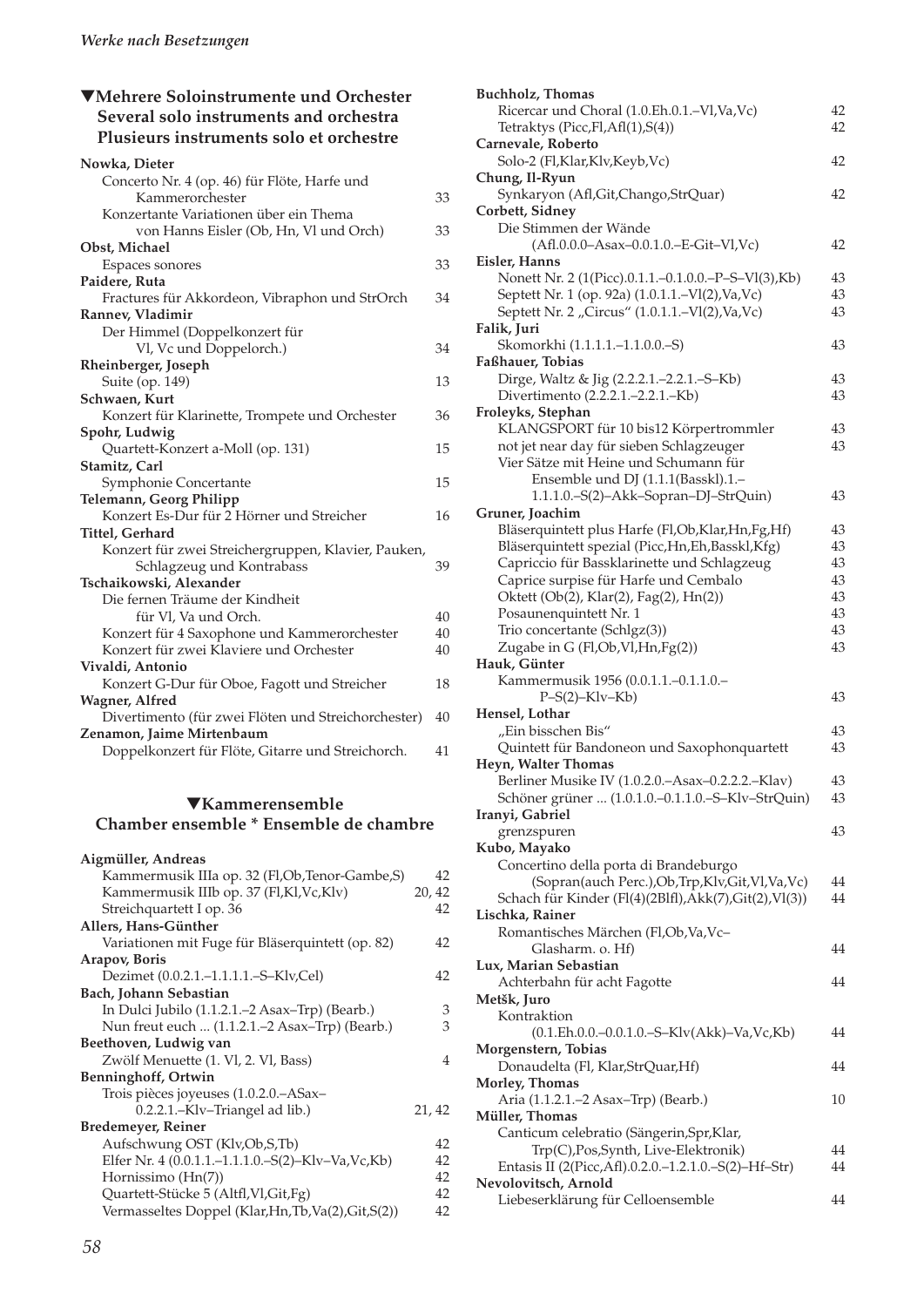## ▼Mehrere Soloinstrumente und Orchester
## Several solo instruments and orchestra
## Plusieurs instruments solo et orchestre

**Nowka, Dieter**
Concerto Nr. 4 (op. 46) für Flöte, Harfe und Kammerorchester 33
Konzertante Variationen über ein Thema von Hanns Eisler (Ob, Hn, Vl und Orch) 33

**Obst, Michael**
Espaces sonores 33

**Paidere, Ruta**
Fractures für Akkordeon, Vibraphon und StrOrch 34

**Rannev, Vladimir**
Der Himmel (Doppelkonzert für Vl, Vc und Doppelorch.) 34

**Rheinberger, Joseph**
Suite (op. 149) 13

**Schwaen, Kurt**
Konzert für Klarinette, Trompete und Orchester 36

**Spohr, Ludwig**
Quartett-Konzert a-Moll (op. 131) 15

**Stamitz, Carl**
Symphonie Concertante 15

**Telemann, Georg Philipp**
Konzert Es-Dur für 2 Hörner und Streicher 16

**Tittel, Gerhard**
Konzert für zwei Streichergruppen, Klavier, Pauken, Schlagzeug und Kontrabass 39

**Tschaikowski, Alexander**
Die fernen Träume der Kindheit für Vl, Va und Orch. 40
Konzert für 4 Saxophone und Kammerorchester 40
Konzert für zwei Klaviere und Orchester 40

**Vivaldi, Antonio**
Konzert G-Dur für Oboe, Fagott und Streicher 18

**Wagner, Alfred**
Divertimento (für zwei Flöten und Streichorchester) 40

**Zenamon, Jaime Mirtenbaum**
Doppelkonzert für Flöte, Gitarre und Streichorch. 41

## ▼Kammerensemble
## Chamber ensemble * Ensemble de chambre

**Aigmüller, Andreas**
Kammermusik IIIa op. 32 (Fl,Ob,Tenor-Gambe,S) 42
Kammermusik IIIb op. 37 (Fl,Kl,Vc,Klv) 20, 42
Streichquartett I op. 36 42

**Allers, Hans-Günther**
Variationen mit Fuge für Bläserquintett (op. 82) 42

**Arapov, Boris**
Dezimet (0.0.2.1.–1.1.1.1.–S–Klv,Cel) 42

**Bach, Johann Sebastian**
In Dulci Jubilo (1.1.2.1.–2 Asax–Trp) (Bearb.) 3
Nun freut euch ... (1.1.2.1.–2 Asax–Trp) (Bearb.) 3

**Beethoven, Ludwig van**
Zwölf Menuette (1. Vl, 2. Vl, Bass) 4

**Benninghoff, Ortwin**
Trois pièces joyeuses (1.0.2.0.–ASax–0.2.2.1.–Klv–Triangel ad lib.) 21, 42

**Bredemeyer, Reiner**
Aufschwung OST (Klv,Ob,S,Tb) 42
Elfer Nr. 4 (0.0.1.1.–1.1.1.0.–S(2)–Klv–Va,Vc,Kb) 42
Hornissimo (Hn(7)) 42
Quartett-Stücke 5 (Altfl,Vl,Git,Fg) 42
Vermasseltes Doppel (Klar,Hn,Tb,Va(2),Git,S(2)) 42

**Buchholz, Thomas**
Ricercar und Choral (1.0.Eh.0.1.–Vl,Va,Vc) 42
Tetraktys (Picc,Fl,Afl(1),S(4)) 42

**Carnevale, Roberto**
Solo-2 (Fl,Klar,Klv,Keyb,Vc) 42

**Chung, Il-Ryun**
Synkaryon (Afl,Git,Chango,StrQuar) 42

**Corbett, Sidney**
Die Stimmen der Wände (Afl.0.0.0–Asax–0.0.1.0.–E-Git–Vl,Vc) 42

**Eisler, Hanns**
Nonett Nr. 2 (1(Picc).0.1.1.–0.1.0.0.–P–S–Vl(3),Kb) 43
Septett Nr. 1 (op. 92a) (1.0.1.1.–Vl(2),Va,Vc) 43
Septett Nr. 2 „Circus“ (1.0.1.1.–Vl(2),Va,Vc) 43

**Falik, Juri**
Skomorkhi (1.1.1.1.–1.1.0.0.–S) 43

**Faßhauer, Tobias**
Dirge, Waltz & Jig (2.2.2.1.–2.2.1.–S–Kb) 43
Divertimento (2.2.2.1.–2.2.1.–Kb) 43

**Froleyks, Stephan**
KLANGSPORT für 10 bis12 Körpertrommler 43
not jet near day für sieben Schlagzeuger 43
Vier Sätze mit Heine und Schumann für Ensemble und DJ (1.1.1(Basskl).1.–1.1.1.0.–S(2)–Akk–Sopran–DJ–StrQuin) 43

**Gruner, Joachim**
Bläserquintett plus Harfe (Fl,Ob,Klar,Hn,Fg,Hf) 43
Bläserquintett spezial (Picc,Hn,Eh,Basskl,Kfg) 43
Capriccio für Bassklarinette und Schlagzeug 43
Caprice surpise für Harfe und Cembalo 43
Oktett (Ob(2), Klar(2), Fag(2), Hn(2)) 43
Posaunenquintett Nr. 1 43
Trio concertante (Schlgz(3)) 43
Zugabe in G (Fl,Ob,Vl,Hn,Fg(2)) 43

**Hauk, Günter**
Kammermusik 1956 (0.0.1.1.–0.1.1.0.–P–S(2)–Klv–Kb) 43

**Hensel, Lothar**
„Ein bisschen Bis“ 43
Quintett für Bandoneon und Saxophonquartett 43

**Heyn, Walter Thomas**
Berliner Musike IV (1.0.2.0.–Asax–0.2.2.2.–Klav) 43
Schöner grüner ... (1.0.1.0.–0.1.1.0.–S–Klv–StrQuin) 43

**Iranyi, Gabriel**
grenzspuren 43

**Kubo, Mayako**
Concertino della porta di Brandeburgo (Sopran(auch Perc.),Ob,Trp,Klv,Git,Vl,Va,Vc) 44
Schach für Kinder (Fl(4)(2Blfl),Akk(7),Git(2),Vl(3)) 44

**Lischka, Rainer**
Romantisches Märchen (Fl,Ob,Va,Vc–Glasharm. o. Hf) 44

**Lux, Marian Sebastian**
Achterbahn für acht Fagotte 44

**Metšk, Juro**
Kontraktion (0.1.Eh.0.0.–0.0.1.0.–S–Klv(Akk)–Va,Vc,Kb) 44

**Morgenstern, Tobias**
Donaudelta (Fl, Klar,StrQuar,Hf) 44

**Morley, Thomas**
Aria (1.1.2.1.–2 Asax–Trp) (Bearb.) 10

**Müller, Thomas**
Canticum celebratio (Sängerin,Spr,Klar, Trp(C),Pos,Synth, Live-Elektronik) 44
Entasis II (2(Picc,Afl).0.2.0.–1.2.1.0.–S(2)–Hf–Str) 44

**Nevolovitsch, Arnold**
Liebeserklärung für Celloensemble 44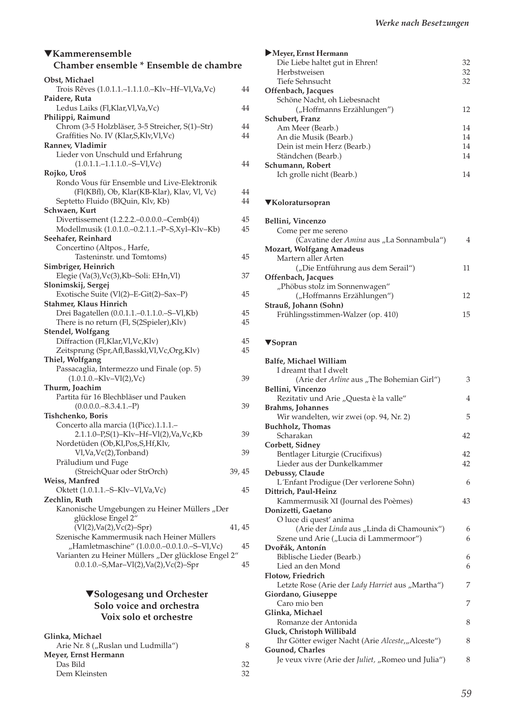## ▼Kammerensemble
## Chamber ensemble * Ensemble de chambre

**Obst, Michael**
Trois Rêves (1.0.1.1.–1.1.1.0.–Klv–Hf–Vl,Va,Vc) 44

**Paidere, Ruta**
Ledus Laiks (Fl,Klar,Vl,Va,Vc) 44

**Philippi, Raimund**
Chrom (3-5 Holzbläser, 3-5 Streicher, S(1)–Str) 44
Graffities No. IV (Klar,S,Klv,Vl,Vc) 44

**Rannev, Vladimir**
Lieder von Unschuld und Erfahrung (1.0.1.1.–1.1.1.0.–S–Vl,Vc) 44

**Rojko, Uroš**
Rondo Vous für Ensemble und Live-Elektronik (Fl(KBfl), Ob, Klar(KB-Klar), Klav, Vl, Vc) 44
Septetto Fluido (BlQuin, Klv, Kb) 44

**Schwaen, Kurt**
Divertissement (1.2.2.2.–0.0.0.0.–Cemb(4)) 45
Modellmusik (1.0.1.0.–0.2.1.1.–P–S,Xyl–Klv–Kb) 45

**Seehafer, Reinhard**
Concertino (Altpos., Harfe, Tasteninstr. und Tomtoms) 45

**Simbriger, Heinrich**
Elegie (Va(3),Vc(3),Kb–Soli: EHn,Vl) 37

**Slonimskij, Sergej**
Exotische Suite (Vl(2)–E-Git(2)–Sax–P) 45

**Stahmer, Klaus Hinrich**
Drei Bagatellen (0.0.1.1.–0.1.1.0.–S–Vl,Kb) 45
There is no return (Fl, S(2Spieler),Klv) 45

**Stendel, Wolfgang**
Diffraction (Fl,Klar,Vl,Vc,Klv) 45
Zeitsprung (Spr,Afl,Basskl,Vl,Vc,Org,Klv) 45

**Thiel, Wolfgang**
Passacaglia, Intermezzo und Finale (op. 5) (1.0.1.0.–Klv–Vl(2),Vc) 39

**Thurm, Joachim**
Partita für 16 Blechbläser und Pauken (0.0.0.0.–8.3.4.1.–P) 39

**Tishchenko, Boris**
Concerto alla marcia (1(Picc).1.1.1.–2.1.1.0–P,S(1)–Klv–Hf–Vl(2),Va,Vc,Kb 39
Nordetüden (Ob,Kl,Pos,S,Hf,Klv, Vl,Va,Vc(2),Tonband) 39
Präludium und Fuge (StreichQuar oder StrOrch) 39, 45

**Weiss, Manfred**
Oktett (1.0.1.1.–S–Klv–Vl,Va,Vc) 45

**Zechlin, Ruth**
Kanonische Umgebungen zu Heiner Müllers „Der glücklose Engel 2“ (Vl(2),Va(2),Vc(2)–Spr) 41, 45
Szenische Kammermusik nach Heiner Müllers „Hamletmaschine“ (1.0.0.0.–0.0.1.0.–S–Vl,Vc) 45
Varianten zu Heiner Müllers „Der glücklose Engel 2“ 0.0.1.0.–S,Mar–Vl(2),Va(2),Vc(2)–Spr 45

## ▼Sologesang und Orchester
## Solo voice and orchestra
## Voix solo et orchestre

**Glinka, Michael**
Arie Nr. 8 („Ruslan und Ludmilla“) 8

**Meyer, Ernst Hermann**
Das Bild 32
Dem Kleinsten 32

**▶Meyer, Ernst Hermann**
Die Liebe haltet gut in Ehren! 32
Herbstweisen 32
Tiefe Sehnsucht 32

**Offenbach, Jacques**
Schöne Nacht, oh Liebesnacht („Hoffmanns Erzählungen“) 12

**Schubert, Franz**
Am Meer (Bearb.) 14
An die Musik (Bearb.) 14
Dein ist mein Herz (Bearb.) 14
Ständchen (Bearb.) 14

**Schumann, Robert**
Ich grolle nicht (Bearb.) 14

### ▼Koloratursopran

**Bellini, Vincenzo**
Come per me sereno (Cavatine der *Amina* aus „La Sonnambula“) 4

**Mozart, Wolfgang Amadeus**
Martern aller Arten („Die Entführung aus dem Serail“) 11

**Offenbach, Jacques**
„Phöbus stolz im Sonnenwagen“ („Hoffmanns Erzählungen“) 12

**Strauß, Johann (Sohn)**
Frühlingsstimmen-Walzer (op. 410) 15

### ▼Sopran

**Balfe, Michael William**
I dreamt that I dwelt (Arie der *Arline* aus „The Bohemian Girl“) 3

**Bellini, Vincenzo**
Rezitativ und Arie „Questa è la valle“ 4

**Brahms, Johannes**
Wir wandelten, wir zwei (op. 94, Nr. 2) 5

**Buchholz, Thomas**
Scharakan 42

**Corbett, Sidney**
Bentlager Liturgie (Crucifixus) 42
Lieder aus der Dunkelkammer 42

**Debussy, Claude**
L´Enfant Prodigue (Der verlorene Sohn) 6

**Dittrich, Paul-Heinz**
Kammermusik XI (Journal des Poèmes) 43

**Donizetti, Gaetano**
O luce di quest' anima (Arie der *Linda* aus „Linda di Chamounix“) 6
Szene und Arie („Lucia di Lammermoor“) 6

**Dvořák, Antonín**
Biblische Lieder (Bearb.) 6
Lied an den Mond 6

**Flotow, Friedrich**
Letzte Rose (Arie der *Lady Harriet* aus „Martha“) 7

**Giordano, Giuseppe**
Caro mio ben 7

**Glinka, Michael**
Romanze der Antonida 8

**Gluck, Christoph Willibald**
Ihr Götter ewiger Nacht (Arie *Alceste*,„Alceste“) 8

**Gounod, Charles**
Je veux vivre (Arie der *Juliet*, „Romeo und Julia“) 8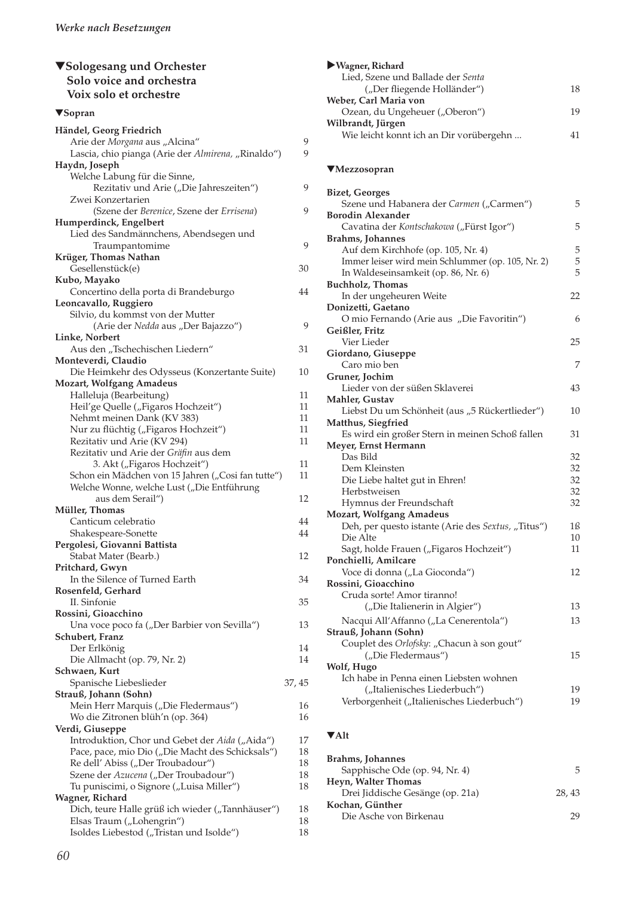## ▼Sologesang und Orchester
## Solo voice and orchestra
## Voix solo et orchestre

### ▼Sopran

**Händel, Georg Friedrich**
- Arie der *Morgana* aus „Alcina" — 9
- Lascia, chio pianga (Arie der *Almirena,* „Rinaldo") — 9

**Haydn, Joseph**
- Welche Labung für die Sinne, Rezitativ und Arie („Die Jahreszeiten") — 9
- Zwei Konzertarien (Szene der *Berenice*, Szene der *Errisena*) — 9

**Humperdinck, Engelbert**
- Lied des Sandmännchens, Abendsegen und Traumpantomime — 9

**Krüger, Thomas Nathan**
- Gesellenstück(e) — 30

**Kubo, Mayako**
- Concertino della porta di Brandeburgo — 44

**Leoncavallo, Ruggiero**
- Silvio, du kommst von der Mutter (Arie der *Nedda* aus „Der Bajazzo") — 9

**Linke, Norbert**
- Aus den „Tschechischen Liedern" — 31

**Monteverdi, Claudio**
- Die Heimkehr des Odysseus (Konzertante Suite) — 10

**Mozart, Wolfgang Amadeus**
- Halleluja (Bearbeitung) — 11
- Heil'ge Quelle („Figaros Hochzeit") — 11
- Nehmt meinen Dank (KV 383) — 11
- Nur zu flüchtig („Figaros Hochzeit") — 11
- Rezitativ und Arie (KV 294) — 11
- Rezitativ und Arie der *Gräfin* aus dem 3. Akt („Figaros Hochzeit") — 11
- Schon ein Mädchen von 15 Jahren („Cosi fan tutte") — 11
- Welche Wonne, welche Lust („Die Entführung aus dem Serail") — 12

**Müller, Thomas**
- Canticum celebratio — 44
- Shakespeare-Sonette — 44

**Pergolesi, Giovanni Battista**
- Stabat Mater (Bearb.) — 12

**Pritchard, Gwyn**
- In the Silence of Turned Earth — 34

**Rosenfeld, Gerhard**
- II. Sinfonie — 35

**Rossini, Gioacchino**
- Una voce poco fa („Der Barbier von Sevilla") — 13

**Schubert, Franz**
- Der Erlkönig — 14
- Die Allmacht (op. 79, Nr. 2) — 14

**Schwaen, Kurt**
- Spanische Liebeslieder — 37, 45

**Strauß, Johann (Sohn)**
- Mein Herr Marquis („Die Fledermaus") — 16
- Wo die Zitronen blüh'n (op. 364) — 16

**Verdi, Giuseppe**
- Introduktion, Chor und Gebet der *Aida* („Aida") — 17
- Pace, pace, mio Dio („Die Macht des Schicksals") — 18
- Re dell' Abiss („Der Troubadour") — 18
- Szene der *Azucena* („Der Troubadour") — 18
- Tu puniscimi, o Signore („Luisa Miller") — 18

**Wagner, Richard**
- Dich, teure Halle grüß ich wieder („Tannhäuser") — 18
- Elsas Traum („Lohengrin") — 18
- Isoldes Liebestod („Tristan und Isolde") — 18

**▶Wagner, Richard**
- Lied, Szene und Ballade der *Senta* („Der fliegende Holländer") — 18

**Weber, Carl Maria von**
- Ozean, du Ungeheuer („Oberon") — 19

**Wilbrandt, Jürgen**
- Wie leicht konnt ich an Dir vorübergehn ... — 41

### ▼Mezzosopran

**Bizet, Georges**
- Szene und Habanera der *Carmen* („Carmen") — 5

**Borodin Alexander**
- Cavatina der *Kontschakowa* („Fürst Igor") — 5

**Brahms, Johannes**
- Auf dem Kirchhofe (op. 105, Nr. 4) — 5
- Immer leiser wird mein Schlummer (op. 105, Nr. 2) — 5
- In Waldeseinsamkeit (op. 86, Nr. 6) — 5

**Buchholz, Thomas**
- In der ungeheuren Weite — 22

**Donizetti, Gaetano**
- O mio Fernando (Arie aus „Die Favoritin") — 6

**Geißler, Fritz**
- Vier Lieder — 25

**Giordano, Giuseppe**
- Caro mio ben — 7

**Gruner, Jochim**
- Lieder von der süßen Sklaverei — 43

**Mahler, Gustav**
- Liebst Du um Schönheit (aus „5 Rückertlieder") — 10

**Matthus, Siegfried**
- Es wird ein großer Stern in meinen Schoß fallen — 31

**Meyer, Ernst Hermann**
- Das Bild — 32
- Dem Kleinsten — 32
- Die Liebe haltet gut in Ehren! — 32
- Herbstweisen — 32
- Hymnus der Freundschaft — 32

**Mozart, Wolfgang Amadeus**
- Deh, per questo istante (Arie des *Sextus,* „Titus") — 1ß
- Die Alte — 10
- Sagt, holde Frauen („Figaros Hochzeit") — 11

**Ponchielli, Amilcare**
- Voce di donna („La Gioconda") — 12

**Rossini, Gioacchino**
- Cruda sorte! Amor tiranno! („Die Italienerin in Algier") — 13
- Nacqui All'Affanno („La Cenerentola") — 13

**Strauß, Johann (Sohn)**
- Couplet des *Orlofsky*: „Chacun à son gout" („Die Fledermaus") — 15

**Wolf, Hugo**
- Ich habe in Penna einen Liebsten wohnen („Italienisches Liederbuch") — 19
- Verborgenheit („Italienisches Liederbuch") — 19

### ▼Alt

**Brahms, Johannes**
- Sapphische Ode (op. 94, Nr. 4) — 5

**Heyn, Walter Thomas**
- Drei Jiddische Gesänge (op. 21a) — 28, 43

**Kochan, Günther**
- Die Asche von Birkenau — 29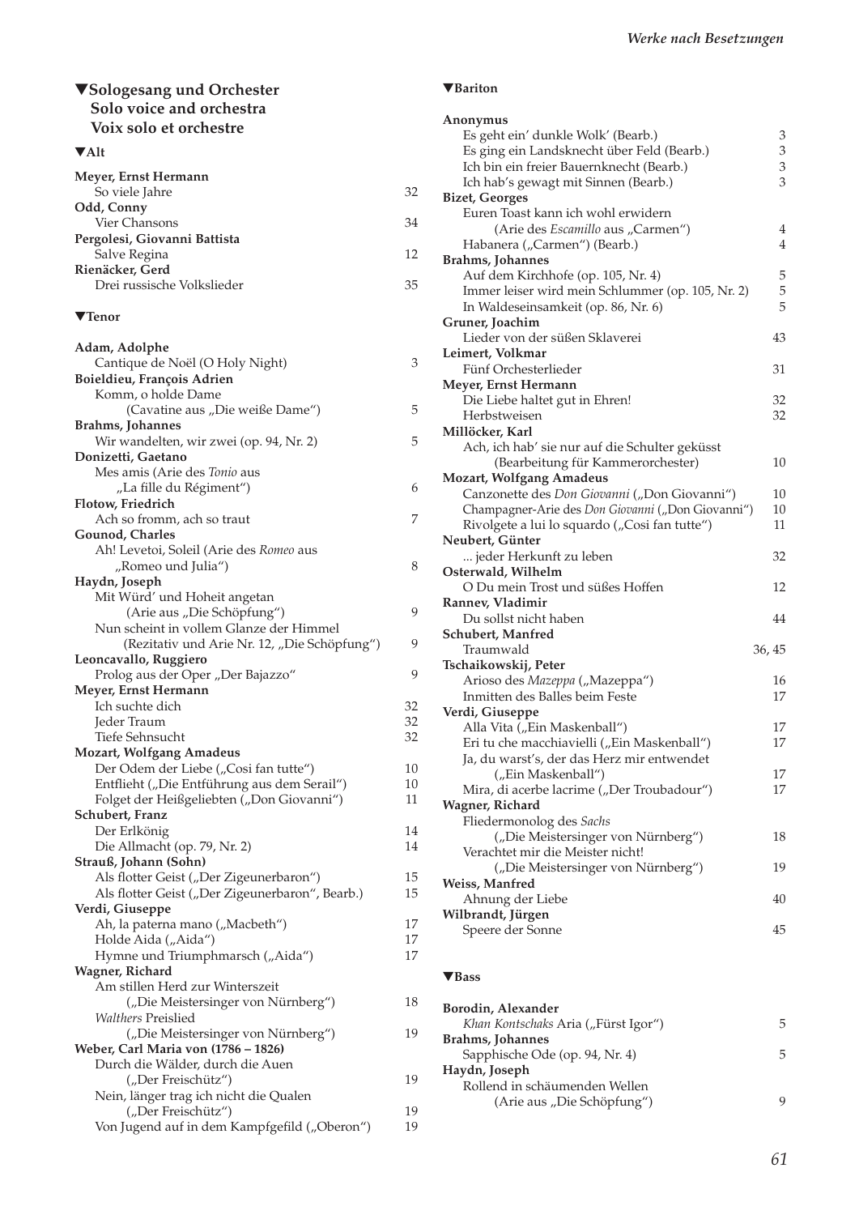## ▼Sologesang und Orchester
## Solo voice and orchestra
## Voix solo et orchestre

### ▼Alt

**Meyer, Ernst Hermann**
So viele Jahre 32

**Odd, Conny**
Vier Chansons 34

**Pergolesi, Giovanni Battista**
Salve Regina 12

**Rienäcker, Gerd**
Drei russische Volkslieder 35

### ▼Tenor

**Adam, Adolphe**
Cantique de Noël (O Holy Night) 3

**Boieldieu, François Adrien**
Komm, o holde Dame (Cavatine aus „Die weiße Dame") 5

**Brahms, Johannes**
Wir wandelten, wir zwei (op. 94, Nr. 2) 5

**Donizetti, Gaetano**
Mes amis (Arie des *Tonio* aus „La fille du Régiment") 6

**Flotow, Friedrich**
Ach so fromm, ach so traut 7

**Gounod, Charles**
Ah! Levetoi, Soleil (Arie des *Romeo* aus „Romeo und Julia") 8

**Haydn, Joseph**
Mit Würd' und Hoheit angetan (Arie aus „Die Schöpfung") 9
Nun scheint in vollem Glanze der Himmel (Rezitativ und Arie Nr. 12, „Die Schöpfung") 9

**Leoncavallo, Ruggiero**
Prolog aus der Oper „Der Bajazzo" 9

**Meyer, Ernst Hermann**
Ich suchte dich 32
Jeder Traum 32
Tiefe Sehnsucht 32

**Mozart, Wolfgang Amadeus**
Der Odem der Liebe („Cosi fan tutte") 10
Entflieht („Die Entführung aus dem Serail") 10
Folget der Heißgeliebten („Don Giovanni") 11

**Schubert, Franz**
Der Erlkönig 14
Die Allmacht (op. 79, Nr. 2) 14

**Strauß, Johann (Sohn)**
Als flotter Geist („Der Zigeunerbaron") 15
Als flotter Geist („Der Zigeunerbaron", Bearb.) 15

**Verdi, Giuseppe**
Ah, la paterna mano („Macbeth") 17
Holde Aida („Aida") 17
Hymne und Triumphmarsch („Aida") 17

**Wagner, Richard**
Am stillen Herd zur Winterszeit („Die Meistersinger von Nürnberg") 18
*Walthers* Preislied („Die Meistersinger von Nürnberg") 19

**Weber, Carl Maria von (1786 – 1826)**
Durch die Wälder, durch die Auen („Der Freischütz") 19
Nein, länger trag ich nicht die Qualen („Der Freischütz") 19
Von Jugend auf in dem Kampfgefild („Oberon") 19

### ▼Bariton

**Anonymus**
Es geht ein' dunkle Wolk' (Bearb.) 3
Es ging ein Landsknecht über Feld (Bearb.) 3
Ich bin ein freier Bauernknecht (Bearb.) 3
Ich hab's gewagt mit Sinnen (Bearb.) 3

**Bizet, Georges**
Euren Toast kann ich wohl erwidern (Arie des *Escamillo* aus „Carmen") 4
Habanera („Carmen") (Bearb.) 4

**Brahms, Johannes**
Auf dem Kirchhofe (op. 105, Nr. 4) 5
Immer leiser wird mein Schlummer (op. 105, Nr. 2) 5
In Waldeseinsamkeit (op. 86, Nr. 6) 5

**Gruner, Joachim**
Lieder von der süßen Sklaverei 43

**Leimert, Volkmar**
Fünf Orchesterlieder 31

**Meyer, Ernst Hermann**
Die Liebe haltet gut in Ehren! 32
Herbstweisen 32

**Millöcker, Karl**
Ach, ich hab' sie nur auf die Schulter geküsst (Bearbeitung für Kammerorchester) 10

**Mozart, Wolfgang Amadeus**
Canzonette des *Don Giovanni* („Don Giovanni") 10
Champagner-Arie des *Don Giovanni* („Don Giovanni") 10
Rivolgete a lui lo squardo („Cosi fan tutte") 11

**Neubert, Günter**
... jeder Herkunft zu leben 32

**Osterwald, Wilhelm**
O Du mein Trost und süßes Hoffen 12

**Rannev, Vladimir**
Du sollst nicht haben 44

**Schubert, Manfred**
Traumwald 36, 45

**Tschaikowskij, Peter**
Arioso des *Mazeppa* („Mazeppa") 16
Inmitten des Balles beim Feste 17

**Verdi, Giuseppe**
Alla Vita („Ein Maskenball") 17
Eri tu che macchiavielli („Ein Maskenball") 17
Ja, du warst's, der das Herz mir entwendet („Ein Maskenball") 17
Mira, di acerbe lacrime („Der Troubadour") 17

**Wagner, Richard**
Fliedermonolog des *Sachs* („Die Meistersinger von Nürnberg") 18
Verachtet mir die Meister nicht! („Die Meistersinger von Nürnberg") 19

**Weiss, Manfred**
Ahnung der Liebe 40

**Wilbrandt, Jürgen**
Speere der Sonne 45

### ▼Bass

**Borodin, Alexander**
*Khan Kontschaks* Aria („Fürst Igor") 5

**Brahms, Johannes**
Sapphische Ode (op. 94, Nr. 4) 5

**Haydn, Joseph**
Rollend in schäumenden Wellen (Arie aus „Die Schöpfung") 9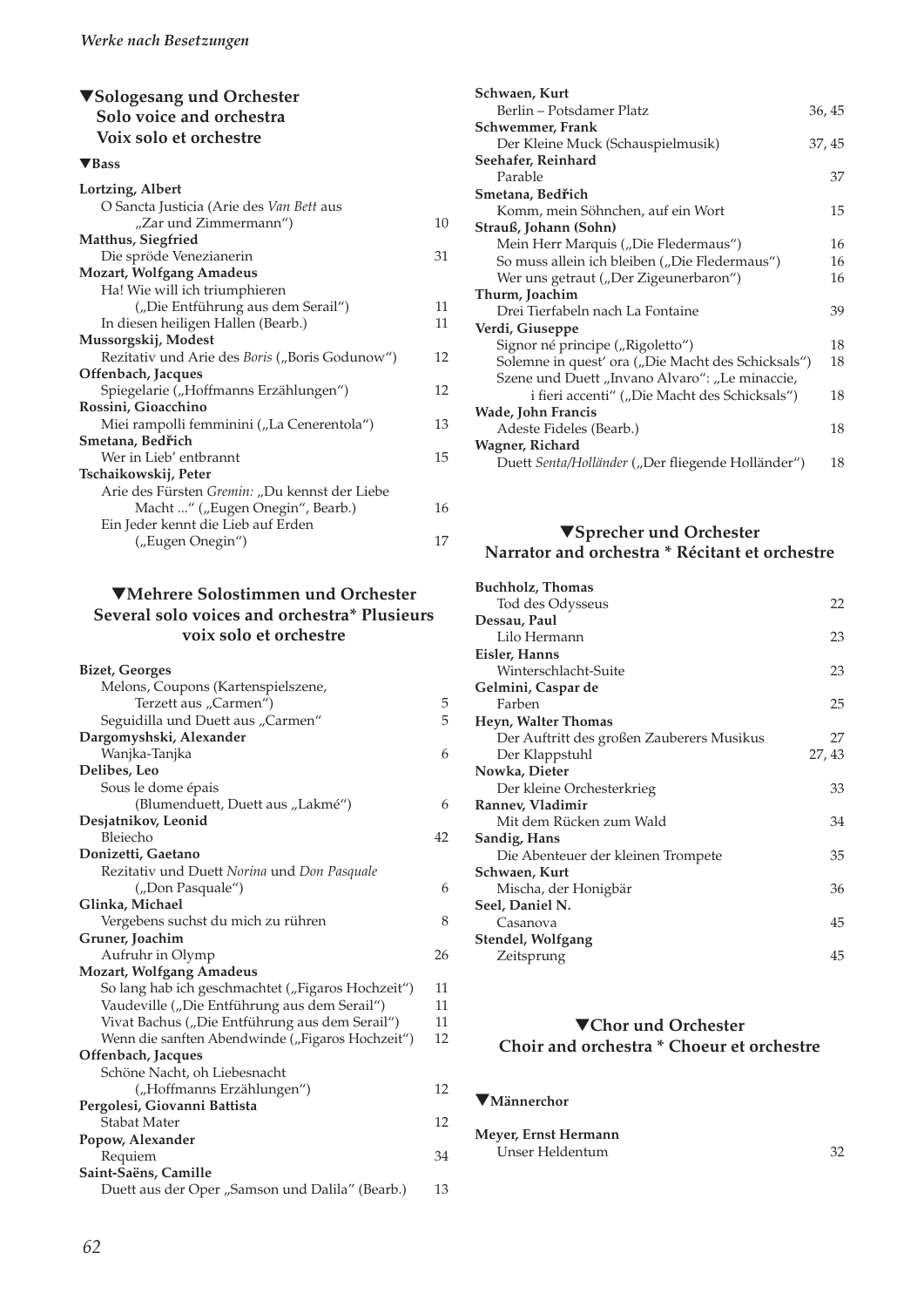## ▼Sologesang und Orchester
## Solo voice and orchestra
## Voix solo et orchestre

### ▼Bass

**Lortzing, Albert**
O Sancta Justicia (Arie des *Van Bett* aus „Zar und Zimmermann“) 10

**Matthus, Siegfried**
Die spröde Venezianerin 31

**Mozart, Wolfgang Amadeus**
Ha! Wie will ich triumphieren („Die Entführung aus dem Serail“) 11
In diesen heiligen Hallen (Bearb.) 11

**Mussorgskij, Modest**
Rezitativ und Arie des *Boris* („Boris Godunow“) 12

**Offenbach, Jacques**
Spiegelarie („Hoffmanns Erzählungen“) 12

**Rossini, Gioacchino**
Miei rampolli femminini („La Cenerentola“) 13

**Smetana, Bedřich**
Wer in Lieb’ entbrannt 15

**Tschaikowskij, Peter**
Arie des Fürsten *Gremin:* „Du kennst der Liebe Macht ...“ („Eugen Onegin“, Bearb.) 16
Ein Jeder kennt die Lieb auf Erden („Eugen Onegin“) 17

## ▼Mehrere Solostimmen und Orchester
## Several solo voices and orchestra* Plusieurs voix solo et orchestre

**Bizet, Georges**
Melons, Coupons (Kartenspielszene, Terzett aus „Carmen“) 5
Seguidilla und Duett aus „Carmen“ 5

**Dargomyshski, Alexander**
Wanjka-Tanjka 6

**Delibes, Leo**
Sous le dome épais (Blumenduett, Duett aus „Lakmé“) 6

**Desjatnikov, Leonid**
Bleiecho 42

**Donizetti, Gaetano**
Rezitativ und Duett *Norina* und *Don Pasquale* („Don Pasquale“) 6

**Glinka, Michael**
Vergebens suchst du mich zu rühren 8

**Gruner, Joachim**
Aufruhr in Olymp 26

**Mozart, Wolfgang Amadeus**
So lang hab ich geschmachtet („Figaros Hochzeit“) 11
Vaudeville („Die Entführung aus dem Serail“) 11
Vivat Bachus („Die Entführung aus dem Serail“) 11
Wenn die sanften Abendwinde („Figaros Hochzeit“) 12

**Offenbach, Jacques**
Schöne Nacht, oh Liebesnacht („Hoffmanns Erzählungen“) 12

**Pergolesi, Giovanni Battista**
Stabat Mater 12

**Popow, Alexander**
Requiem 34

**Saint-Saëns, Camille**
Duett aus der Oper „Samson und Dalila“ (Bearb.) 13

**Schwaen, Kurt**
Berlin – Potsdamer Platz 36, 45

**Schwemmer, Frank**
Der Kleine Muck (Schauspielmusik) 37, 45

**Seehafer, Reinhard**
Parable 37

**Smetana, Bedřich**
Komm, mein Söhnchen, auf ein Wort 15

**Strauß, Johann (Sohn)**
Mein Herr Marquis („Die Fledermaus“) 16
So muss allein ich bleiben („Die Fledermaus“) 16
Wer uns getraut („Der Zigeunerbaron“) 16

**Thurm, Joachim**
Drei Tierfabeln nach La Fontaine 39

**Verdi, Giuseppe**
Signor né principe („Rigoletto“) 18
Solemne in quest’ ora („Die Macht des Schicksals“) 18
Szene und Duett „Invano Alvaro“: „Le minaccie, i fieri accenti“ („Die Macht des Schicksals“) 18

**Wade, John Francis**
Adeste Fideles (Bearb.) 18

**Wagner, Richard**
Duett *Senta/Holländer* („Der fliegende Holländer“) 18

## ▼Sprecher und Orchester
## Narrator and orchestra * Récitant et orchestre

**Buchholz, Thomas**
Tod des Odysseus 22

**Dessau, Paul**
Lilo Hermann 23

**Eisler, Hanns**
Winterschlacht-Suite 23

**Gelmini, Caspar de**
Farben 25

**Heyn, Walter Thomas**
Der Auftritt des großen Zauberers Musikus 27
Der Klappstuhl 27, 43

**Nowka, Dieter**
Der kleine Orchesterkrieg 33

**Rannev, Vladimir**
Mit dem Rücken zum Wald 34

**Sandig, Hans**
Die Abenteuer der kleinen Trompete 35

**Schwaen, Kurt**
Mischa, der Honigbär 36

**Seel, Daniel N.**
Casanova 45

**Stendel, Wolfgang**
Zeitsprung 45

## ▼Chor und Orchester
## Choir and orchestra * Choeur et orchestre

### ▼Männerchor

**Meyer, Ernst Hermann**
Unser Heldentum 32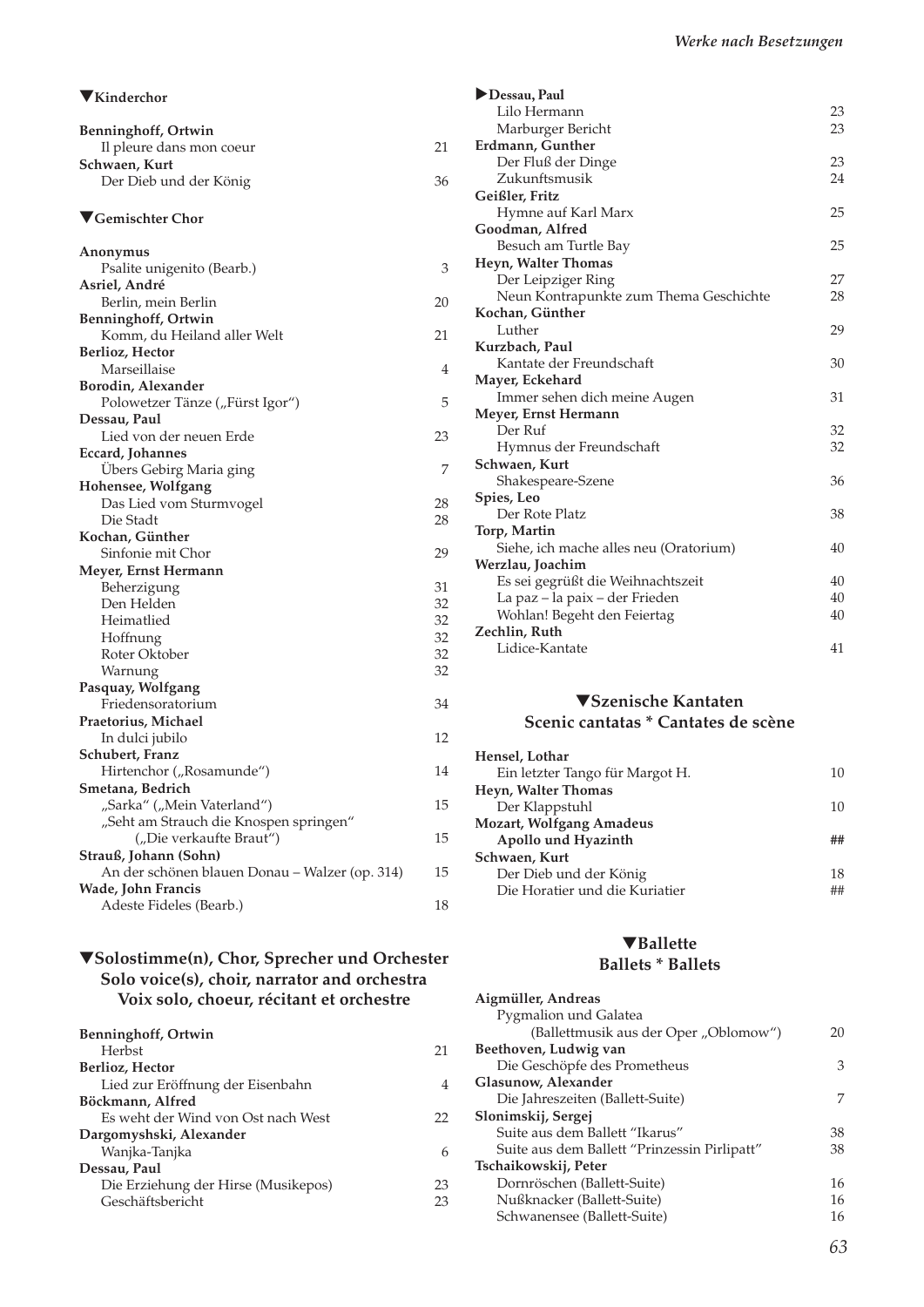## ▼Kinderchor

**Benninghoff, Ortwin**
Il pleure dans mon coeur 21
**Schwaen, Kurt**
Der Dieb und der König 36

## ▼Gemischter Chor

**Anonymus**
Psalite unigenito (Bearb.) 3
**Asriel, André**
Berlin, mein Berlin 20
**Benninghoff, Ortwin**
Komm, du Heiland aller Welt 21
**Berlioz, Hector**
Marseillaise 4
**Borodin, Alexander**
Polowetzer Tänze („Fürst Igor“) 5
**Dessau, Paul**
Lied von der neuen Erde 23
**Eccard, Johannes**
Übers Gebirg Maria ging 7
**Hohensee, Wolfgang**
Das Lied vom Sturmvogel 28
Die Stadt 28
**Kochan, Günther**
Sinfonie mit Chor 29
**Meyer, Ernst Hermann**
Beherzigung 31
Den Helden 32
Heimatlied 32
Hoffnung 32
Roter Oktober 32
Warnung 32
**Pasquay, Wolfgang**
Friedensoratorium 34
**Praetorius, Michael**
In dulci jubilo 12
**Schubert, Franz**
Hirtenchor („Rosamunde“) 14
**Smetana, Bedrich**
„Sarka“ („Mein Vaterland“) 15
„Seht am Strauch die Knospen springen“ („Die verkaufte Braut“) 15
**Strauß, Johann (Sohn)**
An der schönen blauen Donau – Walzer (op. 314) 15
**Wade, John Francis**
Adeste Fideles (Bearb.) 18

## ▼Solostimme(n), Chor, Sprecher und Orchester
## Solo voice(s), choir, narrator and orchestra
## Voix solo, choeur, récitant et orchestre

**Benninghoff, Ortwin**
Herbst 21
**Berlioz, Hector**
Lied zur Eröffnung der Eisenbahn 4
**Böckmann, Alfred**
Es weht der Wind von Ost nach West 22
**Dargomyshski, Alexander**
Wanjka-Tanjka 6
**Dessau, Paul**
Die Erziehung der Hirse (Musikepos) 23
Geschäftsbericht 23

**▶Dessau, Paul**
Lilo Hermann 23
Marburger Bericht 23
**Erdmann, Gunther**
Der Fluß der Dinge 23
Zukunftsmusik 24
**Geißler, Fritz**
Hymne auf Karl Marx 25
**Goodman, Alfred**
Besuch am Turtle Bay 25
**Heyn, Walter Thomas**
Der Leipziger Ring 27
Neun Kontrapunkte zum Thema Geschichte 28
**Kochan, Günther**
Luther 29
**Kurzbach, Paul**
Kantate der Freundschaft 30
**Mayer, Eckehard**
Immer sehen dich meine Augen 31
**Meyer, Ernst Hermann**
Der Ruf 32
Hymnus der Freundschaft 32
**Schwaen, Kurt**
Shakespeare-Szene 36
**Spies, Leo**
Der Rote Platz 38
**Torp, Martin**
Siehe, ich mache alles neu (Oratorium) 40
**Werzlau, Joachim**
Es sei gegrüßt die Weihnachtszeit 40
La paz – la paix – der Frieden 40
Wohlan! Begeht den Feiertag 40
**Zechlin, Ruth**
Lidice-Kantate 41

## ▼Szenische Kantaten
## Scenic cantatas * Cantates de scène

**Hensel, Lothar**
Ein letzter Tango für Margot H. 10
**Heyn, Walter Thomas**
Der Klappstuhl 10
**Mozart, Wolfgang Amadeus**
**Apollo und Hyazinth** **##**
**Schwaen, Kurt**
Der Dieb und der König 18
Die Horatier und die Kuriatier ##

## ▼Ballette
## Ballets * Ballets

**Aigmüller, Andreas**
Pygmalion und Galatea (Ballettmusik aus der Oper „Oblomow“) 20
**Beethoven, Ludwig van**
Die Geschöpfe des Prometheus 3
**Glasunow, Alexander**
Die Jahreszeiten (Ballett-Suite) 7
**Slonimskij, Sergej**
Suite aus dem Ballett “Ikarus” 38
Suite aus dem Ballett “Prinzessin Pirlipatt” 38
**Tschaikowskij, Peter**
Dornröschen (Ballett-Suite) 16
Nußknacker (Ballett-Suite) 16
Schwanensee (Ballett-Suite) 16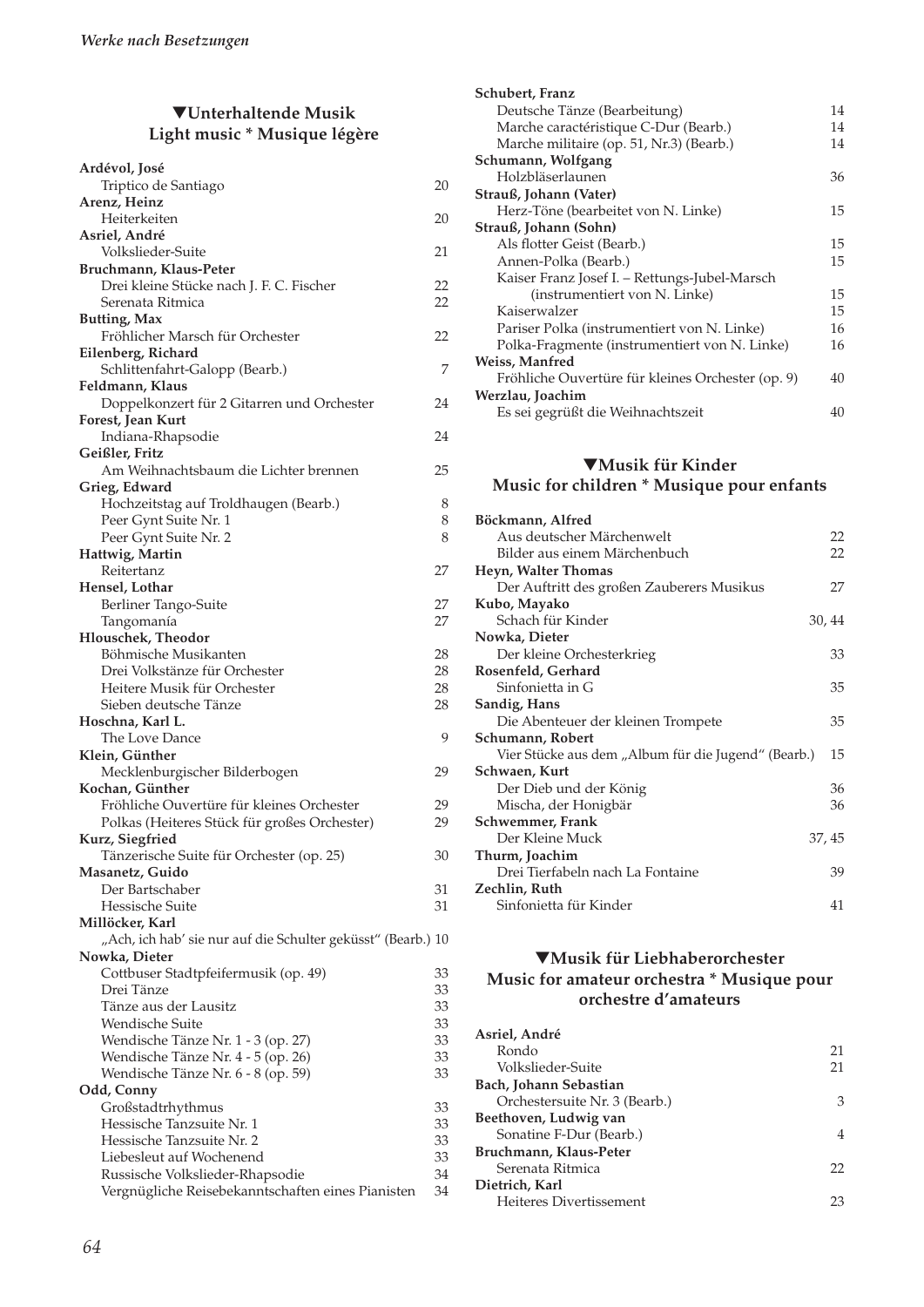## ▼Unterhaltende Musik
## Light music * Musique légère

**Ardévol, José**
Triptico de Santiago 20
**Arenz, Heinz**
Heiterkeiten 20
**Asriel, André**
Volkslieder-Suite 21
**Bruchmann, Klaus-Peter**
Drei kleine Stücke nach J. F. C. Fischer 22
Serenata Ritmica 22
**Butting, Max**
Fröhlicher Marsch für Orchester 22
**Eilenberg, Richard**
Schlittenfahrt-Galopp (Bearb.) 7
**Feldmann, Klaus**
Doppelkonzert für 2 Gitarren und Orchester 24
**Forest, Jean Kurt**
Indiana-Rhapsodie 24
**Geißler, Fritz**
Am Weihnachtsbaum die Lichter brennen 25
**Grieg, Edward**
Hochzeitstag auf Troldhaugen (Bearb.) 8
Peer Gynt Suite Nr. 1 8
Peer Gynt Suite Nr. 2 8
**Hattwig, Martin**
Reitertanz 27
**Hensel, Lothar**
Berliner Tango-Suite 27
Tangomanía 27
**Hlouschek, Theodor**
Böhmische Musikanten 28
Drei Volkstänze für Orchester 28
Heitere Musik für Orchester 28
Sieben deutsche Tänze 28
**Hoschna, Karl L.**
The Love Dance 9
**Klein, Günther**
Mecklenburgischer Bilderbogen 29
**Kochan, Günther**
Fröhliche Ouvertüre für kleines Orchester 29
Polkas (Heiteres Stück für großes Orchester) 29
**Kurz, Siegfried**
Tänzerische Suite für Orchester (op. 25) 30
**Masanetz, Guido**
Der Bartschaber 31
Hessische Suite 31
**Millöcker, Karl**
„Ach, ich hab' sie nur auf die Schulter geküsst" (Bearb.) 10
**Nowka, Dieter**
Cottbuser Stadtpfeifermusik (op. 49) 33
Drei Tänze 33
Tänze aus der Lausitz 33
Wendische Suite 33
Wendische Tänze Nr. 1 - 3 (op. 27) 33
Wendische Tänze Nr. 4 - 5 (op. 26) 33
Wendische Tänze Nr. 6 - 8 (op. 59) 33
**Odd, Conny**
Großstadtrhythmus 33
Hessische Tanzsuite Nr. 1 33
Hessische Tanzsuite Nr. 2 33
Liebesleut auf Wochenend 33
Russische Volkslieder-Rhapsodie 34
Vergnügliche Reisebekanntschaften eines Pianisten 34
**Schubert, Franz**
Deutsche Tänze (Bearbeitung) 14
Marche caractéristique C-Dur (Bearb.) 14
Marche militaire (op. 51, Nr.3) (Bearb.) 14
**Schumann, Wolfgang**
Holzbläserlaunen 36
**Strauß, Johann (Vater)**
Herz-Töne (bearbeitet von N. Linke) 15
**Strauß, Johann (Sohn)**
Als flotter Geist (Bearb.) 15
Annen-Polka (Bearb.) 15
Kaiser Franz Josef I. – Rettungs-Jubel-Marsch (instrumentiert von N. Linke) 15
Kaiserwalzer 15
Pariser Polka (instrumentiert von N. Linke) 16
Polka-Fragmente (instrumentiert von N. Linke) 16
**Weiss, Manfred**
Fröhliche Ouvertüre für kleines Orchester (op. 9) 40
**Werzlau, Joachim**
Es sei gegrüßt die Weihnachtszeit 40

## ▼Musik für Kinder
## Music for children * Musique pour enfants

**Böckmann, Alfred**
Aus deutscher Märchenwelt 22
Bilder aus einem Märchenbuch 22
**Heyn, Walter Thomas**
Der Auftritt des großen Zauberers Musikus 27
**Kubo, Mayako**
Schach für Kinder 30, 44
**Nowka, Dieter**
Der kleine Orchesterkrieg 33
**Rosenfeld, Gerhard**
Sinfonietta in G 35
**Sandig, Hans**
Die Abenteuer der kleinen Trompete 35
**Schumann, Robert**
Vier Stücke aus dem „Album für die Jugend" (Bearb.) 15
**Schwaen, Kurt**
Der Dieb und der König 36
Mischa, der Honigbär 36
**Schwemmer, Frank**
Der Kleine Muck 37, 45
**Thurm, Joachim**
Drei Tierfabeln nach La Fontaine 39
**Zechlin, Ruth**
Sinfonietta für Kinder 41

## ▼Musik für Liebhaberorchester
## Music for amateur orchestra * Musique pour orchestre d'amateurs

**Asriel, André**
Rondo 21
Volkslieder-Suite 21
**Bach, Johann Sebastian**
Orchestersuite Nr. 3 (Bearb.) 3
**Beethoven, Ludwig van**
Sonatine F-Dur (Bearb.) 4
**Bruchmann, Klaus-Peter**
Serenata Ritmica 22
**Dietrich, Karl**
Heiteres Divertissement 23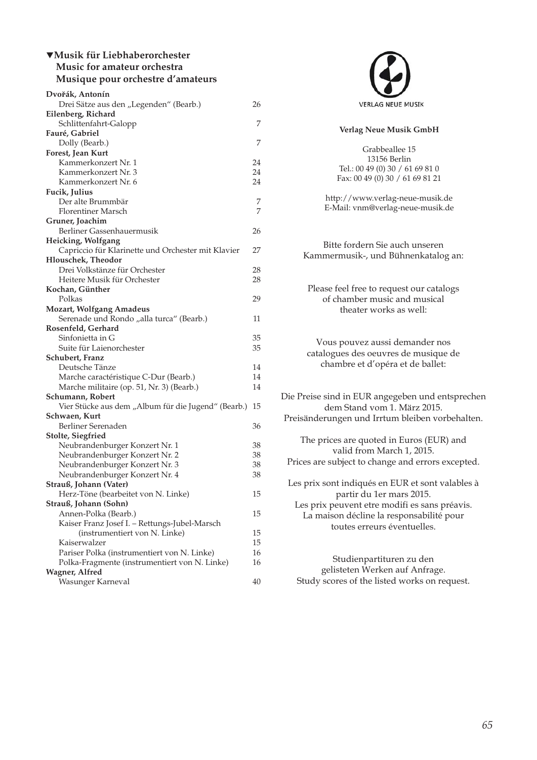## ▼Musik für Liebhaberorchester
## Music for amateur orchestra
## Musique pour orchestre d'amateurs

| | |
|---|---|
| **Dvořák, Antonín** | |
| Drei Sätze aus den „Legenden" (Bearb.) | 26 |
| **Eilenberg, Richard** | |
| Schlittenfahrt-Galopp | 7 |
| **Fauré, Gabriel** | |
| Dolly (Bearb.) | 7 |
| **Forest, Jean Kurt** | |
| Kammerkonzert Nr. 1 | 24 |
| Kammerkonzert Nr. 3 | 24 |
| Kammerkonzert Nr. 6 | 24 |
| **Fucik, Julius** | |
| Der alte Brummbär | 7 |
| Florentiner Marsch | 7 |
| **Gruner, Joachim** | |
| Berliner Gassenhauermusik | 26 |
| **Heicking, Wolfgang** | |
| Capriccio für Klarinette und Orchester mit Klavier | 27 |
| **Hlouschek, Theodor** | |
| Drei Volkstänze für Orchester | 28 |
| Heitere Musik für Orchester | 28 |
| **Kochan, Günther** | |
| Polkas | 29 |
| **Mozart, Wolfgang Amadeus** | |
| Serenade und Rondo „alla turca" (Bearb.) | 11 |
| **Rosenfeld, Gerhard** | |
| Sinfonietta in G | 35 |
| Suite für Laienorchester | 35 |
| **Schubert, Franz** | |
| Deutsche Tänze | 14 |
| Marche caractéristique C-Dur (Bearb.) | 14 |
| Marche militaire (op. 51, Nr. 3) (Bearb.) | 14 |
| **Schumann, Robert** | |
| Vier Stücke aus dem „Album für die Jugend" (Bearb.) | 15 |
| **Schwaen, Kurt** | |
| Berliner Serenaden | 36 |
| **Stolte, Siegfried** | |
| Neubrandenburger Konzert Nr. 1 | 38 |
| Neubrandenburger Konzert Nr. 2 | 38 |
| Neubrandenburger Konzert Nr. 3 | 38 |
| Neubrandenburger Konzert Nr. 4 | 38 |
| **Strauß, Johann (Vater)** | |
| Herz-Töne (bearbeitet von N. Linke) | 15 |
| **Strauß, Johann (Sohn)** | |
| Annen-Polka (Bearb.) | 15 |
| Kaiser Franz Josef I. – Rettungs-Jubel-Marsch (instrumentiert von N. Linke) | 15 |
| Kaiserwalzer | 15 |
| Pariser Polka (instrumentiert von N. Linke) | 16 |
| Polka-Fragmente (instrumentiert von N. Linke) | 16 |
| **Wagner, Alfred** | |
| Wasunger Karneval | 40 |

VERLAG NEUE MUSIK

**Verlag Neue Musik GmbH**

Grabbeallee 15
13156 Berlin
Tel.: 00 49 (0) 30 / 61 69 81 0
Fax: 00 49 (0) 30 / 61 69 81 21

http://www.verlag-neue-musik.de
E-Mail: vnm@verlag-neue-musik.de

Bitte fordern Sie auch unseren Kammermusik-, und Bühnenkatalog an:

Please feel free to request our catalogs of chamber music and musical theater works as well:

Vous pouvez aussi demander nos catalogues des oeuvres de musique de chambre et d'opéra et de ballet:

Die Preise sind in EUR angegeben und entsprechen dem Stand vom 1. März 2015.
Preisänderungen und Irrtum bleiben vorbehalten.

The prices are quoted in Euros (EUR) and valid from March 1, 2015.
Prices are subject to change and errors excepted.

Les prix sont indiqués en EUR et sont valables à partir du 1er mars 2015.
Les prix peuvent etre modifi es sans préavis.
La maison décline la responsabilité pour toutes erreurs éventuelles.

Studienpartituren zu den gelisteten Werken auf Anfrage.
Study scores of the listed works on request.